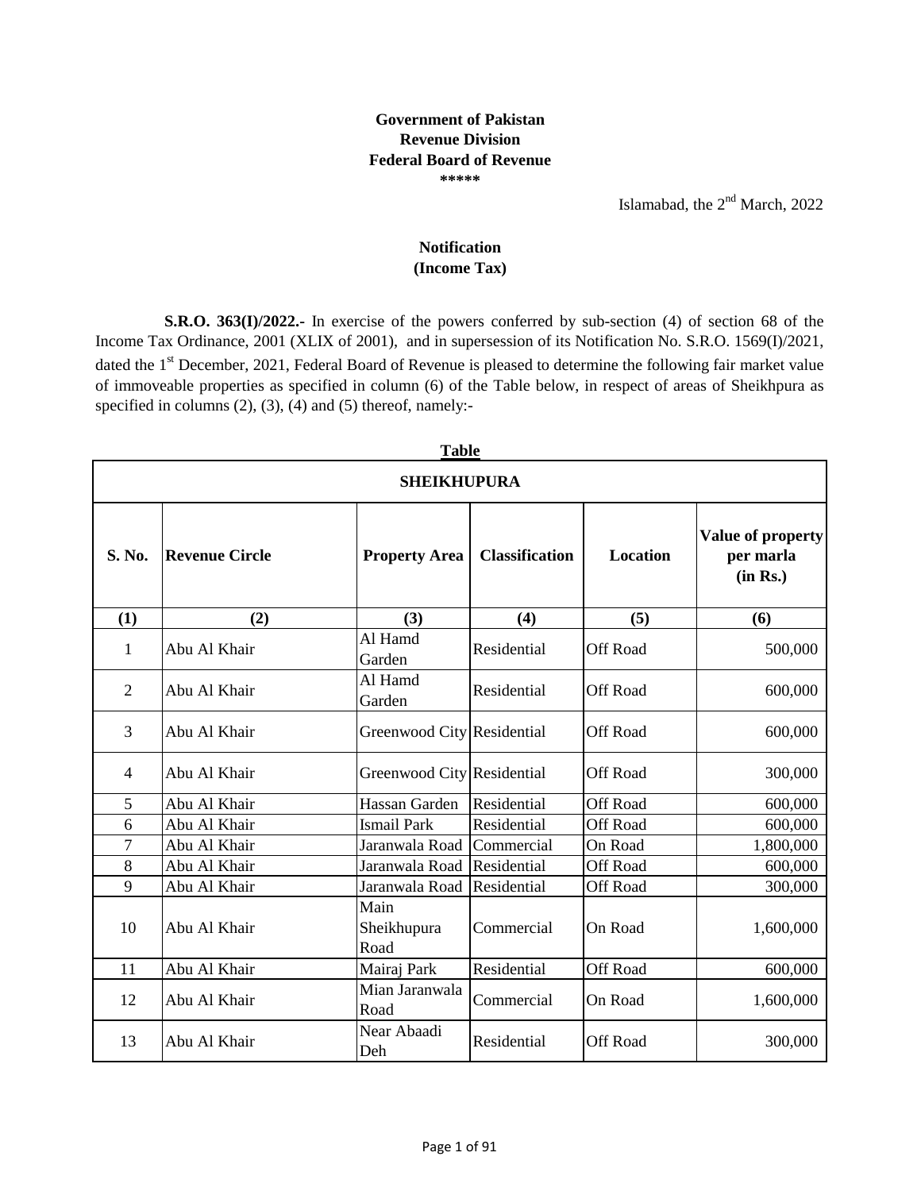**Government of Pakistan**
**Revenue Division**
**Federal Board of Revenue**
**\*\*\*\*\***

Islamabad, the 2nd March, 2022

**Notification**
**(Income Tax)**

**S.R.O. 363(I)/2022.-** In exercise of the powers conferred by sub-section (4) of section 68 of the Income Tax Ordinance, 2001 (XLIX of 2001), and in supersession of its Notification No. S.R.O. 1569(I)/2021, dated the 1st December, 2021, Federal Board of Revenue is pleased to determine the following fair market value of immoveable properties as specified in column (6) of the Table below, in respect of areas of Sheikhpura as specified in columns (2), (3), (4) and (5) thereof, namely:-

**Table**

| **SHEIKHUPURA** | | | | | |
|---|---|---|---|---|---|
| **S. No.** | **Revenue Circle** | **Property Area** | **Classification** | **Location** | **Value of property per marla (in Rs.)** |
| **(1)** | **(2)** | **(3)** | **(4)** | **(5)** | **(6)** |
| 1 | Abu Al Khair | Al Hamd Garden | Residential | Off Road | 500,000 |
| 2 | Abu Al Khair | Al Hamd Garden | Residential | Off Road | 600,000 |
| 3 | Abu Al Khair | Greenwood City | Residential | Off Road | 600,000 |
| 4 | Abu Al Khair | Greenwood City | Residential | Off Road | 300,000 |
| 5 | Abu Al Khair | Hassan Garden | Residential | Off Road | 600,000 |
| 6 | Abu Al Khair | Ismail Park | Residential | Off Road | 600,000 |
| 7 | Abu Al Khair | Jaranwala Road | Commercial | On Road | 1,800,000 |
| 8 | Abu Al Khair | Jaranwala Road | Residential | Off Road | 600,000 |
| 9 | Abu Al Khair | Jaranwala Road | Residential | Off Road | 300,000 |
| 10 | Abu Al Khair | Main Sheikhupura Road | Commercial | On Road | 1,600,000 |
| 11 | Abu Al Khair | Mairaj Park | Residential | Off Road | 600,000 |
| 12 | Abu Al Khair | Mian Jaranwala Road | Commercial | On Road | 1,600,000 |
| 13 | Abu Al Khair | Near Abaadi Deh | Residential | Off Road | 300,000 |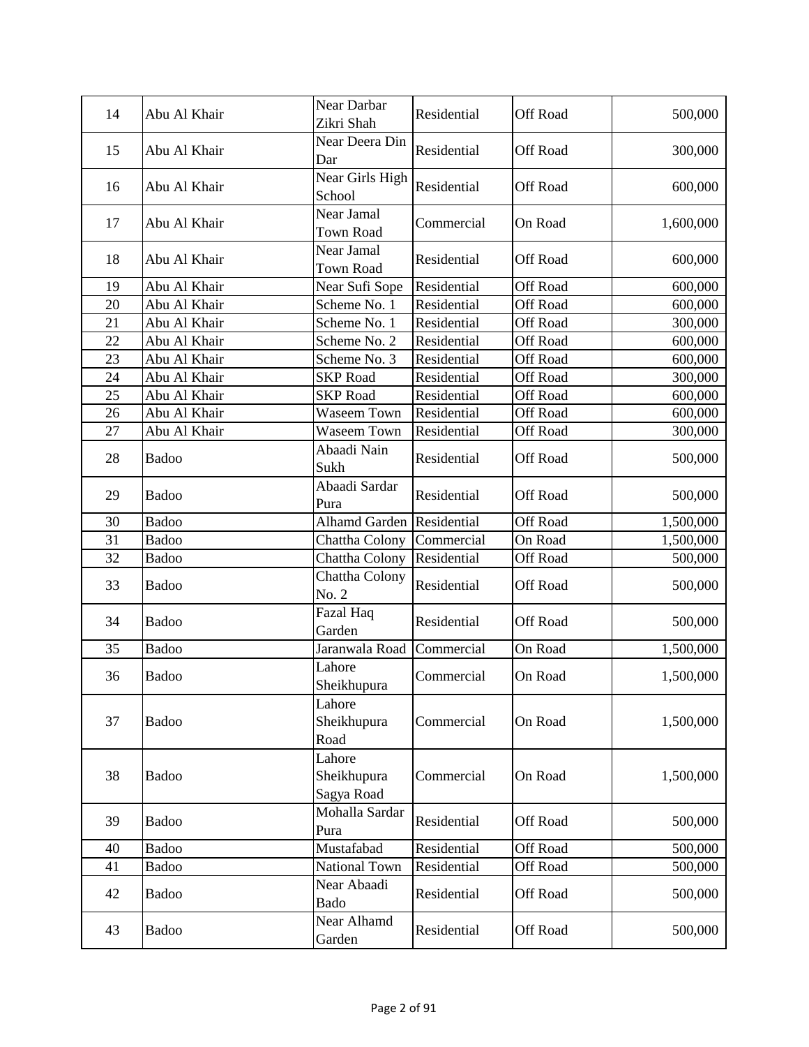| 14 | Abu Al Khair | Near Darbar Zikri Shah | Residential | Off Road | 500,000 |
|---|---|---|---|---|---|
| 15 | Abu Al Khair | Near Deera Din Dar | Residential | Off Road | 300,000 |
| 16 | Abu Al Khair | Near Girls High School | Residential | Off Road | 600,000 |
| 17 | Abu Al Khair | Near Jamal Town Road | Commercial | On Road | 1,600,000 |
| 18 | Abu Al Khair | Near Jamal Town Road | Residential | Off Road | 600,000 |
| 19 | Abu Al Khair | Near Sufi Sope | Residential | Off Road | 600,000 |
| 20 | Abu Al Khair | Scheme No. 1 | Residential | Off Road | 600,000 |
| 21 | Abu Al Khair | Scheme No. 1 | Residential | Off Road | 300,000 |
| 22 | Abu Al Khair | Scheme No. 2 | Residential | Off Road | 600,000 |
| 23 | Abu Al Khair | Scheme No. 3 | Residential | Off Road | 600,000 |
| 24 | Abu Al Khair | SKP Road | Residential | Off Road | 300,000 |
| 25 | Abu Al Khair | SKP Road | Residential | Off Road | 600,000 |
| 26 | Abu Al Khair | Waseem Town | Residential | Off Road | 600,000 |
| 27 | Abu Al Khair | Waseem Town | Residential | Off Road | 300,000 |
| 28 | Badoo | Abaadi Nain Sukh | Residential | Off Road | 500,000 |
| 29 | Badoo | Abaadi Sardar Pura | Residential | Off Road | 500,000 |
| 30 | Badoo | Alhamd Garden | Residential | Off Road | 1,500,000 |
| 31 | Badoo | Chattha Colony | Commercial | On Road | 1,500,000 |
| 32 | Badoo | Chattha Colony | Residential | Off Road | 500,000 |
| 33 | Badoo | Chattha Colony No. 2 | Residential | Off Road | 500,000 |
| 34 | Badoo | Fazal Haq Garden | Residential | Off Road | 500,000 |
| 35 | Badoo | Jaranwala Road | Commercial | On Road | 1,500,000 |
| 36 | Badoo | Lahore Sheikhupura | Commercial | On Road | 1,500,000 |
| 37 | Badoo | Lahore Sheikhupura Road | Commercial | On Road | 1,500,000 |
| 38 | Badoo | Lahore Sheikhupura Sagya Road | Commercial | On Road | 1,500,000 |
| 39 | Badoo | Mohalla Sardar Pura | Residential | Off Road | 500,000 |
| 40 | Badoo | Mustafabad | Residential | Off Road | 500,000 |
| 41 | Badoo | National Town | Residential | Off Road | 500,000 |
| 42 | Badoo | Near Abaadi Bado | Residential | Off Road | 500,000 |
| 43 | Badoo | Near Alhamd Garden | Residential | Off Road | 500,000 |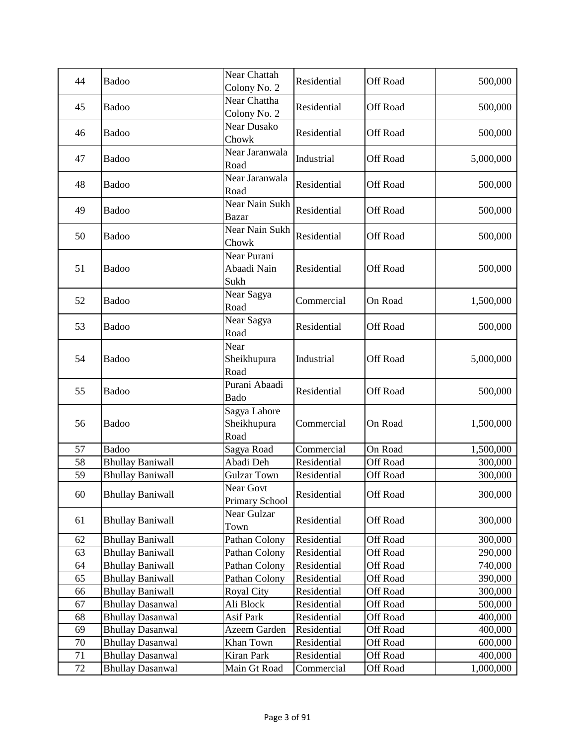| 44 | Badoo | Near Chattah Colony No. 2 | Residential | Off Road | 500,000 |
|---|---|---|---|---|---|
| 45 | Badoo | Near Chattha Colony No. 2 | Residential | Off Road | 500,000 |
| 46 | Badoo | Near Dusako Chowk | Residential | Off Road | 500,000 |
| 47 | Badoo | Near Jaranwala Road | Industrial | Off Road | 5,000,000 |
| 48 | Badoo | Near Jaranwala Road | Residential | Off Road | 500,000 |
| 49 | Badoo | Near Nain Sukh Bazar | Residential | Off Road | 500,000 |
| 50 | Badoo | Near Nain Sukh Chowk | Residential | Off Road | 500,000 |
| 51 | Badoo | Near Purani Abaadi Nain Sukh | Residential | Off Road | 500,000 |
| 52 | Badoo | Near Sagya Road | Commercial | On Road | 1,500,000 |
| 53 | Badoo | Near Sagya Road | Residential | Off Road | 500,000 |
| 54 | Badoo | Near Sheikhupura Road | Industrial | Off Road | 5,000,000 |
| 55 | Badoo | Purani Abaadi Bado | Residential | Off Road | 500,000 |
| 56 | Badoo | Sagya Lahore Sheikhupura Road | Commercial | On Road | 1,500,000 |
| 57 | Badoo | Sagya Road | Commercial | On Road | 1,500,000 |
| 58 | Bhullay Baniwall | Abadi Deh | Residential | Off Road | 300,000 |
| 59 | Bhullay Baniwall | Gulzar Town | Residential | Off Road | 300,000 |
| 60 | Bhullay Baniwall | Near Govt Primary School | Residential | Off Road | 300,000 |
| 61 | Bhullay Baniwall | Near Gulzar Town | Residential | Off Road | 300,000 |
| 62 | Bhullay Baniwall | Pathan Colony | Residential | Off Road | 300,000 |
| 63 | Bhullay Baniwall | Pathan Colony | Residential | Off Road | 290,000 |
| 64 | Bhullay Baniwall | Pathan Colony | Residential | Off Road | 740,000 |
| 65 | Bhullay Baniwall | Pathan Colony | Residential | Off Road | 390,000 |
| 66 | Bhullay Baniwall | Royal City | Residential | Off Road | 300,000 |
| 67 | Bhullay Dasanwal | Ali Block | Residential | Off Road | 500,000 |
| 68 | Bhullay Dasanwal | Asif Park | Residential | Off Road | 400,000 |
| 69 | Bhullay Dasanwal | Azeem Garden | Residential | Off Road | 400,000 |
| 70 | Bhullay Dasanwal | Khan Town | Residential | Off Road | 600,000 |
| 71 | Bhullay Dasanwal | Kiran Park | Residential | Off Road | 400,000 |
| 72 | Bhullay Dasanwal | Main Gt Road | Commercial | Off Road | 1,000,000 |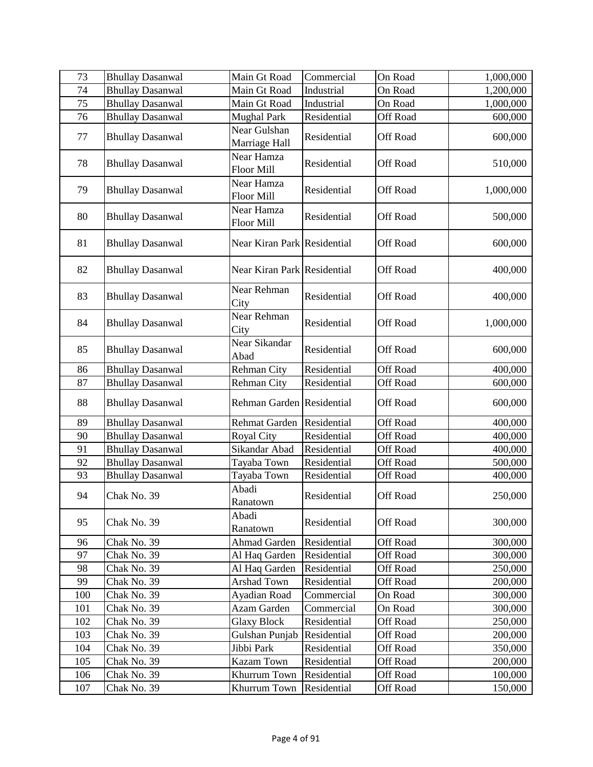| 73 | Bhullay Dasanwal | Main Gt Road | Commercial | On Road | 1,000,000 |
|---|---|---|---|---|---|
| 74 | Bhullay Dasanwal | Main Gt Road | Industrial | On Road | 1,200,000 |
| 75 | Bhullay Dasanwal | Main Gt Road | Industrial | On Road | 1,000,000 |
| 76 | Bhullay Dasanwal | Mughal Park | Residential | Off Road | 600,000 |
| 77 | Bhullay Dasanwal | Near Gulshan Marriage Hall | Residential | Off Road | 600,000 |
| 78 | Bhullay Dasanwal | Near Hamza Floor Mill | Residential | Off Road | 510,000 |
| 79 | Bhullay Dasanwal | Near Hamza Floor Mill | Residential | Off Road | 1,000,000 |
| 80 | Bhullay Dasanwal | Near Hamza Floor Mill | Residential | Off Road | 500,000 |
| 81 | Bhullay Dasanwal | Near Kiran Park | Residential | Off Road | 600,000 |
| 82 | Bhullay Dasanwal | Near Kiran Park | Residential | Off Road | 400,000 |
| 83 | Bhullay Dasanwal | Near Rehman City | Residential | Off Road | 400,000 |
| 84 | Bhullay Dasanwal | Near Rehman City | Residential | Off Road | 1,000,000 |
| 85 | Bhullay Dasanwal | Near Sikandar Abad | Residential | Off Road | 600,000 |
| 86 | Bhullay Dasanwal | Rehman City | Residential | Off Road | 400,000 |
| 87 | Bhullay Dasanwal | Rehman City | Residential | Off Road | 600,000 |
| 88 | Bhullay Dasanwal | Rehman Garden | Residential | Off Road | 600,000 |
| 89 | Bhullay Dasanwal | Rehmat Garden | Residential | Off Road | 400,000 |
| 90 | Bhullay Dasanwal | Royal City | Residential | Off Road | 400,000 |
| 91 | Bhullay Dasanwal | Sikandar Abad | Residential | Off Road | 400,000 |
| 92 | Bhullay Dasanwal | Tayaba Town | Residential | Off Road | 500,000 |
| 93 | Bhullay Dasanwal | Tayaba Town | Residential | Off Road | 400,000 |
| 94 | Chak No. 39 | Abadi Ranatown | Residential | Off Road | 250,000 |
| 95 | Chak No. 39 | Abadi Ranatown | Residential | Off Road | 300,000 |
| 96 | Chak No. 39 | Ahmad Garden | Residential | Off Road | 300,000 |
| 97 | Chak No. 39 | Al Haq Garden | Residential | Off Road | 300,000 |
| 98 | Chak No. 39 | Al Haq Garden | Residential | Off Road | 250,000 |
| 99 | Chak No. 39 | Arshad Town | Residential | Off Road | 200,000 |
| 100 | Chak No. 39 | Ayadian Road | Commercial | On Road | 300,000 |
| 101 | Chak No. 39 | Azam Garden | Commercial | On Road | 300,000 |
| 102 | Chak No. 39 | Glaxy Block | Residential | Off Road | 250,000 |
| 103 | Chak No. 39 | Gulshan Punjab | Residential | Off Road | 200,000 |
| 104 | Chak No. 39 | Jibbi Park | Residential | Off Road | 350,000 |
| 105 | Chak No. 39 | Kazam Town | Residential | Off Road | 200,000 |
| 106 | Chak No. 39 | Khurrum Town | Residential | Off Road | 100,000 |
| 107 | Chak No. 39 | Khurrum Town | Residential | Off Road | 150,000 |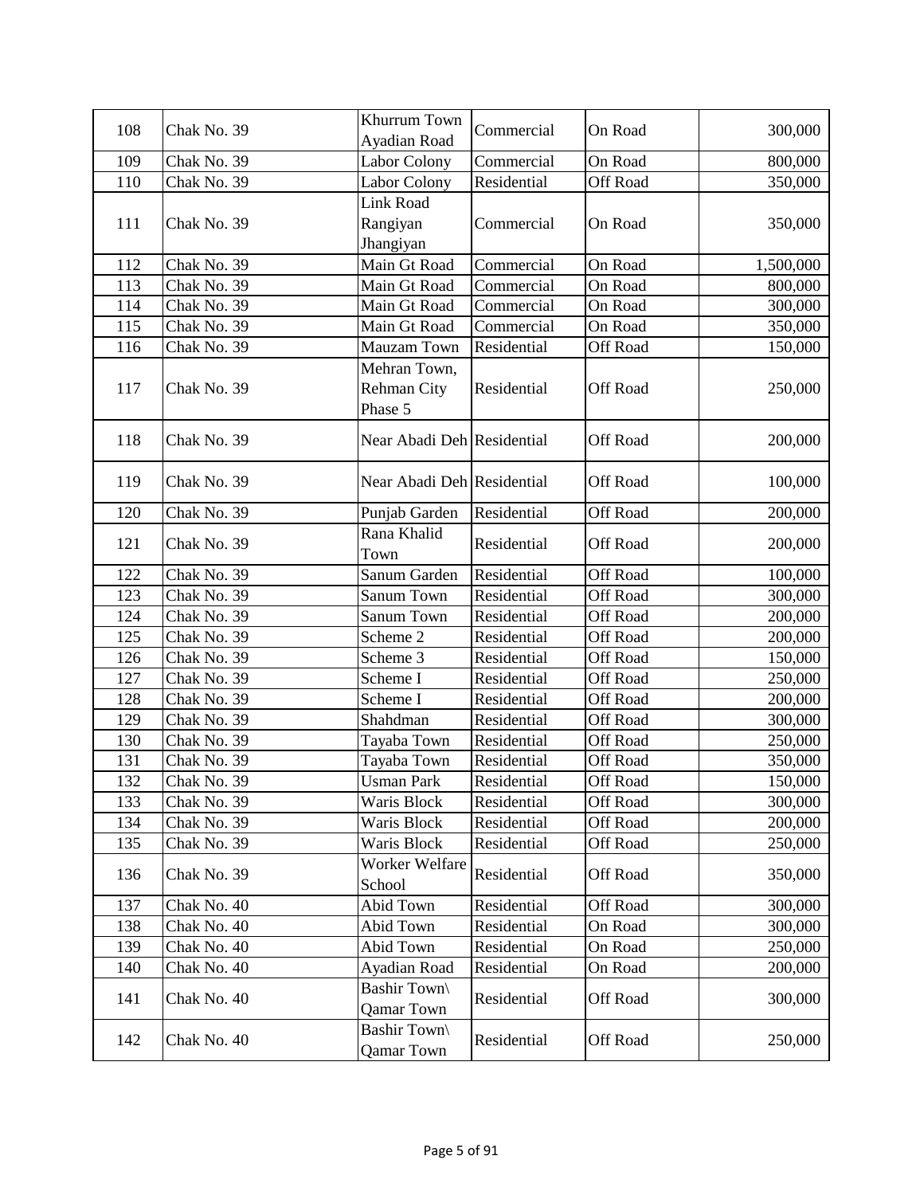| 108 | Chak No. 39 | Khurrum Town Ayadian Road | Commercial | On Road | 300,000 |
|---|---|---|---|---|---|
| 109 | Chak No. 39 | Labor Colony | Commercial | On Road | 800,000 |
| 110 | Chak No. 39 | Labor Colony | Residential | Off Road | 350,000 |
| 111 | Chak No. 39 | Link Road Rangiyan Jhangiyan | Commercial | On Road | 350,000 |
| 112 | Chak No. 39 | Main Gt Road | Commercial | On Road | 1,500,000 |
| 113 | Chak No. 39 | Main Gt Road | Commercial | On Road | 800,000 |
| 114 | Chak No. 39 | Main Gt Road | Commercial | On Road | 300,000 |
| 115 | Chak No. 39 | Main Gt Road | Commercial | On Road | 350,000 |
| 116 | Chak No. 39 | Mauzam Town | Residential | Off Road | 150,000 |
| 117 | Chak No. 39 | Mehran Town, Rehman City Phase 5 | Residential | Off Road | 250,000 |
| 118 | Chak No. 39 | Near Abadi Deh | Residential | Off Road | 200,000 |
| 119 | Chak No. 39 | Near Abadi Deh | Residential | Off Road | 100,000 |
| 120 | Chak No. 39 | Punjab Garden | Residential | Off Road | 200,000 |
| 121 | Chak No. 39 | Rana Khalid Town | Residential | Off Road | 200,000 |
| 122 | Chak No. 39 | Sanum Garden | Residential | Off Road | 100,000 |
| 123 | Chak No. 39 | Sanum Town | Residential | Off Road | 300,000 |
| 124 | Chak No. 39 | Sanum Town | Residential | Off Road | 200,000 |
| 125 | Chak No. 39 | Scheme 2 | Residential | Off Road | 200,000 |
| 126 | Chak No. 39 | Scheme 3 | Residential | Off Road | 150,000 |
| 127 | Chak No. 39 | Scheme I | Residential | Off Road | 250,000 |
| 128 | Chak No. 39 | Scheme I | Residential | Off Road | 200,000 |
| 129 | Chak No. 39 | Shahdman | Residential | Off Road | 300,000 |
| 130 | Chak No. 39 | Tayaba Town | Residential | Off Road | 250,000 |
| 131 | Chak No. 39 | Tayaba Town | Residential | Off Road | 350,000 |
| 132 | Chak No. 39 | Usman Park | Residential | Off Road | 150,000 |
| 133 | Chak No. 39 | Waris Block | Residential | Off Road | 300,000 |
| 134 | Chak No. 39 | Waris Block | Residential | Off Road | 200,000 |
| 135 | Chak No. 39 | Waris Block | Residential | Off Road | 250,000 |
| 136 | Chak No. 39 | Worker Welfare School | Residential | Off Road | 350,000 |
| 137 | Chak No. 40 | Abid Town | Residential | Off Road | 300,000 |
| 138 | Chak No. 40 | Abid Town | Residential | On Road | 300,000 |
| 139 | Chak No. 40 | Abid Town | Residential | On Road | 250,000 |
| 140 | Chak No. 40 | Ayadian Road | Residential | On Road | 200,000 |
| 141 | Chak No. 40 | Bashir Town\ Qamar Town | Residential | Off Road | 300,000 |
| 142 | Chak No. 40 | Bashir Town\ Qamar Town | Residential | Off Road | 250,000 |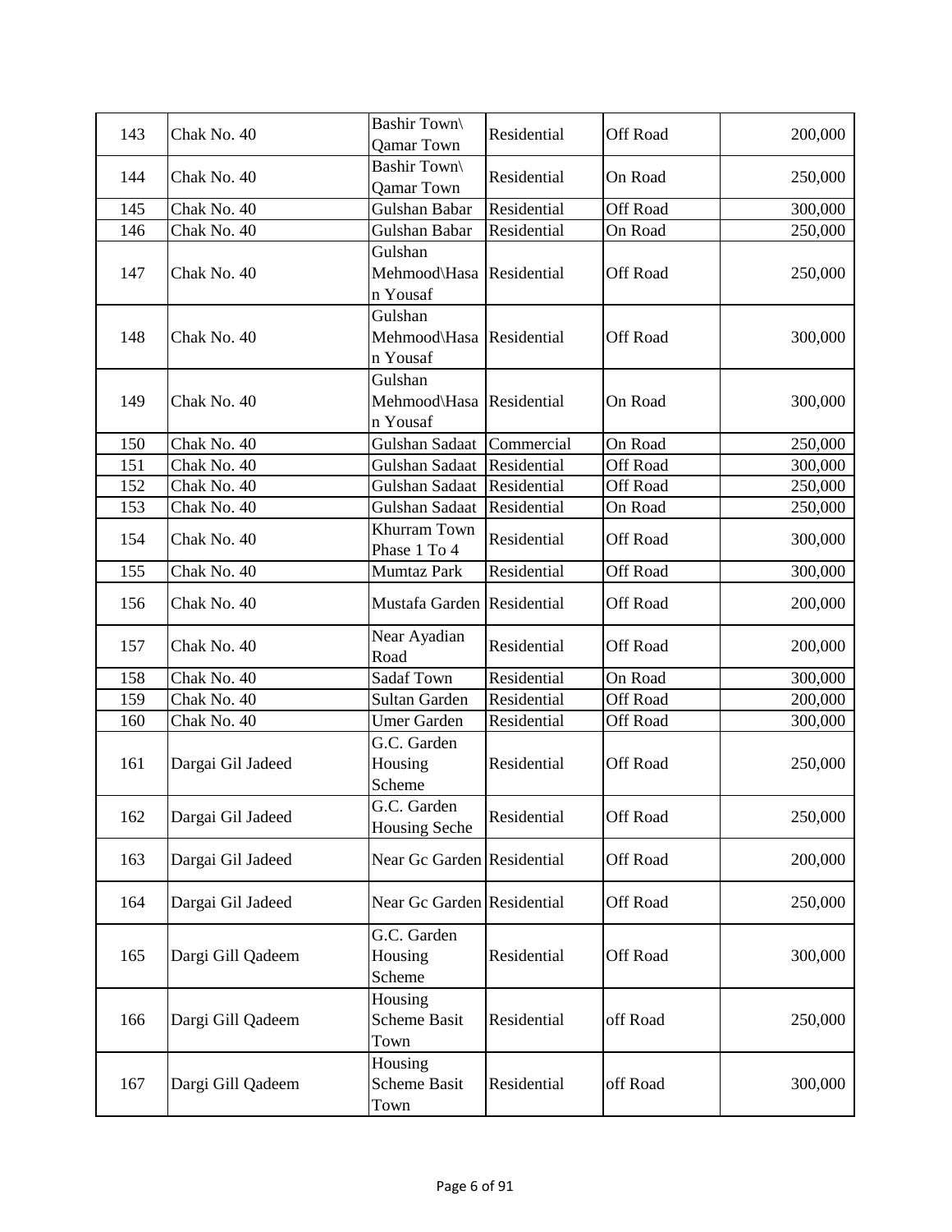| 143 | Chak No. 40 | Bashir Town\ Qamar Town | Residential | Off Road | 200,000 |
|---|---|---|---|---|---|
| 144 | Chak No. 40 | Bashir Town\ Qamar Town | Residential | On Road | 250,000 |
| 145 | Chak No. 40 | Gulshan Babar | Residential | Off Road | 300,000 |
| 146 | Chak No. 40 | Gulshan Babar | Residential | On Road | 250,000 |
| 147 | Chak No. 40 | Gulshan Mehmood\Hasan Yousaf | Residential | Off Road | 250,000 |
| 148 | Chak No. 40 | Gulshan Mehmood\Hasan Yousaf | Residential | Off Road | 300,000 |
| 149 | Chak No. 40 | Gulshan Mehmood\Hasan Yousaf | Residential | On Road | 300,000 |
| 150 | Chak No. 40 | Gulshan Sadaat | Commercial | On Road | 250,000 |
| 151 | Chak No. 40 | Gulshan Sadaat | Residential | Off Road | 300,000 |
| 152 | Chak No. 40 | Gulshan Sadaat | Residential | Off Road | 250,000 |
| 153 | Chak No. 40 | Gulshan Sadaat | Residential | On Road | 250,000 |
| 154 | Chak No. 40 | Khurram Town Phase 1 To 4 | Residential | Off Road | 300,000 |
| 155 | Chak No. 40 | Mumtaz Park | Residential | Off Road | 300,000 |
| 156 | Chak No. 40 | Mustafa Garden | Residential | Off Road | 200,000 |
| 157 | Chak No. 40 | Near Ayadian Road | Residential | Off Road | 200,000 |
| 158 | Chak No. 40 | Sadaf Town | Residential | On Road | 300,000 |
| 159 | Chak No. 40 | Sultan Garden | Residential | Off Road | 200,000 |
| 160 | Chak No. 40 | Umer Garden | Residential | Off Road | 300,000 |
| 161 | Dargai Gil Jadeed | G.C. Garden Housing Scheme | Residential | Off Road | 250,000 |
| 162 | Dargai Gil Jadeed | G.C. Garden Housing Seche | Residential | Off Road | 250,000 |
| 163 | Dargai Gil Jadeed | Near Gc Garden | Residential | Off Road | 200,000 |
| 164 | Dargai Gil Jadeed | Near Gc Garden | Residential | Off Road | 250,000 |
| 165 | Dargi Gill Qadeem | G.C. Garden Housing Scheme | Residential | Off Road | 300,000 |
| 166 | Dargi Gill Qadeem | Housing Scheme Basit Town | Residential | off Road | 250,000 |
| 167 | Dargi Gill Qadeem | Housing Scheme Basit Town | Residential | off Road | 300,000 |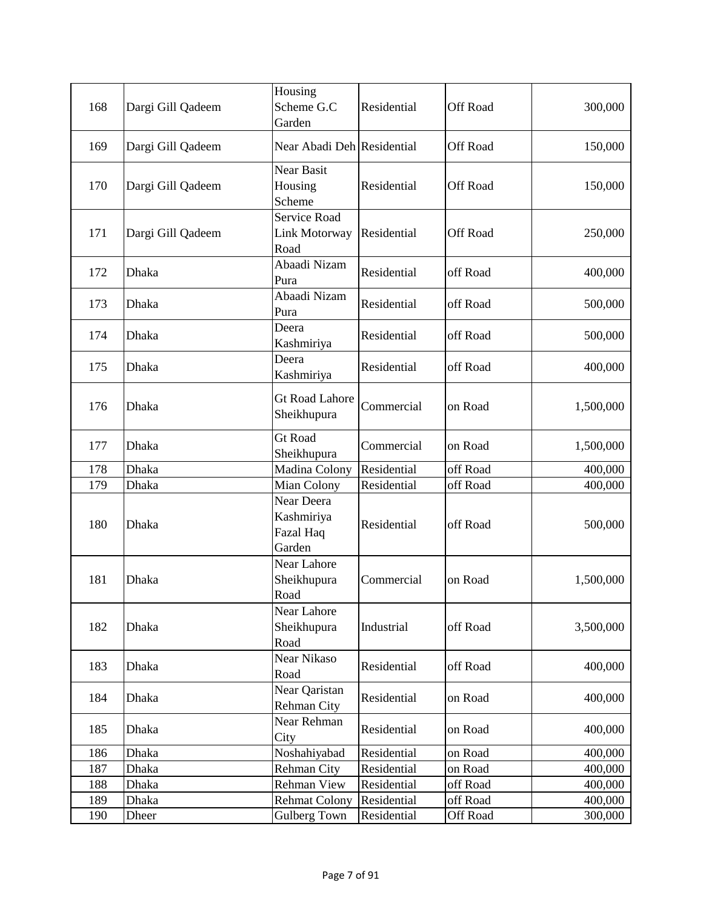| 168 | Dargi Gill Qadeem | Housing Scheme G.C Garden | Residential | Off Road | 300,000 |
|---|---|---|---|---|---|
| 169 | Dargi Gill Qadeem | Near Abadi Deh | Residential | Off Road | 150,000 |
| 170 | Dargi Gill Qadeem | Near Basit Housing Scheme | Residential | Off Road | 150,000 |
| 171 | Dargi Gill Qadeem | Service Road Link Motorway Road | Residential | Off Road | 250,000 |
| 172 | Dhaka | Abaadi Nizam Pura | Residential | off Road | 400,000 |
| 173 | Dhaka | Abaadi Nizam Pura | Residential | off Road | 500,000 |
| 174 | Dhaka | Deera Kashmiriya | Residential | off Road | 500,000 |
| 175 | Dhaka | Deera Kashmiriya | Residential | off Road | 400,000 |
| 176 | Dhaka | Gt Road Lahore Sheikhupura | Commercial | on Road | 1,500,000 |
| 177 | Dhaka | Gt Road Sheikhupura | Commercial | on Road | 1,500,000 |
| 178 | Dhaka | Madina Colony | Residential | off Road | 400,000 |
| 179 | Dhaka | Mian Colony | Residential | off Road | 400,000 |
| 180 | Dhaka | Near Deera Kashmiriya Fazal Haq Garden | Residential | off Road | 500,000 |
| 181 | Dhaka | Near Lahore Sheikhupura Road | Commercial | on Road | 1,500,000 |
| 182 | Dhaka | Near Lahore Sheikhupura Road | Industrial | off Road | 3,500,000 |
| 183 | Dhaka | Near Nikaso Road | Residential | off Road | 400,000 |
| 184 | Dhaka | Near Qaristan Rehman City | Residential | on Road | 400,000 |
| 185 | Dhaka | Near Rehman City | Residential | on Road | 400,000 |
| 186 | Dhaka | Noshahiyabad | Residential | on Road | 400,000 |
| 187 | Dhaka | Rehman City | Residential | on Road | 400,000 |
| 188 | Dhaka | Rehman View | Residential | off Road | 400,000 |
| 189 | Dhaka | Rehmat Colony | Residential | off Road | 400,000 |
| 190 | Dheer | Gulberg Town | Residential | Off Road | 300,000 |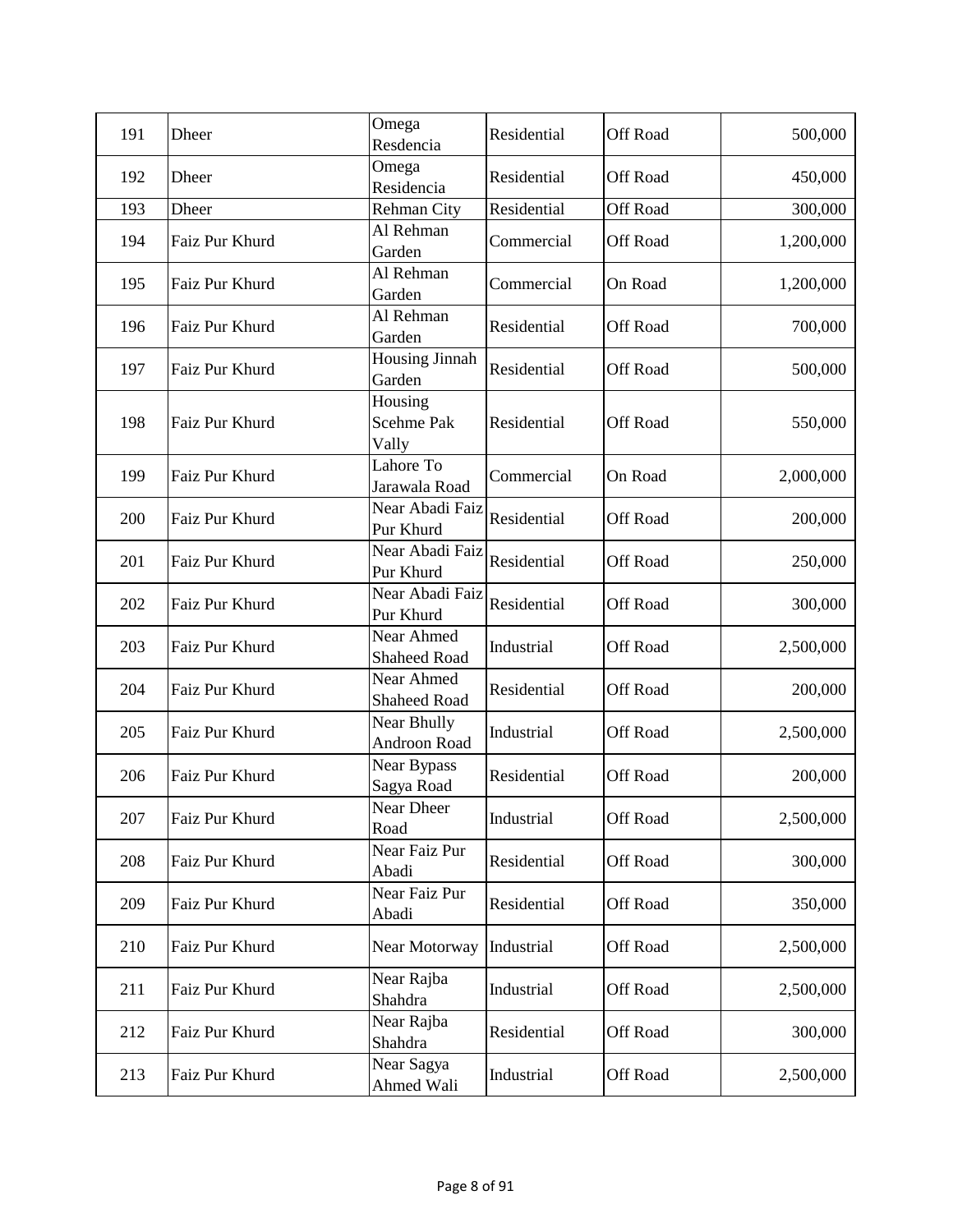| 191 | Dheer | Omega Resdencia | Residential | Off Road | 500,000 |
|---|---|---|---|---|---|
| 192 | Dheer | Omega Residencia | Residential | Off Road | 450,000 |
| 193 | Dheer | Rehman City | Residential | Off Road | 300,000 |
| 194 | Faiz Pur Khurd | Al Rehman Garden | Commercial | Off Road | 1,200,000 |
| 195 | Faiz Pur Khurd | Al Rehman Garden | Commercial | On Road | 1,200,000 |
| 196 | Faiz Pur Khurd | Al Rehman Garden | Residential | Off Road | 700,000 |
| 197 | Faiz Pur Khurd | Housing Jinnah Garden | Residential | Off Road | 500,000 |
| 198 | Faiz Pur Khurd | Housing Scehme Pak Vally | Residential | Off Road | 550,000 |
| 199 | Faiz Pur Khurd | Lahore To Jarawala Road | Commercial | On Road | 2,000,000 |
| 200 | Faiz Pur Khurd | Near Abadi Faiz Pur Khurd | Residential | Off Road | 200,000 |
| 201 | Faiz Pur Khurd | Near Abadi Faiz Pur Khurd | Residential | Off Road | 250,000 |
| 202 | Faiz Pur Khurd | Near Abadi Faiz Pur Khurd | Residential | Off Road | 300,000 |
| 203 | Faiz Pur Khurd | Near Ahmed Shaheed Road | Industrial | Off Road | 2,500,000 |
| 204 | Faiz Pur Khurd | Near Ahmed Shaheed Road | Residential | Off Road | 200,000 |
| 205 | Faiz Pur Khurd | Near Bhully Androon Road | Industrial | Off Road | 2,500,000 |
| 206 | Faiz Pur Khurd | Near Bypass Sagya Road | Residential | Off Road | 200,000 |
| 207 | Faiz Pur Khurd | Near Dheer Road | Industrial | Off Road | 2,500,000 |
| 208 | Faiz Pur Khurd | Near Faiz Pur Abadi | Residential | Off Road | 300,000 |
| 209 | Faiz Pur Khurd | Near Faiz Pur Abadi | Residential | Off Road | 350,000 |
| 210 | Faiz Pur Khurd | Near Motorway | Industrial | Off Road | 2,500,000 |
| 211 | Faiz Pur Khurd | Near Rajba Shahdra | Industrial | Off Road | 2,500,000 |
| 212 | Faiz Pur Khurd | Near Rajba Shahdra | Residential | Off Road | 300,000 |
| 213 | Faiz Pur Khurd | Near Sagya Ahmed Wali | Industrial | Off Road | 2,500,000 |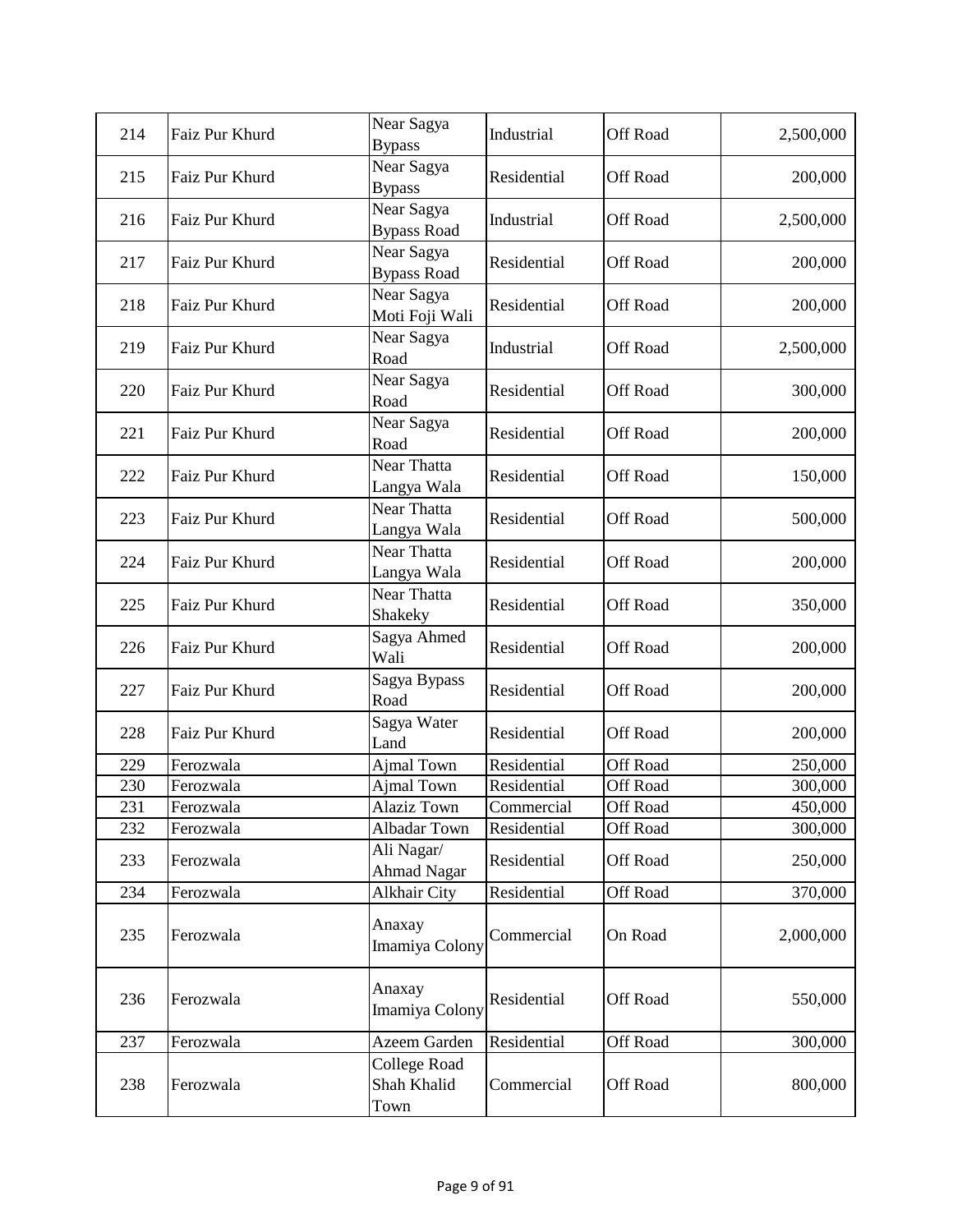| 214 | Faiz Pur Khurd | Near Sagya Bypass | Industrial | Off Road | 2,500,000 |
|---|---|---|---|---|---|
| 215 | Faiz Pur Khurd | Near Sagya Bypass | Residential | Off Road | 200,000 |
| 216 | Faiz Pur Khurd | Near Sagya Bypass Road | Industrial | Off Road | 2,500,000 |
| 217 | Faiz Pur Khurd | Near Sagya Bypass Road | Residential | Off Road | 200,000 |
| 218 | Faiz Pur Khurd | Near Sagya Moti Foji Wali | Residential | Off Road | 200,000 |
| 219 | Faiz Pur Khurd | Near Sagya Road | Industrial | Off Road | 2,500,000 |
| 220 | Faiz Pur Khurd | Near Sagya Road | Residential | Off Road | 300,000 |
| 221 | Faiz Pur Khurd | Near Sagya Road | Residential | Off Road | 200,000 |
| 222 | Faiz Pur Khurd | Near Thatta Langya Wala | Residential | Off Road | 150,000 |
| 223 | Faiz Pur Khurd | Near Thatta Langya Wala | Residential | Off Road | 500,000 |
| 224 | Faiz Pur Khurd | Near Thatta Langya Wala | Residential | Off Road | 200,000 |
| 225 | Faiz Pur Khurd | Near Thatta Shakeky | Residential | Off Road | 350,000 |
| 226 | Faiz Pur Khurd | Sagya Ahmed Wali | Residential | Off Road | 200,000 |
| 227 | Faiz Pur Khurd | Sagya Bypass Road | Residential | Off Road | 200,000 |
| 228 | Faiz Pur Khurd | Sagya Water Land | Residential | Off Road | 200,000 |
| 229 | Ferozwala | Ajmal Town | Residential | Off Road | 250,000 |
| 230 | Ferozwala | Ajmal Town | Residential | Off Road | 300,000 |
| 231 | Ferozwala | Alaziz Town | Commercial | Off Road | 450,000 |
| 232 | Ferozwala | Albadar Town | Residential | Off Road | 300,000 |
| 233 | Ferozwala | Ali Nagar/ Ahmad Nagar | Residential | Off Road | 250,000 |
| 234 | Ferozwala | Alkhair City | Residential | Off Road | 370,000 |
| 235 | Ferozwala | Anaxay Imamiya Colony | Commercial | On Road | 2,000,000 |
| 236 | Ferozwala | Anaxay Imamiya Colony | Residential | Off Road | 550,000 |
| 237 | Ferozwala | Azeem Garden | Residential | Off Road | 300,000 |
| 238 | Ferozwala | College Road Shah Khalid Town | Commercial | Off Road | 800,000 |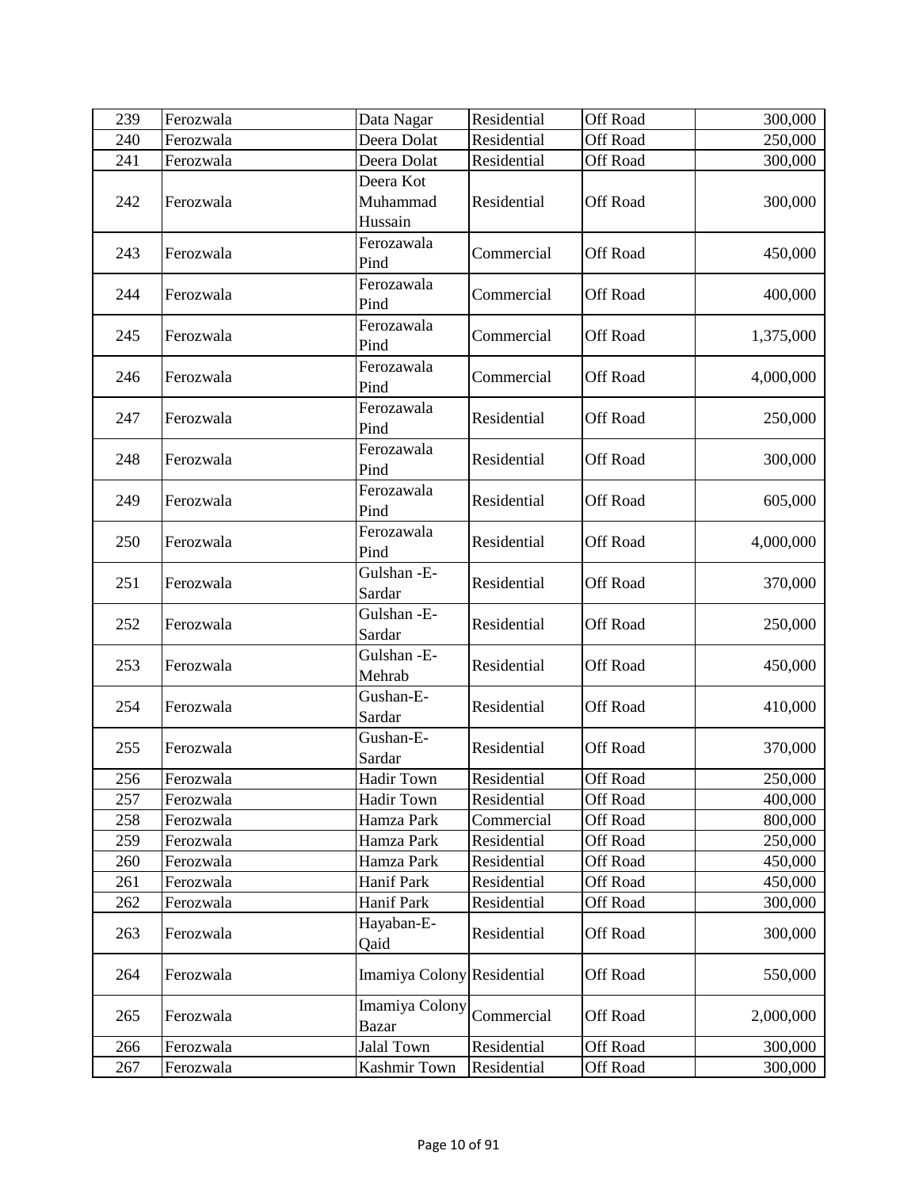| 239 | Ferozwala | Data Nagar | Residential | Off Road | 300,000 |
|---|---|---|---|---|---|
| 240 | Ferozwala | Deera Dolat | Residential | Off Road | 250,000 |
| 241 | Ferozwala | Deera Dolat | Residential | Off Road | 300,000 |
| 242 | Ferozwala | Deera Kot Muhammad Hussain | Residential | Off Road | 300,000 |
| 243 | Ferozwala | Ferozawala Pind | Commercial | Off Road | 450,000 |
| 244 | Ferozwala | Ferozawala Pind | Commercial | Off Road | 400,000 |
| 245 | Ferozwala | Ferozawala Pind | Commercial | Off Road | 1,375,000 |
| 246 | Ferozwala | Ferozawala Pind | Commercial | Off Road | 4,000,000 |
| 247 | Ferozwala | Ferozawala Pind | Residential | Off Road | 250,000 |
| 248 | Ferozwala | Ferozawala Pind | Residential | Off Road | 300,000 |
| 249 | Ferozwala | Ferozawala Pind | Residential | Off Road | 605,000 |
| 250 | Ferozwala | Ferozawala Pind | Residential | Off Road | 4,000,000 |
| 251 | Ferozwala | Gulshan -E-Sardar | Residential | Off Road | 370,000 |
| 252 | Ferozwala | Gulshan -E-Sardar | Residential | Off Road | 250,000 |
| 253 | Ferozwala | Gulshan -E-Mehrab | Residential | Off Road | 450,000 |
| 254 | Ferozwala | Gushan-E-Sardar | Residential | Off Road | 410,000 |
| 255 | Ferozwala | Gushan-E-Sardar | Residential | Off Road | 370,000 |
| 256 | Ferozwala | Hadir Town | Residential | Off Road | 250,000 |
| 257 | Ferozwala | Hadir Town | Residential | Off Road | 400,000 |
| 258 | Ferozwala | Hamza Park | Commercial | Off Road | 800,000 |
| 259 | Ferozwala | Hamza Park | Residential | Off Road | 250,000 |
| 260 | Ferozwala | Hamza Park | Residential | Off Road | 450,000 |
| 261 | Ferozwala | Hanif Park | Residential | Off Road | 450,000 |
| 262 | Ferozwala | Hanif Park | Residential | Off Road | 300,000 |
| 263 | Ferozwala | Hayaban-E-Qaid | Residential | Off Road | 300,000 |
| 264 | Ferozwala | Imamiya Colony | Residential | Off Road | 550,000 |
| 265 | Ferozwala | Imamiya Colony Bazar | Commercial | Off Road | 2,000,000 |
| 266 | Ferozwala | Jalal Town | Residential | Off Road | 300,000 |
| 267 | Ferozwala | Kashmir Town | Residential | Off Road | 300,000 |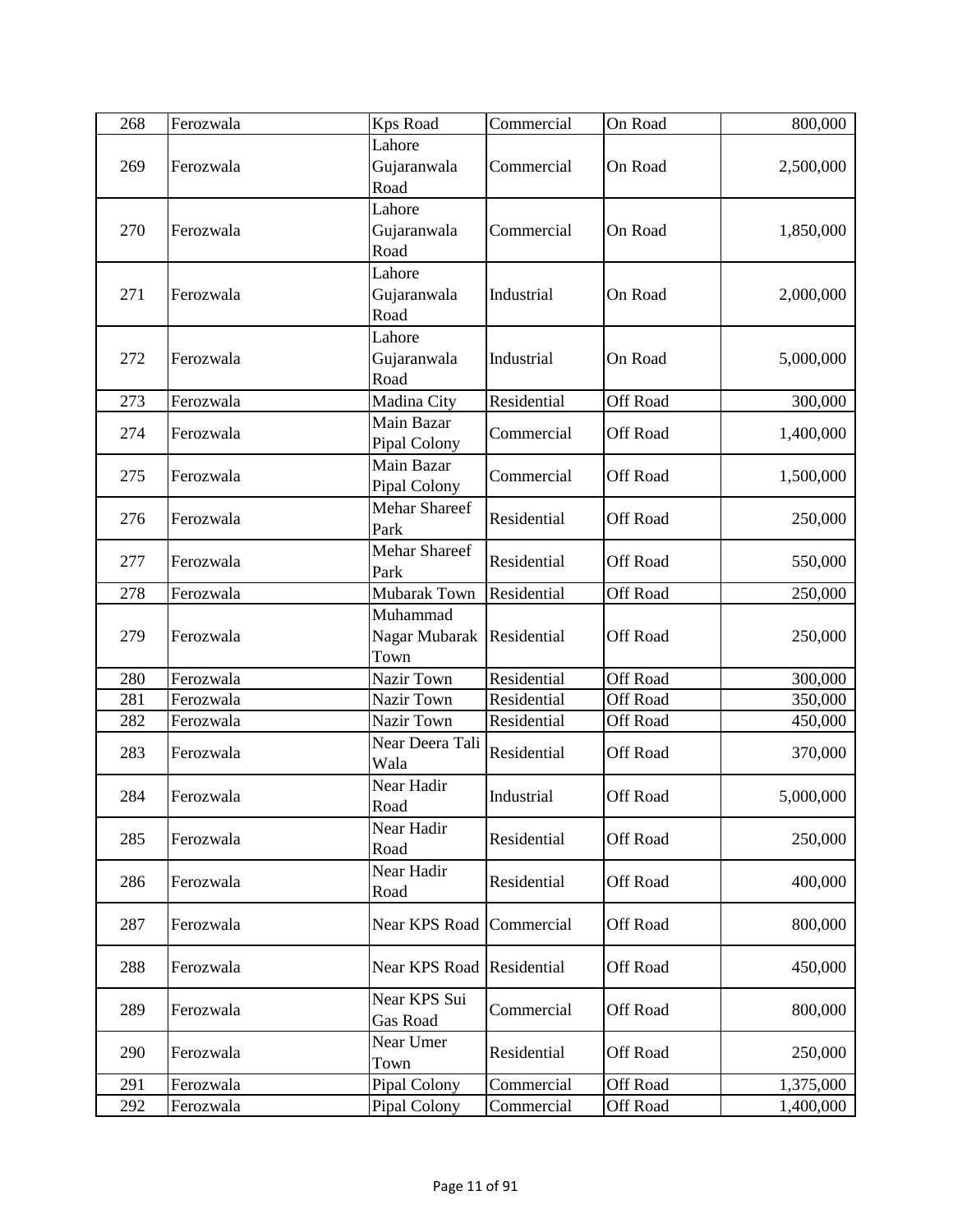| 268 | Ferozwala | Kps Road | Commercial | On Road | 800,000 |
|---|---|---|---|---|---|
| 269 | Ferozwala | Lahore Gujaranwala Road | Commercial | On Road | 2,500,000 |
| 270 | Ferozwala | Lahore Gujaranwala Road | Commercial | On Road | 1,850,000 |
| 271 | Ferozwala | Lahore Gujaranwala Road | Industrial | On Road | 2,000,000 |
| 272 | Ferozwala | Lahore Gujaranwala Road | Industrial | On Road | 5,000,000 |
| 273 | Ferozwala | Madina City | Residential | Off Road | 300,000 |
| 274 | Ferozwala | Main Bazar Pipal Colony | Commercial | Off Road | 1,400,000 |
| 275 | Ferozwala | Main Bazar Pipal Colony | Commercial | Off Road | 1,500,000 |
| 276 | Ferozwala | Mehar Shareef Park | Residential | Off Road | 250,000 |
| 277 | Ferozwala | Mehar Shareef Park | Residential | Off Road | 550,000 |
| 278 | Ferozwala | Mubarak Town | Residential | Off Road | 250,000 |
| 279 | Ferozwala | Muhammad Nagar Mubarak Town | Residential | Off Road | 250,000 |
| 280 | Ferozwala | Nazir Town | Residential | Off Road | 300,000 |
| 281 | Ferozwala | Nazir Town | Residential | Off Road | 350,000 |
| 282 | Ferozwala | Nazir Town | Residential | Off Road | 450,000 |
| 283 | Ferozwala | Near Deera Tali Wala | Residential | Off Road | 370,000 |
| 284 | Ferozwala | Near Hadir Road | Industrial | Off Road | 5,000,000 |
| 285 | Ferozwala | Near Hadir Road | Residential | Off Road | 250,000 |
| 286 | Ferozwala | Near Hadir Road | Residential | Off Road | 400,000 |
| 287 | Ferozwala | Near KPS Road | Commercial | Off Road | 800,000 |
| 288 | Ferozwala | Near KPS Road | Residential | Off Road | 450,000 |
| 289 | Ferozwala | Near KPS Sui Gas Road | Commercial | Off Road | 800,000 |
| 290 | Ferozwala | Near Umer Town | Residential | Off Road | 250,000 |
| 291 | Ferozwala | Pipal Colony | Commercial | Off Road | 1,375,000 |
| 292 | Ferozwala | Pipal Colony | Commercial | Off Road | 1,400,000 |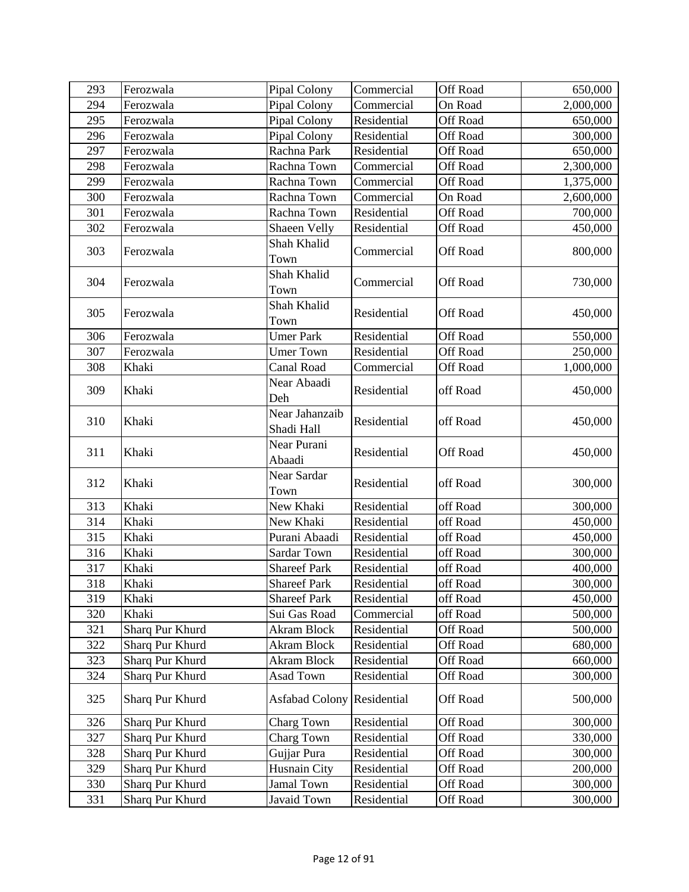| 293 | Ferozwala | Pipal Colony | Commercial | Off Road | 650,000 |
|---|---|---|---|---|---|
| 294 | Ferozwala | Pipal Colony | Commercial | On Road | 2,000,000 |
| 295 | Ferozwala | Pipal Colony | Residential | Off Road | 650,000 |
| 296 | Ferozwala | Pipal Colony | Residential | Off Road | 300,000 |
| 297 | Ferozwala | Rachna Park | Residential | Off Road | 650,000 |
| 298 | Ferozwala | Rachna Town | Commercial | Off Road | 2,300,000 |
| 299 | Ferozwala | Rachna Town | Commercial | Off Road | 1,375,000 |
| 300 | Ferozwala | Rachna Town | Commercial | On Road | 2,600,000 |
| 301 | Ferozwala | Rachna Town | Residential | Off Road | 700,000 |
| 302 | Ferozwala | Shaeen Velly | Residential | Off Road | 450,000 |
| 303 | Ferozwala | Shah Khalid Town | Commercial | Off Road | 800,000 |
| 304 | Ferozwala | Shah Khalid Town | Commercial | Off Road | 730,000 |
| 305 | Ferozwala | Shah Khalid Town | Residential | Off Road | 450,000 |
| 306 | Ferozwala | Umer Park | Residential | Off Road | 550,000 |
| 307 | Ferozwala | Umer Town | Residential | Off Road | 250,000 |
| 308 | Khaki | Canal Road | Commercial | Off Road | 1,000,000 |
| 309 | Khaki | Near Abaadi Deh | Residential | off Road | 450,000 |
| 310 | Khaki | Near Jahanzaib Shadi Hall | Residential | off Road | 450,000 |
| 311 | Khaki | Near Purani Abaadi | Residential | Off Road | 450,000 |
| 312 | Khaki | Near Sardar Town | Residential | off Road | 300,000 |
| 313 | Khaki | New Khaki | Residential | off Road | 300,000 |
| 314 | Khaki | New Khaki | Residential | off Road | 450,000 |
| 315 | Khaki | Purani Abaadi | Residential | off Road | 450,000 |
| 316 | Khaki | Sardar Town | Residential | off Road | 300,000 |
| 317 | Khaki | Shareef Park | Residential | off Road | 400,000 |
| 318 | Khaki | Shareef Park | Residential | off Road | 300,000 |
| 319 | Khaki | Shareef Park | Residential | off Road | 450,000 |
| 320 | Khaki | Sui Gas Road | Commercial | off Road | 500,000 |
| 321 | Sharq Pur Khurd | Akram Block | Residential | Off Road | 500,000 |
| 322 | Sharq Pur Khurd | Akram Block | Residential | Off Road | 680,000 |
| 323 | Sharq Pur Khurd | Akram Block | Residential | Off Road | 660,000 |
| 324 | Sharq Pur Khurd | Asad Town | Residential | Off Road | 300,000 |
| 325 | Sharq Pur Khurd | Asfabad Colony | Residential | Off Road | 500,000 |
| 326 | Sharq Pur Khurd | Charg Town | Residential | Off Road | 300,000 |
| 327 | Sharq Pur Khurd | Charg Town | Residential | Off Road | 330,000 |
| 328 | Sharq Pur Khurd | Gujjar Pura | Residential | Off Road | 300,000 |
| 329 | Sharq Pur Khurd | Husnain City | Residential | Off Road | 200,000 |
| 330 | Sharq Pur Khurd | Jamal Town | Residential | Off Road | 300,000 |
| 331 | Sharq Pur Khurd | Javaid Town | Residential | Off Road | 300,000 |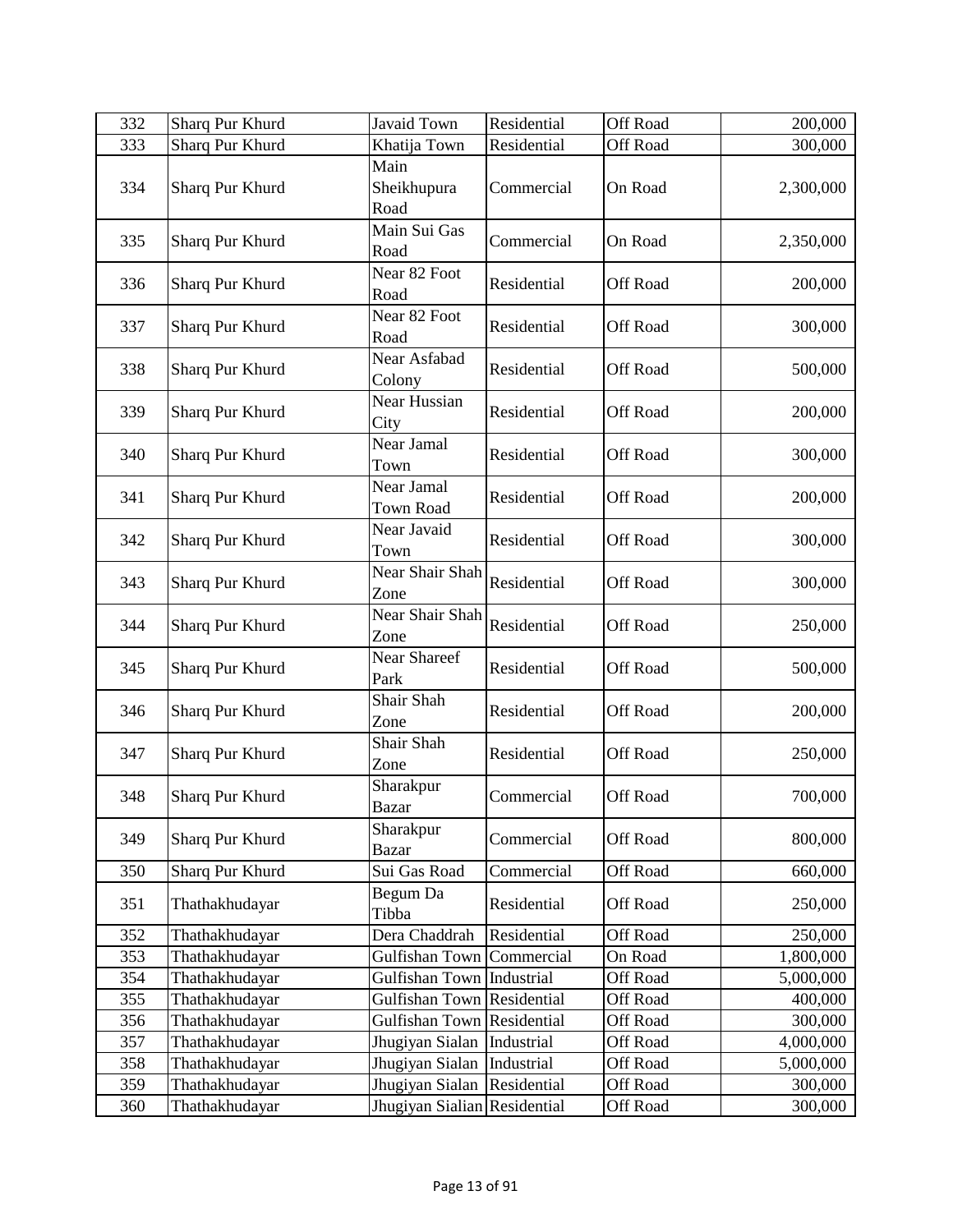| 332 | Sharq Pur Khurd | Javaid Town | Residential | Off Road | 200,000 |
|---|---|---|---|---|---|
| 333 | Sharq Pur Khurd | Khatija Town | Residential | Off Road | 300,000 |
| 334 | Sharq Pur Khurd | Main Sheikhupura Road | Commercial | On Road | 2,300,000 |
| 335 | Sharq Pur Khurd | Main Sui Gas Road | Commercial | On Road | 2,350,000 |
| 336 | Sharq Pur Khurd | Near 82 Foot Road | Residential | Off Road | 200,000 |
| 337 | Sharq Pur Khurd | Near 82 Foot Road | Residential | Off Road | 300,000 |
| 338 | Sharq Pur Khurd | Near Asfabad Colony | Residential | Off Road | 500,000 |
| 339 | Sharq Pur Khurd | Near Hussian City | Residential | Off Road | 200,000 |
| 340 | Sharq Pur Khurd | Near Jamal Town | Residential | Off Road | 300,000 |
| 341 | Sharq Pur Khurd | Near Jamal Town Road | Residential | Off Road | 200,000 |
| 342 | Sharq Pur Khurd | Near Javaid Town | Residential | Off Road | 300,000 |
| 343 | Sharq Pur Khurd | Near Shair Shah Zone | Residential | Off Road | 300,000 |
| 344 | Sharq Pur Khurd | Near Shair Shah Zone | Residential | Off Road | 250,000 |
| 345 | Sharq Pur Khurd | Near Shareef Park | Residential | Off Road | 500,000 |
| 346 | Sharq Pur Khurd | Shair Shah Zone | Residential | Off Road | 200,000 |
| 347 | Sharq Pur Khurd | Shair Shah Zone | Residential | Off Road | 250,000 |
| 348 | Sharq Pur Khurd | Sharakpur Bazar | Commercial | Off Road | 700,000 |
| 349 | Sharq Pur Khurd | Sharakpur Bazar | Commercial | Off Road | 800,000 |
| 350 | Sharq Pur Khurd | Sui Gas Road | Commercial | Off Road | 660,000 |
| 351 | Thathakhudayar | Begum Da Tibba | Residential | Off Road | 250,000 |
| 352 | Thathakhudayar | Dera Chaddrah | Residential | Off Road | 250,000 |
| 353 | Thathakhudayar | Gulfishan Town | Commercial | On Road | 1,800,000 |
| 354 | Thathakhudayar | Gulfishan Town | Industrial | Off Road | 5,000,000 |
| 355 | Thathakhudayar | Gulfishan Town | Residential | Off Road | 400,000 |
| 356 | Thathakhudayar | Gulfishan Town | Residential | Off Road | 300,000 |
| 357 | Thathakhudayar | Jhugiyan Sialan | Industrial | Off Road | 4,000,000 |
| 358 | Thathakhudayar | Jhugiyan Sialan | Industrial | Off Road | 5,000,000 |
| 359 | Thathakhudayar | Jhugiyan Sialan | Residential | Off Road | 300,000 |
| 360 | Thathakhudayar | Jhugiyan Sialian | Residential | Off Road | 300,000 |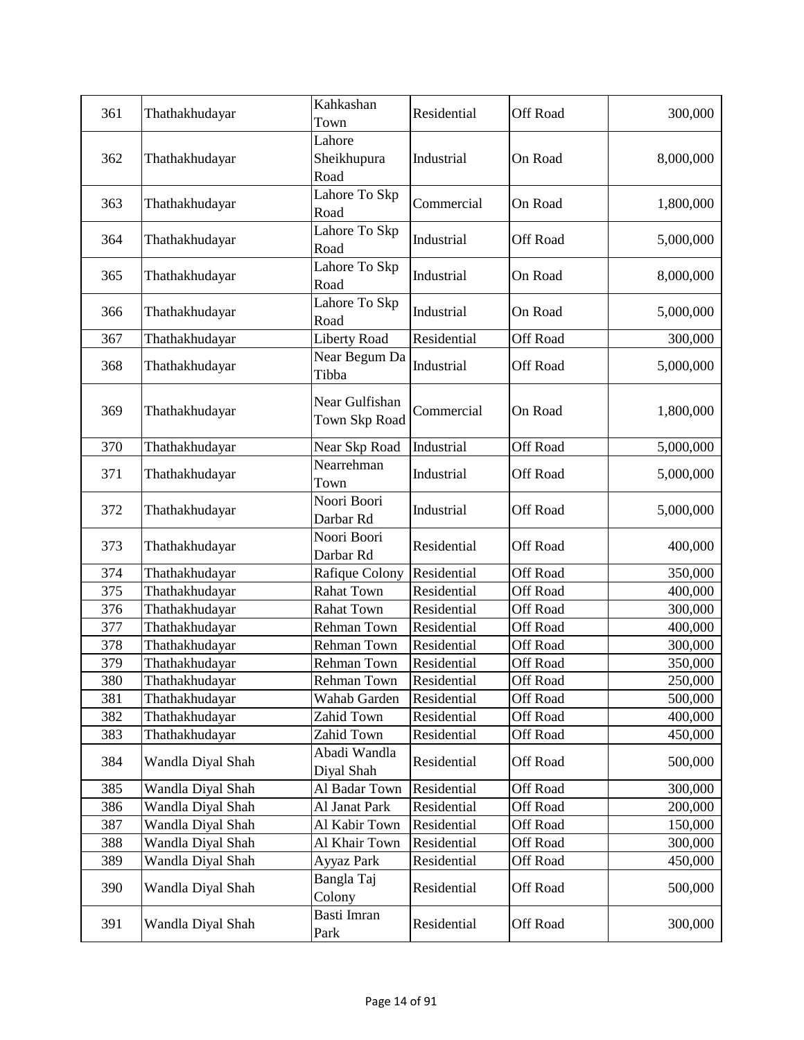| 361 | Thathakhudayar | Kahkashan Town | Residential | Off Road | 300,000 |
|---|---|---|---|---|---|
| 362 | Thathakhudayar | Lahore Sheikhupura Road | Industrial | On Road | 8,000,000 |
| 363 | Thathakhudayar | Lahore To Skp Road | Commercial | On Road | 1,800,000 |
| 364 | Thathakhudayar | Lahore To Skp Road | Industrial | Off Road | 5,000,000 |
| 365 | Thathakhudayar | Lahore To Skp Road | Industrial | On Road | 8,000,000 |
| 366 | Thathakhudayar | Lahore To Skp Road | Industrial | On Road | 5,000,000 |
| 367 | Thathakhudayar | Liberty Road | Residential | Off Road | 300,000 |
| 368 | Thathakhudayar | Near Begum Da Tibba | Industrial | Off Road | 5,000,000 |
| 369 | Thathakhudayar | Near Gulfishan Town Skp Road | Commercial | On Road | 1,800,000 |
| 370 | Thathakhudayar | Near Skp Road | Industrial | Off Road | 5,000,000 |
| 371 | Thathakhudayar | Nearrehman Town | Industrial | Off Road | 5,000,000 |
| 372 | Thathakhudayar | Noori Boori Darbar Rd | Industrial | Off Road | 5,000,000 |
| 373 | Thathakhudayar | Noori Boori Darbar Rd | Residential | Off Road | 400,000 |
| 374 | Thathakhudayar | Rafique Colony | Residential | Off Road | 350,000 |
| 375 | Thathakhudayar | Rahat Town | Residential | Off Road | 400,000 |
| 376 | Thathakhudayar | Rahat Town | Residential | Off Road | 300,000 |
| 377 | Thathakhudayar | Rehman Town | Residential | Off Road | 400,000 |
| 378 | Thathakhudayar | Rehman Town | Residential | Off Road | 300,000 |
| 379 | Thathakhudayar | Rehman Town | Residential | Off Road | 350,000 |
| 380 | Thathakhudayar | Rehman Town | Residential | Off Road | 250,000 |
| 381 | Thathakhudayar | Wahab Garden | Residential | Off Road | 500,000 |
| 382 | Thathakhudayar | Zahid Town | Residential | Off Road | 400,000 |
| 383 | Thathakhudayar | Zahid Town | Residential | Off Road | 450,000 |
| 384 | Wandla Diyal Shah | Abadi Wandla Diyal Shah | Residential | Off Road | 500,000 |
| 385 | Wandla Diyal Shah | Al Badar Town | Residential | Off Road | 300,000 |
| 386 | Wandla Diyal Shah | Al Janat Park | Residential | Off Road | 200,000 |
| 387 | Wandla Diyal Shah | Al Kabir Town | Residential | Off Road | 150,000 |
| 388 | Wandla Diyal Shah | Al Khair Town | Residential | Off Road | 300,000 |
| 389 | Wandla Diyal Shah | Ayyaz Park | Residential | Off Road | 450,000 |
| 390 | Wandla Diyal Shah | Bangla Taj Colony | Residential | Off Road | 500,000 |
| 391 | Wandla Diyal Shah | Basti Imran Park | Residential | Off Road | 300,000 |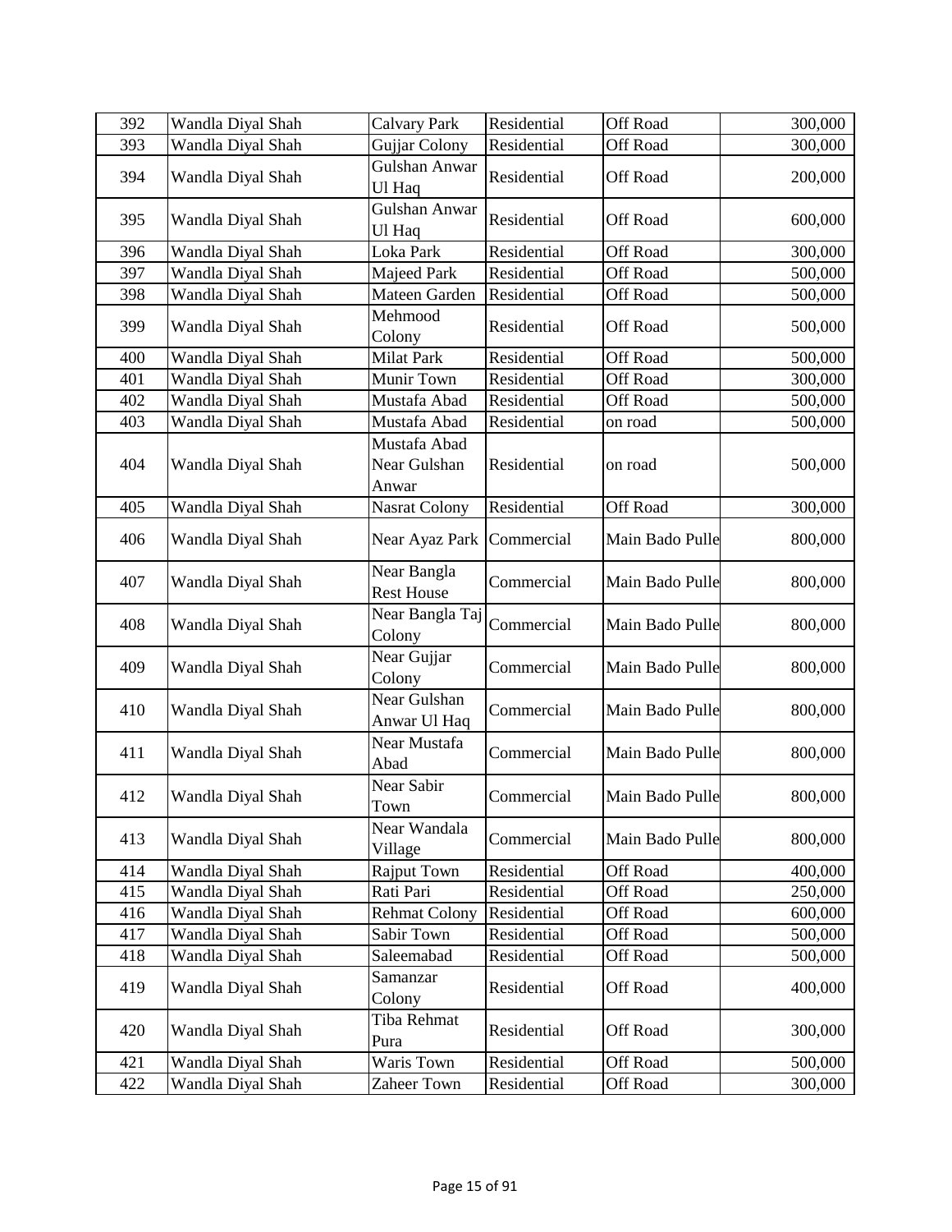| | | | | | |
|---|---|---|---|---|---|
| 392 | Wandla Diyal Shah | Calvary Park | Residential | Off Road | 300,000 |
| 393 | Wandla Diyal Shah | Gujjar Colony | Residential | Off Road | 300,000 |
| 394 | Wandla Diyal Shah | Gulshan Anwar Ul Haq | Residential | Off Road | 200,000 |
| 395 | Wandla Diyal Shah | Gulshan Anwar Ul Haq | Residential | Off Road | 600,000 |
| 396 | Wandla Diyal Shah | Loka Park | Residential | Off Road | 300,000 |
| 397 | Wandla Diyal Shah | Majeed Park | Residential | Off Road | 500,000 |
| 398 | Wandla Diyal Shah | Mateen Garden | Residential | Off Road | 500,000 |
| 399 | Wandla Diyal Shah | Mehmood Colony | Residential | Off Road | 500,000 |
| 400 | Wandla Diyal Shah | Milat Park | Residential | Off Road | 500,000 |
| 401 | Wandla Diyal Shah | Munir Town | Residential | Off Road | 300,000 |
| 402 | Wandla Diyal Shah | Mustafa Abad | Residential | Off Road | 500,000 |
| 403 | Wandla Diyal Shah | Mustafa Abad | Residential | on road | 500,000 |
| 404 | Wandla Diyal Shah | Mustafa Abad Near Gulshan Anwar | Residential | on road | 500,000 |
| 405 | Wandla Diyal Shah | Nasrat Colony | Residential | Off Road | 300,000 |
| 406 | Wandla Diyal Shah | Near Ayaz Park | Commercial | Main Bado Pulle | 800,000 |
| 407 | Wandla Diyal Shah | Near Bangla Rest House | Commercial | Main Bado Pulle | 800,000 |
| 408 | Wandla Diyal Shah | Near Bangla Taj Colony | Commercial | Main Bado Pulle | 800,000 |
| 409 | Wandla Diyal Shah | Near Gujjar Colony | Commercial | Main Bado Pulle | 800,000 |
| 410 | Wandla Diyal Shah | Near Gulshan Anwar Ul Haq | Commercial | Main Bado Pulle | 800,000 |
| 411 | Wandla Diyal Shah | Near Mustafa Abad | Commercial | Main Bado Pulle | 800,000 |
| 412 | Wandla Diyal Shah | Near Sabir Town | Commercial | Main Bado Pulle | 800,000 |
| 413 | Wandla Diyal Shah | Near Wandala Village | Commercial | Main Bado Pulle | 800,000 |
| 414 | Wandla Diyal Shah | Rajput Town | Residential | Off Road | 400,000 |
| 415 | Wandla Diyal Shah | Rati Pari | Residential | Off Road | 250,000 |
| 416 | Wandla Diyal Shah | Rehmat Colony | Residential | Off Road | 600,000 |
| 417 | Wandla Diyal Shah | Sabir Town | Residential | Off Road | 500,000 |
| 418 | Wandla Diyal Shah | Saleemabad | Residential | Off Road | 500,000 |
| 419 | Wandla Diyal Shah | Samanzar Colony | Residential | Off Road | 400,000 |
| 420 | Wandla Diyal Shah | Tiba Rehmat Pura | Residential | Off Road | 300,000 |
| 421 | Wandla Diyal Shah | Waris Town | Residential | Off Road | 500,000 |
| 422 | Wandla Diyal Shah | Zaheer Town | Residential | Off Road | 300,000 |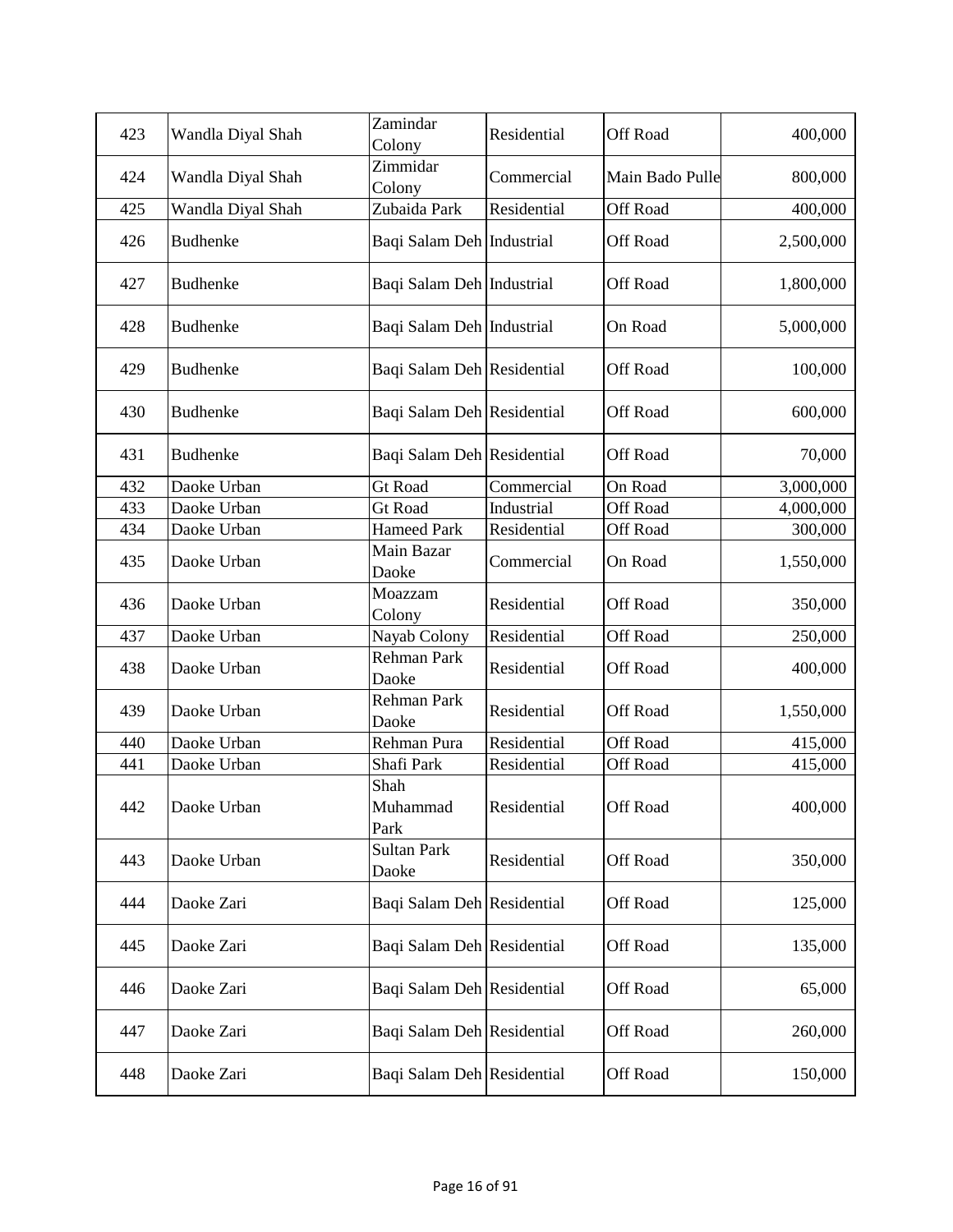| 423 | Wandla Diyal Shah | Zamindar Colony | Residential | Off Road | 400,000 |
|---|---|---|---|---|---|
| 424 | Wandla Diyal Shah | Zimmidar Colony | Commercial | Main Bado Pulle | 800,000 |
| 425 | Wandla Diyal Shah | Zubaida Park | Residential | Off Road | 400,000 |
| 426 | Budhenke | Baqi Salam Deh | Industrial | Off Road | 2,500,000 |
| 427 | Budhenke | Baqi Salam Deh | Industrial | Off Road | 1,800,000 |
| 428 | Budhenke | Baqi Salam Deh | Industrial | On Road | 5,000,000 |
| 429 | Budhenke | Baqi Salam Deh | Residential | Off Road | 100,000 |
| 430 | Budhenke | Baqi Salam Deh | Residential | Off Road | 600,000 |
| 431 | Budhenke | Baqi Salam Deh | Residential | Off Road | 70,000 |
| 432 | Daoke Urban | Gt Road | Commercial | On Road | 3,000,000 |
| 433 | Daoke Urban | Gt Road | Industrial | Off Road | 4,000,000 |
| 434 | Daoke Urban | Hameed Park | Residential | Off Road | 300,000 |
| 435 | Daoke Urban | Main Bazar Daoke | Commercial | On Road | 1,550,000 |
| 436 | Daoke Urban | Moazzam Colony | Residential | Off Road | 350,000 |
| 437 | Daoke Urban | Nayab Colony | Residential | Off Road | 250,000 |
| 438 | Daoke Urban | Rehman Park Daoke | Residential | Off Road | 400,000 |
| 439 | Daoke Urban | Rehman Park Daoke | Residential | Off Road | 1,550,000 |
| 440 | Daoke Urban | Rehman Pura | Residential | Off Road | 415,000 |
| 441 | Daoke Urban | Shafi Park | Residential | Off Road | 415,000 |
| 442 | Daoke Urban | Shah Muhammad Park | Residential | Off Road | 400,000 |
| 443 | Daoke Urban | Sultan Park Daoke | Residential | Off Road | 350,000 |
| 444 | Daoke Zari | Baqi Salam Deh | Residential | Off Road | 125,000 |
| 445 | Daoke Zari | Baqi Salam Deh | Residential | Off Road | 135,000 |
| 446 | Daoke Zari | Baqi Salam Deh | Residential | Off Road | 65,000 |
| 447 | Daoke Zari | Baqi Salam Deh | Residential | Off Road | 260,000 |
| 448 | Daoke Zari | Baqi Salam Deh | Residential | Off Road | 150,000 |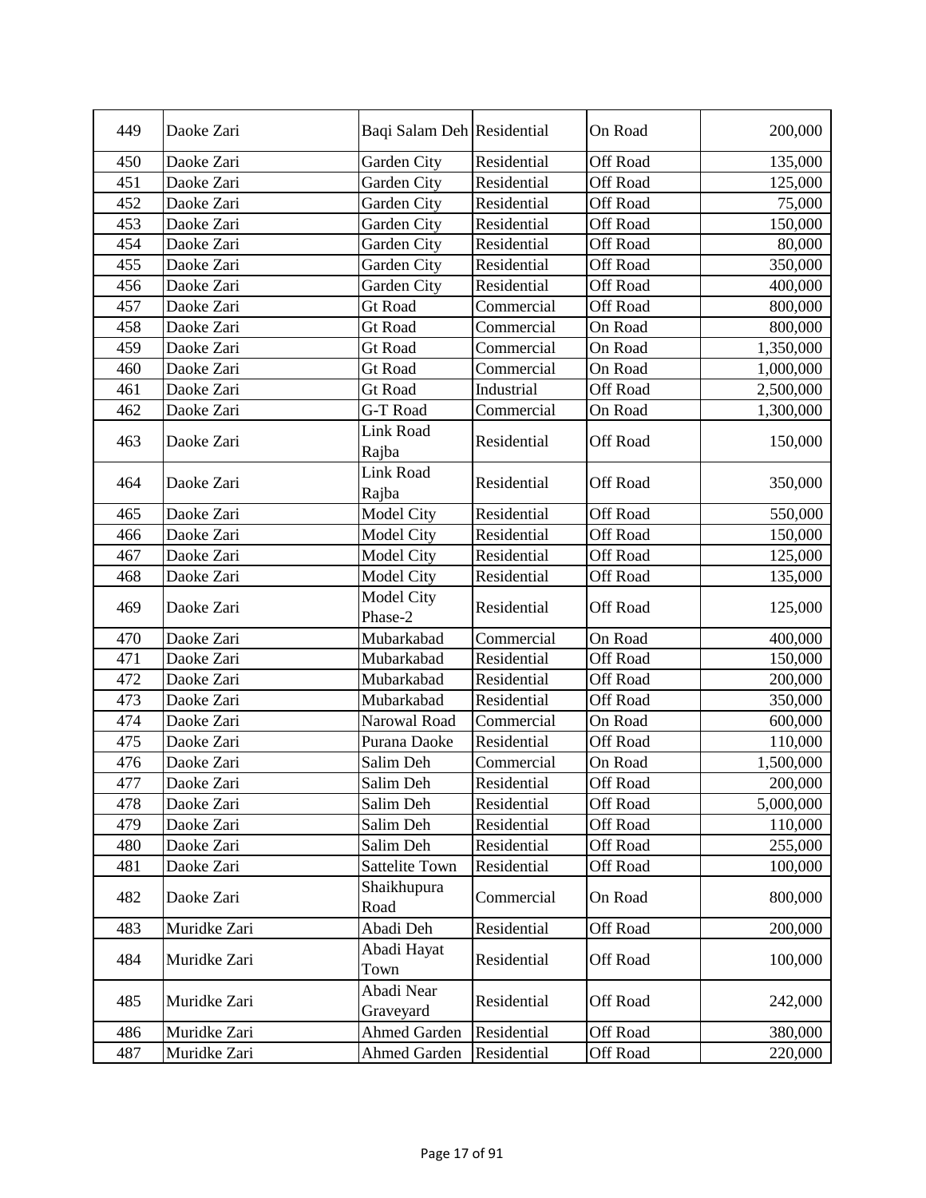| 449 | Daoke Zari | Baqi Salam Deh | Residential | On Road | 200,000 |
|---|---|---|---|---|---|
| 450 | Daoke Zari | Garden City | Residential | Off Road | 135,000 |
| 451 | Daoke Zari | Garden City | Residential | Off Road | 125,000 |
| 452 | Daoke Zari | Garden City | Residential | Off Road | 75,000 |
| 453 | Daoke Zari | Garden City | Residential | Off Road | 150,000 |
| 454 | Daoke Zari | Garden City | Residential | Off Road | 80,000 |
| 455 | Daoke Zari | Garden City | Residential | Off Road | 350,000 |
| 456 | Daoke Zari | Garden City | Residential | Off Road | 400,000 |
| 457 | Daoke Zari | Gt Road | Commercial | Off Road | 800,000 |
| 458 | Daoke Zari | Gt Road | Commercial | On Road | 800,000 |
| 459 | Daoke Zari | Gt Road | Commercial | On Road | 1,350,000 |
| 460 | Daoke Zari | Gt Road | Commercial | On Road | 1,000,000 |
| 461 | Daoke Zari | Gt Road | Industrial | Off Road | 2,500,000 |
| 462 | Daoke Zari | G-T Road | Commercial | On Road | 1,300,000 |
| 463 | Daoke Zari | Link Road Rajba | Residential | Off Road | 150,000 |
| 464 | Daoke Zari | Link Road Rajba | Residential | Off Road | 350,000 |
| 465 | Daoke Zari | Model City | Residential | Off Road | 550,000 |
| 466 | Daoke Zari | Model City | Residential | Off Road | 150,000 |
| 467 | Daoke Zari | Model City | Residential | Off Road | 125,000 |
| 468 | Daoke Zari | Model City | Residential | Off Road | 135,000 |
| 469 | Daoke Zari | Model City Phase-2 | Residential | Off Road | 125,000 |
| 470 | Daoke Zari | Mubarkabad | Commercial | On Road | 400,000 |
| 471 | Daoke Zari | Mubarkabad | Residential | Off Road | 150,000 |
| 472 | Daoke Zari | Mubarkabad | Residential | Off Road | 200,000 |
| 473 | Daoke Zari | Mubarkabad | Residential | Off Road | 350,000 |
| 474 | Daoke Zari | Narowal Road | Commercial | On Road | 600,000 |
| 475 | Daoke Zari | Purana Daoke | Residential | Off Road | 110,000 |
| 476 | Daoke Zari | Salim Deh | Commercial | On Road | 1,500,000 |
| 477 | Daoke Zari | Salim Deh | Residential | Off Road | 200,000 |
| 478 | Daoke Zari | Salim Deh | Residential | Off Road | 5,000,000 |
| 479 | Daoke Zari | Salim Deh | Residential | Off Road | 110,000 |
| 480 | Daoke Zari | Salim Deh | Residential | Off Road | 255,000 |
| 481 | Daoke Zari | Sattelite Town | Residential | Off Road | 100,000 |
| 482 | Daoke Zari | Shaikhupura Road | Commercial | On Road | 800,000 |
| 483 | Muridke Zari | Abadi Deh | Residential | Off Road | 200,000 |
| 484 | Muridke Zari | Abadi Hayat Town | Residential | Off Road | 100,000 |
| 485 | Muridke Zari | Abadi Near Graveyard | Residential | Off Road | 242,000 |
| 486 | Muridke Zari | Ahmed Garden | Residential | Off Road | 380,000 |
| 487 | Muridke Zari | Ahmed Garden | Residential | Off Road | 220,000 |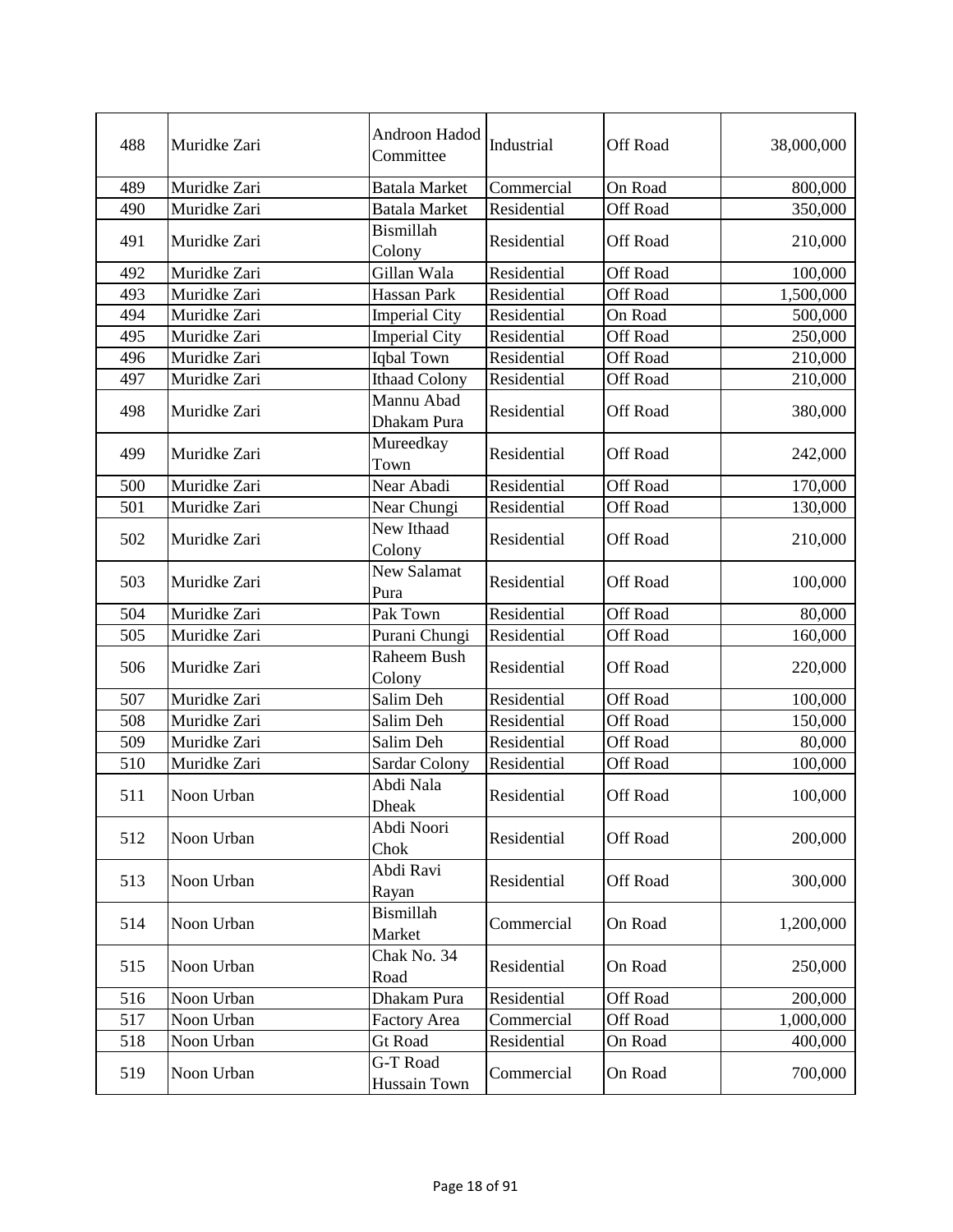| 488 | Muridke Zari | Androon Hadod Committee | Industrial | Off Road | 38,000,000 |
|---|---|---|---|---|---|
| 489 | Muridke Zari | Batala Market | Commercial | On Road | 800,000 |
| 490 | Muridke Zari | Batala Market | Residential | Off Road | 350,000 |
| 491 | Muridke Zari | Bismillah Colony | Residential | Off Road | 210,000 |
| 492 | Muridke Zari | Gillan Wala | Residential | Off Road | 100,000 |
| 493 | Muridke Zari | Hassan Park | Residential | Off Road | 1,500,000 |
| 494 | Muridke Zari | Imperial City | Residential | On Road | 500,000 |
| 495 | Muridke Zari | Imperial City | Residential | Off Road | 250,000 |
| 496 | Muridke Zari | Iqbal Town | Residential | Off Road | 210,000 |
| 497 | Muridke Zari | Ithaad Colony | Residential | Off Road | 210,000 |
| 498 | Muridke Zari | Mannu Abad Dhakam Pura | Residential | Off Road | 380,000 |
| 499 | Muridke Zari | Mureedkay Town | Residential | Off Road | 242,000 |
| 500 | Muridke Zari | Near Abadi | Residential | Off Road | 170,000 |
| 501 | Muridke Zari | Near Chungi | Residential | Off Road | 130,000 |
| 502 | Muridke Zari | New Ithaad Colony | Residential | Off Road | 210,000 |
| 503 | Muridke Zari | New Salamat Pura | Residential | Off Road | 100,000 |
| 504 | Muridke Zari | Pak Town | Residential | Off Road | 80,000 |
| 505 | Muridke Zari | Purani Chungi | Residential | Off Road | 160,000 |
| 506 | Muridke Zari | Raheem Bush Colony | Residential | Off Road | 220,000 |
| 507 | Muridke Zari | Salim Deh | Residential | Off Road | 100,000 |
| 508 | Muridke Zari | Salim Deh | Residential | Off Road | 150,000 |
| 509 | Muridke Zari | Salim Deh | Residential | Off Road | 80,000 |
| 510 | Muridke Zari | Sardar Colony | Residential | Off Road | 100,000 |
| 511 | Noon Urban | Abdi Nala Dheak | Residential | Off Road | 100,000 |
| 512 | Noon Urban | Abdi Noori Chok | Residential | Off Road | 200,000 |
| 513 | Noon Urban | Abdi Ravi Rayan | Residential | Off Road | 300,000 |
| 514 | Noon Urban | Bismillah Market | Commercial | On Road | 1,200,000 |
| 515 | Noon Urban | Chak No. 34 Road | Residential | On Road | 250,000 |
| 516 | Noon Urban | Dhakam Pura | Residential | Off Road | 200,000 |
| 517 | Noon Urban | Factory Area | Commercial | Off Road | 1,000,000 |
| 518 | Noon Urban | Gt Road | Residential | On Road | 400,000 |
| 519 | Noon Urban | G-T Road Hussain Town | Commercial | On Road | 700,000 |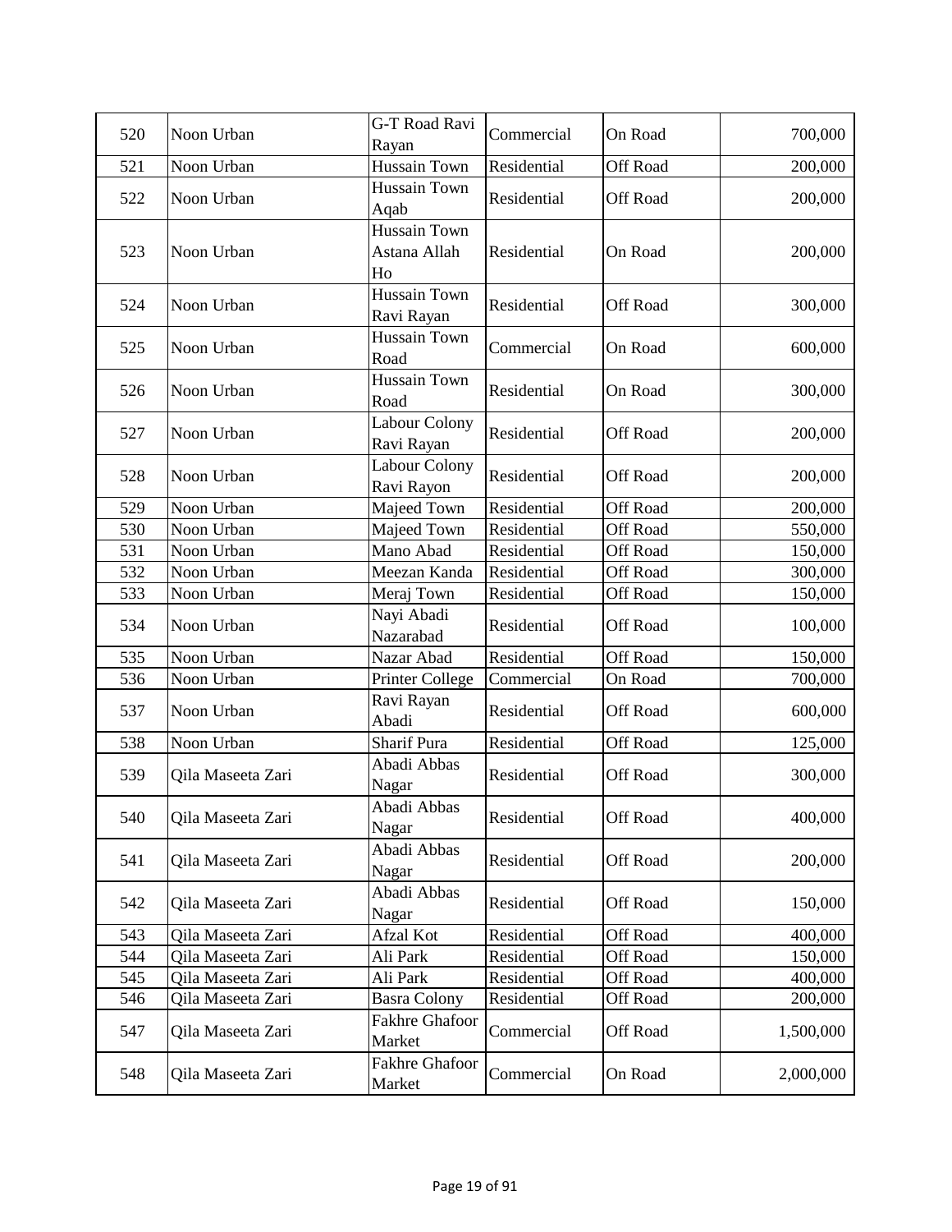| 520 | Noon Urban | G-T Road Ravi Rayan | Commercial | On Road | 700,000 |
|---|---|---|---|---|---|
| 521 | Noon Urban | Hussain Town | Residential | Off Road | 200,000 |
| 522 | Noon Urban | Hussain Town Aqab | Residential | Off Road | 200,000 |
| 523 | Noon Urban | Hussain Town Astana Allah Ho | Residential | On Road | 200,000 |
| 524 | Noon Urban | Hussain Town Ravi Rayan | Residential | Off Road | 300,000 |
| 525 | Noon Urban | Hussain Town Road | Commercial | On Road | 600,000 |
| 526 | Noon Urban | Hussain Town Road | Residential | On Road | 300,000 |
| 527 | Noon Urban | Labour Colony Ravi Rayan | Residential | Off Road | 200,000 |
| 528 | Noon Urban | Labour Colony Ravi Rayon | Residential | Off Road | 200,000 |
| 529 | Noon Urban | Majeed Town | Residential | Off Road | 200,000 |
| 530 | Noon Urban | Majeed Town | Residential | Off Road | 550,000 |
| 531 | Noon Urban | Mano Abad | Residential | Off Road | 150,000 |
| 532 | Noon Urban | Meezan Kanda | Residential | Off Road | 300,000 |
| 533 | Noon Urban | Meraj Town | Residential | Off Road | 150,000 |
| 534 | Noon Urban | Nayi Abadi Nazarabad | Residential | Off Road | 100,000 |
| 535 | Noon Urban | Nazar Abad | Residential | Off Road | 150,000 |
| 536 | Noon Urban | Printer College | Commercial | On Road | 700,000 |
| 537 | Noon Urban | Ravi Rayan Abadi | Residential | Off Road | 600,000 |
| 538 | Noon Urban | Sharif Pura | Residential | Off Road | 125,000 |
| 539 | Qila Maseeta Zari | Abadi Abbas Nagar | Residential | Off Road | 300,000 |
| 540 | Qila Maseeta Zari | Abadi Abbas Nagar | Residential | Off Road | 400,000 |
| 541 | Qila Maseeta Zari | Abadi Abbas Nagar | Residential | Off Road | 200,000 |
| 542 | Qila Maseeta Zari | Abadi Abbas Nagar | Residential | Off Road | 150,000 |
| 543 | Qila Maseeta Zari | Afzal Kot | Residential | Off Road | 400,000 |
| 544 | Qila Maseeta Zari | Ali Park | Residential | Off Road | 150,000 |
| 545 | Qila Maseeta Zari | Ali Park | Residential | Off Road | 400,000 |
| 546 | Qila Maseeta Zari | Basra Colony | Residential | Off Road | 200,000 |
| 547 | Qila Maseeta Zari | Fakhre Ghafoor Market | Commercial | Off Road | 1,500,000 |
| 548 | Qila Maseeta Zari | Fakhre Ghafoor Market | Commercial | On Road | 2,000,000 |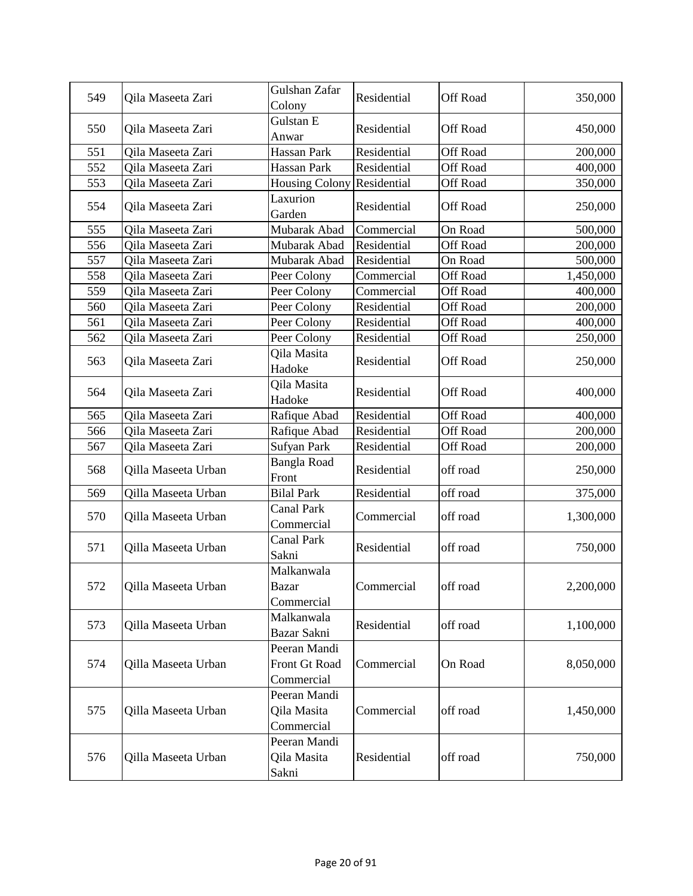| 549 | Qila Maseeta Zari | Gulshan Zafar Colony | Residential | Off Road | 350,000 |
|---|---|---|---|---|---|
| 550 | Qila Maseeta Zari | Gulstan E Anwar | Residential | Off Road | 450,000 |
| 551 | Qila Maseeta Zari | Hassan Park | Residential | Off Road | 200,000 |
| 552 | Qila Maseeta Zari | Hassan Park | Residential | Off Road | 400,000 |
| 553 | Qila Maseeta Zari | Housing Colony | Residential | Off Road | 350,000 |
| 554 | Qila Maseeta Zari | Laxurion Garden | Residential | Off Road | 250,000 |
| 555 | Qila Maseeta Zari | Mubarak Abad | Commercial | On Road | 500,000 |
| 556 | Qila Maseeta Zari | Mubarak Abad | Residential | Off Road | 200,000 |
| 557 | Qila Maseeta Zari | Mubarak Abad | Residential | On Road | 500,000 |
| 558 | Qila Maseeta Zari | Peer Colony | Commercial | Off Road | 1,450,000 |
| 559 | Qila Maseeta Zari | Peer Colony | Commercial | Off Road | 400,000 |
| 560 | Qila Maseeta Zari | Peer Colony | Residential | Off Road | 200,000 |
| 561 | Qila Maseeta Zari | Peer Colony | Residential | Off Road | 400,000 |
| 562 | Qila Maseeta Zari | Peer Colony | Residential | Off Road | 250,000 |
| 563 | Qila Maseeta Zari | Qila Masita Hadoke | Residential | Off Road | 250,000 |
| 564 | Qila Maseeta Zari | Qila Masita Hadoke | Residential | Off Road | 400,000 |
| 565 | Qila Maseeta Zari | Rafique Abad | Residential | Off Road | 400,000 |
| 566 | Qila Maseeta Zari | Rafique Abad | Residential | Off Road | 200,000 |
| 567 | Qila Maseeta Zari | Sufyan Park | Residential | Off Road | 200,000 |
| 568 | Qilla Maseeta Urban | Bangla Road Front | Residential | off road | 250,000 |
| 569 | Qilla Maseeta Urban | Bilal Park | Residential | off road | 375,000 |
| 570 | Qilla Maseeta Urban | Canal Park Commercial | Commercial | off road | 1,300,000 |
| 571 | Qilla Maseeta Urban | Canal Park Sakni | Residential | off road | 750,000 |
| 572 | Qilla Maseeta Urban | Malkanwala Bazar Commercial | Commercial | off road | 2,200,000 |
| 573 | Qilla Maseeta Urban | Malkanwala Bazar Sakni | Residential | off road | 1,100,000 |
| 574 | Qilla Maseeta Urban | Peeran Mandi Front Gt Road Commercial | Commercial | On Road | 8,050,000 |
| 575 | Qilla Maseeta Urban | Peeran Mandi Qila Masita Commercial | Commercial | off road | 1,450,000 |
| 576 | Qilla Maseeta Urban | Peeran Mandi Qila Masita Sakni | Residential | off road | 750,000 |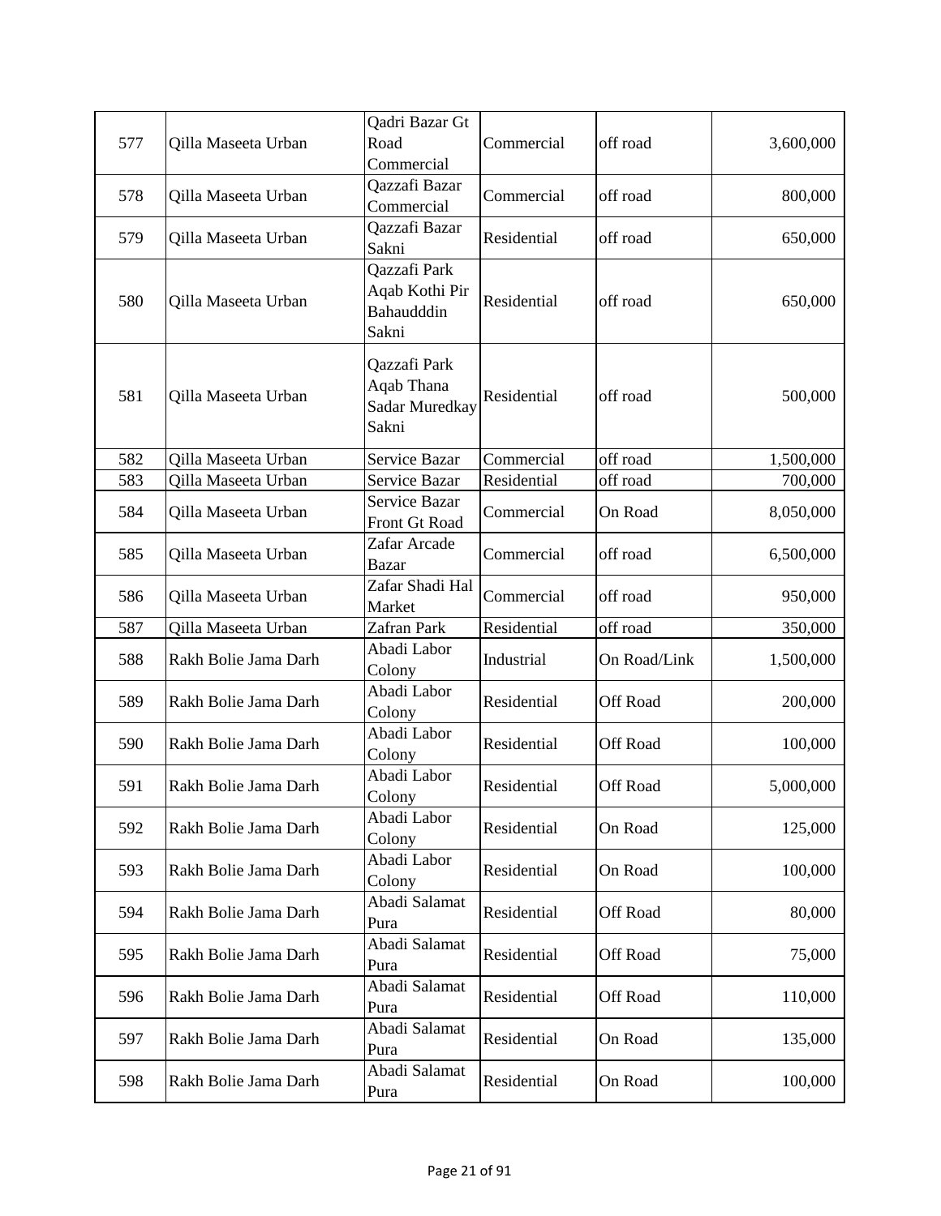| | | | | | |
|---|---|---|---|---|---|
| 577 | Qilla Maseeta Urban | Qadri Bazar Gt Road Commercial | Commercial | off road | 3,600,000 |
| 578 | Qilla Maseeta Urban | Qazzafi Bazar Commercial | Commercial | off road | 800,000 |
| 579 | Qilla Maseeta Urban | Qazzafi Bazar Sakni | Residential | off road | 650,000 |
| 580 | Qilla Maseeta Urban | Qazzafi Park Aqab Kothi Pir Bahaudddin Sakni | Residential | off road | 650,000 |
| 581 | Qilla Maseeta Urban | Qazzafi Park Aqab Thana Sadar Muredkay Sakni | Residential | off road | 500,000 |
| 582 | Qilla Maseeta Urban | Service Bazar | Commercial | off road | 1,500,000 |
| 583 | Qilla Maseeta Urban | Service Bazar | Residential | off road | 700,000 |
| 584 | Qilla Maseeta Urban | Service Bazar Front Gt Road | Commercial | On Road | 8,050,000 |
| 585 | Qilla Maseeta Urban | Zafar Arcade Bazar | Commercial | off road | 6,500,000 |
| 586 | Qilla Maseeta Urban | Zafar Shadi Hal Market | Commercial | off road | 950,000 |
| 587 | Qilla Maseeta Urban | Zafran Park | Residential | off road | 350,000 |
| 588 | Rakh Bolie Jama Darh | Abadi Labor Colony | Industrial | On Road/Link | 1,500,000 |
| 589 | Rakh Bolie Jama Darh | Abadi Labor Colony | Residential | Off Road | 200,000 |
| 590 | Rakh Bolie Jama Darh | Abadi Labor Colony | Residential | Off Road | 100,000 |
| 591 | Rakh Bolie Jama Darh | Abadi Labor Colony | Residential | Off Road | 5,000,000 |
| 592 | Rakh Bolie Jama Darh | Abadi Labor Colony | Residential | On Road | 125,000 |
| 593 | Rakh Bolie Jama Darh | Abadi Labor Colony | Residential | On Road | 100,000 |
| 594 | Rakh Bolie Jama Darh | Abadi Salamat Pura | Residential | Off Road | 80,000 |
| 595 | Rakh Bolie Jama Darh | Abadi Salamat Pura | Residential | Off Road | 75,000 |
| 596 | Rakh Bolie Jama Darh | Abadi Salamat Pura | Residential | Off Road | 110,000 |
| 597 | Rakh Bolie Jama Darh | Abadi Salamat Pura | Residential | On Road | 135,000 |
| 598 | Rakh Bolie Jama Darh | Abadi Salamat Pura | Residential | On Road | 100,000 |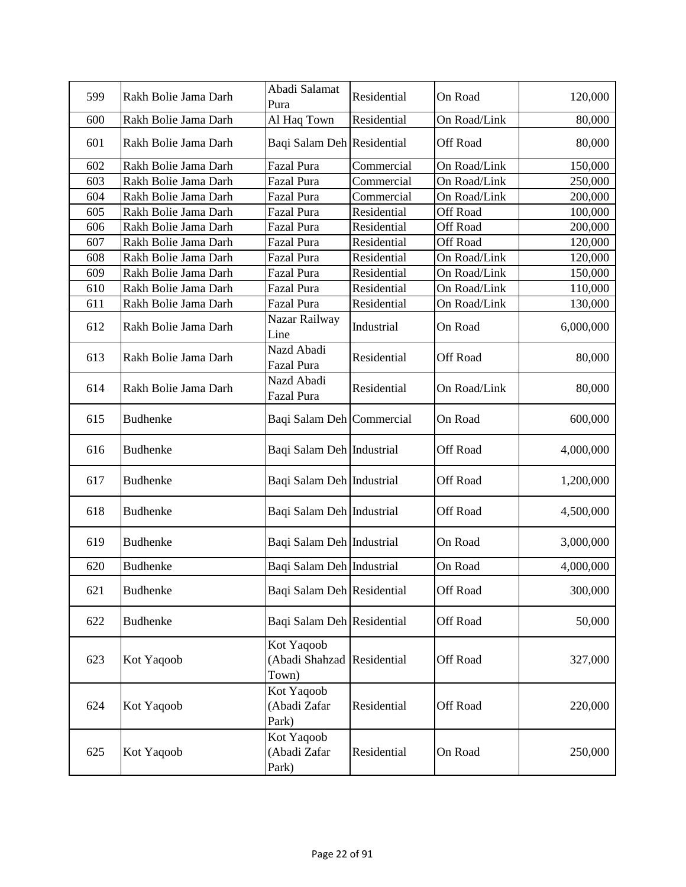| 599 | Rakh Bolie Jama Darh | Abadi Salamat Pura | Residential | On Road | 120,000 |
|---|---|---|---|---|---|
| 600 | Rakh Bolie Jama Darh | Al Haq Town | Residential | On Road/Link | 80,000 |
| 601 | Rakh Bolie Jama Darh | Baqi Salam Deh | Residential | Off Road | 80,000 |
| 602 | Rakh Bolie Jama Darh | Fazal Pura | Commercial | On Road/Link | 150,000 |
| 603 | Rakh Bolie Jama Darh | Fazal Pura | Commercial | On Road/Link | 250,000 |
| 604 | Rakh Bolie Jama Darh | Fazal Pura | Commercial | On Road/Link | 200,000 |
| 605 | Rakh Bolie Jama Darh | Fazal Pura | Residential | Off Road | 100,000 |
| 606 | Rakh Bolie Jama Darh | Fazal Pura | Residential | Off Road | 200,000 |
| 607 | Rakh Bolie Jama Darh | Fazal Pura | Residential | Off Road | 120,000 |
| 608 | Rakh Bolie Jama Darh | Fazal Pura | Residential | On Road/Link | 120,000 |
| 609 | Rakh Bolie Jama Darh | Fazal Pura | Residential | On Road/Link | 150,000 |
| 610 | Rakh Bolie Jama Darh | Fazal Pura | Residential | On Road/Link | 110,000 |
| 611 | Rakh Bolie Jama Darh | Fazal Pura | Residential | On Road/Link | 130,000 |
| 612 | Rakh Bolie Jama Darh | Nazar Railway Line | Industrial | On Road | 6,000,000 |
| 613 | Rakh Bolie Jama Darh | Nazd Abadi Fazal Pura | Residential | Off Road | 80,000 |
| 614 | Rakh Bolie Jama Darh | Nazd Abadi Fazal Pura | Residential | On Road/Link | 80,000 |
| 615 | Budhenke | Baqi Salam Deh | Commercial | On Road | 600,000 |
| 616 | Budhenke | Baqi Salam Deh | Industrial | Off Road | 4,000,000 |
| 617 | Budhenke | Baqi Salam Deh | Industrial | Off Road | 1,200,000 |
| 618 | Budhenke | Baqi Salam Deh | Industrial | Off Road | 4,500,000 |
| 619 | Budhenke | Baqi Salam Deh | Industrial | On Road | 3,000,000 |
| 620 | Budhenke | Baqi Salam Deh | Industrial | On Road | 4,000,000 |
| 621 | Budhenke | Baqi Salam Deh | Residential | Off Road | 300,000 |
| 622 | Budhenke | Baqi Salam Deh | Residential | Off Road | 50,000 |
| 623 | Kot Yaqoob | Kot Yaqoob (Abadi Shahzad Town) | Residential | Off Road | 327,000 |
| 624 | Kot Yaqoob | Kot Yaqoob (Abadi Zafar Park) | Residential | Off Road | 220,000 |
| 625 | Kot Yaqoob | Kot Yaqoob (Abadi Zafar Park) | Residential | On Road | 250,000 |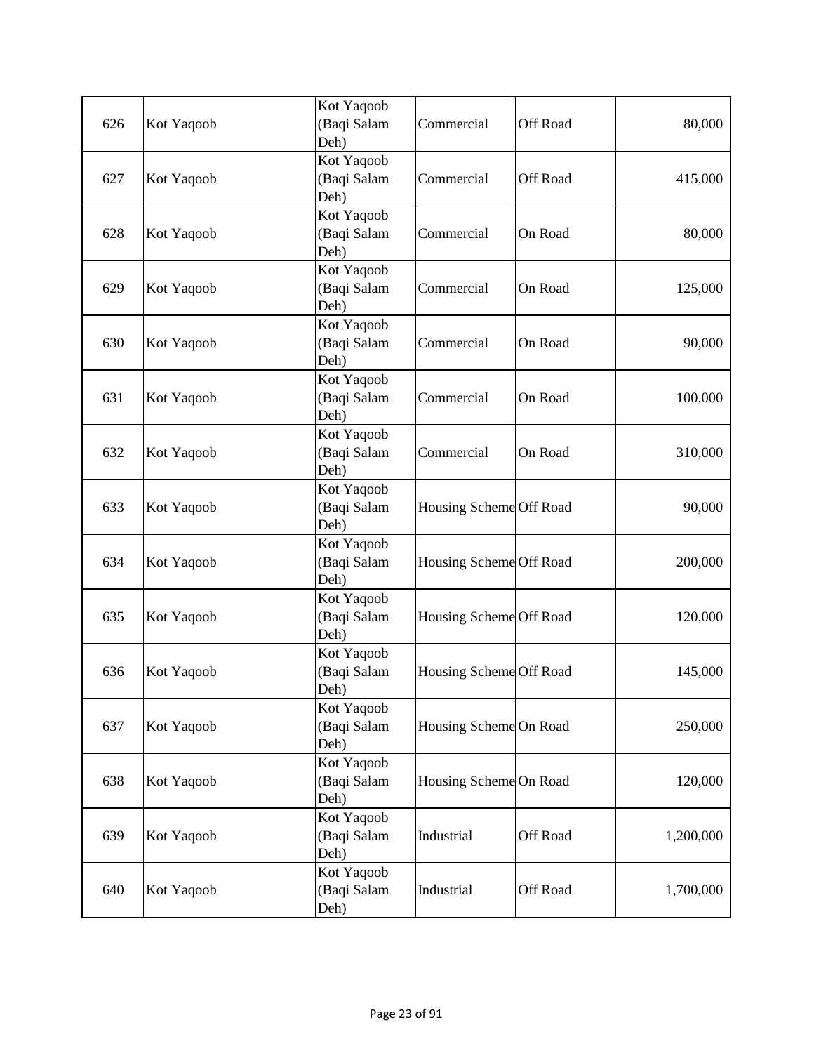| | | | | | |
|---|---|---|---|---|---|
| 626 | Kot Yaqoob | Kot Yaqoob (Baqi Salam Deh) | Commercial | Off Road | 80,000 |
| 627 | Kot Yaqoob | Kot Yaqoob (Baqi Salam Deh) | Commercial | Off Road | 415,000 |
| 628 | Kot Yaqoob | Kot Yaqoob (Baqi Salam Deh) | Commercial | On Road | 80,000 |
| 629 | Kot Yaqoob | Kot Yaqoob (Baqi Salam Deh) | Commercial | On Road | 125,000 |
| 630 | Kot Yaqoob | Kot Yaqoob (Baqi Salam Deh) | Commercial | On Road | 90,000 |
| 631 | Kot Yaqoob | Kot Yaqoob (Baqi Salam Deh) | Commercial | On Road | 100,000 |
| 632 | Kot Yaqoob | Kot Yaqoob (Baqi Salam Deh) | Commercial | On Road | 310,000 |
| 633 | Kot Yaqoob | Kot Yaqoob (Baqi Salam Deh) | Housing Scheme | Off Road | 90,000 |
| 634 | Kot Yaqoob | Kot Yaqoob (Baqi Salam Deh) | Housing Scheme | Off Road | 200,000 |
| 635 | Kot Yaqoob | Kot Yaqoob (Baqi Salam Deh) | Housing Scheme | Off Road | 120,000 |
| 636 | Kot Yaqoob | Kot Yaqoob (Baqi Salam Deh) | Housing Scheme | Off Road | 145,000 |
| 637 | Kot Yaqoob | Kot Yaqoob (Baqi Salam Deh) | Housing Scheme | On Road | 250,000 |
| 638 | Kot Yaqoob | Kot Yaqoob (Baqi Salam Deh) | Housing Scheme | On Road | 120,000 |
| 639 | Kot Yaqoob | Kot Yaqoob (Baqi Salam Deh) | Industrial | Off Road | 1,200,000 |
| 640 | Kot Yaqoob | Kot Yaqoob (Baqi Salam Deh) | Industrial | Off Road | 1,700,000 |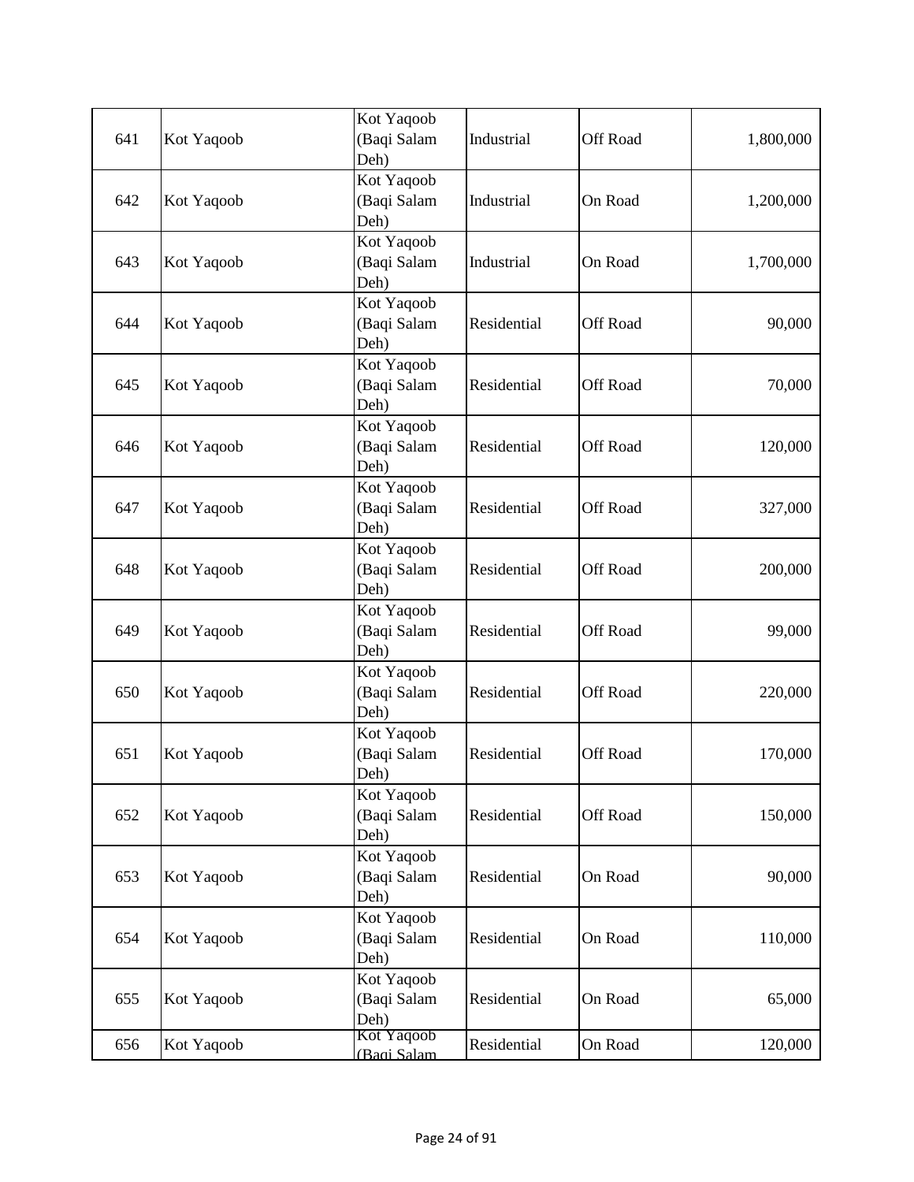| | | | | | |
|---|---|---|---|---|---|
| 641 | Kot Yaqoob | Kot Yaqoob (Baqi Salam Deh) | Industrial | Off Road | 1,800,000 |
| 642 | Kot Yaqoob | Kot Yaqoob (Baqi Salam Deh) | Industrial | On Road | 1,200,000 |
| 643 | Kot Yaqoob | Kot Yaqoob (Baqi Salam Deh) | Industrial | On Road | 1,700,000 |
| 644 | Kot Yaqoob | Kot Yaqoob (Baqi Salam Deh) | Residential | Off Road | 90,000 |
| 645 | Kot Yaqoob | Kot Yaqoob (Baqi Salam Deh) | Residential | Off Road | 70,000 |
| 646 | Kot Yaqoob | Kot Yaqoob (Baqi Salam Deh) | Residential | Off Road | 120,000 |
| 647 | Kot Yaqoob | Kot Yaqoob (Baqi Salam Deh) | Residential | Off Road | 327,000 |
| 648 | Kot Yaqoob | Kot Yaqoob (Baqi Salam Deh) | Residential | Off Road | 200,000 |
| 649 | Kot Yaqoob | Kot Yaqoob (Baqi Salam Deh) | Residential | Off Road | 99,000 |
| 650 | Kot Yaqoob | Kot Yaqoob (Baqi Salam Deh) | Residential | Off Road | 220,000 |
| 651 | Kot Yaqoob | Kot Yaqoob (Baqi Salam Deh) | Residential | Off Road | 170,000 |
| 652 | Kot Yaqoob | Kot Yaqoob (Baqi Salam Deh) | Residential | Off Road | 150,000 |
| 653 | Kot Yaqoob | Kot Yaqoob (Baqi Salam Deh) | Residential | On Road | 90,000 |
| 654 | Kot Yaqoob | Kot Yaqoob (Baqi Salam Deh) | Residential | On Road | 110,000 |
| 655 | Kot Yaqoob | Kot Yaqoob (Baqi Salam Deh) | Residential | On Road | 65,000 |
| 656 | Kot Yaqoob | Kot Yaqoob (Baqi Salam | Residential | On Road | 120,000 |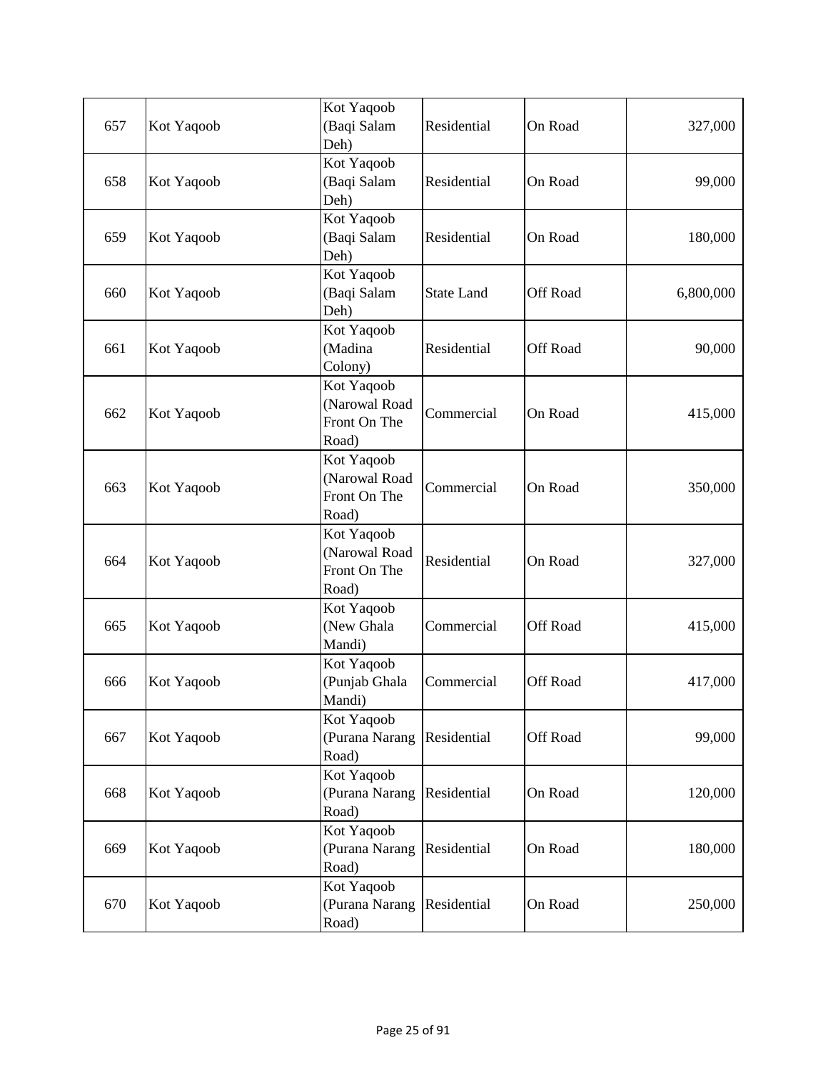| 657 | Kot Yaqoob | Kot Yaqoob (Baqi Salam Deh) | Residential | On Road | 327,000 |
|---|---|---|---|---|---|
| 658 | Kot Yaqoob | Kot Yaqoob (Baqi Salam Deh) | Residential | On Road | 99,000 |
| 659 | Kot Yaqoob | Kot Yaqoob (Baqi Salam Deh) | Residential | On Road | 180,000 |
| 660 | Kot Yaqoob | Kot Yaqoob (Baqi Salam Deh) | State Land | Off Road | 6,800,000 |
| 661 | Kot Yaqoob | Kot Yaqoob (Madina Colony) | Residential | Off Road | 90,000 |
| 662 | Kot Yaqoob | Kot Yaqoob (Narowal Road Front On The Road) | Commercial | On Road | 415,000 |
| 663 | Kot Yaqoob | Kot Yaqoob (Narowal Road Front On The Road) | Commercial | On Road | 350,000 |
| 664 | Kot Yaqoob | Kot Yaqoob (Narowal Road Front On The Road) | Residential | On Road | 327,000 |
| 665 | Kot Yaqoob | Kot Yaqoob (New Ghala Mandi) | Commercial | Off Road | 415,000 |
| 666 | Kot Yaqoob | Kot Yaqoob (Punjab Ghala Mandi) | Commercial | Off Road | 417,000 |
| 667 | Kot Yaqoob | Kot Yaqoob (Purana Narang Road) | Residential | Off Road | 99,000 |
| 668 | Kot Yaqoob | Kot Yaqoob (Purana Narang Road) | Residential | On Road | 120,000 |
| 669 | Kot Yaqoob | Kot Yaqoob (Purana Narang Road) | Residential | On Road | 180,000 |
| 670 | Kot Yaqoob | Kot Yaqoob (Purana Narang Road) | Residential | On Road | 250,000 |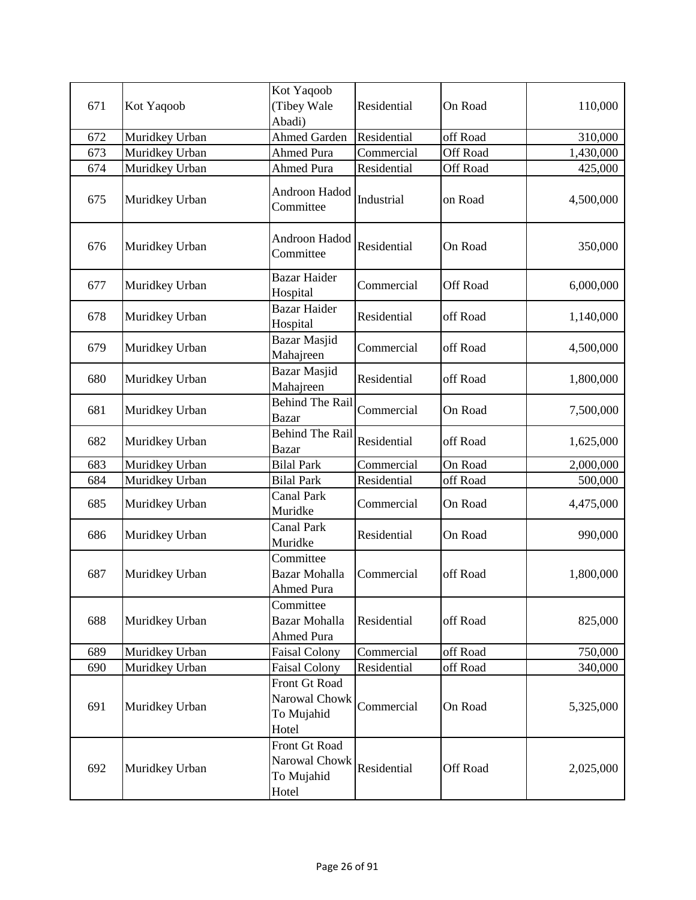| | | | | | |
|---|---|---|---|---|---|
| 671 | Kot Yaqoob | Kot Yaqoob (Tibey Wale Abadi) | Residential | On Road | 110,000 |
| 672 | Muridkey Urban | Ahmed Garden | Residential | off Road | 310,000 |
| 673 | Muridkey Urban | Ahmed Pura | Commercial | Off Road | 1,430,000 |
| 674 | Muridkey Urban | Ahmed Pura | Residential | Off Road | 425,000 |
| 675 | Muridkey Urban | Androon Hadod Committee | Industrial | on Road | 4,500,000 |
| 676 | Muridkey Urban | Androon Hadod Committee | Residential | On Road | 350,000 |
| 677 | Muridkey Urban | Bazar Haider Hospital | Commercial | Off Road | 6,000,000 |
| 678 | Muridkey Urban | Bazar Haider Hospital | Residential | off Road | 1,140,000 |
| 679 | Muridkey Urban | Bazar Masjid Mahajreen | Commercial | off Road | 4,500,000 |
| 680 | Muridkey Urban | Bazar Masjid Mahajreen | Residential | off Road | 1,800,000 |
| 681 | Muridkey Urban | Behind The Rail Bazar | Commercial | On Road | 7,500,000 |
| 682 | Muridkey Urban | Behind The Rail Bazar | Residential | off Road | 1,625,000 |
| 683 | Muridkey Urban | Bilal Park | Commercial | On Road | 2,000,000 |
| 684 | Muridkey Urban | Bilal Park | Residential | off Road | 500,000 |
| 685 | Muridkey Urban | Canal Park Muridke | Commercial | On Road | 4,475,000 |
| 686 | Muridkey Urban | Canal Park Muridke | Residential | On Road | 990,000 |
| 687 | Muridkey Urban | Committee Bazar Mohalla Ahmed Pura | Commercial | off Road | 1,800,000 |
| 688 | Muridkey Urban | Committee Bazar Mohalla Ahmed Pura | Residential | off Road | 825,000 |
| 689 | Muridkey Urban | Faisal Colony | Commercial | off Road | 750,000 |
| 690 | Muridkey Urban | Faisal Colony | Residential | off Road | 340,000 |
| 691 | Muridkey Urban | Front Gt Road Narowal Chowk To Mujahid Hotel | Commercial | On Road | 5,325,000 |
| 692 | Muridkey Urban | Front Gt Road Narowal Chowk To Mujahid Hotel | Residential | Off Road | 2,025,000 |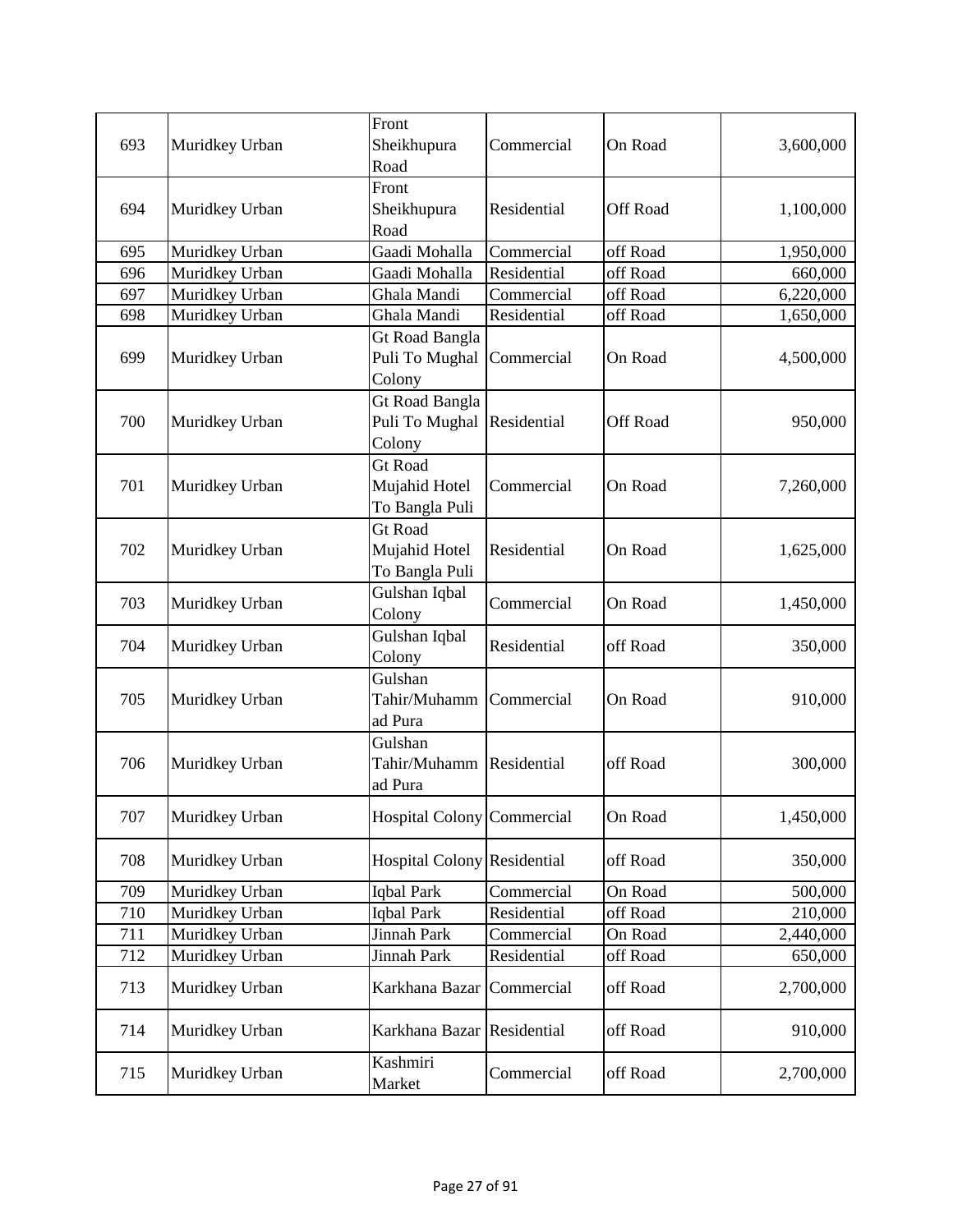| 693 | Muridkey Urban | Front Sheikhupura Road | Commercial | On Road | 3,600,000 |
|---|---|---|---|---|---|
| 694 | Muridkey Urban | Front Sheikhupura Road | Residential | Off Road | 1,100,000 |
| 695 | Muridkey Urban | Gaadi Mohalla | Commercial | off Road | 1,950,000 |
| 696 | Muridkey Urban | Gaadi Mohalla | Residential | off Road | 660,000 |
| 697 | Muridkey Urban | Ghala Mandi | Commercial | off Road | 6,220,000 |
| 698 | Muridkey Urban | Ghala Mandi | Residential | off Road | 1,650,000 |
| 699 | Muridkey Urban | Gt Road Bangla Puli To Mughal Colony | Commercial | On Road | 4,500,000 |
| 700 | Muridkey Urban | Gt Road Bangla Puli To Mughal Colony | Residential | Off Road | 950,000 |
| 701 | Muridkey Urban | Gt Road Mujahid Hotel To Bangla Puli | Commercial | On Road | 7,260,000 |
| 702 | Muridkey Urban | Gt Road Mujahid Hotel To Bangla Puli | Residential | On Road | 1,625,000 |
| 703 | Muridkey Urban | Gulshan Iqbal Colony | Commercial | On Road | 1,450,000 |
| 704 | Muridkey Urban | Gulshan Iqbal Colony | Residential | off Road | 350,000 |
| 705 | Muridkey Urban | Gulshan Tahir/Muhammad Pura | Commercial | On Road | 910,000 |
| 706 | Muridkey Urban | Gulshan Tahir/Muhammad Pura | Residential | off Road | 300,000 |
| 707 | Muridkey Urban | Hospital Colony | Commercial | On Road | 1,450,000 |
| 708 | Muridkey Urban | Hospital Colony | Residential | off Road | 350,000 |
| 709 | Muridkey Urban | Iqbal Park | Commercial | On Road | 500,000 |
| 710 | Muridkey Urban | Iqbal Park | Residential | off Road | 210,000 |
| 711 | Muridkey Urban | Jinnah Park | Commercial | On Road | 2,440,000 |
| 712 | Muridkey Urban | Jinnah Park | Residential | off Road | 650,000 |
| 713 | Muridkey Urban | Karkhana Bazar | Commercial | off Road | 2,700,000 |
| 714 | Muridkey Urban | Karkhana Bazar | Residential | off Road | 910,000 |
| 715 | Muridkey Urban | Kashmiri Market | Commercial | off Road | 2,700,000 |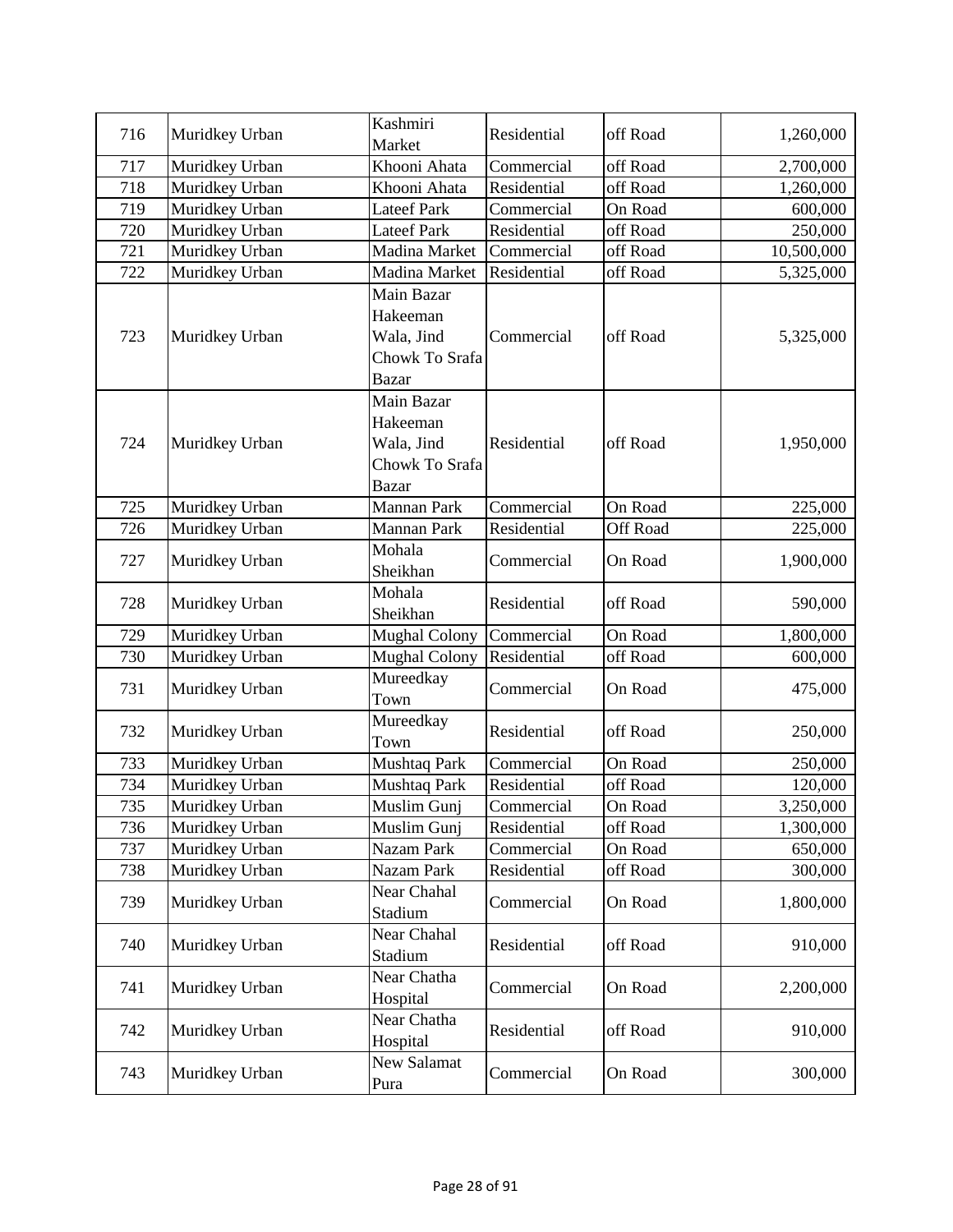| 716 | Muridkey Urban | Kashmiri Market | Residential | off Road | 1,260,000 |
|---|---|---|---|---|---|
| 717 | Muridkey Urban | Khooni Ahata | Commercial | off Road | 2,700,000 |
| 718 | Muridkey Urban | Khooni Ahata | Residential | off Road | 1,260,000 |
| 719 | Muridkey Urban | Lateef Park | Commercial | On Road | 600,000 |
| 720 | Muridkey Urban | Lateef Park | Residential | off Road | 250,000 |
| 721 | Muridkey Urban | Madina Market | Commercial | off Road | 10,500,000 |
| 722 | Muridkey Urban | Madina Market | Residential | off Road | 5,325,000 |
| 723 | Muridkey Urban | Main Bazar Hakeeman Wala, Jind Chowk To Srafa Bazar | Commercial | off Road | 5,325,000 |
| 724 | Muridkey Urban | Main Bazar Hakeeman Wala, Jind Chowk To Srafa Bazar | Residential | off Road | 1,950,000 |
| 725 | Muridkey Urban | Mannan Park | Commercial | On Road | 225,000 |
| 726 | Muridkey Urban | Mannan Park | Residential | Off Road | 225,000 |
| 727 | Muridkey Urban | Mohala Sheikhan | Commercial | On Road | 1,900,000 |
| 728 | Muridkey Urban | Mohala Sheikhan | Residential | off Road | 590,000 |
| 729 | Muridkey Urban | Mughal Colony | Commercial | On Road | 1,800,000 |
| 730 | Muridkey Urban | Mughal Colony | Residential | off Road | 600,000 |
| 731 | Muridkey Urban | Mureedkay Town | Commercial | On Road | 475,000 |
| 732 | Muridkey Urban | Mureedkay Town | Residential | off Road | 250,000 |
| 733 | Muridkey Urban | Mushtaq Park | Commercial | On Road | 250,000 |
| 734 | Muridkey Urban | Mushtaq Park | Residential | off Road | 120,000 |
| 735 | Muridkey Urban | Muslim Gunj | Commercial | On Road | 3,250,000 |
| 736 | Muridkey Urban | Muslim Gunj | Residential | off Road | 1,300,000 |
| 737 | Muridkey Urban | Nazam Park | Commercial | On Road | 650,000 |
| 738 | Muridkey Urban | Nazam Park | Residential | off Road | 300,000 |
| 739 | Muridkey Urban | Near Chahal Stadium | Commercial | On Road | 1,800,000 |
| 740 | Muridkey Urban | Near Chahal Stadium | Residential | off Road | 910,000 |
| 741 | Muridkey Urban | Near Chatha Hospital | Commercial | On Road | 2,200,000 |
| 742 | Muridkey Urban | Near Chatha Hospital | Residential | off Road | 910,000 |
| 743 | Muridkey Urban | New Salamat Pura | Commercial | On Road | 300,000 |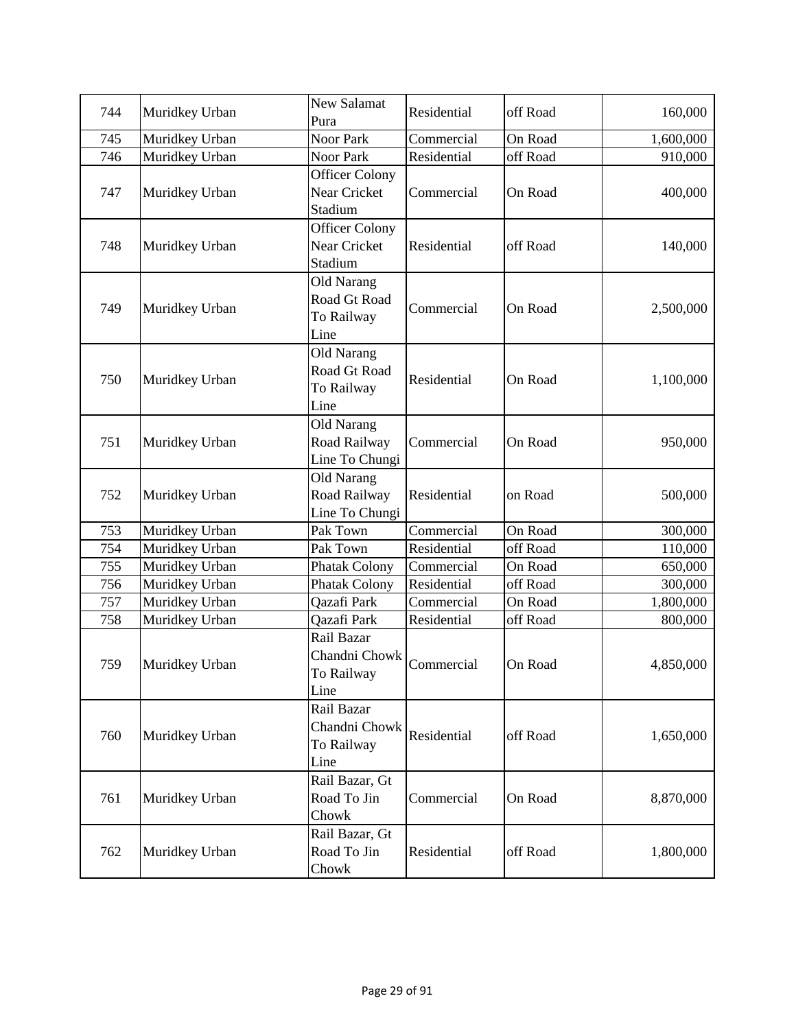| 744 | Muridkey Urban | New Salamat Pura | Residential | off Road | 160,000 |
|---|---|---|---|---|---|
| 745 | Muridkey Urban | Noor Park | Commercial | On Road | 1,600,000 |
| 746 | Muridkey Urban | Noor Park | Residential | off Road | 910,000 |
| 747 | Muridkey Urban | Officer Colony Near Cricket Stadium | Commercial | On Road | 400,000 |
| 748 | Muridkey Urban | Officer Colony Near Cricket Stadium | Residential | off Road | 140,000 |
| 749 | Muridkey Urban | Old Narang Road Gt Road To Railway Line | Commercial | On Road | 2,500,000 |
| 750 | Muridkey Urban | Old Narang Road Gt Road To Railway Line | Residential | On Road | 1,100,000 |
| 751 | Muridkey Urban | Old Narang Road Railway Line To Chungi | Commercial | On Road | 950,000 |
| 752 | Muridkey Urban | Old Narang Road Railway Line To Chungi | Residential | on Road | 500,000 |
| 753 | Muridkey Urban | Pak Town | Commercial | On Road | 300,000 |
| 754 | Muridkey Urban | Pak Town | Residential | off Road | 110,000 |
| 755 | Muridkey Urban | Phatak Colony | Commercial | On Road | 650,000 |
| 756 | Muridkey Urban | Phatak Colony | Residential | off Road | 300,000 |
| 757 | Muridkey Urban | Qazafi Park | Commercial | On Road | 1,800,000 |
| 758 | Muridkey Urban | Qazafi Park | Residential | off Road | 800,000 |
| 759 | Muridkey Urban | Rail Bazar Chandni Chowk To Railway Line | Commercial | On Road | 4,850,000 |
| 760 | Muridkey Urban | Rail Bazar Chandni Chowk To Railway Line | Residential | off Road | 1,650,000 |
| 761 | Muridkey Urban | Rail Bazar, Gt Road To Jin Chowk | Commercial | On Road | 8,870,000 |
| 762 | Muridkey Urban | Rail Bazar, Gt Road To Jin Chowk | Residential | off Road | 1,800,000 |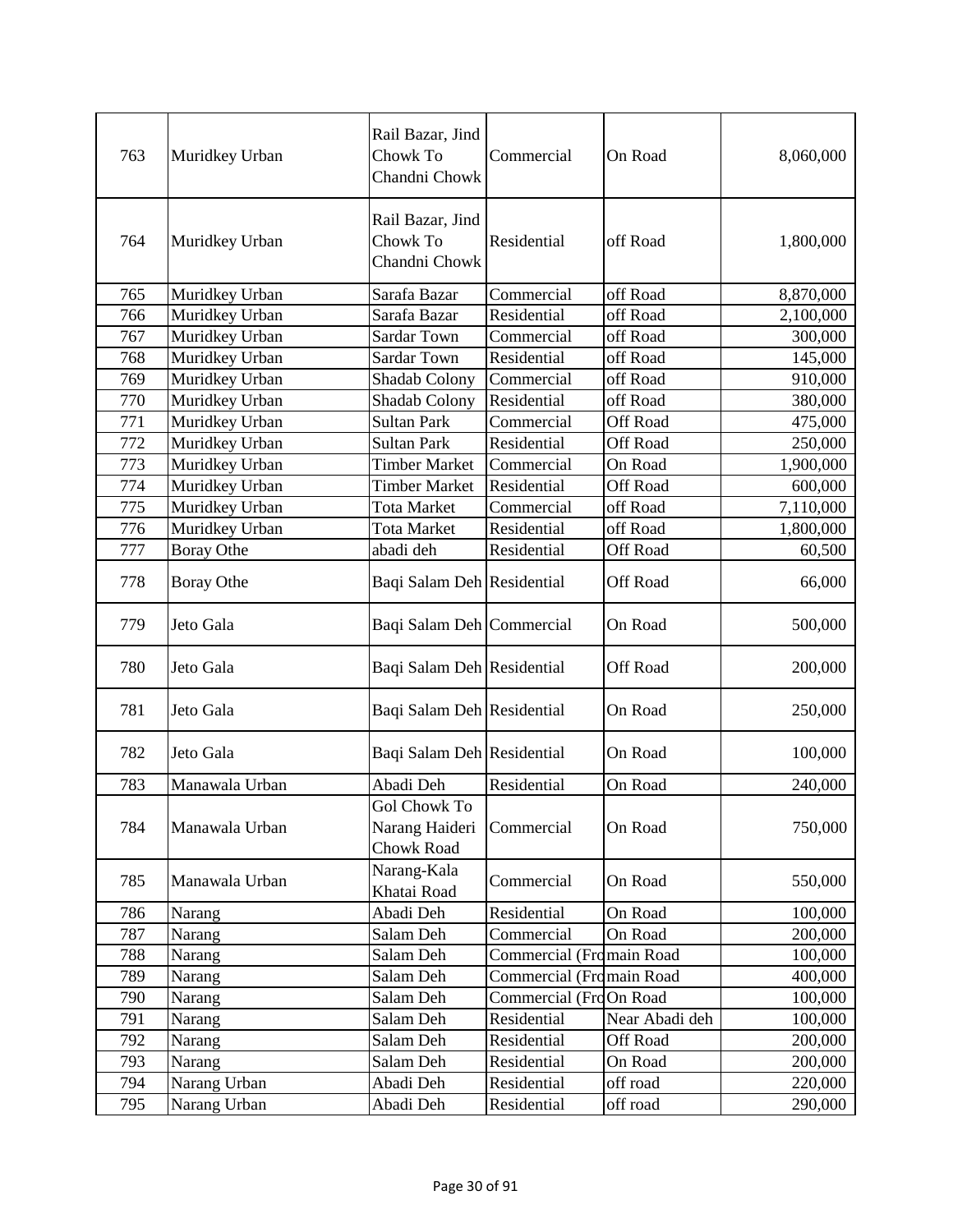| 763 | Muridkey Urban | Rail Bazar, Jind Chowk To Chandni Chowk | Commercial | On Road | 8,060,000 |
|---|---|---|---|---|---|
| 764 | Muridkey Urban | Rail Bazar, Jind Chowk To Chandni Chowk | Residential | off Road | 1,800,000 |
| 765 | Muridkey Urban | Sarafa Bazar | Commercial | off Road | 8,870,000 |
| 766 | Muridkey Urban | Sarafa Bazar | Residential | off Road | 2,100,000 |
| 767 | Muridkey Urban | Sardar Town | Commercial | off Road | 300,000 |
| 768 | Muridkey Urban | Sardar Town | Residential | off Road | 145,000 |
| 769 | Muridkey Urban | Shadab Colony | Commercial | off Road | 910,000 |
| 770 | Muridkey Urban | Shadab Colony | Residential | off Road | 380,000 |
| 771 | Muridkey Urban | Sultan Park | Commercial | Off Road | 475,000 |
| 772 | Muridkey Urban | Sultan Park | Residential | Off Road | 250,000 |
| 773 | Muridkey Urban | Timber Market | Commercial | On Road | 1,900,000 |
| 774 | Muridkey Urban | Timber Market | Residential | Off Road | 600,000 |
| 775 | Muridkey Urban | Tota Market | Commercial | off Road | 7,110,000 |
| 776 | Muridkey Urban | Tota Market | Residential | off Road | 1,800,000 |
| 777 | Boray Othe | abadi deh | Residential | Off Road | 60,500 |
| 778 | Boray Othe | Baqi Salam Deh | Residential | Off Road | 66,000 |
| 779 | Jeto Gala | Baqi Salam Deh | Commercial | On Road | 500,000 |
| 780 | Jeto Gala | Baqi Salam Deh | Residential | Off Road | 200,000 |
| 781 | Jeto Gala | Baqi Salam Deh | Residential | On Road | 250,000 |
| 782 | Jeto Gala | Baqi Salam Deh | Residential | On Road | 100,000 |
| 783 | Manawala Urban | Abadi Deh | Residential | On Road | 240,000 |
| 784 | Manawala Urban | Gol Chowk To Narang Haideri Chowk Road | Commercial | On Road | 750,000 |
| 785 | Manawala Urban | Narang-Kala Khatai Road | Commercial | On Road | 550,000 |
| 786 | Narang | Abadi Deh | Residential | On Road | 100,000 |
| 787 | Narang | Salam Deh | Commercial | On Road | 200,000 |
| 788 | Narang | Salam Deh | Commercial (Fro | main Road | 100,000 |
| 789 | Narang | Salam Deh | Commercial (Fro | main Road | 400,000 |
| 790 | Narang | Salam Deh | Commercial (Fro | On Road | 100,000 |
| 791 | Narang | Salam Deh | Residential | Near Abadi deh | 100,000 |
| 792 | Narang | Salam Deh | Residential | Off Road | 200,000 |
| 793 | Narang | Salam Deh | Residential | On Road | 200,000 |
| 794 | Narang Urban | Abadi Deh | Residential | off road | 220,000 |
| 795 | Narang Urban | Abadi Deh | Residential | off road | 290,000 |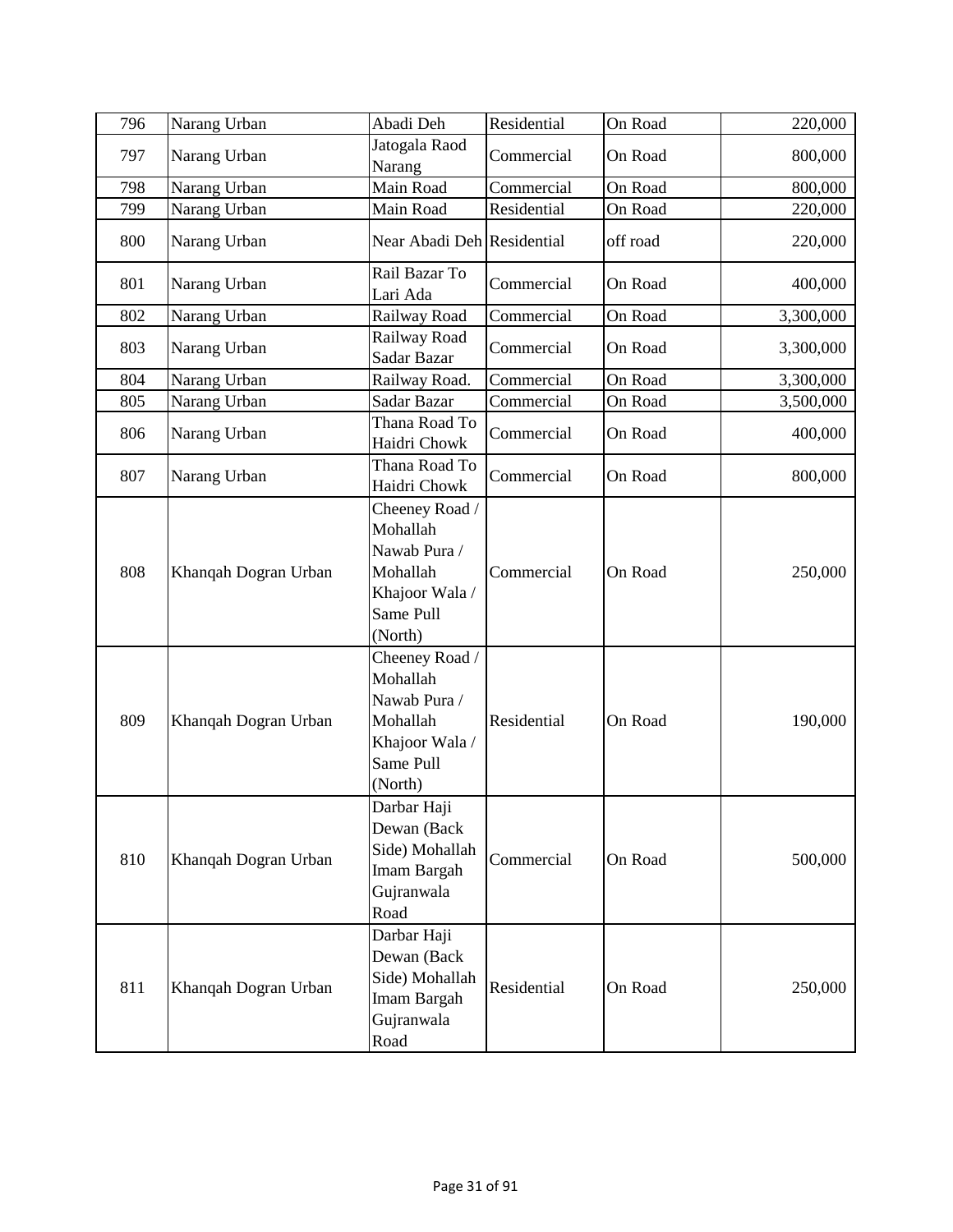| 796 | Narang Urban | Abadi Deh | Residential | On Road | 220,000 |
|---|---|---|---|---|---|
| 797 | Narang Urban | Jatogala Raod Narang | Commercial | On Road | 800,000 |
| 798 | Narang Urban | Main Road | Commercial | On Road | 800,000 |
| 799 | Narang Urban | Main Road | Residential | On Road | 220,000 |
| 800 | Narang Urban | Near Abadi Deh | Residential | off road | 220,000 |
| 801 | Narang Urban | Rail Bazar To Lari Ada | Commercial | On Road | 400,000 |
| 802 | Narang Urban | Railway Road | Commercial | On Road | 3,300,000 |
| 803 | Narang Urban | Railway Road Sadar Bazar | Commercial | On Road | 3,300,000 |
| 804 | Narang Urban | Railway Road. | Commercial | On Road | 3,300,000 |
| 805 | Narang Urban | Sadar Bazar | Commercial | On Road | 3,500,000 |
| 806 | Narang Urban | Thana Road To Haidri Chowk | Commercial | On Road | 400,000 |
| 807 | Narang Urban | Thana Road To Haidri Chowk | Commercial | On Road | 800,000 |
| 808 | Khanqah Dogran Urban | Cheeney Road / Mohallah Nawab Pura / Mohallah Khajoor Wala / Same Pull (North) | Commercial | On Road | 250,000 |
| 809 | Khanqah Dogran Urban | Cheeney Road / Mohallah Nawab Pura / Mohallah Khajoor Wala / Same Pull (North) | Residential | On Road | 190,000 |
| 810 | Khanqah Dogran Urban | Darbar Haji Dewan (Back Side) Mohallah Imam Bargah Gujranwala Road | Commercial | On Road | 500,000 |
| 811 | Khanqah Dogran Urban | Darbar Haji Dewan (Back Side) Mohallah Imam Bargah Gujranwala Road | Residential | On Road | 250,000 |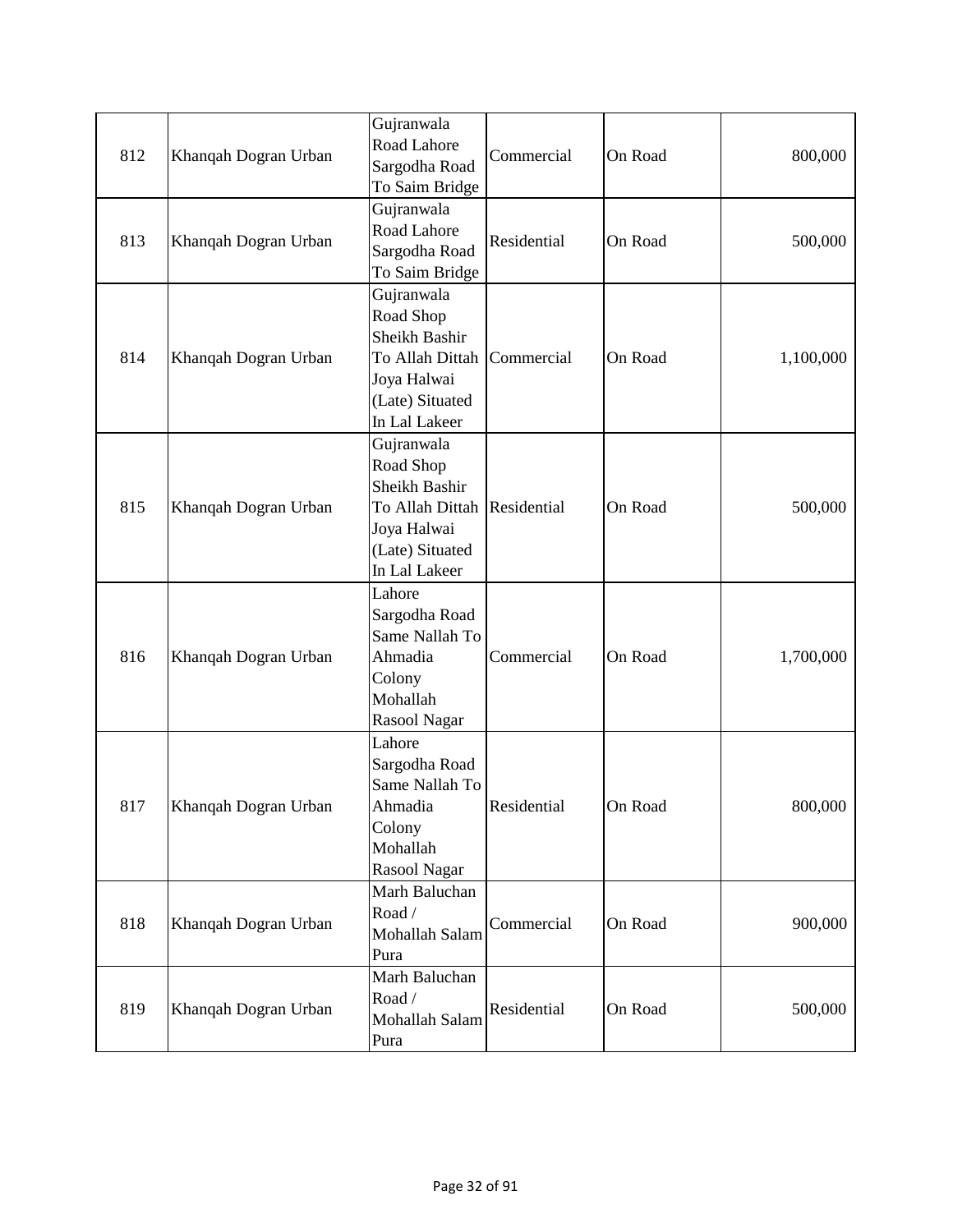| 812 | Khanqah Dogran Urban | Gujranwala Road Lahore Sargodha Road To Saim Bridge | Commercial | On Road | 800,000 |
|---|---|---|---|---|---|
| 813 | Khanqah Dogran Urban | Gujranwala Road Lahore Sargodha Road To Saim Bridge | Residential | On Road | 500,000 |
| 814 | Khanqah Dogran Urban | Gujranwala Road Shop Sheikh Bashir To Allah Dittah Joya Halwai (Late) Situated In Lal Lakeer | Commercial | On Road | 1,100,000 |
| 815 | Khanqah Dogran Urban | Gujranwala Road Shop Sheikh Bashir To Allah Dittah Joya Halwai (Late) Situated In Lal Lakeer | Residential | On Road | 500,000 |
| 816 | Khanqah Dogran Urban | Lahore Sargodha Road Same Nallah To Ahmadia Colony Mohallah Rasool Nagar | Commercial | On Road | 1,700,000 |
| 817 | Khanqah Dogran Urban | Lahore Sargodha Road Same Nallah To Ahmadia Colony Mohallah Rasool Nagar | Residential | On Road | 800,000 |
| 818 | Khanqah Dogran Urban | Marh Baluchan Road / Mohallah Salam Pura | Commercial | On Road | 900,000 |
| 819 | Khanqah Dogran Urban | Marh Baluchan Road / Mohallah Salam Pura | Residential | On Road | 500,000 |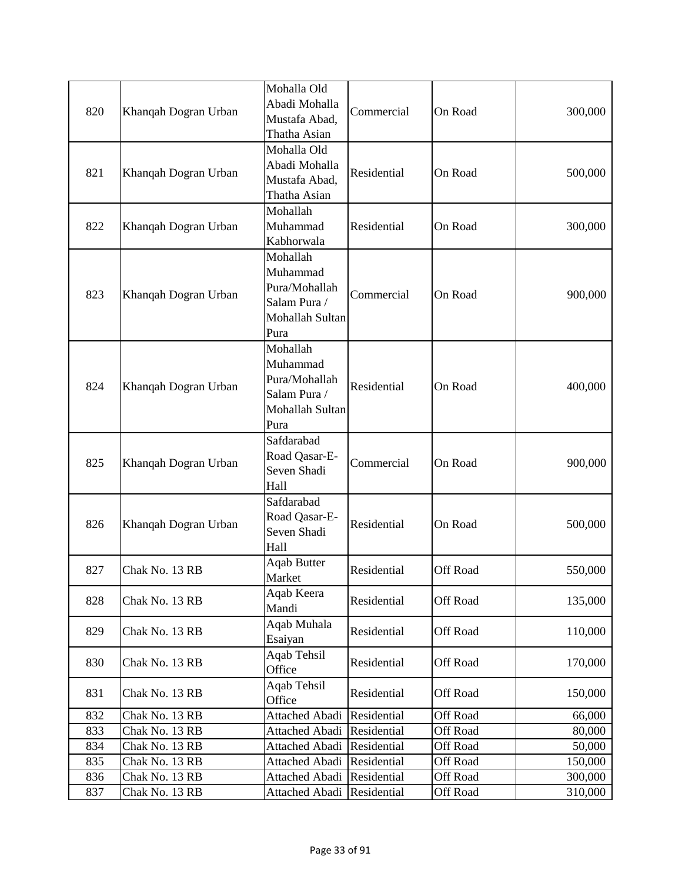| 820 | Khanqah Dogran Urban | Mohalla Old Abadi Mohalla Mustafa Abad, Thatha Asian | Commercial | On Road | 300,000 |
|---|---|---|---|---|---|
| 821 | Khanqah Dogran Urban | Mohalla Old Abadi Mohalla Mustafa Abad, Thatha Asian | Residential | On Road | 500,000 |
| 822 | Khanqah Dogran Urban | Mohallah Muhammad Kabhorwala | Residential | On Road | 300,000 |
| 823 | Khanqah Dogran Urban | Mohallah Muhammad Pura/Mohallah Salam Pura / Mohallah Sultan Pura | Commercial | On Road | 900,000 |
| 824 | Khanqah Dogran Urban | Mohallah Muhammad Pura/Mohallah Salam Pura / Mohallah Sultan Pura | Residential | On Road | 400,000 |
| 825 | Khanqah Dogran Urban | Safdarabad Road Qasar-E-Seven Shadi Hall | Commercial | On Road | 900,000 |
| 826 | Khanqah Dogran Urban | Safdarabad Road Qasar-E-Seven Shadi Hall | Residential | On Road | 500,000 |
| 827 | Chak No. 13 RB | Aqab Butter Market | Residential | Off Road | 550,000 |
| 828 | Chak No. 13 RB | Aqab Keera Mandi | Residential | Off Road | 135,000 |
| 829 | Chak No. 13 RB | Aqab Muhala Esaiyan | Residential | Off Road | 110,000 |
| 830 | Chak No. 13 RB | Aqab Tehsil Office | Residential | Off Road | 170,000 |
| 831 | Chak No. 13 RB | Aqab Tehsil Office | Residential | Off Road | 150,000 |
| 832 | Chak No. 13 RB | Attached Abadi | Residential | Off Road | 66,000 |
| 833 | Chak No. 13 RB | Attached Abadi | Residential | Off Road | 80,000 |
| 834 | Chak No. 13 RB | Attached Abadi | Residential | Off Road | 50,000 |
| 835 | Chak No. 13 RB | Attached Abadi | Residential | Off Road | 150,000 |
| 836 | Chak No. 13 RB | Attached Abadi | Residential | Off Road | 300,000 |
| 837 | Chak No. 13 RB | Attached Abadi | Residential | Off Road | 310,000 |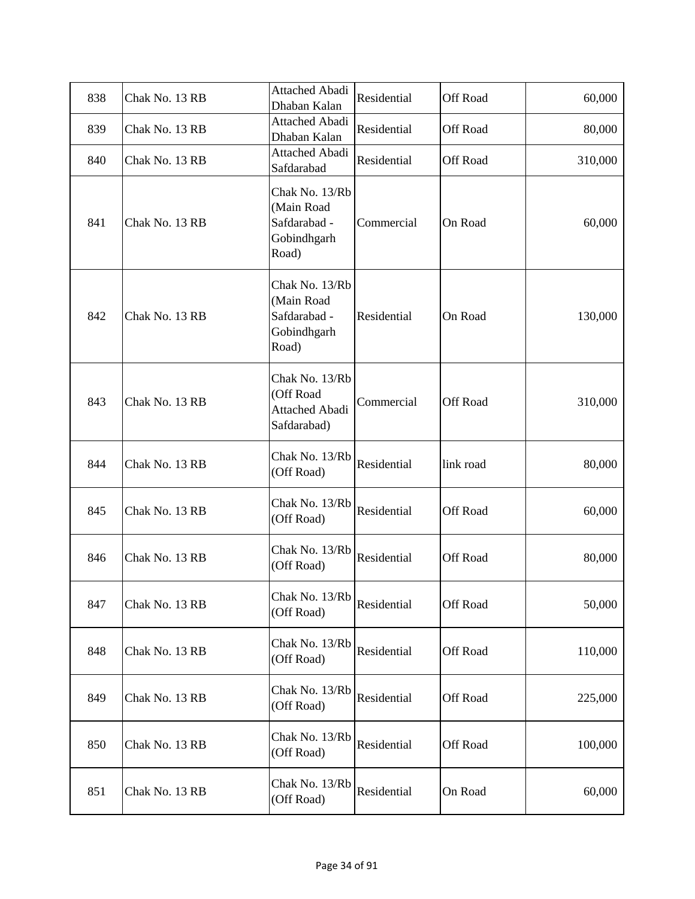| 838 | Chak No. 13 RB | Attached Abadi Dhaban Kalan | Residential | Off Road | 60,000 |
|---|---|---|---|---|---|
| 839 | Chak No. 13 RB | Attached Abadi Dhaban Kalan | Residential | Off Road | 80,000 |
| 840 | Chak No. 13 RB | Attached Abadi Safdarabad | Residential | Off Road | 310,000 |
| 841 | Chak No. 13 RB | Chak No. 13/Rb (Main Road Safdarabad - Gobindhgarh Road) | Commercial | On Road | 60,000 |
| 842 | Chak No. 13 RB | Chak No. 13/Rb (Main Road Safdarabad - Gobindhgarh Road) | Residential | On Road | 130,000 |
| 843 | Chak No. 13 RB | Chak No. 13/Rb (Off Road Attached Abadi Safdarabad) | Commercial | Off Road | 310,000 |
| 844 | Chak No. 13 RB | Chak No. 13/Rb (Off Road) | Residential | link road | 80,000 |
| 845 | Chak No. 13 RB | Chak No. 13/Rb (Off Road) | Residential | Off Road | 60,000 |
| 846 | Chak No. 13 RB | Chak No. 13/Rb (Off Road) | Residential | Off Road | 80,000 |
| 847 | Chak No. 13 RB | Chak No. 13/Rb (Off Road) | Residential | Off Road | 50,000 |
| 848 | Chak No. 13 RB | Chak No. 13/Rb (Off Road) | Residential | Off Road | 110,000 |
| 849 | Chak No. 13 RB | Chak No. 13/Rb (Off Road) | Residential | Off Road | 225,000 |
| 850 | Chak No. 13 RB | Chak No. 13/Rb (Off Road) | Residential | Off Road | 100,000 |
| 851 | Chak No. 13 RB | Chak No. 13/Rb (Off Road) | Residential | On Road | 60,000 |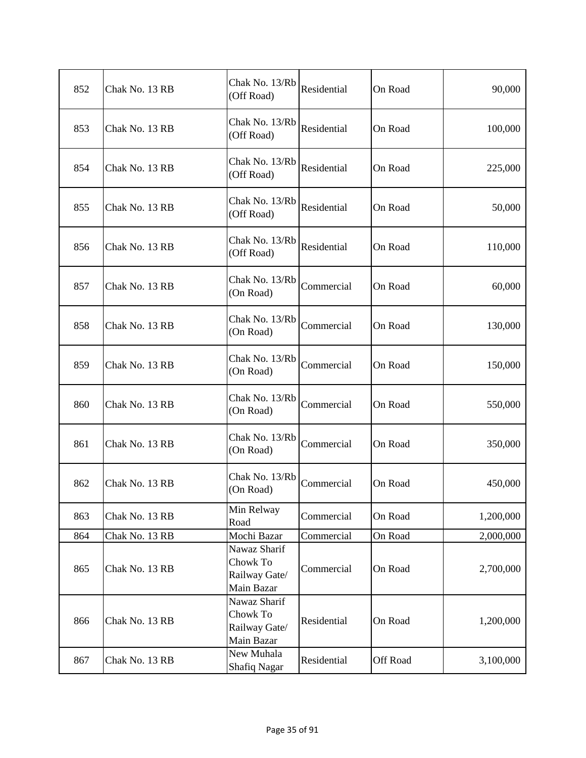| 852 | Chak No. 13 RB | Chak No. 13/Rb (Off Road) | Residential | On Road | 90,000 |
|---|---|---|---|---|---|
| 853 | Chak No. 13 RB | Chak No. 13/Rb (Off Road) | Residential | On Road | 100,000 |
| 854 | Chak No. 13 RB | Chak No. 13/Rb (Off Road) | Residential | On Road | 225,000 |
| 855 | Chak No. 13 RB | Chak No. 13/Rb (Off Road) | Residential | On Road | 50,000 |
| 856 | Chak No. 13 RB | Chak No. 13/Rb (Off Road) | Residential | On Road | 110,000 |
| 857 | Chak No. 13 RB | Chak No. 13/Rb (On Road) | Commercial | On Road | 60,000 |
| 858 | Chak No. 13 RB | Chak No. 13/Rb (On Road) | Commercial | On Road | 130,000 |
| 859 | Chak No. 13 RB | Chak No. 13/Rb (On Road) | Commercial | On Road | 150,000 |
| 860 | Chak No. 13 RB | Chak No. 13/Rb (On Road) | Commercial | On Road | 550,000 |
| 861 | Chak No. 13 RB | Chak No. 13/Rb (On Road) | Commercial | On Road | 350,000 |
| 862 | Chak No. 13 RB | Chak No. 13/Rb (On Road) | Commercial | On Road | 450,000 |
| 863 | Chak No. 13 RB | Min Relway Road | Commercial | On Road | 1,200,000 |
| 864 | Chak No. 13 RB | Mochi Bazar | Commercial | On Road | 2,000,000 |
| 865 | Chak No. 13 RB | Nawaz Sharif Chowk To Railway Gate/ Main Bazar | Commercial | On Road | 2,700,000 |
| 866 | Chak No. 13 RB | Nawaz Sharif Chowk To Railway Gate/ Main Bazar | Residential | On Road | 1,200,000 |
| 867 | Chak No. 13 RB | New Muhala Shafiq Nagar | Residential | Off Road | 3,100,000 |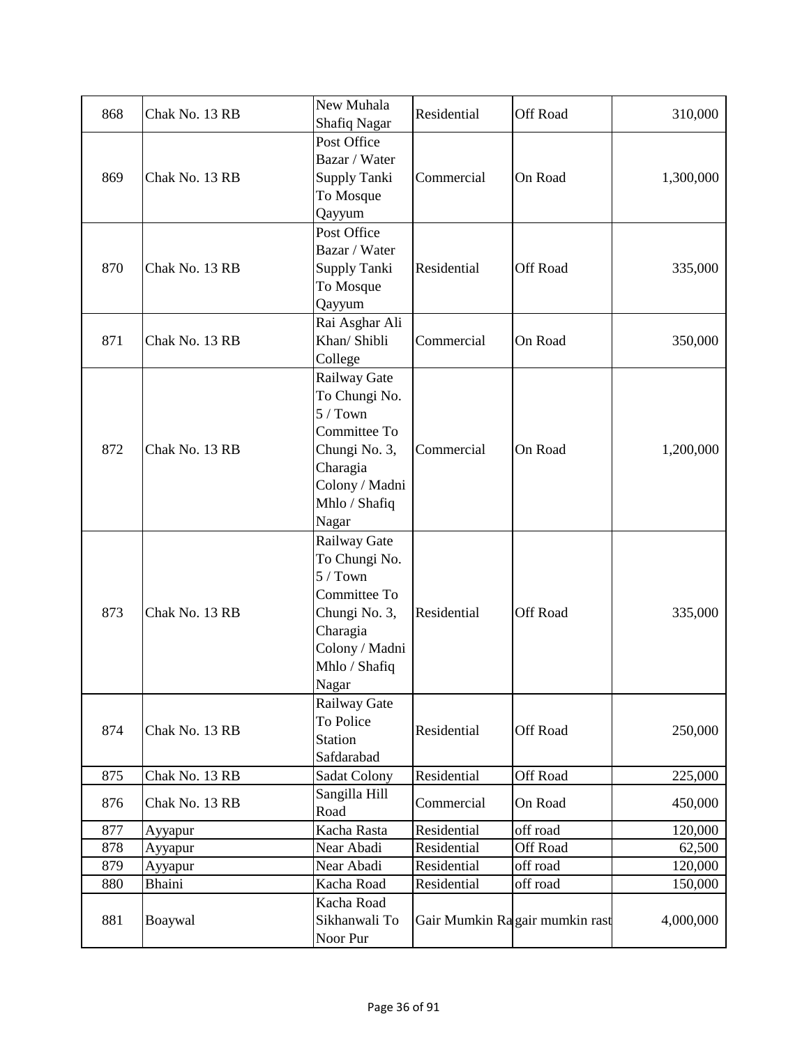| 868 | Chak No. 13 RB | New Muhala Shafiq Nagar | Residential | Off Road | 310,000 |
|---|---|---|---|---|---|
| 869 | Chak No. 13 RB | Post Office Bazar / Water Supply Tanki To Mosque Qayyum | Commercial | On Road | 1,300,000 |
| 870 | Chak No. 13 RB | Post Office Bazar / Water Supply Tanki To Mosque Qayyum | Residential | Off Road | 335,000 |
| 871 | Chak No. 13 RB | Rai Asghar Ali Khan/ Shibli College | Commercial | On Road | 350,000 |
| 872 | Chak No. 13 RB | Railway Gate To Chungi No. 5 / Town Committee To Chungi No. 3, Charagia Colony / Madni Mhlo / Shafiq Nagar | Commercial | On Road | 1,200,000 |
| 873 | Chak No. 13 RB | Railway Gate To Chungi No. 5 / Town Committee To Chungi No. 3, Charagia Colony / Madni Mhlo / Shafiq Nagar | Residential | Off Road | 335,000 |
| 874 | Chak No. 13 RB | Railway Gate To Police Station Safdarabad | Residential | Off Road | 250,000 |
| 875 | Chak No. 13 RB | Sadat Colony | Residential | Off Road | 225,000 |
| 876 | Chak No. 13 RB | Sangilla Hill Road | Commercial | On Road | 450,000 |
| 877 | Ayyapur | Kacha Rasta | Residential | off road | 120,000 |
| 878 | Ayyapur | Near Abadi | Residential | Off Road | 62,500 |
| 879 | Ayyapur | Near Abadi | Residential | off road | 120,000 |
| 880 | Bhaini | Kacha Road | Residential | off road | 150,000 |
| 881 | Boaywal | Kacha Road Sikhanwali To Noor Pur | Gair Mumkin Ra | gair mumkin rast | 4,000,000 |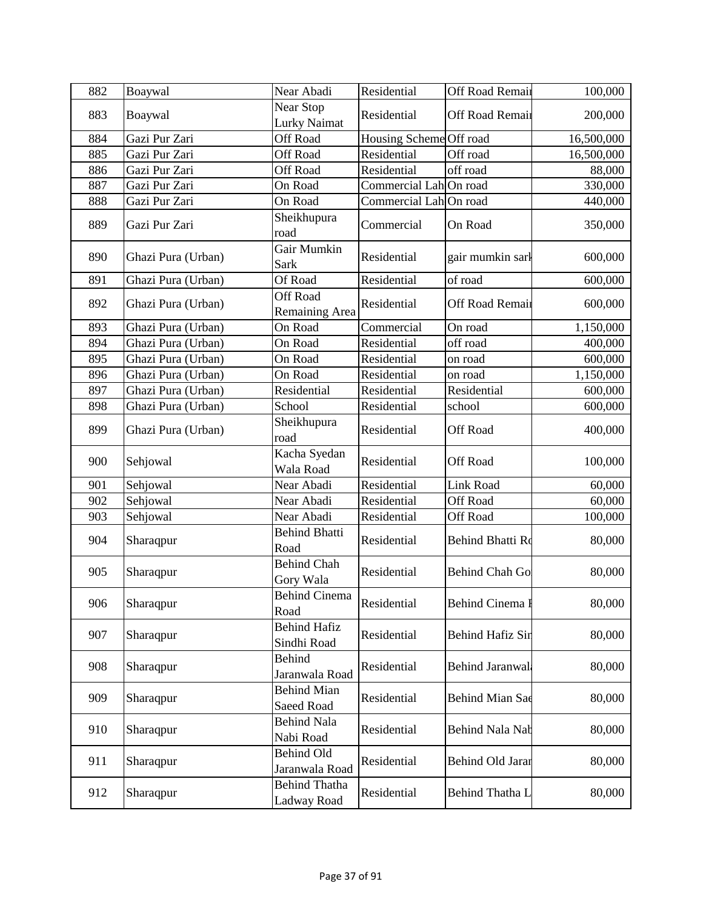| 882 | Boaywal | Near Abadi | Residential | Off Road Remair | 100,000 |
|---|---|---|---|---|---|
| 883 | Boaywal | Near Stop Lurky Naimat | Residential | Off Road Remair | 200,000 |
| 884 | Gazi Pur Zari | Off Road | Housing Scheme | Off road | 16,500,000 |
| 885 | Gazi Pur Zari | Off Road | Residential | Off road | 16,500,000 |
| 886 | Gazi Pur Zari | Off Road | Residential | off road | 88,000 |
| 887 | Gazi Pur Zari | On Road | Commercial Lah | On road | 330,000 |
| 888 | Gazi Pur Zari | On Road | Commercial Lah | On road | 440,000 |
| 889 | Gazi Pur Zari | Sheikhupura road | Commercial | On Road | 350,000 |
| 890 | Ghazi Pura (Urban) | Gair Mumkin Sark | Residential | gair mumkin sark | 600,000 |
| 891 | Ghazi Pura (Urban) | Of Road | Residential | of road | 600,000 |
| 892 | Ghazi Pura (Urban) | Off Road Remaining Area | Residential | Off Road Remair | 600,000 |
| 893 | Ghazi Pura (Urban) | On Road | Commercial | On road | 1,150,000 |
| 894 | Ghazi Pura (Urban) | On Road | Residential | off road | 400,000 |
| 895 | Ghazi Pura (Urban) | On Road | Residential | on road | 600,000 |
| 896 | Ghazi Pura (Urban) | On Road | Residential | on road | 1,150,000 |
| 897 | Ghazi Pura (Urban) | Residential | Residential | Residential | 600,000 |
| 898 | Ghazi Pura (Urban) | School | Residential | school | 600,000 |
| 899 | Ghazi Pura (Urban) | Sheikhupura road | Residential | Off Road | 400,000 |
| 900 | Sehjowal | Kacha Syedan Wala Road | Residential | Off Road | 100,000 |
| 901 | Sehjowal | Near Abadi | Residential | Link Road | 60,000 |
| 902 | Sehjowal | Near Abadi | Residential | Off Road | 60,000 |
| 903 | Sehjowal | Near Abadi | Residential | Off Road | 100,000 |
| 904 | Sharaqpur | Behind Bhatti Road | Residential | Behind Bhatti Ro | 80,000 |
| 905 | Sharaqpur | Behind Chah Gory Wala | Residential | Behind Chah Go | 80,000 |
| 906 | Sharaqpur | Behind Cinema Road | Residential | Behind Cinema I | 80,000 |
| 907 | Sharaqpur | Behind Hafiz Sindhi Road | Residential | Behind Hafiz Sir | 80,000 |
| 908 | Sharaqpur | Behind Jaranwala Road | Residential | Behind Jaranwal | 80,000 |
| 909 | Sharaqpur | Behind Mian Saeed Road | Residential | Behind Mian Sae | 80,000 |
| 910 | Sharaqpur | Behind Nala Nabi Road | Residential | Behind Nala Nab | 80,000 |
| 911 | Sharaqpur | Behind Old Jaranwala Road | Residential | Behind Old Jarar | 80,000 |
| 912 | Sharaqpur | Behind Thatha Ladway Road | Residential | Behind Thatha L | 80,000 |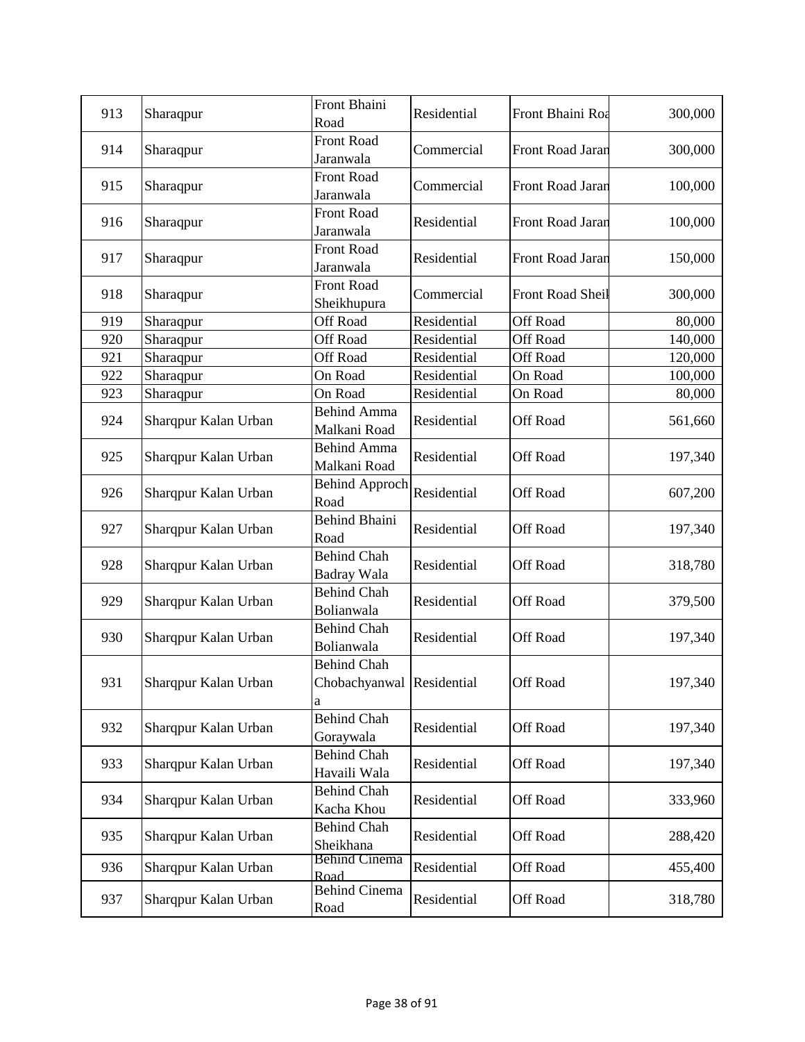| 913 | Sharaqpur | Front Bhaini Road | Residential | Front Bhaini Roa | 300,000 |
|---|---|---|---|---|---|
| 914 | Sharaqpur | Front Road Jaranwala | Commercial | Front Road Jaran | 300,000 |
| 915 | Sharaqpur | Front Road Jaranwala | Commercial | Front Road Jaran | 100,000 |
| 916 | Sharaqpur | Front Road Jaranwala | Residential | Front Road Jaran | 100,000 |
| 917 | Sharaqpur | Front Road Jaranwala | Residential | Front Road Jaran | 150,000 |
| 918 | Sharaqpur | Front Road Sheikhupura | Commercial | Front Road Sheil | 300,000 |
| 919 | Sharaqpur | Off Road | Residential | Off Road | 80,000 |
| 920 | Sharaqpur | Off Road | Residential | Off Road | 140,000 |
| 921 | Sharaqpur | Off Road | Residential | Off Road | 120,000 |
| 922 | Sharaqpur | On Road | Residential | On Road | 100,000 |
| 923 | Sharaqpur | On Road | Residential | On Road | 80,000 |
| 924 | Sharqpur Kalan Urban | Behind Amma Malkani Road | Residential | Off Road | 561,660 |
| 925 | Sharqpur Kalan Urban | Behind Amma Malkani Road | Residential | Off Road | 197,340 |
| 926 | Sharqpur Kalan Urban | Behind Approch Road | Residential | Off Road | 607,200 |
| 927 | Sharqpur Kalan Urban | Behind Bhaini Road | Residential | Off Road | 197,340 |
| 928 | Sharqpur Kalan Urban | Behind Chah Badray Wala | Residential | Off Road | 318,780 |
| 929 | Sharqpur Kalan Urban | Behind Chah Bolianwala | Residential | Off Road | 379,500 |
| 930 | Sharqpur Kalan Urban | Behind Chah Bolianwala | Residential | Off Road | 197,340 |
| 931 | Sharqpur Kalan Urban | Behind Chah Chobachyanwala | Residential | Off Road | 197,340 |
| 932 | Sharqpur Kalan Urban | Behind Chah Goraywala | Residential | Off Road | 197,340 |
| 933 | Sharqpur Kalan Urban | Behind Chah Havaili Wala | Residential | Off Road | 197,340 |
| 934 | Sharqpur Kalan Urban | Behind Chah Kacha Khou | Residential | Off Road | 333,960 |
| 935 | Sharqpur Kalan Urban | Behind Chah Sheikhana | Residential | Off Road | 288,420 |
| 936 | Sharqpur Kalan Urban | Behind Cinema Road | Residential | Off Road | 455,400 |
| 937 | Sharqpur Kalan Urban | Behind Cinema Road | Residential | Off Road | 318,780 |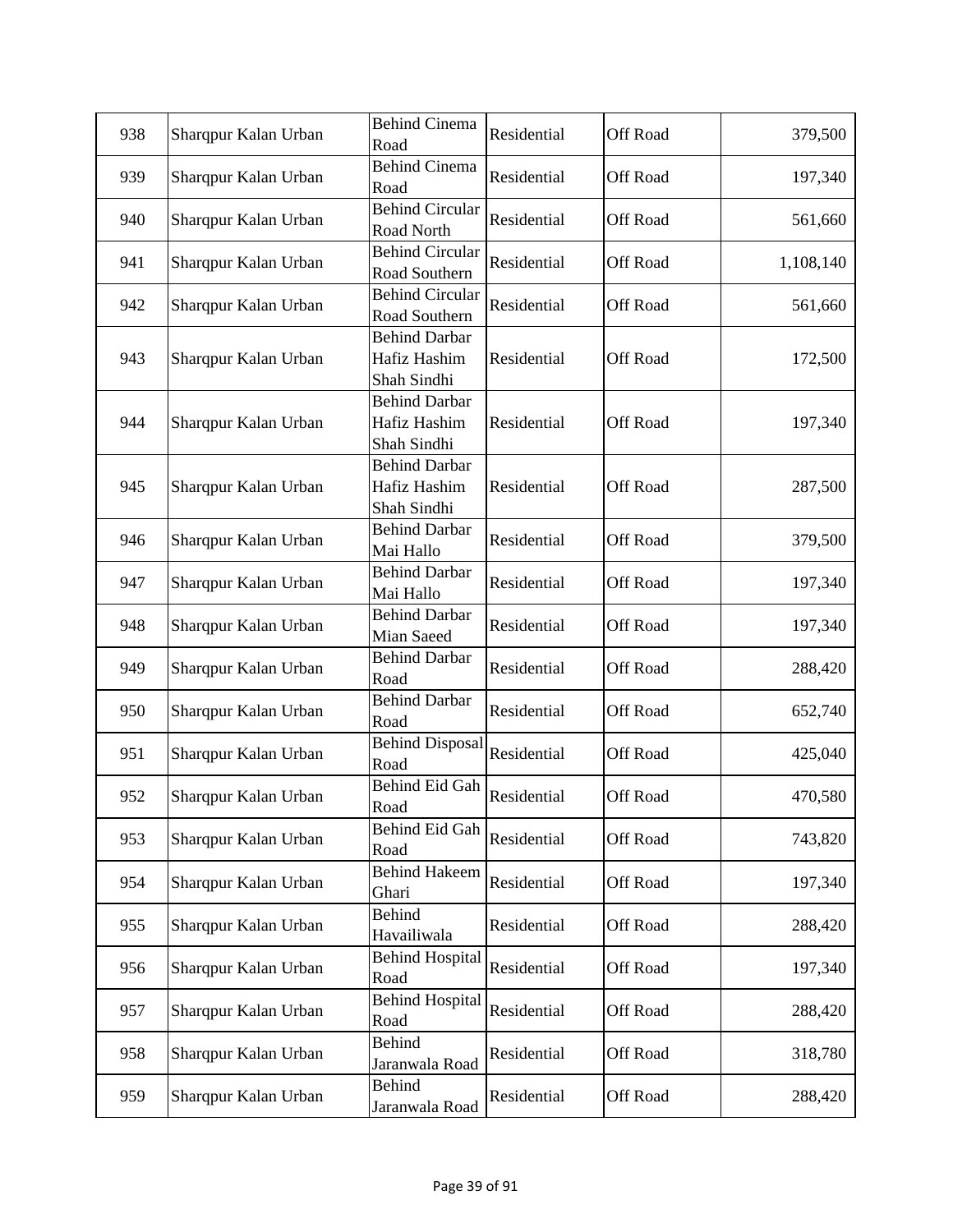| 938 | Sharqpur Kalan Urban | Behind Cinema Road | Residential | Off Road | 379,500 |
|---|---|---|---|---|---|
| 939 | Sharqpur Kalan Urban | Behind Cinema Road | Residential | Off Road | 197,340 |
| 940 | Sharqpur Kalan Urban | Behind Circular Road North | Residential | Off Road | 561,660 |
| 941 | Sharqpur Kalan Urban | Behind Circular Road Southern | Residential | Off Road | 1,108,140 |
| 942 | Sharqpur Kalan Urban | Behind Circular Road Southern | Residential | Off Road | 561,660 |
| 943 | Sharqpur Kalan Urban | Behind Darbar Hafiz Hashim Shah Sindhi | Residential | Off Road | 172,500 |
| 944 | Sharqpur Kalan Urban | Behind Darbar Hafiz Hashim Shah Sindhi | Residential | Off Road | 197,340 |
| 945 | Sharqpur Kalan Urban | Behind Darbar Hafiz Hashim Shah Sindhi | Residential | Off Road | 287,500 |
| 946 | Sharqpur Kalan Urban | Behind Darbar Mai Hallo | Residential | Off Road | 379,500 |
| 947 | Sharqpur Kalan Urban | Behind Darbar Mai Hallo | Residential | Off Road | 197,340 |
| 948 | Sharqpur Kalan Urban | Behind Darbar Mian Saeed | Residential | Off Road | 197,340 |
| 949 | Sharqpur Kalan Urban | Behind Darbar Road | Residential | Off Road | 288,420 |
| 950 | Sharqpur Kalan Urban | Behind Darbar Road | Residential | Off Road | 652,740 |
| 951 | Sharqpur Kalan Urban | Behind Disposal Road | Residential | Off Road | 425,040 |
| 952 | Sharqpur Kalan Urban | Behind Eid Gah Road | Residential | Off Road | 470,580 |
| 953 | Sharqpur Kalan Urban | Behind Eid Gah Road | Residential | Off Road | 743,820 |
| 954 | Sharqpur Kalan Urban | Behind Hakeem Ghari | Residential | Off Road | 197,340 |
| 955 | Sharqpur Kalan Urban | Behind Havailiwala | Residential | Off Road | 288,420 |
| 956 | Sharqpur Kalan Urban | Behind Hospital Road | Residential | Off Road | 197,340 |
| 957 | Sharqpur Kalan Urban | Behind Hospital Road | Residential | Off Road | 288,420 |
| 958 | Sharqpur Kalan Urban | Behind Jaranwala Road | Residential | Off Road | 318,780 |
| 959 | Sharqpur Kalan Urban | Behind Jaranwala Road | Residential | Off Road | 288,420 |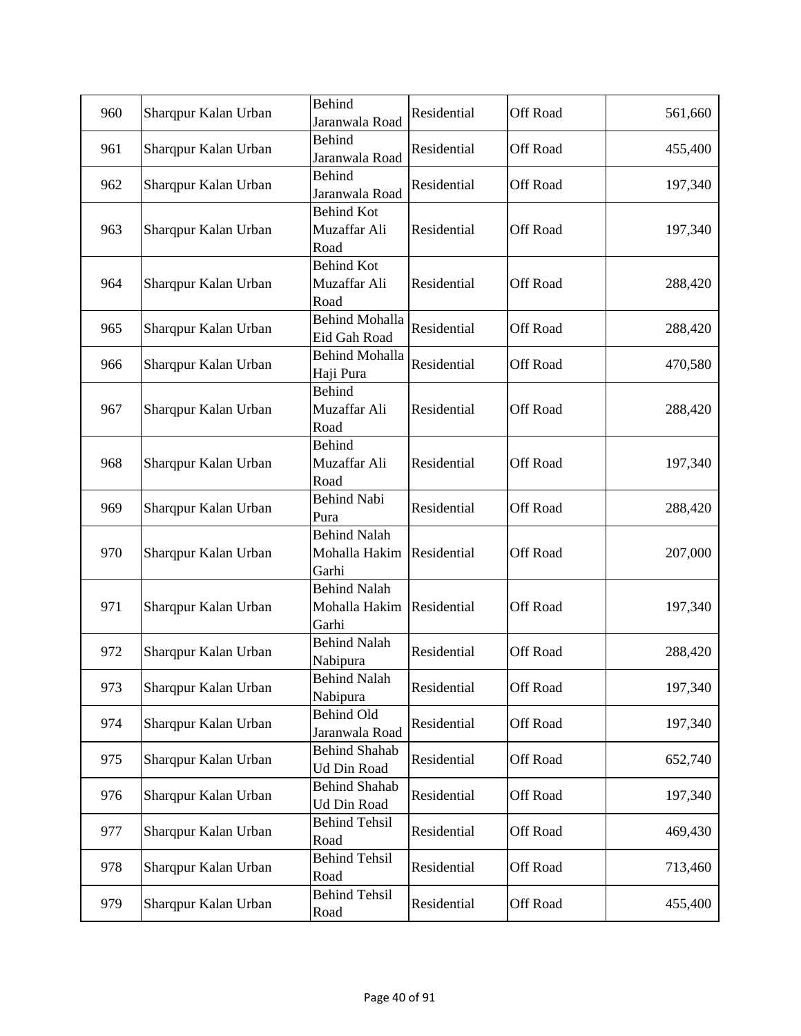| 960 | Sharqpur Kalan Urban | Behind Jaranwala Road | Residential | Off Road | 561,660 |
|---|---|---|---|---|---|
| 961 | Sharqpur Kalan Urban | Behind Jaranwala Road | Residential | Off Road | 455,400 |
| 962 | Sharqpur Kalan Urban | Behind Jaranwala Road | Residential | Off Road | 197,340 |
| 963 | Sharqpur Kalan Urban | Behind Kot Muzaffar Ali Road | Residential | Off Road | 197,340 |
| 964 | Sharqpur Kalan Urban | Behind Kot Muzaffar Ali Road | Residential | Off Road | 288,420 |
| 965 | Sharqpur Kalan Urban | Behind Mohalla Eid Gah Road | Residential | Off Road | 288,420 |
| 966 | Sharqpur Kalan Urban | Behind Mohalla Haji Pura | Residential | Off Road | 470,580 |
| 967 | Sharqpur Kalan Urban | Behind Muzaffar Ali Road | Residential | Off Road | 288,420 |
| 968 | Sharqpur Kalan Urban | Behind Muzaffar Ali Road | Residential | Off Road | 197,340 |
| 969 | Sharqpur Kalan Urban | Behind Nabi Pura | Residential | Off Road | 288,420 |
| 970 | Sharqpur Kalan Urban | Behind Nalah Mohalla Hakim Garhi | Residential | Off Road | 207,000 |
| 971 | Sharqpur Kalan Urban | Behind Nalah Mohalla Hakim Garhi | Residential | Off Road | 197,340 |
| 972 | Sharqpur Kalan Urban | Behind Nalah Nabipura | Residential | Off Road | 288,420 |
| 973 | Sharqpur Kalan Urban | Behind Nalah Nabipura | Residential | Off Road | 197,340 |
| 974 | Sharqpur Kalan Urban | Behind Old Jaranwala Road | Residential | Off Road | 197,340 |
| 975 | Sharqpur Kalan Urban | Behind Shahab Ud Din Road | Residential | Off Road | 652,740 |
| 976 | Sharqpur Kalan Urban | Behind Shahab Ud Din Road | Residential | Off Road | 197,340 |
| 977 | Sharqpur Kalan Urban | Behind Tehsil Road | Residential | Off Road | 469,430 |
| 978 | Sharqpur Kalan Urban | Behind Tehsil Road | Residential | Off Road | 713,460 |
| 979 | Sharqpur Kalan Urban | Behind Tehsil Road | Residential | Off Road | 455,400 |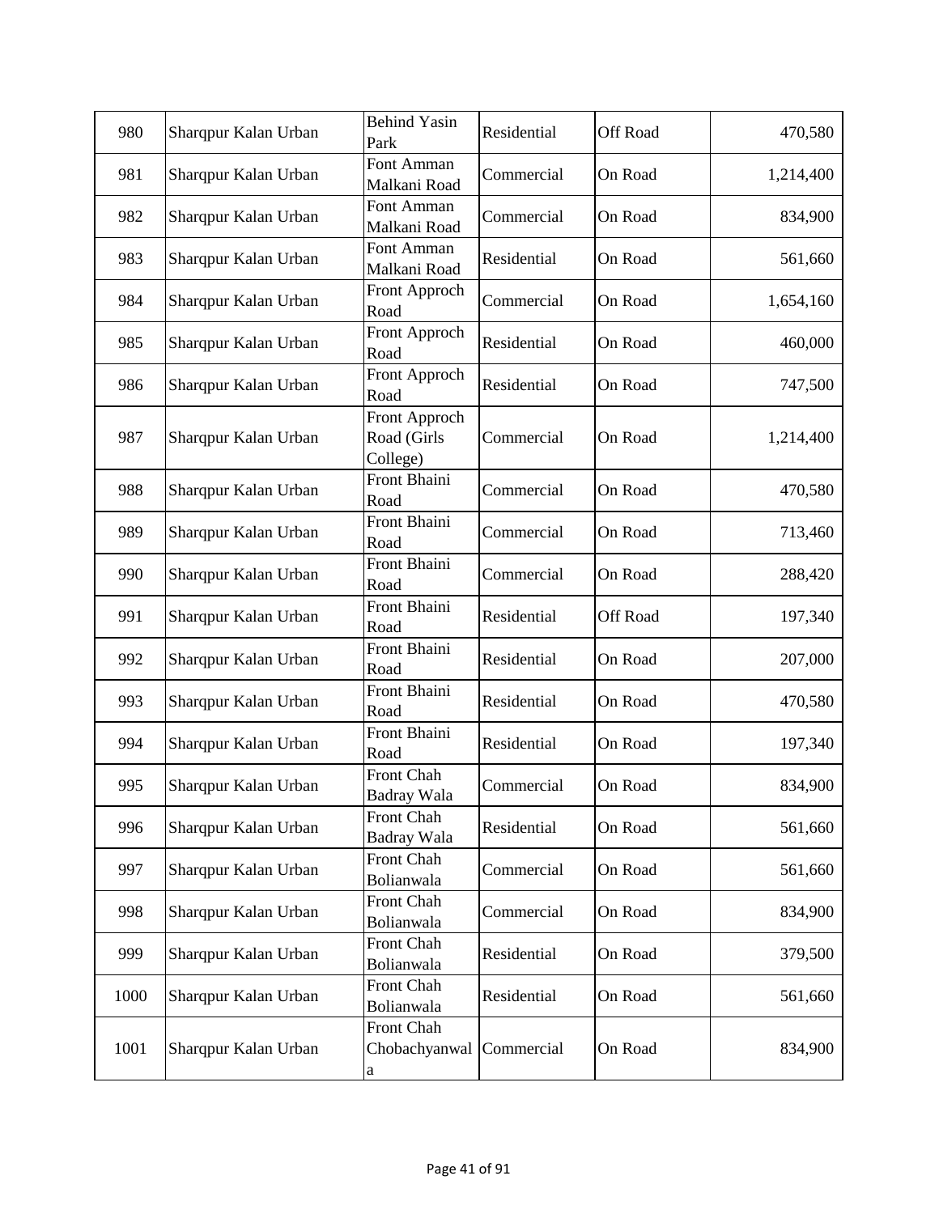| 980 | Sharqpur Kalan Urban | Behind Yasin Park | Residential | Off Road | 470,580 |
|---|---|---|---|---|---|
| 981 | Sharqpur Kalan Urban | Font Amman Malkani Road | Commercial | On Road | 1,214,400 |
| 982 | Sharqpur Kalan Urban | Font Amman Malkani Road | Commercial | On Road | 834,900 |
| 983 | Sharqpur Kalan Urban | Font Amman Malkani Road | Residential | On Road | 561,660 |
| 984 | Sharqpur Kalan Urban | Front Approch Road | Commercial | On Road | 1,654,160 |
| 985 | Sharqpur Kalan Urban | Front Approch Road | Residential | On Road | 460,000 |
| 986 | Sharqpur Kalan Urban | Front Approch Road | Residential | On Road | 747,500 |
| 987 | Sharqpur Kalan Urban | Front Approch Road (Girls College) | Commercial | On Road | 1,214,400 |
| 988 | Sharqpur Kalan Urban | Front Bhaini Road | Commercial | On Road | 470,580 |
| 989 | Sharqpur Kalan Urban | Front Bhaini Road | Commercial | On Road | 713,460 |
| 990 | Sharqpur Kalan Urban | Front Bhaini Road | Commercial | On Road | 288,420 |
| 991 | Sharqpur Kalan Urban | Front Bhaini Road | Residential | Off Road | 197,340 |
| 992 | Sharqpur Kalan Urban | Front Bhaini Road | Residential | On Road | 207,000 |
| 993 | Sharqpur Kalan Urban | Front Bhaini Road | Residential | On Road | 470,580 |
| 994 | Sharqpur Kalan Urban | Front Bhaini Road | Residential | On Road | 197,340 |
| 995 | Sharqpur Kalan Urban | Front Chah Badray Wala | Commercial | On Road | 834,900 |
| 996 | Sharqpur Kalan Urban | Front Chah Badray Wala | Residential | On Road | 561,660 |
| 997 | Sharqpur Kalan Urban | Front Chah Bolianwala | Commercial | On Road | 561,660 |
| 998 | Sharqpur Kalan Urban | Front Chah Bolianwala | Commercial | On Road | 834,900 |
| 999 | Sharqpur Kalan Urban | Front Chah Bolianwala | Residential | On Road | 379,500 |
| 1000 | Sharqpur Kalan Urban | Front Chah Bolianwala | Residential | On Road | 561,660 |
| 1001 | Sharqpur Kalan Urban | Front Chah Chobachyanwala | Commercial | On Road | 834,900 |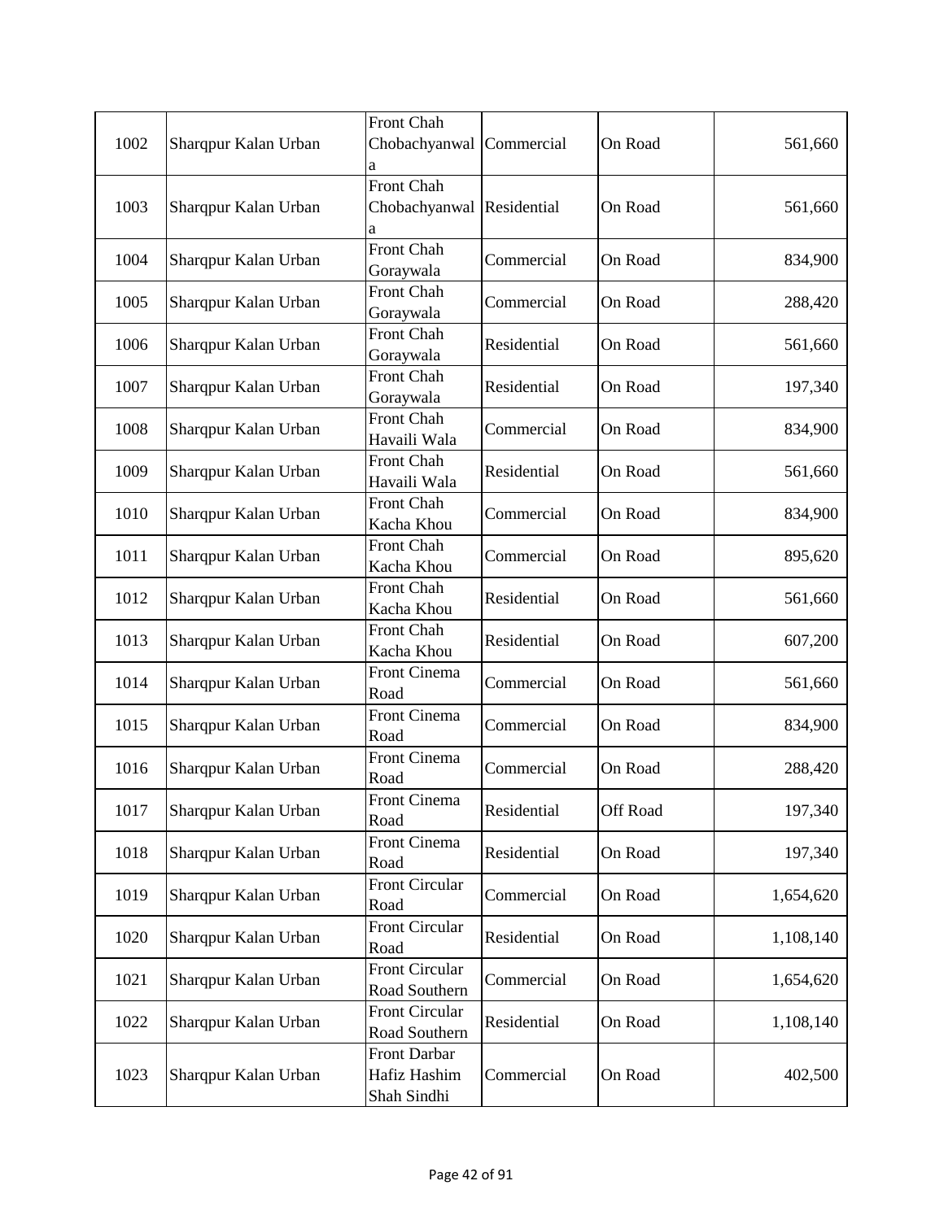| 1002 | Sharqpur Kalan Urban | Front Chah Chobachyanwala | Commercial | On Road | 561,660 |
|---|---|---|---|---|---|
| 1003 | Sharqpur Kalan Urban | Front Chah Chobachyanwala | Residential | On Road | 561,660 |
| 1004 | Sharqpur Kalan Urban | Front Chah Goraywala | Commercial | On Road | 834,900 |
| 1005 | Sharqpur Kalan Urban | Front Chah Goraywala | Commercial | On Road | 288,420 |
| 1006 | Sharqpur Kalan Urban | Front Chah Goraywala | Residential | On Road | 561,660 |
| 1007 | Sharqpur Kalan Urban | Front Chah Goraywala | Residential | On Road | 197,340 |
| 1008 | Sharqpur Kalan Urban | Front Chah Havaili Wala | Commercial | On Road | 834,900 |
| 1009 | Sharqpur Kalan Urban | Front Chah Havaili Wala | Residential | On Road | 561,660 |
| 1010 | Sharqpur Kalan Urban | Front Chah Kacha Khou | Commercial | On Road | 834,900 |
| 1011 | Sharqpur Kalan Urban | Front Chah Kacha Khou | Commercial | On Road | 895,620 |
| 1012 | Sharqpur Kalan Urban | Front Chah Kacha Khou | Residential | On Road | 561,660 |
| 1013 | Sharqpur Kalan Urban | Front Chah Kacha Khou | Residential | On Road | 607,200 |
| 1014 | Sharqpur Kalan Urban | Front Cinema Road | Commercial | On Road | 561,660 |
| 1015 | Sharqpur Kalan Urban | Front Cinema Road | Commercial | On Road | 834,900 |
| 1016 | Sharqpur Kalan Urban | Front Cinema Road | Commercial | On Road | 288,420 |
| 1017 | Sharqpur Kalan Urban | Front Cinema Road | Residential | Off Road | 197,340 |
| 1018 | Sharqpur Kalan Urban | Front Cinema Road | Residential | On Road | 197,340 |
| 1019 | Sharqpur Kalan Urban | Front Circular Road | Commercial | On Road | 1,654,620 |
| 1020 | Sharqpur Kalan Urban | Front Circular Road | Residential | On Road | 1,108,140 |
| 1021 | Sharqpur Kalan Urban | Front Circular Road Southern | Commercial | On Road | 1,654,620 |
| 1022 | Sharqpur Kalan Urban | Front Circular Road Southern | Residential | On Road | 1,108,140 |
| 1023 | Sharqpur Kalan Urban | Front Darbar Hafiz Hashim Shah Sindhi | Commercial | On Road | 402,500 |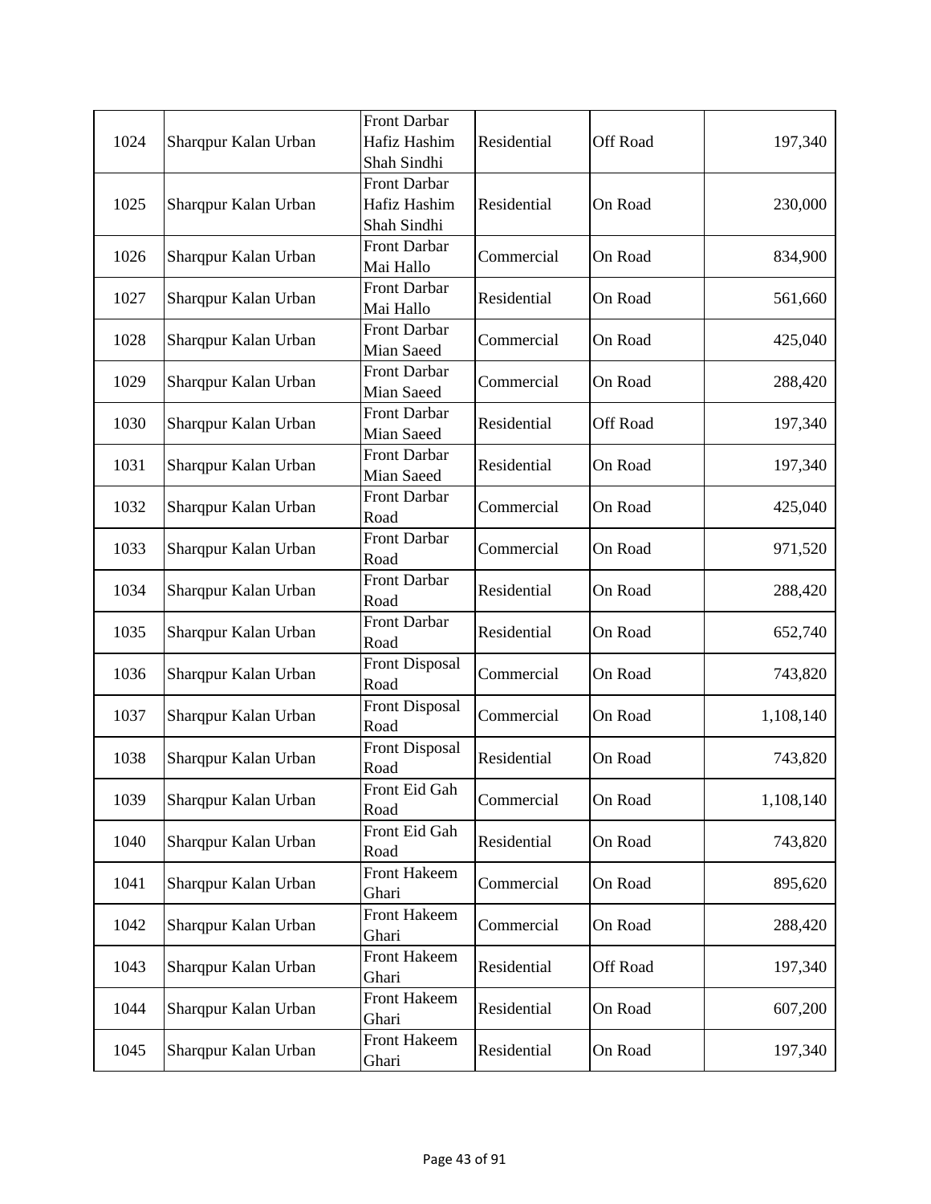| | | | | | |
|---|---|---|---|---|---|
| 1024 | Sharqpur Kalan Urban | Front Darbar Hafiz Hashim Shah Sindhi | Residential | Off Road | 197,340 |
| 1025 | Sharqpur Kalan Urban | Front Darbar Hafiz Hashim Shah Sindhi | Residential | On Road | 230,000 |
| 1026 | Sharqpur Kalan Urban | Front Darbar Mai Hallo | Commercial | On Road | 834,900 |
| 1027 | Sharqpur Kalan Urban | Front Darbar Mai Hallo | Residential | On Road | 561,660 |
| 1028 | Sharqpur Kalan Urban | Front Darbar Mian Saeed | Commercial | On Road | 425,040 |
| 1029 | Sharqpur Kalan Urban | Front Darbar Mian Saeed | Commercial | On Road | 288,420 |
| 1030 | Sharqpur Kalan Urban | Front Darbar Mian Saeed | Residential | Off Road | 197,340 |
| 1031 | Sharqpur Kalan Urban | Front Darbar Mian Saeed | Residential | On Road | 197,340 |
| 1032 | Sharqpur Kalan Urban | Front Darbar Road | Commercial | On Road | 425,040 |
| 1033 | Sharqpur Kalan Urban | Front Darbar Road | Commercial | On Road | 971,520 |
| 1034 | Sharqpur Kalan Urban | Front Darbar Road | Residential | On Road | 288,420 |
| 1035 | Sharqpur Kalan Urban | Front Darbar Road | Residential | On Road | 652,740 |
| 1036 | Sharqpur Kalan Urban | Front Disposal Road | Commercial | On Road | 743,820 |
| 1037 | Sharqpur Kalan Urban | Front Disposal Road | Commercial | On Road | 1,108,140 |
| 1038 | Sharqpur Kalan Urban | Front Disposal Road | Residential | On Road | 743,820 |
| 1039 | Sharqpur Kalan Urban | Front Eid Gah Road | Commercial | On Road | 1,108,140 |
| 1040 | Sharqpur Kalan Urban | Front Eid Gah Road | Residential | On Road | 743,820 |
| 1041 | Sharqpur Kalan Urban | Front Hakeem Ghari | Commercial | On Road | 895,620 |
| 1042 | Sharqpur Kalan Urban | Front Hakeem Ghari | Commercial | On Road | 288,420 |
| 1043 | Sharqpur Kalan Urban | Front Hakeem Ghari | Residential | Off Road | 197,340 |
| 1044 | Sharqpur Kalan Urban | Front Hakeem Ghari | Residential | On Road | 607,200 |
| 1045 | Sharqpur Kalan Urban | Front Hakeem Ghari | Residential | On Road | 197,340 |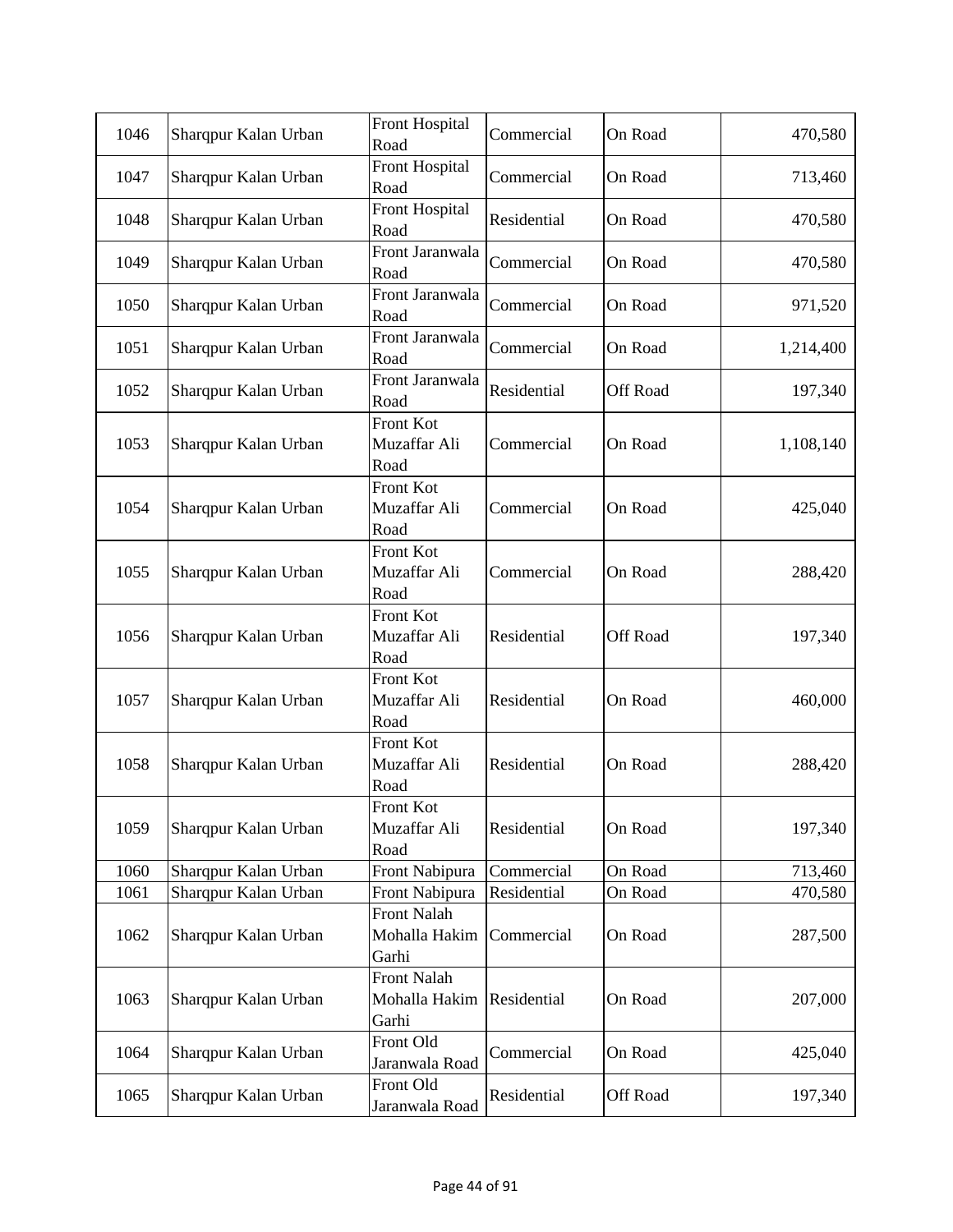| 1046 | Sharqpur Kalan Urban | Front Hospital Road | Commercial | On Road | 470,580 |
|---|---|---|---|---|---|
| 1047 | Sharqpur Kalan Urban | Front Hospital Road | Commercial | On Road | 713,460 |
| 1048 | Sharqpur Kalan Urban | Front Hospital Road | Residential | On Road | 470,580 |
| 1049 | Sharqpur Kalan Urban | Front Jaranwala Road | Commercial | On Road | 470,580 |
| 1050 | Sharqpur Kalan Urban | Front Jaranwala Road | Commercial | On Road | 971,520 |
| 1051 | Sharqpur Kalan Urban | Front Jaranwala Road | Commercial | On Road | 1,214,400 |
| 1052 | Sharqpur Kalan Urban | Front Jaranwala Road | Residential | Off Road | 197,340 |
| 1053 | Sharqpur Kalan Urban | Front Kot Muzaffar Ali Road | Commercial | On Road | 1,108,140 |
| 1054 | Sharqpur Kalan Urban | Front Kot Muzaffar Ali Road | Commercial | On Road | 425,040 |
| 1055 | Sharqpur Kalan Urban | Front Kot Muzaffar Ali Road | Commercial | On Road | 288,420 |
| 1056 | Sharqpur Kalan Urban | Front Kot Muzaffar Ali Road | Residential | Off Road | 197,340 |
| 1057 | Sharqpur Kalan Urban | Front Kot Muzaffar Ali Road | Residential | On Road | 460,000 |
| 1058 | Sharqpur Kalan Urban | Front Kot Muzaffar Ali Road | Residential | On Road | 288,420 |
| 1059 | Sharqpur Kalan Urban | Front Kot Muzaffar Ali Road | Residential | On Road | 197,340 |
| 1060 | Sharqpur Kalan Urban | Front Nabipura | Commercial | On Road | 713,460 |
| 1061 | Sharqpur Kalan Urban | Front Nabipura | Residential | On Road | 470,580 |
| 1062 | Sharqpur Kalan Urban | Front Nalah Mohalla Hakim Garhi | Commercial | On Road | 287,500 |
| 1063 | Sharqpur Kalan Urban | Front Nalah Mohalla Hakim Garhi | Residential | On Road | 207,000 |
| 1064 | Sharqpur Kalan Urban | Front Old Jaranwala Road | Commercial | On Road | 425,040 |
| 1065 | Sharqpur Kalan Urban | Front Old Jaranwala Road | Residential | Off Road | 197,340 |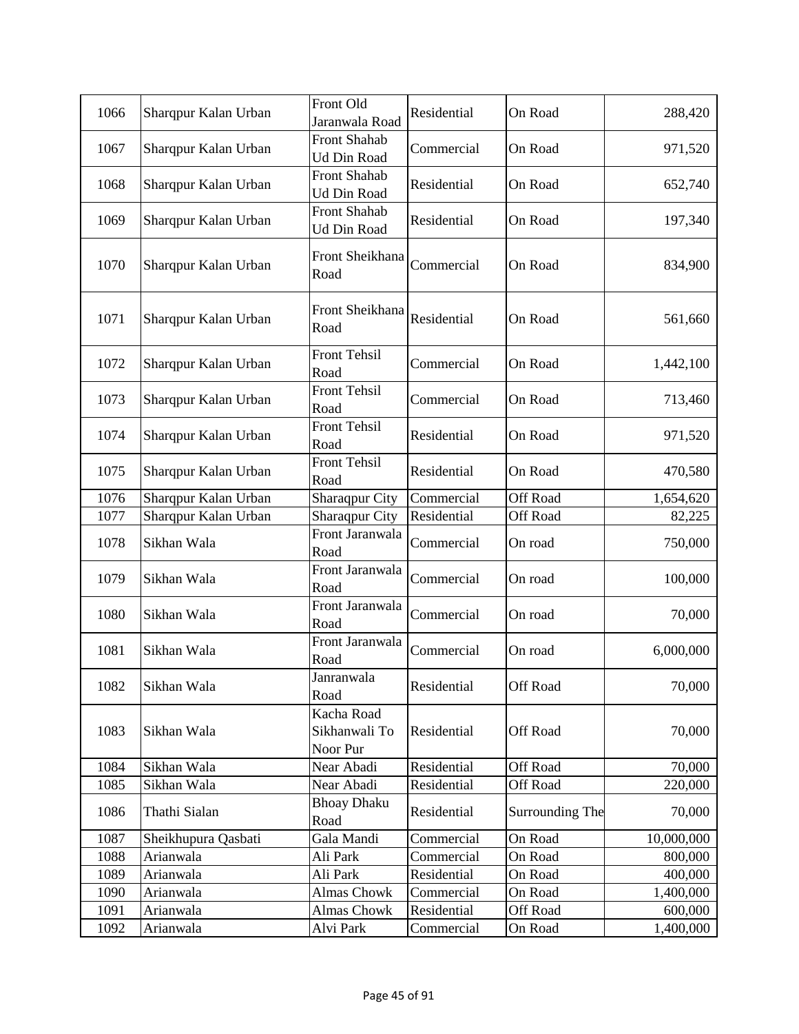| 1066 | Sharqpur Kalan Urban | Front Old Jaranwala Road | Residential | On Road | 288,420 |
|---|---|---|---|---|---|
| 1067 | Sharqpur Kalan Urban | Front Shahab Ud Din Road | Commercial | On Road | 971,520 |
| 1068 | Sharqpur Kalan Urban | Front Shahab Ud Din Road | Residential | On Road | 652,740 |
| 1069 | Sharqpur Kalan Urban | Front Shahab Ud Din Road | Residential | On Road | 197,340 |
| 1070 | Sharqpur Kalan Urban | Front Sheikhana Road | Commercial | On Road | 834,900 |
| 1071 | Sharqpur Kalan Urban | Front Sheikhana Road | Residential | On Road | 561,660 |
| 1072 | Sharqpur Kalan Urban | Front Tehsil Road | Commercial | On Road | 1,442,100 |
| 1073 | Sharqpur Kalan Urban | Front Tehsil Road | Commercial | On Road | 713,460 |
| 1074 | Sharqpur Kalan Urban | Front Tehsil Road | Residential | On Road | 971,520 |
| 1075 | Sharqpur Kalan Urban | Front Tehsil Road | Residential | On Road | 470,580 |
| 1076 | Sharqpur Kalan Urban | Sharaqpur City | Commercial | Off Road | 1,654,620 |
| 1077 | Sharqpur Kalan Urban | Sharaqpur City | Residential | Off Road | 82,225 |
| 1078 | Sikhan Wala | Front Jaranwala Road | Commercial | On road | 750,000 |
| 1079 | Sikhan Wala | Front Jaranwala Road | Commercial | On road | 100,000 |
| 1080 | Sikhan Wala | Front Jaranwala Road | Commercial | On road | 70,000 |
| 1081 | Sikhan Wala | Front Jaranwala Road | Commercial | On road | 6,000,000 |
| 1082 | Sikhan Wala | Janranwala Road | Residential | Off Road | 70,000 |
| 1083 | Sikhan Wala | Kacha Road Sikhanwali To Noor Pur | Residential | Off Road | 70,000 |
| 1084 | Sikhan Wala | Near Abadi | Residential | Off Road | 70,000 |
| 1085 | Sikhan Wala | Near Abadi | Residential | Off Road | 220,000 |
| 1086 | Thathi Sialan | Bhoay Dhaku Road | Residential | Surrounding The | 70,000 |
| 1087 | Sheikhupura Qasbati | Gala Mandi | Commercial | On Road | 10,000,000 |
| 1088 | Arianwala | Ali Park | Commercial | On Road | 800,000 |
| 1089 | Arianwala | Ali Park | Residential | On Road | 400,000 |
| 1090 | Arianwala | Almas Chowk | Commercial | On Road | 1,400,000 |
| 1091 | Arianwala | Almas Chowk | Residential | Off Road | 600,000 |
| 1092 | Arianwala | Alvi Park | Commercial | On Road | 1,400,000 |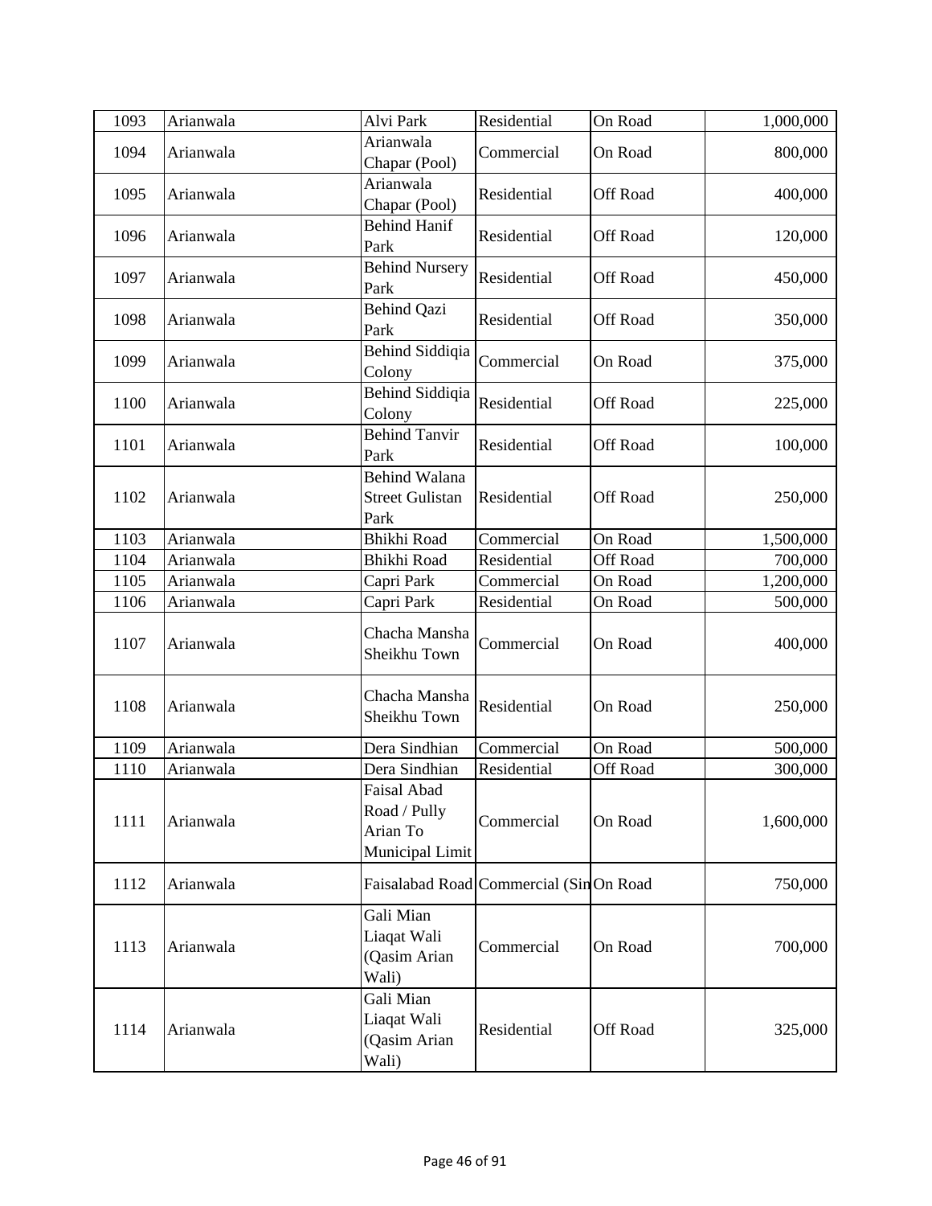| 1093 | Arianwala | Alvi Park | Residential | On Road | 1,000,000 |
|---|---|---|---|---|---|
| 1094 | Arianwala | Arianwala Chapar (Pool) | Commercial | On Road | 800,000 |
| 1095 | Arianwala | Arianwala Chapar (Pool) | Residential | Off Road | 400,000 |
| 1096 | Arianwala | Behind Hanif Park | Residential | Off Road | 120,000 |
| 1097 | Arianwala | Behind Nursery Park | Residential | Off Road | 450,000 |
| 1098 | Arianwala | Behind Qazi Park | Residential | Off Road | 350,000 |
| 1099 | Arianwala | Behind Siddiqia Colony | Commercial | On Road | 375,000 |
| 1100 | Arianwala | Behind Siddiqia Colony | Residential | Off Road | 225,000 |
| 1101 | Arianwala | Behind Tanvir Park | Residential | Off Road | 100,000 |
| 1102 | Arianwala | Behind Walana Street Gulistan Park | Residential | Off Road | 250,000 |
| 1103 | Arianwala | Bhikhi Road | Commercial | On Road | 1,500,000 |
| 1104 | Arianwala | Bhikhi Road | Residential | Off Road | 700,000 |
| 1105 | Arianwala | Capri Park | Commercial | On Road | 1,200,000 |
| 1106 | Arianwala | Capri Park | Residential | On Road | 500,000 |
| 1107 | Arianwala | Chacha Mansha Sheikhu Town | Commercial | On Road | 400,000 |
| 1108 | Arianwala | Chacha Mansha Sheikhu Town | Residential | On Road | 250,000 |
| 1109 | Arianwala | Dera Sindhian | Commercial | On Road | 500,000 |
| 1110 | Arianwala | Dera Sindhian | Residential | Off Road | 300,000 |
| 1111 | Arianwala | Faisal Abad Road / Pully Arian To Municipal Limit | Commercial | On Road | 1,600,000 |
| 1112 | Arianwala | Faisalabad Road | Commercial (Sin | On Road | 750,000 |
| 1113 | Arianwala | Gali Mian Liaqat Wali (Qasim Arian Wali) | Commercial | On Road | 700,000 |
| 1114 | Arianwala | Gali Mian Liaqat Wali (Qasim Arian Wali) | Residential | Off Road | 325,000 |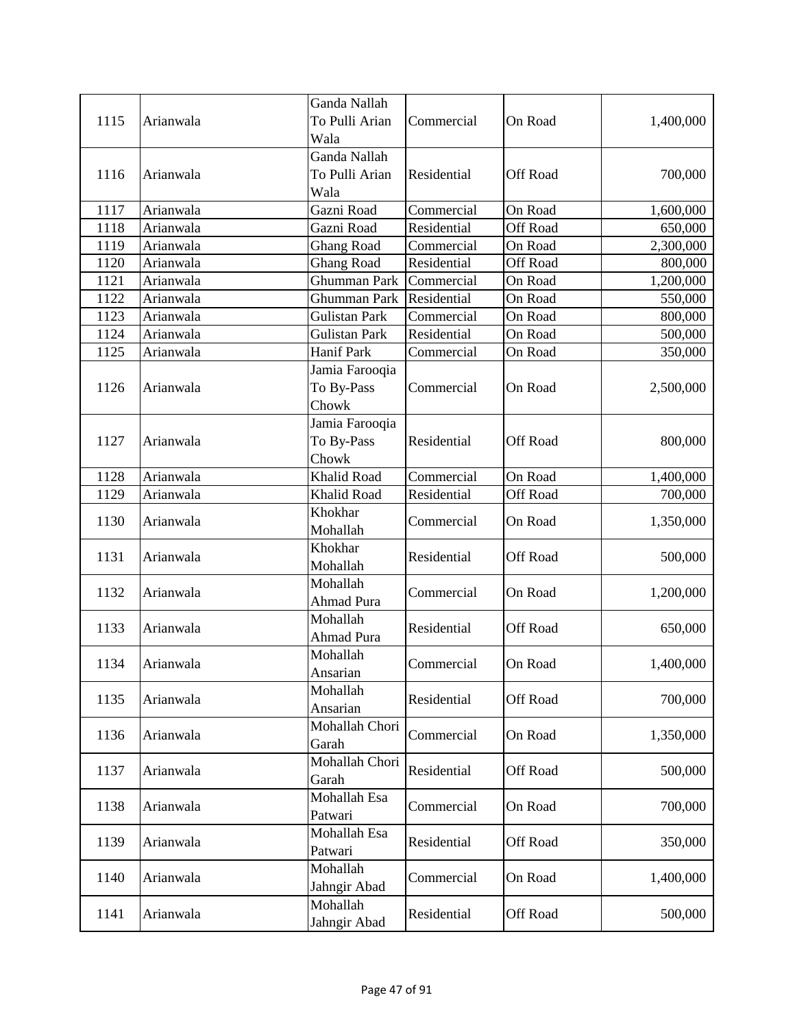| 1115 | Arianwala | Ganda Nallah To Pulli Arian Wala | Commercial | On Road | 1,400,000 |
|---|---|---|---|---|---|
| 1116 | Arianwala | Ganda Nallah To Pulli Arian Wala | Residential | Off Road | 700,000 |
| 1117 | Arianwala | Gazni Road | Commercial | On Road | 1,600,000 |
| 1118 | Arianwala | Gazni Road | Residential | Off Road | 650,000 |
| 1119 | Arianwala | Ghang Road | Commercial | On Road | 2,300,000 |
| 1120 | Arianwala | Ghang Road | Residential | Off Road | 800,000 |
| 1121 | Arianwala | Ghumman Park | Commercial | On Road | 1,200,000 |
| 1122 | Arianwala | Ghumman Park | Residential | On Road | 550,000 |
| 1123 | Arianwala | Gulistan Park | Commercial | On Road | 800,000 |
| 1124 | Arianwala | Gulistan Park | Residential | On Road | 500,000 |
| 1125 | Arianwala | Hanif Park | Commercial | On Road | 350,000 |
| 1126 | Arianwala | Jamia Farooqia To By-Pass Chowk | Commercial | On Road | 2,500,000 |
| 1127 | Arianwala | Jamia Farooqia To By-Pass Chowk | Residential | Off Road | 800,000 |
| 1128 | Arianwala | Khalid Road | Commercial | On Road | 1,400,000 |
| 1129 | Arianwala | Khalid Road | Residential | Off Road | 700,000 |
| 1130 | Arianwala | Khokhar Mohallah | Commercial | On Road | 1,350,000 |
| 1131 | Arianwala | Khokhar Mohallah | Residential | Off Road | 500,000 |
| 1132 | Arianwala | Mohallah Ahmad Pura | Commercial | On Road | 1,200,000 |
| 1133 | Arianwala | Mohallah Ahmad Pura | Residential | Off Road | 650,000 |
| 1134 | Arianwala | Mohallah Ansarian | Commercial | On Road | 1,400,000 |
| 1135 | Arianwala | Mohallah Ansarian | Residential | Off Road | 700,000 |
| 1136 | Arianwala | Mohallah Chori Garah | Commercial | On Road | 1,350,000 |
| 1137 | Arianwala | Mohallah Chori Garah | Residential | Off Road | 500,000 |
| 1138 | Arianwala | Mohallah Esa Patwari | Commercial | On Road | 700,000 |
| 1139 | Arianwala | Mohallah Esa Patwari | Residential | Off Road | 350,000 |
| 1140 | Arianwala | Mohallah Jahngir Abad | Commercial | On Road | 1,400,000 |
| 1141 | Arianwala | Mohallah Jahngir Abad | Residential | Off Road | 500,000 |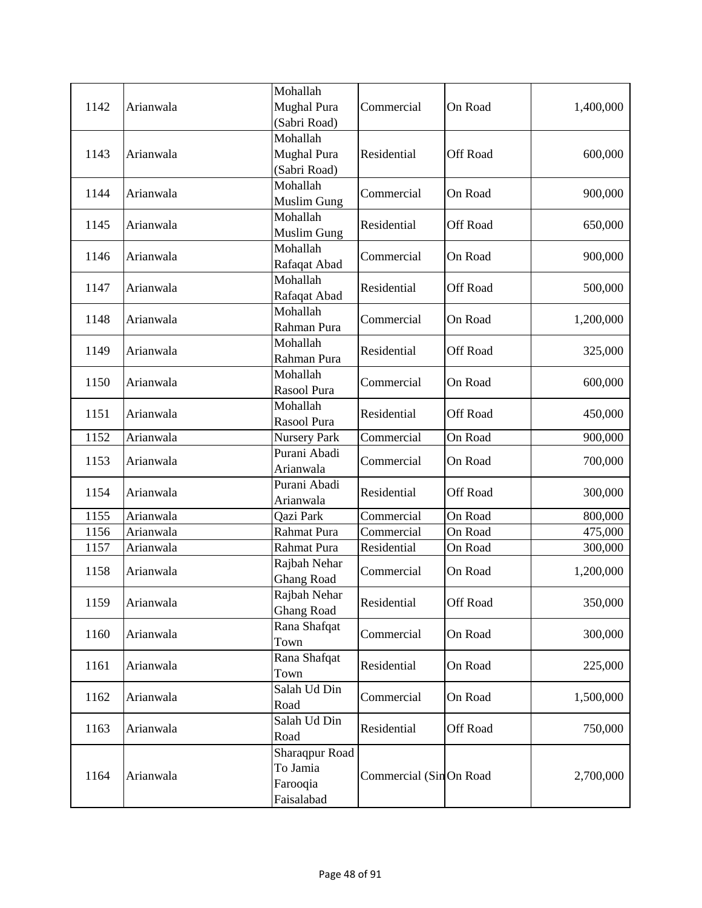| 1142 | Arianwala | Mohallah Mughal Pura (Sabri Road) | Commercial | On Road | 1,400,000 |
|---|---|---|---|---|---|
| 1143 | Arianwala | Mohallah Mughal Pura (Sabri Road) | Residential | Off Road | 600,000 |
| 1144 | Arianwala | Mohallah Muslim Gung | Commercial | On Road | 900,000 |
| 1145 | Arianwala | Mohallah Muslim Gung | Residential | Off Road | 650,000 |
| 1146 | Arianwala | Mohallah Rafaqat Abad | Commercial | On Road | 900,000 |
| 1147 | Arianwala | Mohallah Rafaqat Abad | Residential | Off Road | 500,000 |
| 1148 | Arianwala | Mohallah Rahman Pura | Commercial | On Road | 1,200,000 |
| 1149 | Arianwala | Mohallah Rahman Pura | Residential | Off Road | 325,000 |
| 1150 | Arianwala | Mohallah Rasool Pura | Commercial | On Road | 600,000 |
| 1151 | Arianwala | Mohallah Rasool Pura | Residential | Off Road | 450,000 |
| 1152 | Arianwala | Nursery Park | Commercial | On Road | 900,000 |
| 1153 | Arianwala | Purani Abadi Arianwala | Commercial | On Road | 700,000 |
| 1154 | Arianwala | Purani Abadi Arianwala | Residential | Off Road | 300,000 |
| 1155 | Arianwala | Qazi Park | Commercial | On Road | 800,000 |
| 1156 | Arianwala | Rahmat Pura | Commercial | On Road | 475,000 |
| 1157 | Arianwala | Rahmat Pura | Residential | On Road | 300,000 |
| 1158 | Arianwala | Rajbah Nehar Ghang Road | Commercial | On Road | 1,200,000 |
| 1159 | Arianwala | Rajbah Nehar Ghang Road | Residential | Off Road | 350,000 |
| 1160 | Arianwala | Rana Shafqat Town | Commercial | On Road | 300,000 |
| 1161 | Arianwala | Rana Shafqat Town | Residential | On Road | 225,000 |
| 1162 | Arianwala | Salah Ud Din Road | Commercial | On Road | 1,500,000 |
| 1163 | Arianwala | Salah Ud Din Road | Residential | Off Road | 750,000 |
| 1164 | Arianwala | Sharaqpur Road To Jamia Farooqia Faisalabad | Commercial (Sin | On Road | 2,700,000 |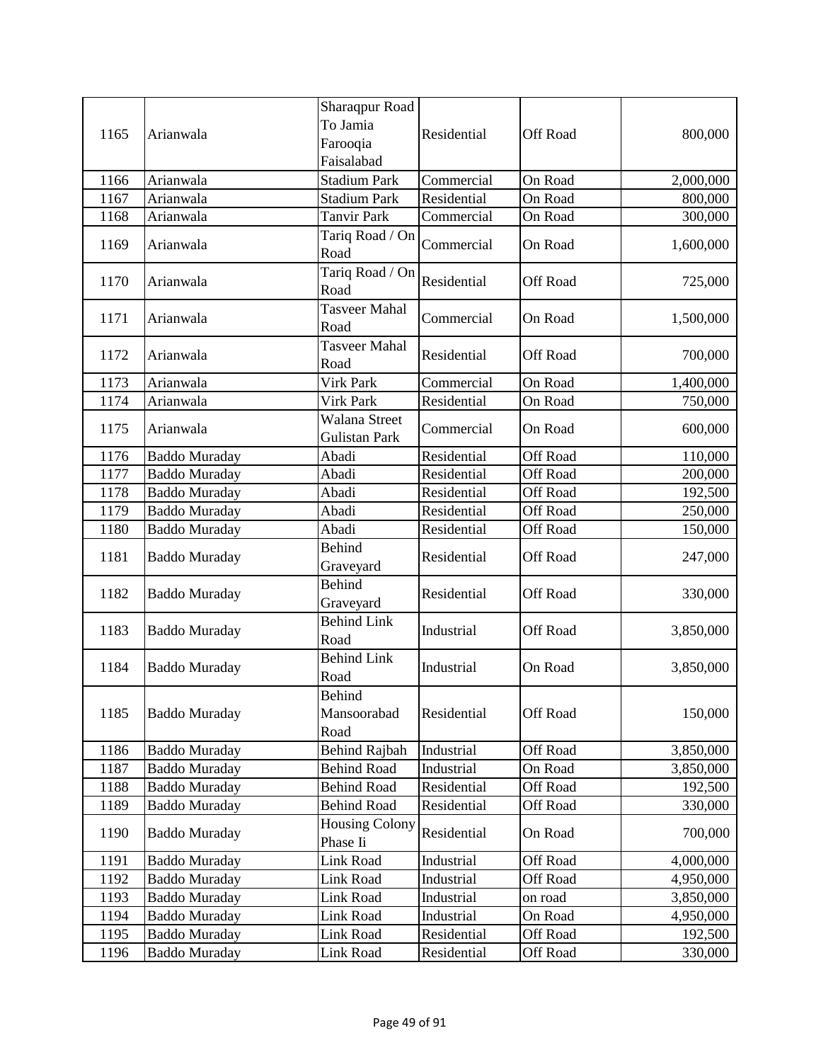| 1165 | Arianwala | Sharaqpur Road To Jamia Farooqia Faisalabad | Residential | Off Road | 800,000 |
|---|---|---|---|---|---|
| 1166 | Arianwala | Stadium Park | Commercial | On Road | 2,000,000 |
| 1167 | Arianwala | Stadium Park | Residential | On Road | 800,000 |
| 1168 | Arianwala | Tanvir Park | Commercial | On Road | 300,000 |
| 1169 | Arianwala | Tariq Road / On Road | Commercial | On Road | 1,600,000 |
| 1170 | Arianwala | Tariq Road / On Road | Residential | Off Road | 725,000 |
| 1171 | Arianwala | Tasveer Mahal Road | Commercial | On Road | 1,500,000 |
| 1172 | Arianwala | Tasveer Mahal Road | Residential | Off Road | 700,000 |
| 1173 | Arianwala | Virk Park | Commercial | On Road | 1,400,000 |
| 1174 | Arianwala | Virk Park | Residential | On Road | 750,000 |
| 1175 | Arianwala | Walana Street Gulistan Park | Commercial | On Road | 600,000 |
| 1176 | Baddo Muraday | Abadi | Residential | Off Road | 110,000 |
| 1177 | Baddo Muraday | Abadi | Residential | Off Road | 200,000 |
| 1178 | Baddo Muraday | Abadi | Residential | Off Road | 192,500 |
| 1179 | Baddo Muraday | Abadi | Residential | Off Road | 250,000 |
| 1180 | Baddo Muraday | Abadi | Residential | Off Road | 150,000 |
| 1181 | Baddo Muraday | Behind Graveyard | Residential | Off Road | 247,000 |
| 1182 | Baddo Muraday | Behind Graveyard | Residential | Off Road | 330,000 |
| 1183 | Baddo Muraday | Behind Link Road | Industrial | Off Road | 3,850,000 |
| 1184 | Baddo Muraday | Behind Link Road | Industrial | On Road | 3,850,000 |
| 1185 | Baddo Muraday | Behind Mansoorabad Road | Residential | Off Road | 150,000 |
| 1186 | Baddo Muraday | Behind Rajbah | Industrial | Off Road | 3,850,000 |
| 1187 | Baddo Muraday | Behind Road | Industrial | On Road | 3,850,000 |
| 1188 | Baddo Muraday | Behind Road | Residential | Off Road | 192,500 |
| 1189 | Baddo Muraday | Behind Road | Residential | Off Road | 330,000 |
| 1190 | Baddo Muraday | Housing Colony Phase Ii | Residential | On Road | 700,000 |
| 1191 | Baddo Muraday | Link Road | Industrial | Off Road | 4,000,000 |
| 1192 | Baddo Muraday | Link Road | Industrial | Off Road | 4,950,000 |
| 1193 | Baddo Muraday | Link Road | Industrial | on road | 3,850,000 |
| 1194 | Baddo Muraday | Link Road | Industrial | On Road | 4,950,000 |
| 1195 | Baddo Muraday | Link Road | Residential | Off Road | 192,500 |
| 1196 | Baddo Muraday | Link Road | Residential | Off Road | 330,000 |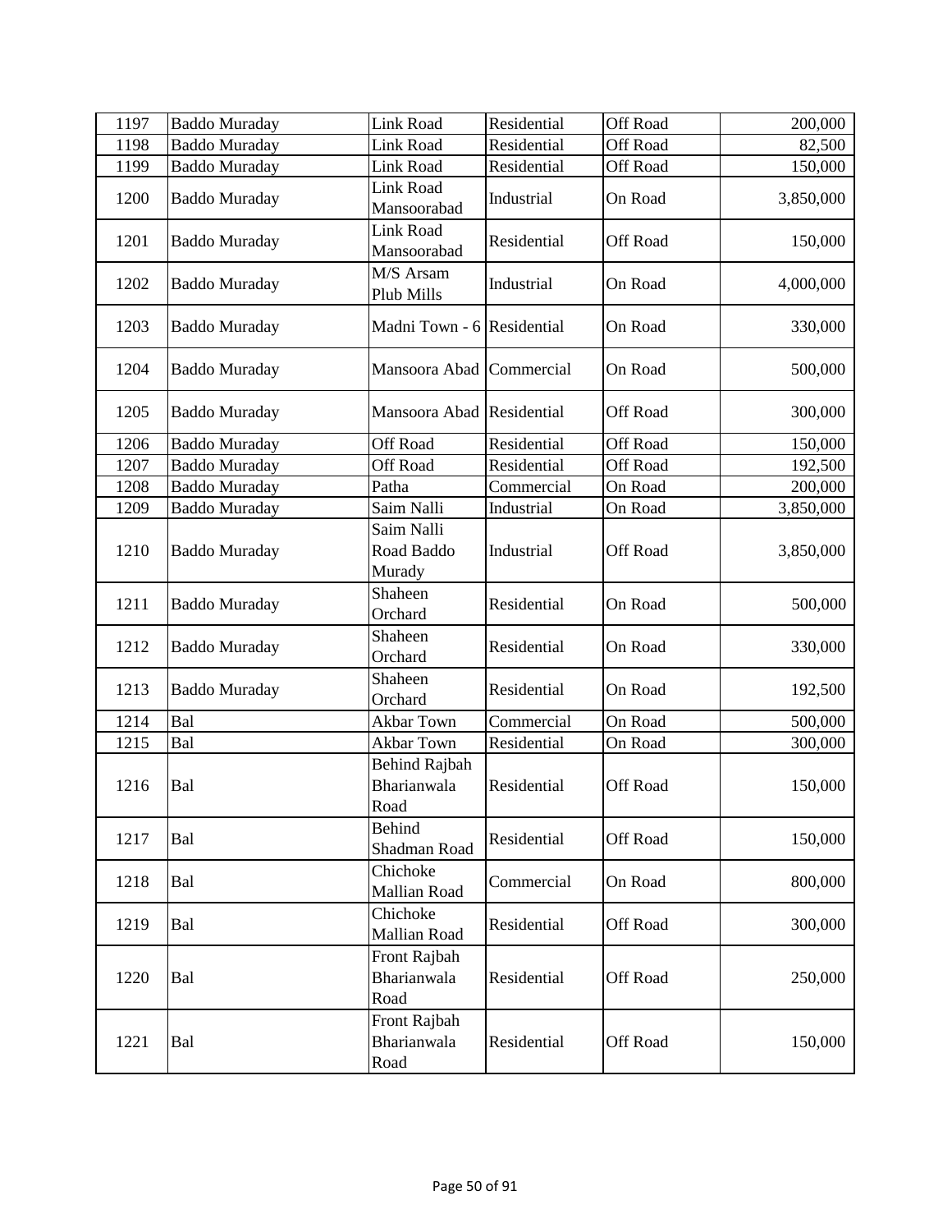| 1197 | Baddo Muraday | Link Road | Residential | Off Road | 200,000 |
|---|---|---|---|---|---|
| 1198 | Baddo Muraday | Link Road | Residential | Off Road | 82,500 |
| 1199 | Baddo Muraday | Link Road | Residential | Off Road | 150,000 |
| 1200 | Baddo Muraday | Link Road Mansoorabad | Industrial | On Road | 3,850,000 |
| 1201 | Baddo Muraday | Link Road Mansoorabad | Residential | Off Road | 150,000 |
| 1202 | Baddo Muraday | M/S Arsam Plub Mills | Industrial | On Road | 4,000,000 |
| 1203 | Baddo Muraday | Madni Town - 6 | Residential | On Road | 330,000 |
| 1204 | Baddo Muraday | Mansoora Abad | Commercial | On Road | 500,000 |
| 1205 | Baddo Muraday | Mansoora Abad | Residential | Off Road | 300,000 |
| 1206 | Baddo Muraday | Off Road | Residential | Off Road | 150,000 |
| 1207 | Baddo Muraday | Off Road | Residential | Off Road | 192,500 |
| 1208 | Baddo Muraday | Patha | Commercial | On Road | 200,000 |
| 1209 | Baddo Muraday | Saim Nalli | Industrial | On Road | 3,850,000 |
| 1210 | Baddo Muraday | Saim Nalli Road Baddo Murady | Industrial | Off Road | 3,850,000 |
| 1211 | Baddo Muraday | Shaheen Orchard | Residential | On Road | 500,000 |
| 1212 | Baddo Muraday | Shaheen Orchard | Residential | On Road | 330,000 |
| 1213 | Baddo Muraday | Shaheen Orchard | Residential | On Road | 192,500 |
| 1214 | Bal | Akbar Town | Commercial | On Road | 500,000 |
| 1215 | Bal | Akbar Town | Residential | On Road | 300,000 |
| 1216 | Bal | Behind Rajbah Bharianwala Road | Residential | Off Road | 150,000 |
| 1217 | Bal | Behind Shadman Road | Residential | Off Road | 150,000 |
| 1218 | Bal | Chichoke Mallian Road | Commercial | On Road | 800,000 |
| 1219 | Bal | Chichoke Mallian Road | Residential | Off Road | 300,000 |
| 1220 | Bal | Front Rajbah Bharianwala Road | Residential | Off Road | 250,000 |
| 1221 | Bal | Front Rajbah Bharianwala Road | Residential | Off Road | 150,000 |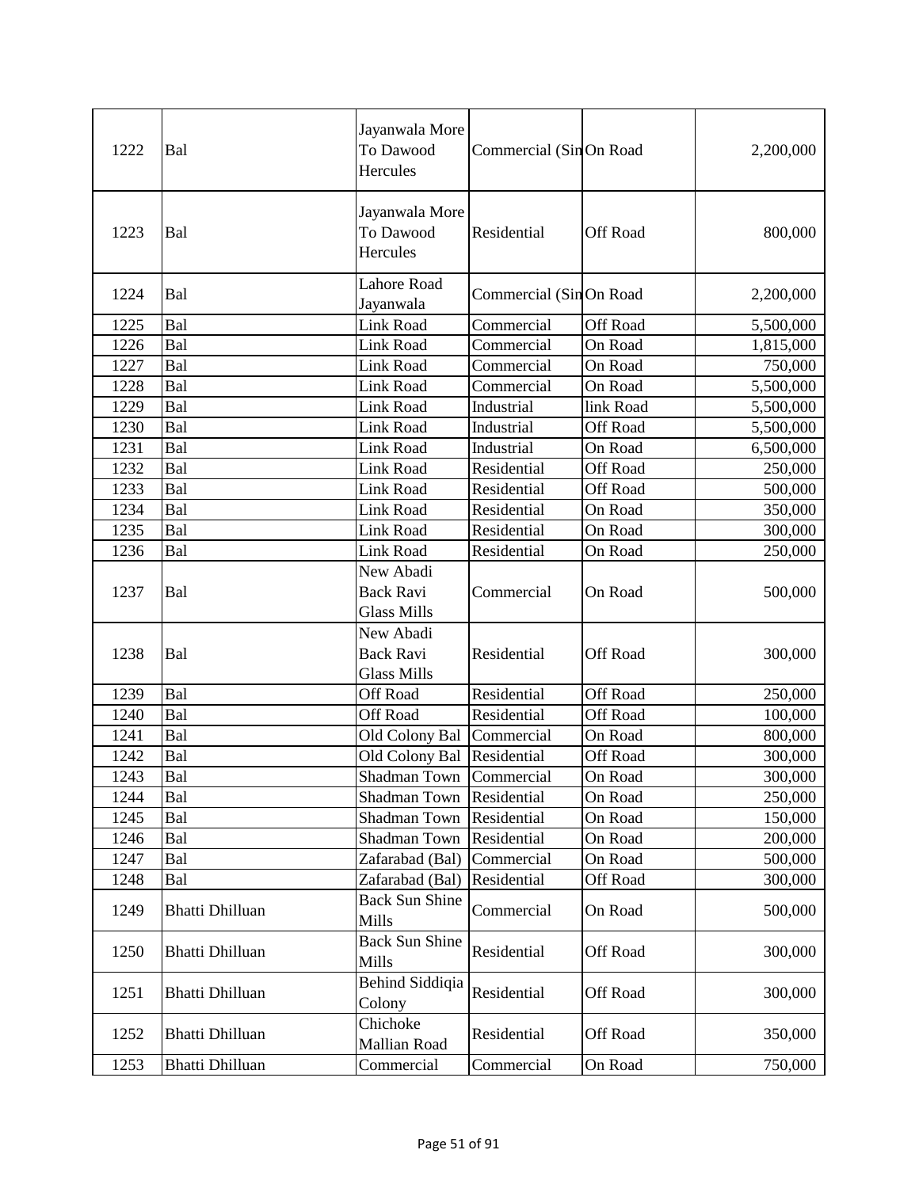| 1222 | Bal | Jayanwala More To Dawood Hercules | Commercial (Sin | On Road | 2,200,000 |
|---|---|---|---|---|---|
| 1223 | Bal | Jayanwala More To Dawood Hercules | Residential | Off Road | 800,000 |
| 1224 | Bal | Lahore Road Jayanwala | Commercial (Sin | On Road | 2,200,000 |
| 1225 | Bal | Link Road | Commercial | Off Road | 5,500,000 |
| 1226 | Bal | Link Road | Commercial | On Road | 1,815,000 |
| 1227 | Bal | Link Road | Commercial | On Road | 750,000 |
| 1228 | Bal | Link Road | Commercial | On Road | 5,500,000 |
| 1229 | Bal | Link Road | Industrial | link Road | 5,500,000 |
| 1230 | Bal | Link Road | Industrial | Off Road | 5,500,000 |
| 1231 | Bal | Link Road | Industrial | On Road | 6,500,000 |
| 1232 | Bal | Link Road | Residential | Off Road | 250,000 |
| 1233 | Bal | Link Road | Residential | Off Road | 500,000 |
| 1234 | Bal | Link Road | Residential | On Road | 350,000 |
| 1235 | Bal | Link Road | Residential | On Road | 300,000 |
| 1236 | Bal | Link Road | Residential | On Road | 250,000 |
| 1237 | Bal | New Abadi Back Ravi Glass Mills | Commercial | On Road | 500,000 |
| 1238 | Bal | New Abadi Back Ravi Glass Mills | Residential | Off Road | 300,000 |
| 1239 | Bal | Off Road | Residential | Off Road | 250,000 |
| 1240 | Bal | Off Road | Residential | Off Road | 100,000 |
| 1241 | Bal | Old Colony Bal | Commercial | On Road | 800,000 |
| 1242 | Bal | Old Colony Bal | Residential | Off Road | 300,000 |
| 1243 | Bal | Shadman Town | Commercial | On Road | 300,000 |
| 1244 | Bal | Shadman Town | Residential | On Road | 250,000 |
| 1245 | Bal | Shadman Town | Residential | On Road | 150,000 |
| 1246 | Bal | Shadman Town | Residential | On Road | 200,000 |
| 1247 | Bal | Zafarabad (Bal) | Commercial | On Road | 500,000 |
| 1248 | Bal | Zafarabad (Bal) | Residential | Off Road | 300,000 |
| 1249 | Bhatti Dhilluan | Back Sun Shine Mills | Commercial | On Road | 500,000 |
| 1250 | Bhatti Dhilluan | Back Sun Shine Mills | Residential | Off Road | 300,000 |
| 1251 | Bhatti Dhilluan | Behind Siddiqia Colony | Residential | Off Road | 300,000 |
| 1252 | Bhatti Dhilluan | Chichoke Mallian Road | Residential | Off Road | 350,000 |
| 1253 | Bhatti Dhilluan | Commercial | Commercial | On Road | 750,000 |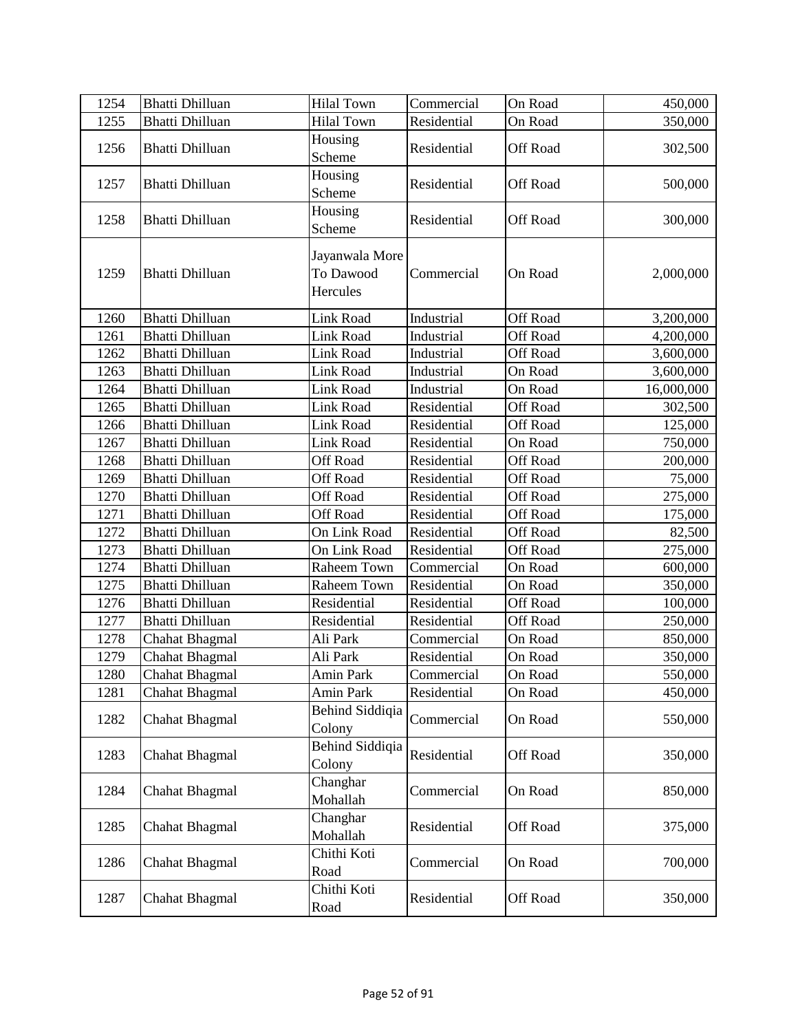| 1254 | Bhatti Dhilluan | Hilal Town | Commercial | On Road | 450,000 |
|---|---|---|---|---|---|
| 1255 | Bhatti Dhilluan | Hilal Town | Residential | On Road | 350,000 |
| 1256 | Bhatti Dhilluan | Housing Scheme | Residential | Off Road | 302,500 |
| 1257 | Bhatti Dhilluan | Housing Scheme | Residential | Off Road | 500,000 |
| 1258 | Bhatti Dhilluan | Housing Scheme | Residential | Off Road | 300,000 |
| 1259 | Bhatti Dhilluan | Jayanwala More To Dawood Hercules | Commercial | On Road | 2,000,000 |
| 1260 | Bhatti Dhilluan | Link Road | Industrial | Off Road | 3,200,000 |
| 1261 | Bhatti Dhilluan | Link Road | Industrial | Off Road | 4,200,000 |
| 1262 | Bhatti Dhilluan | Link Road | Industrial | Off Road | 3,600,000 |
| 1263 | Bhatti Dhilluan | Link Road | Industrial | On Road | 3,600,000 |
| 1264 | Bhatti Dhilluan | Link Road | Industrial | On Road | 16,000,000 |
| 1265 | Bhatti Dhilluan | Link Road | Residential | Off Road | 302,500 |
| 1266 | Bhatti Dhilluan | Link Road | Residential | Off Road | 125,000 |
| 1267 | Bhatti Dhilluan | Link Road | Residential | On Road | 750,000 |
| 1268 | Bhatti Dhilluan | Off Road | Residential | Off Road | 200,000 |
| 1269 | Bhatti Dhilluan | Off Road | Residential | Off Road | 75,000 |
| 1270 | Bhatti Dhilluan | Off Road | Residential | Off Road | 275,000 |
| 1271 | Bhatti Dhilluan | Off Road | Residential | Off Road | 175,000 |
| 1272 | Bhatti Dhilluan | On Link Road | Residential | Off Road | 82,500 |
| 1273 | Bhatti Dhilluan | On Link Road | Residential | Off Road | 275,000 |
| 1274 | Bhatti Dhilluan | Raheem Town | Commercial | On Road | 600,000 |
| 1275 | Bhatti Dhilluan | Raheem Town | Residential | On Road | 350,000 |
| 1276 | Bhatti Dhilluan | Residential | Residential | Off Road | 100,000 |
| 1277 | Bhatti Dhilluan | Residential | Residential | Off Road | 250,000 |
| 1278 | Chahat Bhagmal | Ali Park | Commercial | On Road | 850,000 |
| 1279 | Chahat Bhagmal | Ali Park | Residential | On Road | 350,000 |
| 1280 | Chahat Bhagmal | Amin Park | Commercial | On Road | 550,000 |
| 1281 | Chahat Bhagmal | Amin Park | Residential | On Road | 450,000 |
| 1282 | Chahat Bhagmal | Behind Siddiqia Colony | Commercial | On Road | 550,000 |
| 1283 | Chahat Bhagmal | Behind Siddiqia Colony | Residential | Off Road | 350,000 |
| 1284 | Chahat Bhagmal | Changhar Mohallah | Commercial | On Road | 850,000 |
| 1285 | Chahat Bhagmal | Changhar Mohallah | Residential | Off Road | 375,000 |
| 1286 | Chahat Bhagmal | Chithi Koti Road | Commercial | On Road | 700,000 |
| 1287 | Chahat Bhagmal | Chithi Koti Road | Residential | Off Road | 350,000 |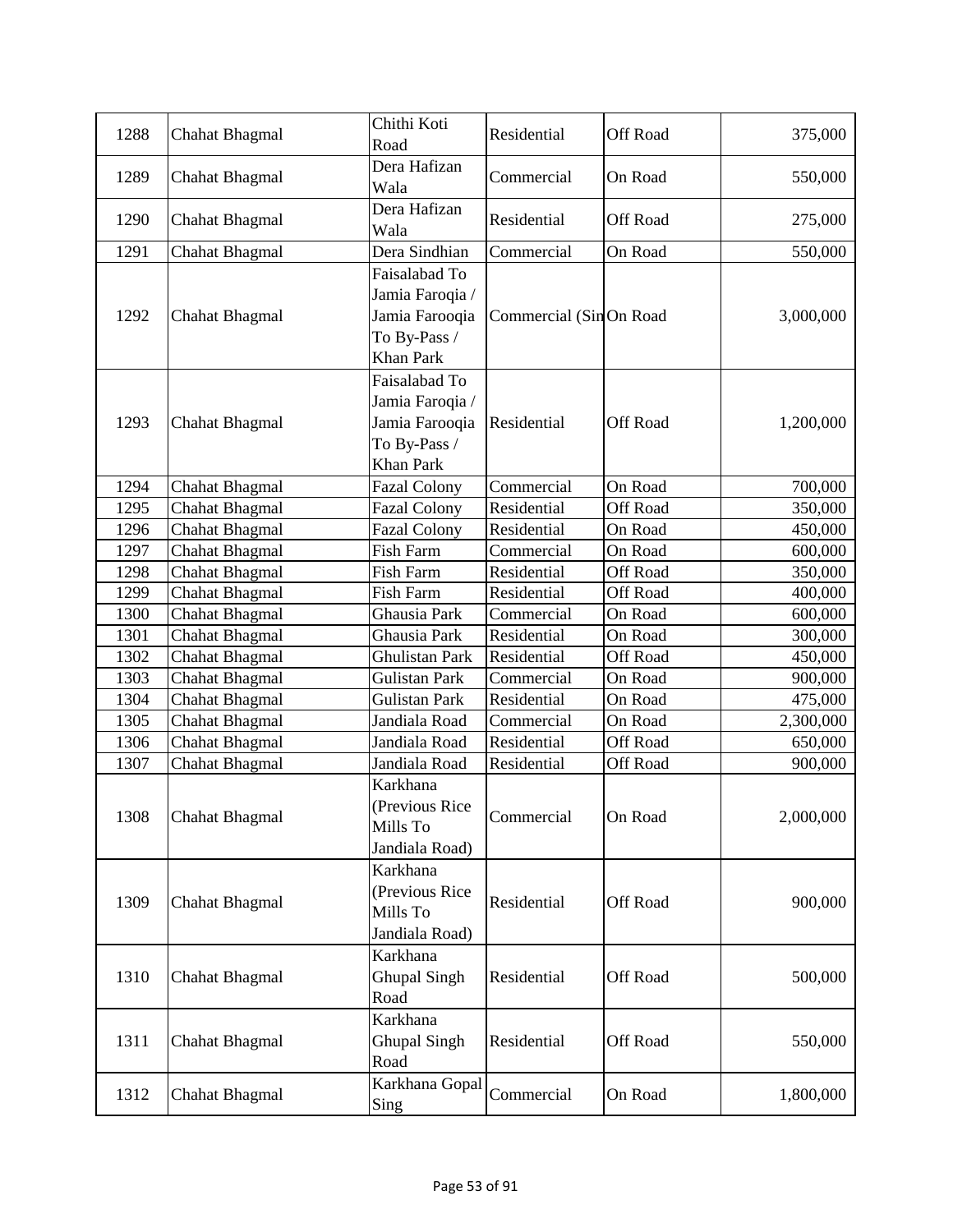| 1288 | Chahat Bhagmal | Chithi Koti Road | Residential | Off Road | 375,000 |
|---|---|---|---|---|---|
| 1289 | Chahat Bhagmal | Dera Hafizan Wala | Commercial | On Road | 550,000 |
| 1290 | Chahat Bhagmal | Dera Hafizan Wala | Residential | Off Road | 275,000 |
| 1291 | Chahat Bhagmal | Dera Sindhian | Commercial | On Road | 550,000 |
| 1292 | Chahat Bhagmal | Faisalabad To Jamia Faroqia / Jamia Farooqia To By-Pass / Khan Park | Commercial (Sin | On Road | 3,000,000 |
| 1293 | Chahat Bhagmal | Faisalabad To Jamia Faroqia / Jamia Farooqia To By-Pass / Khan Park | Residential | Off Road | 1,200,000 |
| 1294 | Chahat Bhagmal | Fazal Colony | Commercial | On Road | 700,000 |
| 1295 | Chahat Bhagmal | Fazal Colony | Residential | Off Road | 350,000 |
| 1296 | Chahat Bhagmal | Fazal Colony | Residential | On Road | 450,000 |
| 1297 | Chahat Bhagmal | Fish Farm | Commercial | On Road | 600,000 |
| 1298 | Chahat Bhagmal | Fish Farm | Residential | Off Road | 350,000 |
| 1299 | Chahat Bhagmal | Fish Farm | Residential | Off Road | 400,000 |
| 1300 | Chahat Bhagmal | Ghausia Park | Commercial | On Road | 600,000 |
| 1301 | Chahat Bhagmal | Ghausia Park | Residential | On Road | 300,000 |
| 1302 | Chahat Bhagmal | Ghulistan Park | Residential | Off Road | 450,000 |
| 1303 | Chahat Bhagmal | Gulistan Park | Commercial | On Road | 900,000 |
| 1304 | Chahat Bhagmal | Gulistan Park | Residential | On Road | 475,000 |
| 1305 | Chahat Bhagmal | Jandiala Road | Commercial | On Road | 2,300,000 |
| 1306 | Chahat Bhagmal | Jandiala Road | Residential | Off Road | 650,000 |
| 1307 | Chahat Bhagmal | Jandiala Road | Residential | Off Road | 900,000 |
| 1308 | Chahat Bhagmal | Karkhana (Previous Rice Mills To Jandiala Road) | Commercial | On Road | 2,000,000 |
| 1309 | Chahat Bhagmal | Karkhana (Previous Rice Mills To Jandiala Road) | Residential | Off Road | 900,000 |
| 1310 | Chahat Bhagmal | Karkhana Ghupal Singh Road | Residential | Off Road | 500,000 |
| 1311 | Chahat Bhagmal | Karkhana Ghupal Singh Road | Residential | Off Road | 550,000 |
| 1312 | Chahat Bhagmal | Karkhana Gopal Sing | Commercial | On Road | 1,800,000 |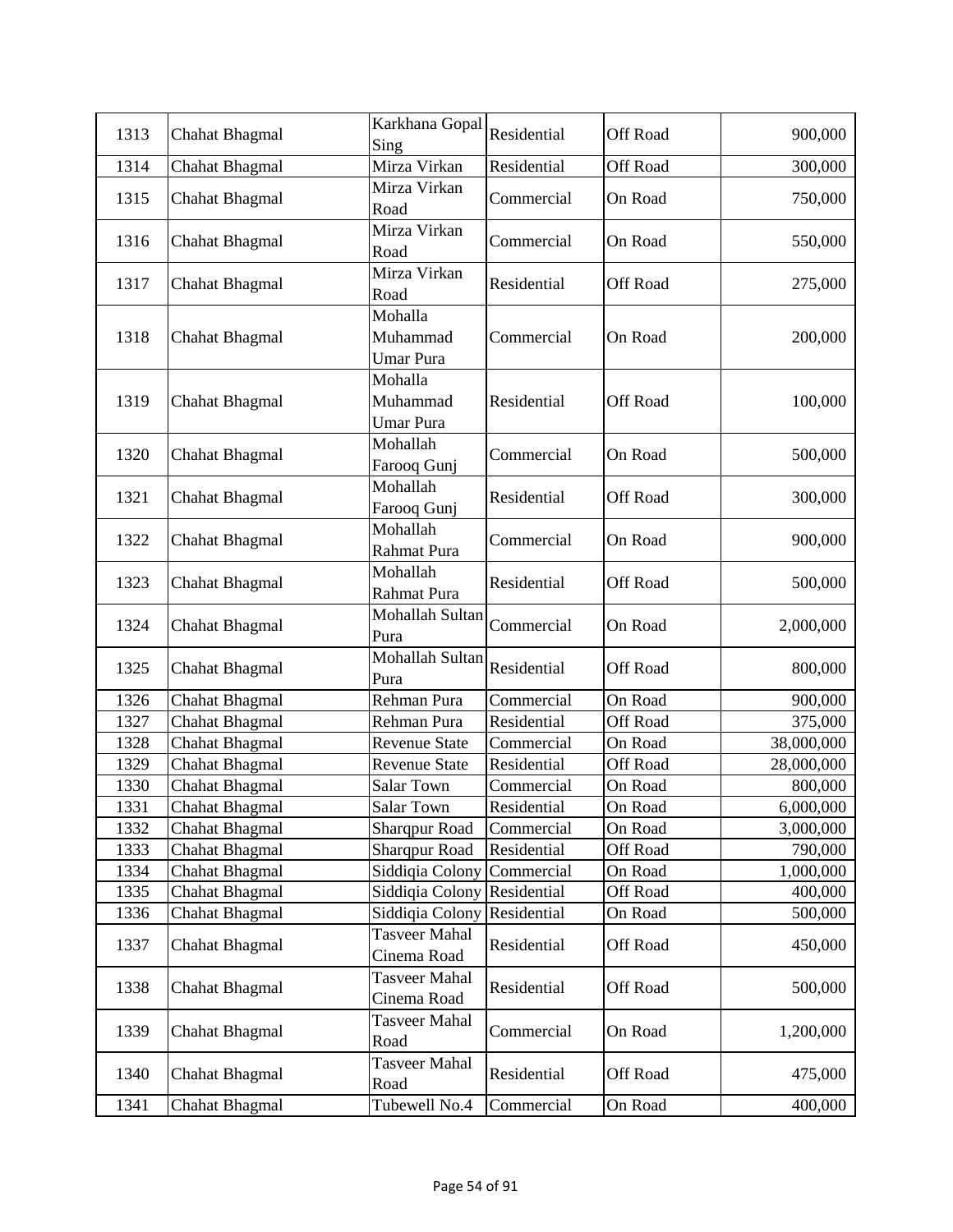| 1313 | Chahat Bhagmal | Karkhana Gopal Sing | Residential | Off Road | 900,000 |
|---|---|---|---|---|---|
| 1314 | Chahat Bhagmal | Mirza Virkan | Residential | Off Road | 300,000 |
| 1315 | Chahat Bhagmal | Mirza Virkan Road | Commercial | On Road | 750,000 |
| 1316 | Chahat Bhagmal | Mirza Virkan Road | Commercial | On Road | 550,000 |
| 1317 | Chahat Bhagmal | Mirza Virkan Road | Residential | Off Road | 275,000 |
| 1318 | Chahat Bhagmal | Mohalla Muhammad Umar Pura | Commercial | On Road | 200,000 |
| 1319 | Chahat Bhagmal | Mohalla Muhammad Umar Pura | Residential | Off Road | 100,000 |
| 1320 | Chahat Bhagmal | Mohallah Farooq Gunj | Commercial | On Road | 500,000 |
| 1321 | Chahat Bhagmal | Mohallah Farooq Gunj | Residential | Off Road | 300,000 |
| 1322 | Chahat Bhagmal | Mohallah Rahmat Pura | Commercial | On Road | 900,000 |
| 1323 | Chahat Bhagmal | Mohallah Rahmat Pura | Residential | Off Road | 500,000 |
| 1324 | Chahat Bhagmal | Mohallah Sultan Pura | Commercial | On Road | 2,000,000 |
| 1325 | Chahat Bhagmal | Mohallah Sultan Pura | Residential | Off Road | 800,000 |
| 1326 | Chahat Bhagmal | Rehman Pura | Commercial | On Road | 900,000 |
| 1327 | Chahat Bhagmal | Rehman Pura | Residential | Off Road | 375,000 |
| 1328 | Chahat Bhagmal | Revenue State | Commercial | On Road | 38,000,000 |
| 1329 | Chahat Bhagmal | Revenue State | Residential | Off Road | 28,000,000 |
| 1330 | Chahat Bhagmal | Salar Town | Commercial | On Road | 800,000 |
| 1331 | Chahat Bhagmal | Salar Town | Residential | On Road | 6,000,000 |
| 1332 | Chahat Bhagmal | Sharqpur Road | Commercial | On Road | 3,000,000 |
| 1333 | Chahat Bhagmal | Sharqpur Road | Residential | Off Road | 790,000 |
| 1334 | Chahat Bhagmal | Siddiqia Colony | Commercial | On Road | 1,000,000 |
| 1335 | Chahat Bhagmal | Siddiqia Colony | Residential | Off Road | 400,000 |
| 1336 | Chahat Bhagmal | Siddiqia Colony | Residential | On Road | 500,000 |
| 1337 | Chahat Bhagmal | Tasveer Mahal Cinema Road | Residential | Off Road | 450,000 |
| 1338 | Chahat Bhagmal | Tasveer Mahal Cinema Road | Residential | Off Road | 500,000 |
| 1339 | Chahat Bhagmal | Tasveer Mahal Road | Commercial | On Road | 1,200,000 |
| 1340 | Chahat Bhagmal | Tasveer Mahal Road | Residential | Off Road | 475,000 |
| 1341 | Chahat Bhagmal | Tubewell No.4 | Commercial | On Road | 400,000 |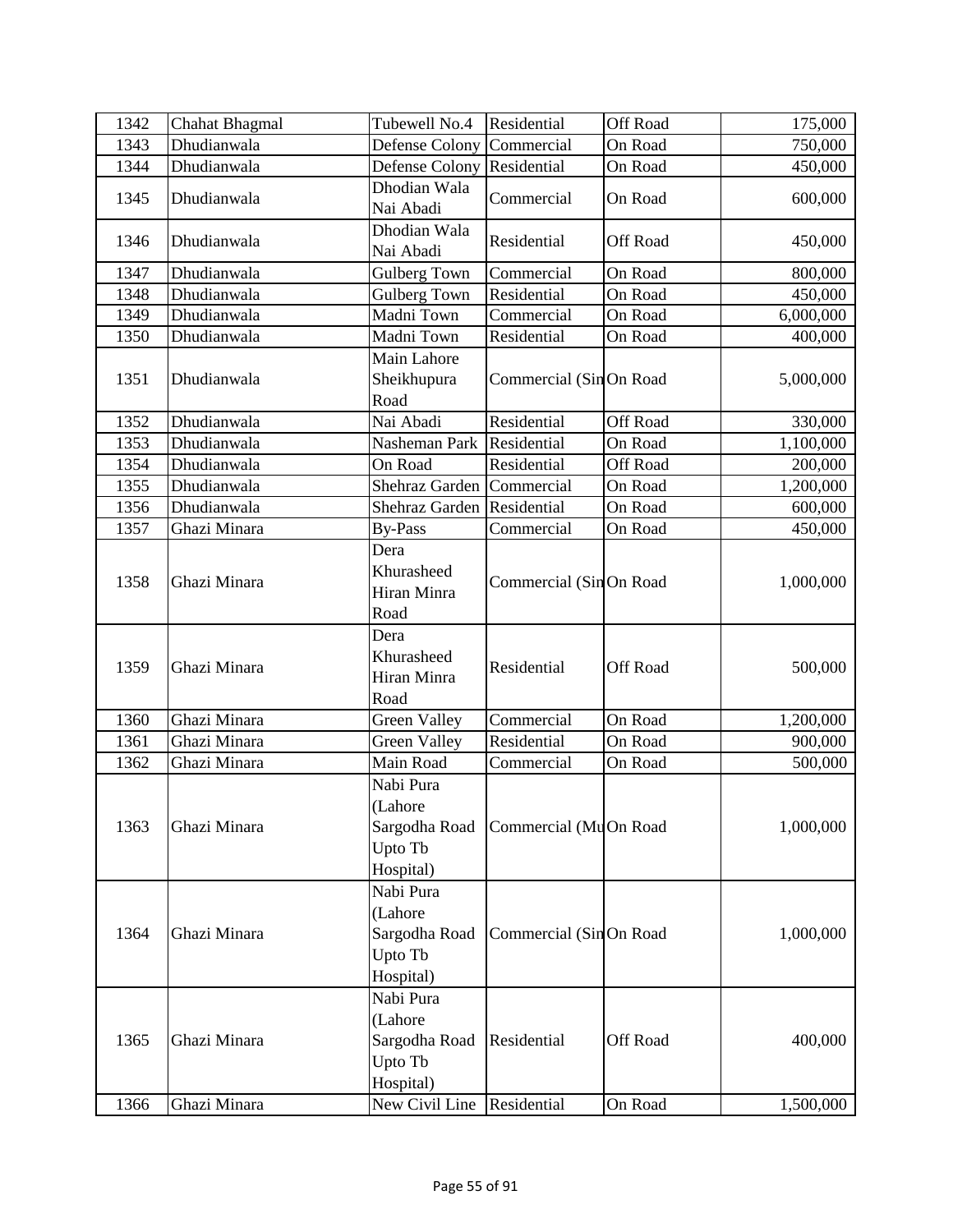| 1342 | Chahat Bhagmal | Tubewell No.4 | Residential | Off Road | 175,000 |
|---|---|---|---|---|---|
| 1343 | Dhudianwala | Defense Colony | Commercial | On Road | 750,000 |
| 1344 | Dhudianwala | Defense Colony | Residential | On Road | 450,000 |
| 1345 | Dhudianwala | Dhodian Wala Nai Abadi | Commercial | On Road | 600,000 |
| 1346 | Dhudianwala | Dhodian Wala Nai Abadi | Residential | Off Road | 450,000 |
| 1347 | Dhudianwala | Gulberg Town | Commercial | On Road | 800,000 |
| 1348 | Dhudianwala | Gulberg Town | Residential | On Road | 450,000 |
| 1349 | Dhudianwala | Madni Town | Commercial | On Road | 6,000,000 |
| 1350 | Dhudianwala | Madni Town | Residential | On Road | 400,000 |
| 1351 | Dhudianwala | Main Lahore Sheikhupura Road | Commercial (Sin | On Road | 5,000,000 |
| 1352 | Dhudianwala | Nai Abadi | Residential | Off Road | 330,000 |
| 1353 | Dhudianwala | Nasheman Park | Residential | On Road | 1,100,000 |
| 1354 | Dhudianwala | On Road | Residential | Off Road | 200,000 |
| 1355 | Dhudianwala | Shehraz Garden | Commercial | On Road | 1,200,000 |
| 1356 | Dhudianwala | Shehraz Garden | Residential | On Road | 600,000 |
| 1357 | Ghazi Minara | By-Pass | Commercial | On Road | 450,000 |
| 1358 | Ghazi Minara | Dera Khurasheed Hiran Minra Road | Commercial (Sin | On Road | 1,000,000 |
| 1359 | Ghazi Minara | Dera Khurasheed Hiran Minra Road | Residential | Off Road | 500,000 |
| 1360 | Ghazi Minara | Green Valley | Commercial | On Road | 1,200,000 |
| 1361 | Ghazi Minara | Green Valley | Residential | On Road | 900,000 |
| 1362 | Ghazi Minara | Main Road | Commercial | On Road | 500,000 |
| 1363 | Ghazi Minara | Nabi Pura (Lahore Sargodha Road Upto Tb Hospital) | Commercial (Mu | On Road | 1,000,000 |
| 1364 | Ghazi Minara | Nabi Pura (Lahore Sargodha Road Upto Tb Hospital) | Commercial (Sin | On Road | 1,000,000 |
| 1365 | Ghazi Minara | Nabi Pura (Lahore Sargodha Road Upto Tb Hospital) | Residential | Off Road | 400,000 |
| 1366 | Ghazi Minara | New Civil Line | Residential | On Road | 1,500,000 |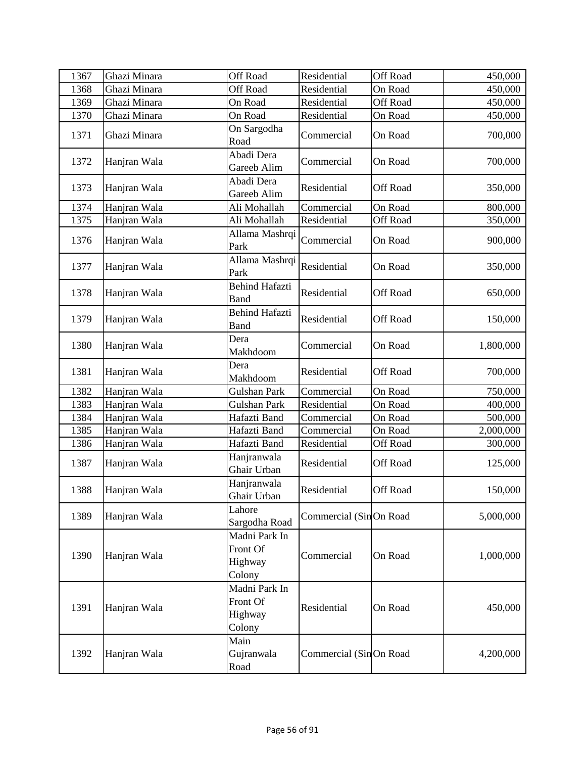| 1367 | Ghazi Minara | Off Road | Residential | Off Road | 450,000 |
|---|---|---|---|---|---|
| 1368 | Ghazi Minara | Off Road | Residential | On Road | 450,000 |
| 1369 | Ghazi Minara | On Road | Residential | Off Road | 450,000 |
| 1370 | Ghazi Minara | On Road | Residential | On Road | 450,000 |
| 1371 | Ghazi Minara | On Sargodha Road | Commercial | On Road | 700,000 |
| 1372 | Hanjran Wala | Abadi Dera Gareeb Alim | Commercial | On Road | 700,000 |
| 1373 | Hanjran Wala | Abadi Dera Gareeb Alim | Residential | Off Road | 350,000 |
| 1374 | Hanjran Wala | Ali Mohallah | Commercial | On Road | 800,000 |
| 1375 | Hanjran Wala | Ali Mohallah | Residential | Off Road | 350,000 |
| 1376 | Hanjran Wala | Allama Mashrqi Park | Commercial | On Road | 900,000 |
| 1377 | Hanjran Wala | Allama Mashrqi Park | Residential | On Road | 350,000 |
| 1378 | Hanjran Wala | Behind Hafazti Band | Residential | Off Road | 650,000 |
| 1379 | Hanjran Wala | Behind Hafazti Band | Residential | Off Road | 150,000 |
| 1380 | Hanjran Wala | Dera Makhdoom | Commercial | On Road | 1,800,000 |
| 1381 | Hanjran Wala | Dera Makhdoom | Residential | Off Road | 700,000 |
| 1382 | Hanjran Wala | Gulshan Park | Commercial | On Road | 750,000 |
| 1383 | Hanjran Wala | Gulshan Park | Residential | On Road | 400,000 |
| 1384 | Hanjran Wala | Hafazti Band | Commercial | On Road | 500,000 |
| 1385 | Hanjran Wala | Hafazti Band | Commercial | On Road | 2,000,000 |
| 1386 | Hanjran Wala | Hafazti Band | Residential | Off Road | 300,000 |
| 1387 | Hanjran Wala | Hanjranwala Ghair Urban | Residential | Off Road | 125,000 |
| 1388 | Hanjran Wala | Hanjranwala Ghair Urban | Residential | Off Road | 150,000 |
| 1389 | Hanjran Wala | Lahore Sargodha Road | Commercial (Sin | On Road | 5,000,000 |
| 1390 | Hanjran Wala | Madni Park In Front Of Highway Colony | Commercial | On Road | 1,000,000 |
| 1391 | Hanjran Wala | Madni Park In Front Of Highway Colony | Residential | On Road | 450,000 |
| 1392 | Hanjran Wala | Main Gujranwala Road | Commercial (Sin | On Road | 4,200,000 |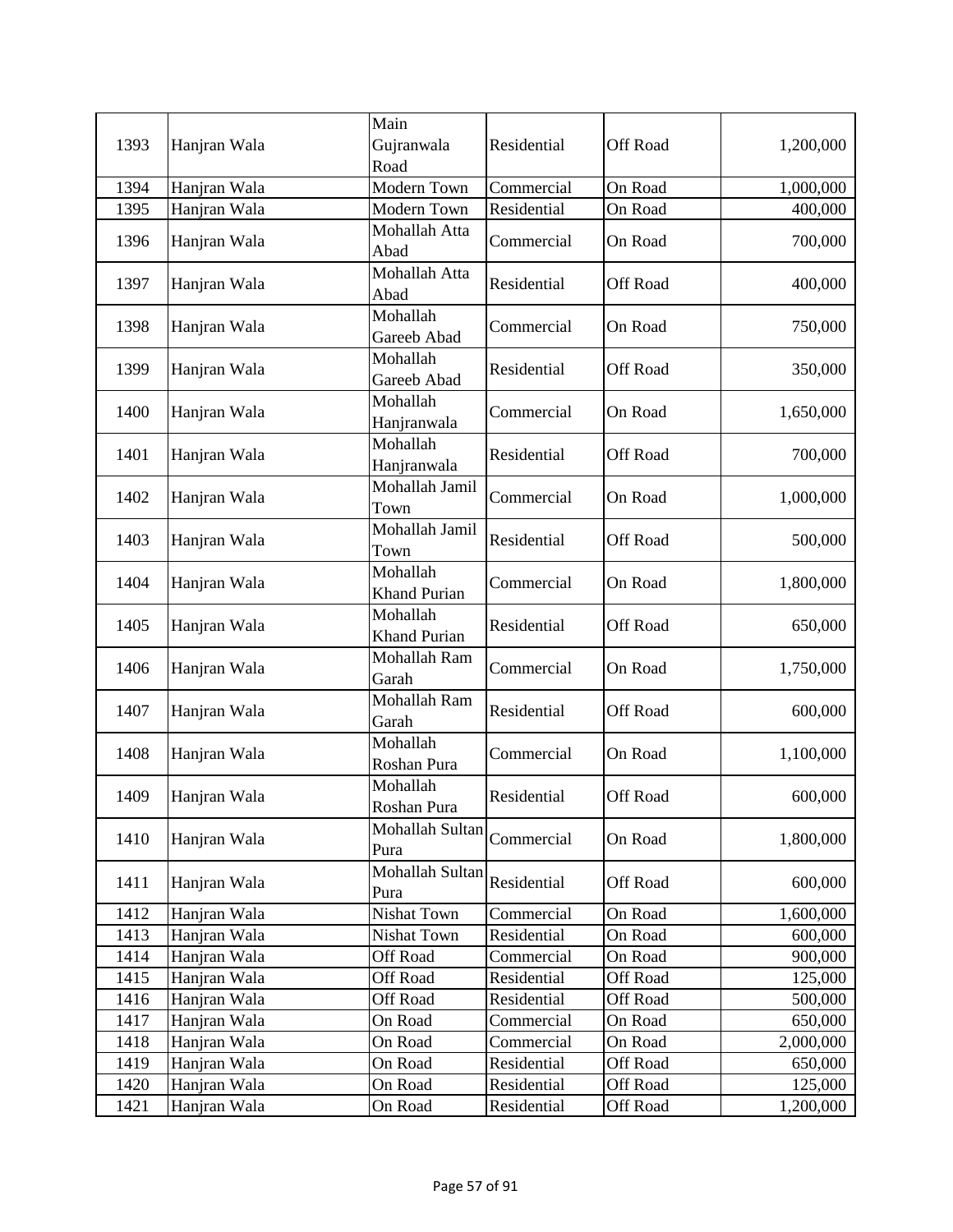| 1393 | Hanjran Wala | Main Gujranwala Road | Residential | Off Road | 1,200,000 |
|---|---|---|---|---|---|
| 1394 | Hanjran Wala | Modern Town | Commercial | On Road | 1,000,000 |
| 1395 | Hanjran Wala | Modern Town | Residential | On Road | 400,000 |
| 1396 | Hanjran Wala | Mohallah Atta Abad | Commercial | On Road | 700,000 |
| 1397 | Hanjran Wala | Mohallah Atta Abad | Residential | Off Road | 400,000 |
| 1398 | Hanjran Wala | Mohallah Gareeb Abad | Commercial | On Road | 750,000 |
| 1399 | Hanjran Wala | Mohallah Gareeb Abad | Residential | Off Road | 350,000 |
| 1400 | Hanjran Wala | Mohallah Hanjranwala | Commercial | On Road | 1,650,000 |
| 1401 | Hanjran Wala | Mohallah Hanjranwala | Residential | Off Road | 700,000 |
| 1402 | Hanjran Wala | Mohallah Jamil Town | Commercial | On Road | 1,000,000 |
| 1403 | Hanjran Wala | Mohallah Jamil Town | Residential | Off Road | 500,000 |
| 1404 | Hanjran Wala | Mohallah Khand Purian | Commercial | On Road | 1,800,000 |
| 1405 | Hanjran Wala | Mohallah Khand Purian | Residential | Off Road | 650,000 |
| 1406 | Hanjran Wala | Mohallah Ram Garah | Commercial | On Road | 1,750,000 |
| 1407 | Hanjran Wala | Mohallah Ram Garah | Residential | Off Road | 600,000 |
| 1408 | Hanjran Wala | Mohallah Roshan Pura | Commercial | On Road | 1,100,000 |
| 1409 | Hanjran Wala | Mohallah Roshan Pura | Residential | Off Road | 600,000 |
| 1410 | Hanjran Wala | Mohallah Sultan Pura | Commercial | On Road | 1,800,000 |
| 1411 | Hanjran Wala | Mohallah Sultan Pura | Residential | Off Road | 600,000 |
| 1412 | Hanjran Wala | Nishat Town | Commercial | On Road | 1,600,000 |
| 1413 | Hanjran Wala | Nishat Town | Residential | On Road | 600,000 |
| 1414 | Hanjran Wala | Off Road | Commercial | On Road | 900,000 |
| 1415 | Hanjran Wala | Off Road | Residential | Off Road | 125,000 |
| 1416 | Hanjran Wala | Off Road | Residential | Off Road | 500,000 |
| 1417 | Hanjran Wala | On Road | Commercial | On Road | 650,000 |
| 1418 | Hanjran Wala | On Road | Commercial | On Road | 2,000,000 |
| 1419 | Hanjran Wala | On Road | Residential | Off Road | 650,000 |
| 1420 | Hanjran Wala | On Road | Residential | Off Road | 125,000 |
| 1421 | Hanjran Wala | On Road | Residential | Off Road | 1,200,000 |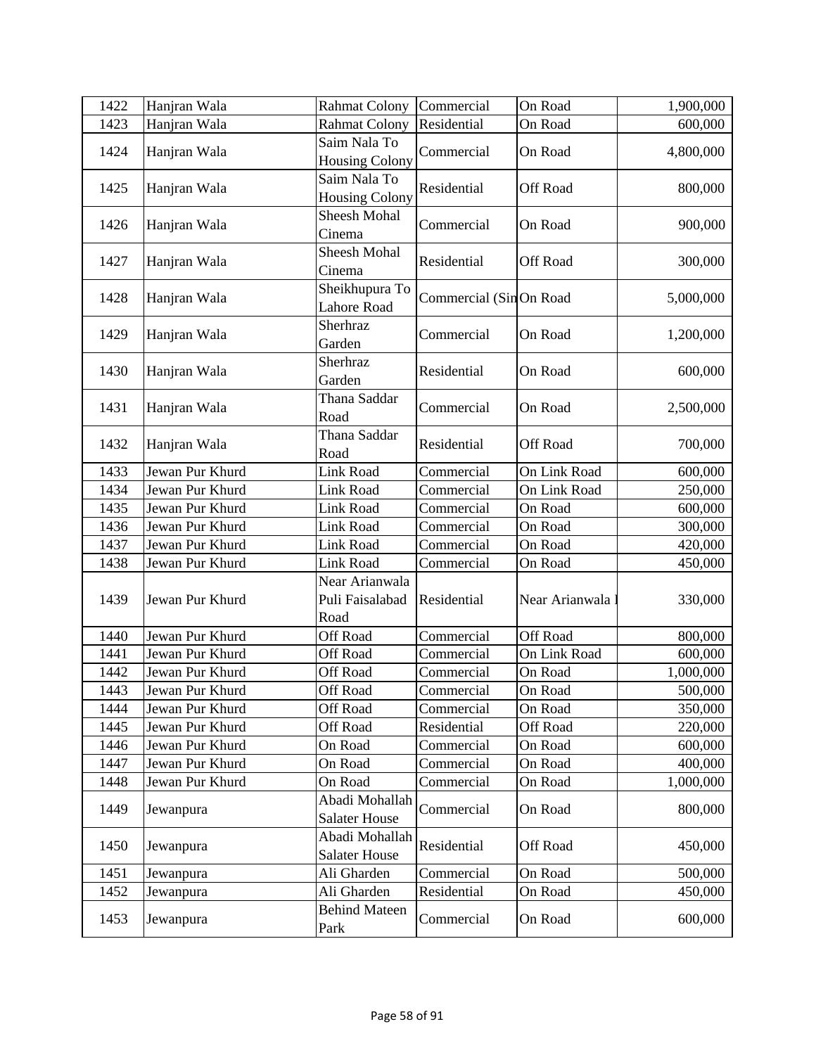| 1422 | Hanjran Wala | Rahmat Colony | Commercial | On Road | 1,900,000 |
|---|---|---|---|---|---|
| 1423 | Hanjran Wala | Rahmat Colony | Residential | On Road | 600,000 |
| 1424 | Hanjran Wala | Saim Nala To Housing Colony | Commercial | On Road | 4,800,000 |
| 1425 | Hanjran Wala | Saim Nala To Housing Colony | Residential | Off Road | 800,000 |
| 1426 | Hanjran Wala | Sheesh Mohal Cinema | Commercial | On Road | 900,000 |
| 1427 | Hanjran Wala | Sheesh Mohal Cinema | Residential | Off Road | 300,000 |
| 1428 | Hanjran Wala | Sheikhupura To Lahore Road | Commercial (Sin | On Road | 5,000,000 |
| 1429 | Hanjran Wala | Sherhraz Garden | Commercial | On Road | 1,200,000 |
| 1430 | Hanjran Wala | Sherhraz Garden | Residential | On Road | 600,000 |
| 1431 | Hanjran Wala | Thana Saddar Road | Commercial | On Road | 2,500,000 |
| 1432 | Hanjran Wala | Thana Saddar Road | Residential | Off Road | 700,000 |
| 1433 | Jewan Pur Khurd | Link Road | Commercial | On Link Road | 600,000 |
| 1434 | Jewan Pur Khurd | Link Road | Commercial | On Link Road | 250,000 |
| 1435 | Jewan Pur Khurd | Link Road | Commercial | On Road | 600,000 |
| 1436 | Jewan Pur Khurd | Link Road | Commercial | On Road | 300,000 |
| 1437 | Jewan Pur Khurd | Link Road | Commercial | On Road | 420,000 |
| 1438 | Jewan Pur Khurd | Link Road | Commercial | On Road | 450,000 |
| 1439 | Jewan Pur Khurd | Near Arianwala Puli Faisalabad Road | Residential | Near Arianwala l | 330,000 |
| 1440 | Jewan Pur Khurd | Off Road | Commercial | Off Road | 800,000 |
| 1441 | Jewan Pur Khurd | Off Road | Commercial | On Link Road | 600,000 |
| 1442 | Jewan Pur Khurd | Off Road | Commercial | On Road | 1,000,000 |
| 1443 | Jewan Pur Khurd | Off Road | Commercial | On Road | 500,000 |
| 1444 | Jewan Pur Khurd | Off Road | Commercial | On Road | 350,000 |
| 1445 | Jewan Pur Khurd | Off Road | Residential | Off Road | 220,000 |
| 1446 | Jewan Pur Khurd | On Road | Commercial | On Road | 600,000 |
| 1447 | Jewan Pur Khurd | On Road | Commercial | On Road | 400,000 |
| 1448 | Jewan Pur Khurd | On Road | Commercial | On Road | 1,000,000 |
| 1449 | Jewanpura | Abadi Mohallah Salater House | Commercial | On Road | 800,000 |
| 1450 | Jewanpura | Abadi Mohallah Salater House | Residential | Off Road | 450,000 |
| 1451 | Jewanpura | Ali Gharden | Commercial | On Road | 500,000 |
| 1452 | Jewanpura | Ali Gharden | Residential | On Road | 450,000 |
| 1453 | Jewanpura | Behind Mateen Park | Commercial | On Road | 600,000 |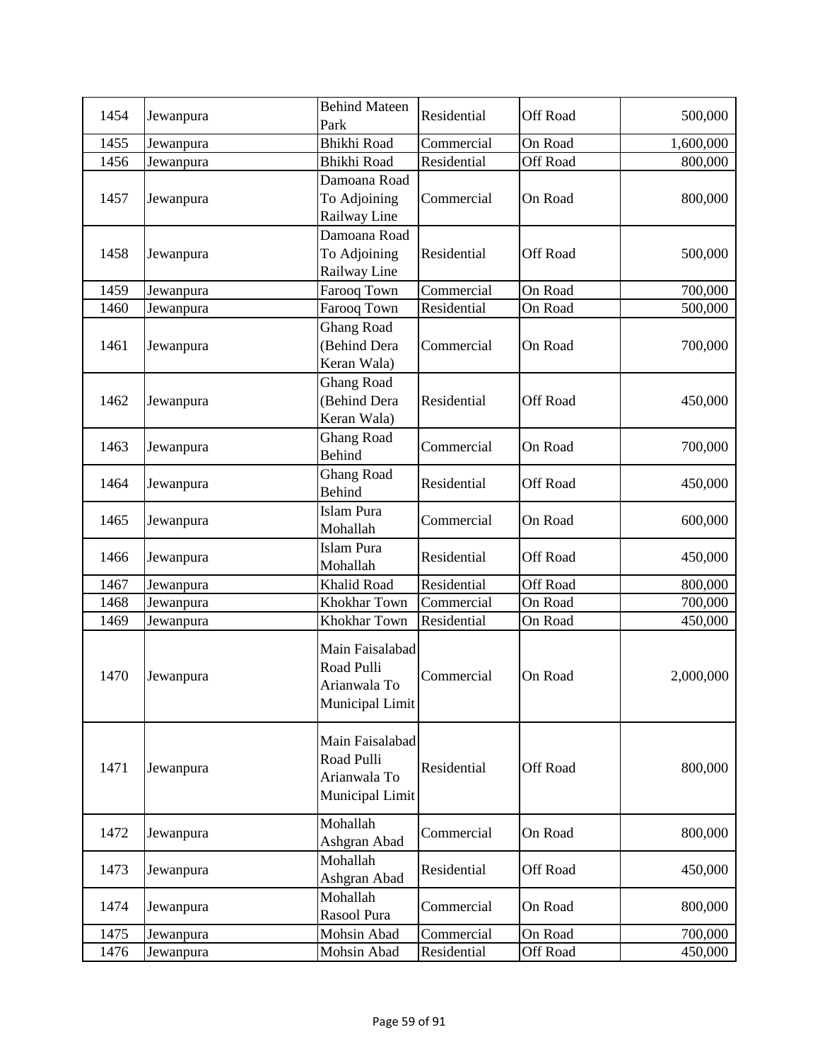| 1454 | Jewanpura | Behind Mateen Park | Residential | Off Road | 500,000 |
|---|---|---|---|---|---|
| 1455 | Jewanpura | Bhikhi Road | Commercial | On Road | 1,600,000 |
| 1456 | Jewanpura | Bhikhi Road | Residential | Off Road | 800,000 |
| 1457 | Jewanpura | Damoana Road To Adjoining Railway Line | Commercial | On Road | 800,000 |
| 1458 | Jewanpura | Damoana Road To Adjoining Railway Line | Residential | Off Road | 500,000 |
| 1459 | Jewanpura | Farooq Town | Commercial | On Road | 700,000 |
| 1460 | Jewanpura | Farooq Town | Residential | On Road | 500,000 |
| 1461 | Jewanpura | Ghang Road (Behind Dera Keran Wala) | Commercial | On Road | 700,000 |
| 1462 | Jewanpura | Ghang Road (Behind Dera Keran Wala) | Residential | Off Road | 450,000 |
| 1463 | Jewanpura | Ghang Road Behind | Commercial | On Road | 700,000 |
| 1464 | Jewanpura | Ghang Road Behind | Residential | Off Road | 450,000 |
| 1465 | Jewanpura | Islam Pura Mohallah | Commercial | On Road | 600,000 |
| 1466 | Jewanpura | Islam Pura Mohallah | Residential | Off Road | 450,000 |
| 1467 | Jewanpura | Khalid Road | Residential | Off Road | 800,000 |
| 1468 | Jewanpura | Khokhar Town | Commercial | On Road | 700,000 |
| 1469 | Jewanpura | Khokhar Town | Residential | On Road | 450,000 |
| 1470 | Jewanpura | Main Faisalabad Road Pulli Arianwala To Municipal Limit | Commercial | On Road | 2,000,000 |
| 1471 | Jewanpura | Main Faisalabad Road Pulli Arianwala To Municipal Limit | Residential | Off Road | 800,000 |
| 1472 | Jewanpura | Mohallah Ashgran Abad | Commercial | On Road | 800,000 |
| 1473 | Jewanpura | Mohallah Ashgran Abad | Residential | Off Road | 450,000 |
| 1474 | Jewanpura | Mohallah Rasool Pura | Commercial | On Road | 800,000 |
| 1475 | Jewanpura | Mohsin Abad | Commercial | On Road | 700,000 |
| 1476 | Jewanpura | Mohsin Abad | Residential | Off Road | 450,000 |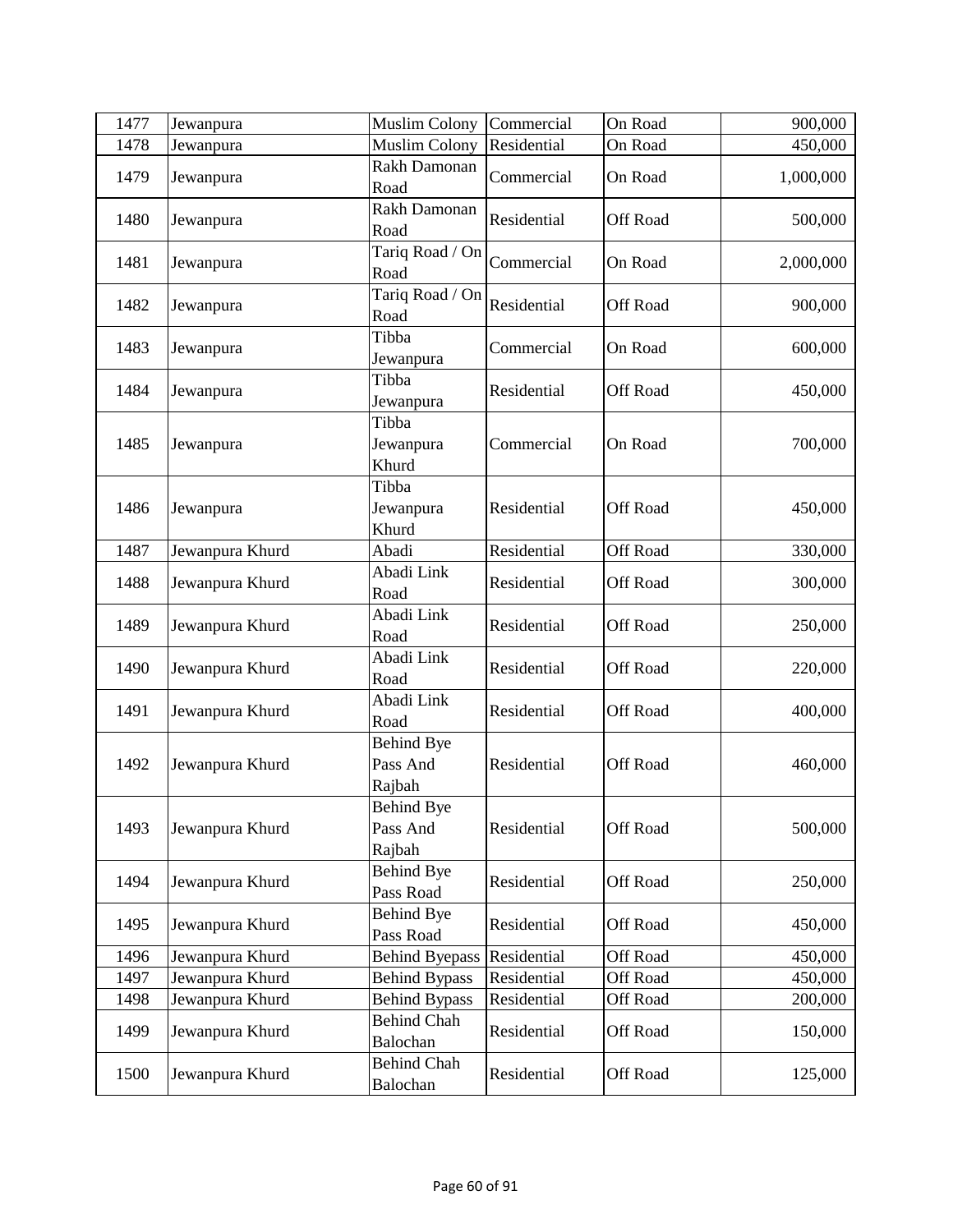| 1477 | Jewanpura | Muslim Colony | Commercial | On Road | 900,000 |
|---|---|---|---|---|---|
| 1478 | Jewanpura | Muslim Colony | Residential | On Road | 450,000 |
| 1479 | Jewanpura | Rakh Damonan Road | Commercial | On Road | 1,000,000 |
| 1480 | Jewanpura | Rakh Damonan Road | Residential | Off Road | 500,000 |
| 1481 | Jewanpura | Tariq Road / On Road | Commercial | On Road | 2,000,000 |
| 1482 | Jewanpura | Tariq Road / On Road | Residential | Off Road | 900,000 |
| 1483 | Jewanpura | Tibba Jewanpura | Commercial | On Road | 600,000 |
| 1484 | Jewanpura | Tibba Jewanpura | Residential | Off Road | 450,000 |
| 1485 | Jewanpura | Tibba Jewanpura Khurd | Commercial | On Road | 700,000 |
| 1486 | Jewanpura | Tibba Jewanpura Khurd | Residential | Off Road | 450,000 |
| 1487 | Jewanpura Khurd | Abadi | Residential | Off Road | 330,000 |
| 1488 | Jewanpura Khurd | Abadi Link Road | Residential | Off Road | 300,000 |
| 1489 | Jewanpura Khurd | Abadi Link Road | Residential | Off Road | 250,000 |
| 1490 | Jewanpura Khurd | Abadi Link Road | Residential | Off Road | 220,000 |
| 1491 | Jewanpura Khurd | Abadi Link Road | Residential | Off Road | 400,000 |
| 1492 | Jewanpura Khurd | Behind Bye Pass And Rajbah | Residential | Off Road | 460,000 |
| 1493 | Jewanpura Khurd | Behind Bye Pass And Rajbah | Residential | Off Road | 500,000 |
| 1494 | Jewanpura Khurd | Behind Bye Pass Road | Residential | Off Road | 250,000 |
| 1495 | Jewanpura Khurd | Behind Bye Pass Road | Residential | Off Road | 450,000 |
| 1496 | Jewanpura Khurd | Behind Byepass | Residential | Off Road | 450,000 |
| 1497 | Jewanpura Khurd | Behind Bypass | Residential | Off Road | 450,000 |
| 1498 | Jewanpura Khurd | Behind Bypass | Residential | Off Road | 200,000 |
| 1499 | Jewanpura Khurd | Behind Chah Balochan | Residential | Off Road | 150,000 |
| 1500 | Jewanpura Khurd | Behind Chah Balochan | Residential | Off Road | 125,000 |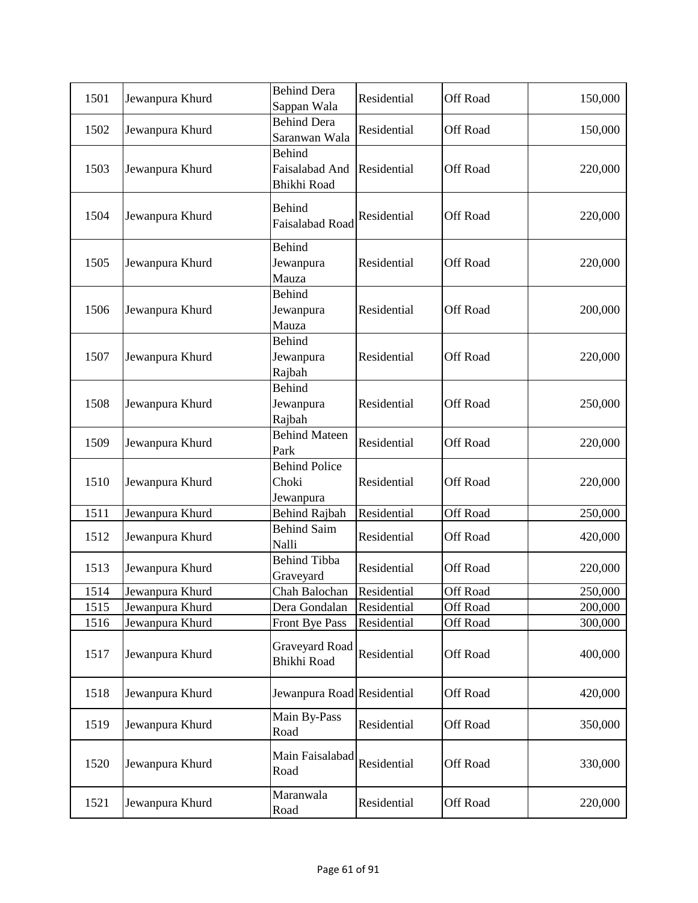| 1501 | Jewanpura Khurd | Behind Dera Sappan Wala | Residential | Off Road | 150,000 |
|---|---|---|---|---|---|
| 1502 | Jewanpura Khurd | Behind Dera Saranwan Wala | Residential | Off Road | 150,000 |
| 1503 | Jewanpura Khurd | Behind Faisalabad And Bhikhi Road | Residential | Off Road | 220,000 |
| 1504 | Jewanpura Khurd | Behind Faisalabad Road | Residential | Off Road | 220,000 |
| 1505 | Jewanpura Khurd | Behind Jewanpura Mauza | Residential | Off Road | 220,000 |
| 1506 | Jewanpura Khurd | Behind Jewanpura Mauza | Residential | Off Road | 200,000 |
| 1507 | Jewanpura Khurd | Behind Jewanpura Rajbah | Residential | Off Road | 220,000 |
| 1508 | Jewanpura Khurd | Behind Jewanpura Rajbah | Residential | Off Road | 250,000 |
| 1509 | Jewanpura Khurd | Behind Mateen Park | Residential | Off Road | 220,000 |
| 1510 | Jewanpura Khurd | Behind Police Choki Jewanpura | Residential | Off Road | 220,000 |
| 1511 | Jewanpura Khurd | Behind Rajbah | Residential | Off Road | 250,000 |
| 1512 | Jewanpura Khurd | Behind Saim Nalli | Residential | Off Road | 420,000 |
| 1513 | Jewanpura Khurd | Behind Tibba Graveyard | Residential | Off Road | 220,000 |
| 1514 | Jewanpura Khurd | Chah Balochan | Residential | Off Road | 250,000 |
| 1515 | Jewanpura Khurd | Dera Gondalan | Residential | Off Road | 200,000 |
| 1516 | Jewanpura Khurd | Front Bye Pass | Residential | Off Road | 300,000 |
| 1517 | Jewanpura Khurd | Graveyard Road Bhikhi Road | Residential | Off Road | 400,000 |
| 1518 | Jewanpura Khurd | Jewanpura Road | Residential | Off Road | 420,000 |
| 1519 | Jewanpura Khurd | Main By-Pass Road | Residential | Off Road | 350,000 |
| 1520 | Jewanpura Khurd | Main Faisalabad Road | Residential | Off Road | 330,000 |
| 1521 | Jewanpura Khurd | Maranwala Road | Residential | Off Road | 220,000 |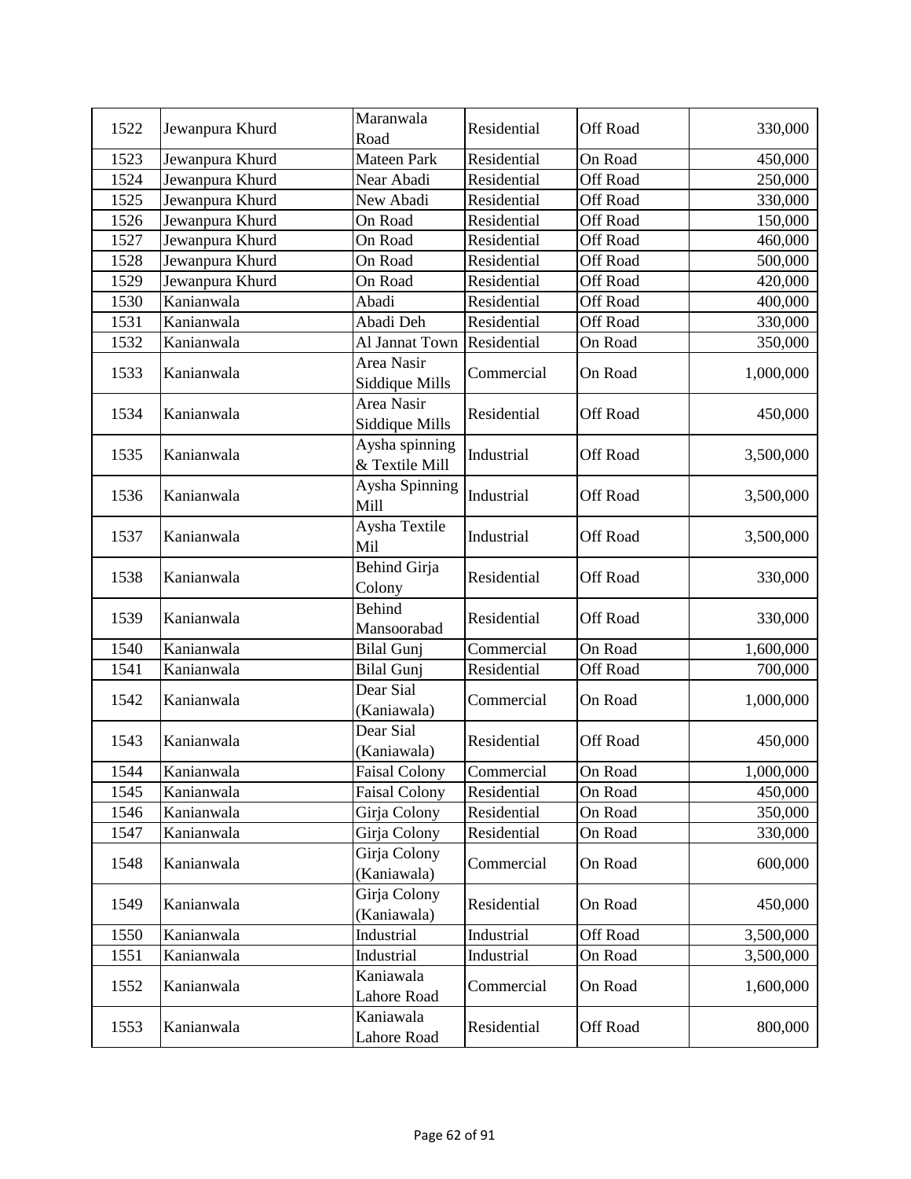| 1522 | Jewanpura Khurd | Maranwala Road | Residential | Off Road | 330,000 |
|---|---|---|---|---|---|
| 1523 | Jewanpura Khurd | Mateen Park | Residential | On Road | 450,000 |
| 1524 | Jewanpura Khurd | Near Abadi | Residential | Off Road | 250,000 |
| 1525 | Jewanpura Khurd | New Abadi | Residential | Off Road | 330,000 |
| 1526 | Jewanpura Khurd | On Road | Residential | Off Road | 150,000 |
| 1527 | Jewanpura Khurd | On Road | Residential | Off Road | 460,000 |
| 1528 | Jewanpura Khurd | On Road | Residential | Off Road | 500,000 |
| 1529 | Jewanpura Khurd | On Road | Residential | Off Road | 420,000 |
| 1530 | Kanianwala | Abadi | Residential | Off Road | 400,000 |
| 1531 | Kanianwala | Abadi Deh | Residential | Off Road | 330,000 |
| 1532 | Kanianwala | Al Jannat Town | Residential | On Road | 350,000 |
| 1533 | Kanianwala | Area Nasir Siddique Mills | Commercial | On Road | 1,000,000 |
| 1534 | Kanianwala | Area Nasir Siddique Mills | Residential | Off Road | 450,000 |
| 1535 | Kanianwala | Aysha spinning & Textile Mill | Industrial | Off Road | 3,500,000 |
| 1536 | Kanianwala | Aysha Spinning Mill | Industrial | Off Road | 3,500,000 |
| 1537 | Kanianwala | Aysha Textile Mil | Industrial | Off Road | 3,500,000 |
| 1538 | Kanianwala | Behind Girja Colony | Residential | Off Road | 330,000 |
| 1539 | Kanianwala | Behind Mansoorabad | Residential | Off Road | 330,000 |
| 1540 | Kanianwala | Bilal Gunj | Commercial | On Road | 1,600,000 |
| 1541 | Kanianwala | Bilal Gunj | Residential | Off Road | 700,000 |
| 1542 | Kanianwala | Dear Sial (Kaniawala) | Commercial | On Road | 1,000,000 |
| 1543 | Kanianwala | Dear Sial (Kaniawala) | Residential | Off Road | 450,000 |
| 1544 | Kanianwala | Faisal Colony | Commercial | On Road | 1,000,000 |
| 1545 | Kanianwala | Faisal Colony | Residential | On Road | 450,000 |
| 1546 | Kanianwala | Girja Colony | Residential | On Road | 350,000 |
| 1547 | Kanianwala | Girja Colony | Residential | On Road | 330,000 |
| 1548 | Kanianwala | Girja Colony (Kaniawala) | Commercial | On Road | 600,000 |
| 1549 | Kanianwala | Girja Colony (Kaniawala) | Residential | On Road | 450,000 |
| 1550 | Kanianwala | Industrial | Industrial | Off Road | 3,500,000 |
| 1551 | Kanianwala | Industrial | Industrial | On Road | 3,500,000 |
| 1552 | Kanianwala | Kaniawala Lahore Road | Commercial | On Road | 1,600,000 |
| 1553 | Kanianwala | Kaniawala Lahore Road | Residential | Off Road | 800,000 |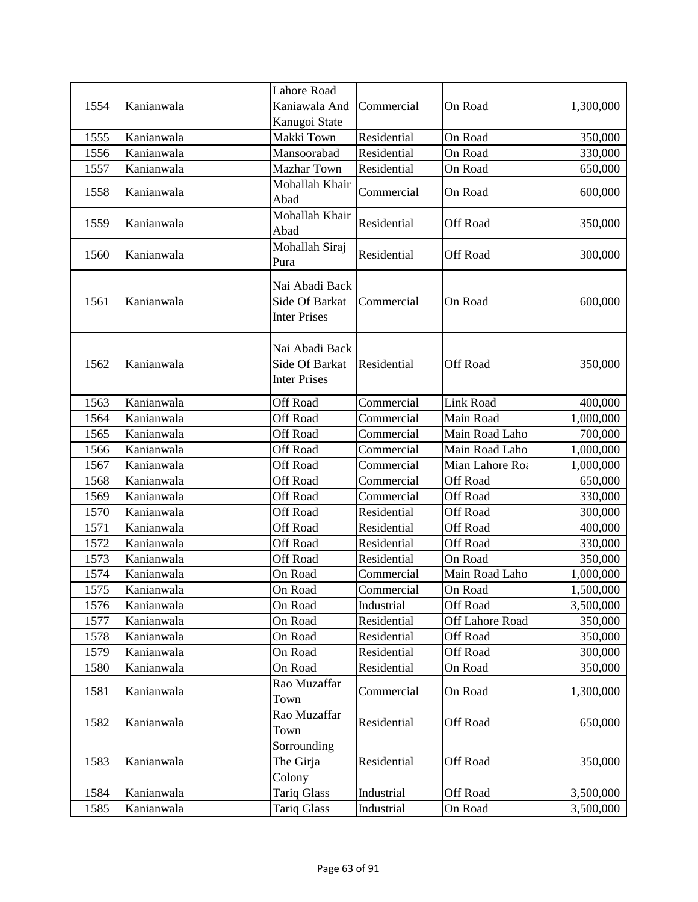| 1554 | Kanianwala | Lahore Road Kaniawala And Kanugoi State | Commercial | On Road | 1,300,000 |
|---|---|---|---|---|---|
| 1555 | Kanianwala | Makki Town | Residential | On Road | 350,000 |
| 1556 | Kanianwala | Mansoorabad | Residential | On Road | 330,000 |
| 1557 | Kanianwala | Mazhar Town | Residential | On Road | 650,000 |
| 1558 | Kanianwala | Mohallah Khair Abad | Commercial | On Road | 600,000 |
| 1559 | Kanianwala | Mohallah Khair Abad | Residential | Off Road | 350,000 |
| 1560 | Kanianwala | Mohallah Siraj Pura | Residential | Off Road | 300,000 |
| 1561 | Kanianwala | Nai Abadi Back Side Of Barkat Inter Prises | Commercial | On Road | 600,000 |
| 1562 | Kanianwala | Nai Abadi Back Side Of Barkat Inter Prises | Residential | Off Road | 350,000 |
| 1563 | Kanianwala | Off Road | Commercial | Link Road | 400,000 |
| 1564 | Kanianwala | Off Road | Commercial | Main Road | 1,000,000 |
| 1565 | Kanianwala | Off Road | Commercial | Main Road Laho | 700,000 |
| 1566 | Kanianwala | Off Road | Commercial | Main Road Laho | 1,000,000 |
| 1567 | Kanianwala | Off Road | Commercial | Mian Lahore Ro | 1,000,000 |
| 1568 | Kanianwala | Off Road | Commercial | Off Road | 650,000 |
| 1569 | Kanianwala | Off Road | Commercial | Off Road | 330,000 |
| 1570 | Kanianwala | Off Road | Residential | Off Road | 300,000 |
| 1571 | Kanianwala | Off Road | Residential | Off Road | 400,000 |
| 1572 | Kanianwala | Off Road | Residential | Off Road | 330,000 |
| 1573 | Kanianwala | Off Road | Residential | On Road | 350,000 |
| 1574 | Kanianwala | On Road | Commercial | Main Road Laho | 1,000,000 |
| 1575 | Kanianwala | On Road | Commercial | On Road | 1,500,000 |
| 1576 | Kanianwala | On Road | Industrial | Off Road | 3,500,000 |
| 1577 | Kanianwala | On Road | Residential | Off Lahore Road | 350,000 |
| 1578 | Kanianwala | On Road | Residential | Off Road | 350,000 |
| 1579 | Kanianwala | On Road | Residential | Off Road | 300,000 |
| 1580 | Kanianwala | On Road | Residential | On Road | 350,000 |
| 1581 | Kanianwala | Rao Muzaffar Town | Commercial | On Road | 1,300,000 |
| 1582 | Kanianwala | Rao Muzaffar Town | Residential | Off Road | 650,000 |
| 1583 | Kanianwala | Sorrounding The Girja Colony | Residential | Off Road | 350,000 |
| 1584 | Kanianwala | Tariq Glass | Industrial | Off Road | 3,500,000 |
| 1585 | Kanianwala | Tariq Glass | Industrial | On Road | 3,500,000 |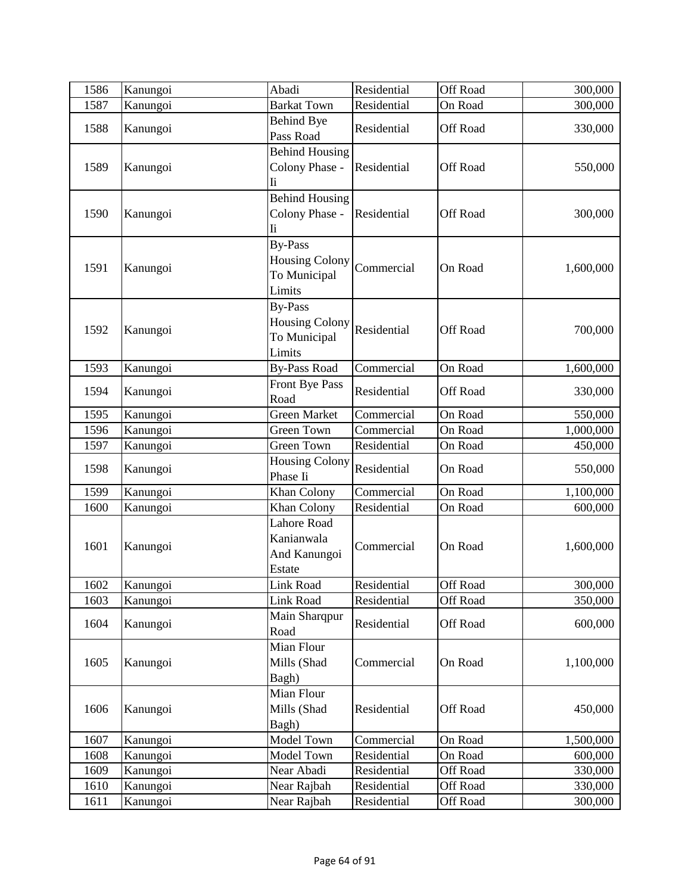| 1586 | Kanungoi | Abadi | Residential | Off Road | 300,000 |
|---|---|---|---|---|---|
| 1587 | Kanungoi | Barkat Town | Residential | On Road | 300,000 |
| 1588 | Kanungoi | Behind Bye Pass Road | Residential | Off Road | 330,000 |
| 1589 | Kanungoi | Behind Housing Colony Phase - Ii | Residential | Off Road | 550,000 |
| 1590 | Kanungoi | Behind Housing Colony Phase - Ii | Residential | Off Road | 300,000 |
| 1591 | Kanungoi | By-Pass Housing Colony To Municipal Limits | Commercial | On Road | 1,600,000 |
| 1592 | Kanungoi | By-Pass Housing Colony To Municipal Limits | Residential | Off Road | 700,000 |
| 1593 | Kanungoi | By-Pass Road | Commercial | On Road | 1,600,000 |
| 1594 | Kanungoi | Front Bye Pass Road | Residential | Off Road | 330,000 |
| 1595 | Kanungoi | Green Market | Commercial | On Road | 550,000 |
| 1596 | Kanungoi | Green Town | Commercial | On Road | 1,000,000 |
| 1597 | Kanungoi | Green Town | Residential | On Road | 450,000 |
| 1598 | Kanungoi | Housing Colony Phase Ii | Residential | On Road | 550,000 |
| 1599 | Kanungoi | Khan Colony | Commercial | On Road | 1,100,000 |
| 1600 | Kanungoi | Khan Colony | Residential | On Road | 600,000 |
| 1601 | Kanungoi | Lahore Road Kanianwala And Kanungoi Estate | Commercial | On Road | 1,600,000 |
| 1602 | Kanungoi | Link Road | Residential | Off Road | 300,000 |
| 1603 | Kanungoi | Link Road | Residential | Off Road | 350,000 |
| 1604 | Kanungoi | Main Sharqpur Road | Residential | Off Road | 600,000 |
| 1605 | Kanungoi | Mian Flour Mills (Shad Bagh) | Commercial | On Road | 1,100,000 |
| 1606 | Kanungoi | Mian Flour Mills (Shad Bagh) | Residential | Off Road | 450,000 |
| 1607 | Kanungoi | Model Town | Commercial | On Road | 1,500,000 |
| 1608 | Kanungoi | Model Town | Residential | On Road | 600,000 |
| 1609 | Kanungoi | Near Abadi | Residential | Off Road | 330,000 |
| 1610 | Kanungoi | Near Rajbah | Residential | Off Road | 330,000 |
| 1611 | Kanungoi | Near Rajbah | Residential | Off Road | 300,000 |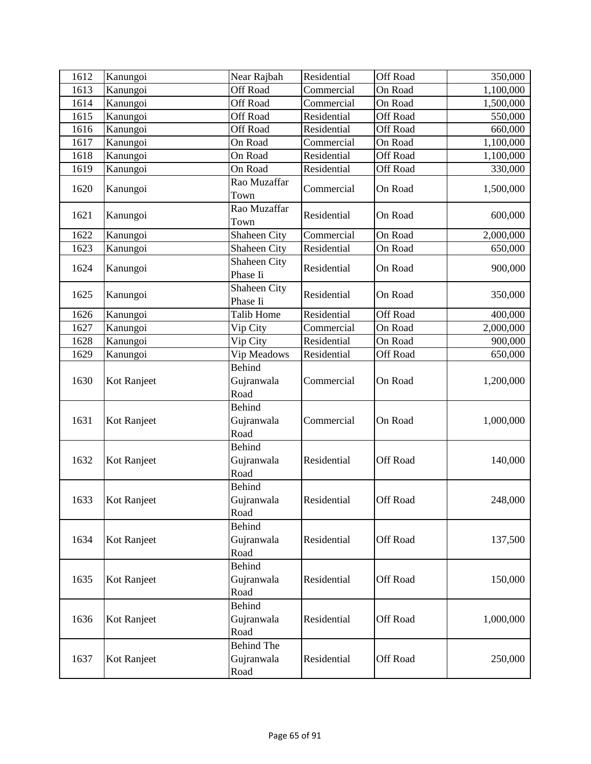| 1612 | Kanungoi | Near Rajbah | Residential | Off Road | 350,000 |
|---|---|---|---|---|---|
| 1613 | Kanungoi | Off Road | Commercial | On Road | 1,100,000 |
| 1614 | Kanungoi | Off Road | Commercial | On Road | 1,500,000 |
| 1615 | Kanungoi | Off Road | Residential | Off Road | 550,000 |
| 1616 | Kanungoi | Off Road | Residential | Off Road | 660,000 |
| 1617 | Kanungoi | On Road | Commercial | On Road | 1,100,000 |
| 1618 | Kanungoi | On Road | Residential | Off Road | 1,100,000 |
| 1619 | Kanungoi | On Road | Residential | Off Road | 330,000 |
| 1620 | Kanungoi | Rao Muzaffar Town | Commercial | On Road | 1,500,000 |
| 1621 | Kanungoi | Rao Muzaffar Town | Residential | On Road | 600,000 |
| 1622 | Kanungoi | Shaheen City | Commercial | On Road | 2,000,000 |
| 1623 | Kanungoi | Shaheen City | Residential | On Road | 650,000 |
| 1624 | Kanungoi | Shaheen City Phase Ii | Residential | On Road | 900,000 |
| 1625 | Kanungoi | Shaheen City Phase Ii | Residential | On Road | 350,000 |
| 1626 | Kanungoi | Talib Home | Residential | Off Road | 400,000 |
| 1627 | Kanungoi | Vip City | Commercial | On Road | 2,000,000 |
| 1628 | Kanungoi | Vip City | Residential | On Road | 900,000 |
| 1629 | Kanungoi | Vip Meadows | Residential | Off Road | 650,000 |
| 1630 | Kot Ranjeet | Behind Gujranwala Road | Commercial | On Road | 1,200,000 |
| 1631 | Kot Ranjeet | Behind Gujranwala Road | Commercial | On Road | 1,000,000 |
| 1632 | Kot Ranjeet | Behind Gujranwala Road | Residential | Off Road | 140,000 |
| 1633 | Kot Ranjeet | Behind Gujranwala Road | Residential | Off Road | 248,000 |
| 1634 | Kot Ranjeet | Behind Gujranwala Road | Residential | Off Road | 137,500 |
| 1635 | Kot Ranjeet | Behind Gujranwala Road | Residential | Off Road | 150,000 |
| 1636 | Kot Ranjeet | Behind Gujranwala Road | Residential | Off Road | 1,000,000 |
| 1637 | Kot Ranjeet | Behind The Gujranwala Road | Residential | Off Road | 250,000 |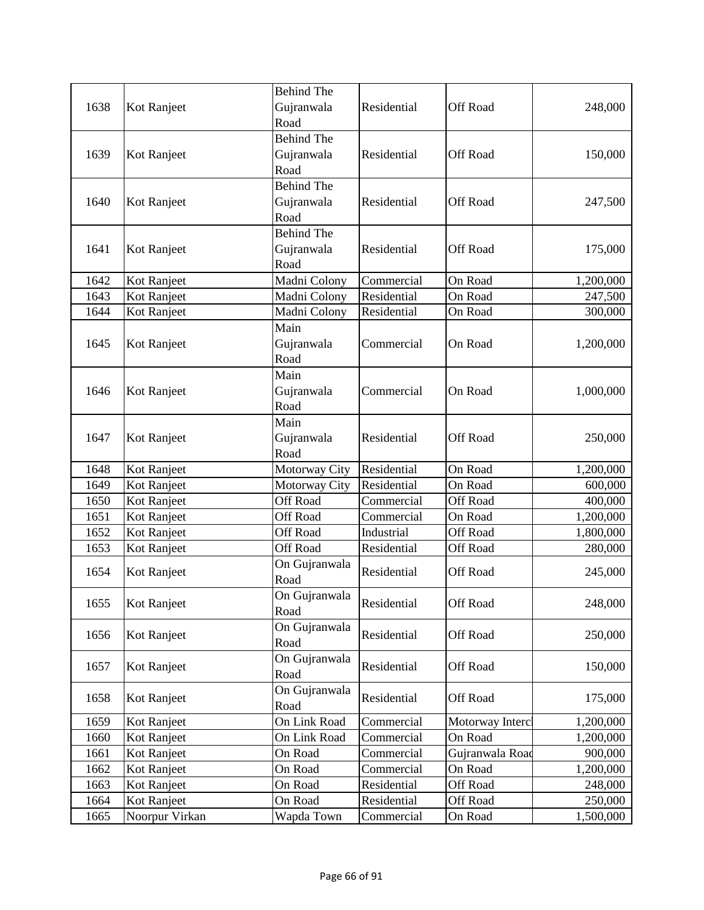| 1638 | Kot Ranjeet | Behind The Gujranwala Road | Residential | Off Road | 248,000 |
|---|---|---|---|---|---|
| 1639 | Kot Ranjeet | Behind The Gujranwala Road | Residential | Off Road | 150,000 |
| 1640 | Kot Ranjeet | Behind The Gujranwala Road | Residential | Off Road | 247,500 |
| 1641 | Kot Ranjeet | Behind The Gujranwala Road | Residential | Off Road | 175,000 |
| 1642 | Kot Ranjeet | Madni Colony | Commercial | On Road | 1,200,000 |
| 1643 | Kot Ranjeet | Madni Colony | Residential | On Road | 247,500 |
| 1644 | Kot Ranjeet | Madni Colony | Residential | On Road | 300,000 |
| 1645 | Kot Ranjeet | Main Gujranwala Road | Commercial | On Road | 1,200,000 |
| 1646 | Kot Ranjeet | Main Gujranwala Road | Commercial | On Road | 1,000,000 |
| 1647 | Kot Ranjeet | Main Gujranwala Road | Residential | Off Road | 250,000 |
| 1648 | Kot Ranjeet | Motorway City | Residential | On Road | 1,200,000 |
| 1649 | Kot Ranjeet | Motorway City | Residential | On Road | 600,000 |
| 1650 | Kot Ranjeet | Off Road | Commercial | Off Road | 400,000 |
| 1651 | Kot Ranjeet | Off Road | Commercial | On Road | 1,200,000 |
| 1652 | Kot Ranjeet | Off Road | Industrial | Off Road | 1,800,000 |
| 1653 | Kot Ranjeet | Off Road | Residential | Off Road | 280,000 |
| 1654 | Kot Ranjeet | On Gujranwala Road | Residential | Off Road | 245,000 |
| 1655 | Kot Ranjeet | On Gujranwala Road | Residential | Off Road | 248,000 |
| 1656 | Kot Ranjeet | On Gujranwala Road | Residential | Off Road | 250,000 |
| 1657 | Kot Ranjeet | On Gujranwala Road | Residential | Off Road | 150,000 |
| 1658 | Kot Ranjeet | On Gujranwala Road | Residential | Off Road | 175,000 |
| 1659 | Kot Ranjeet | On Link Road | Commercial | Motorway Interc | 1,200,000 |
| 1660 | Kot Ranjeet | On Link Road | Commercial | On Road | 1,200,000 |
| 1661 | Kot Ranjeet | On Road | Commercial | Gujranwala Road | 900,000 |
| 1662 | Kot Ranjeet | On Road | Commercial | On Road | 1,200,000 |
| 1663 | Kot Ranjeet | On Road | Residential | Off Road | 248,000 |
| 1664 | Kot Ranjeet | On Road | Residential | Off Road | 250,000 |
| 1665 | Noorpur Virkan | Wapda Town | Commercial | On Road | 1,500,000 |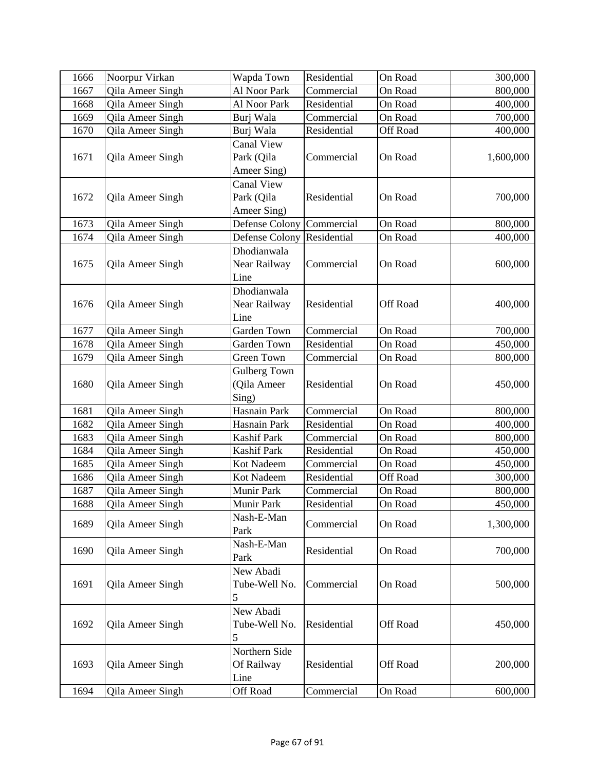| 1666 | Noorpur Virkan | Wapda Town | Residential | On Road | 300,000 |
|---|---|---|---|---|---|
| 1667 | Qila Ameer Singh | Al Noor Park | Commercial | On Road | 800,000 |
| 1668 | Qila Ameer Singh | Al Noor Park | Residential | On Road | 400,000 |
| 1669 | Qila Ameer Singh | Burj Wala | Commercial | On Road | 700,000 |
| 1670 | Qila Ameer Singh | Burj Wala | Residential | Off Road | 400,000 |
| 1671 | Qila Ameer Singh | Canal View Park (Qila Ameer Sing) | Commercial | On Road | 1,600,000 |
| 1672 | Qila Ameer Singh | Canal View Park (Qila Ameer Sing) | Residential | On Road | 700,000 |
| 1673 | Qila Ameer Singh | Defense Colony | Commercial | On Road | 800,000 |
| 1674 | Qila Ameer Singh | Defense Colony | Residential | On Road | 400,000 |
| 1675 | Qila Ameer Singh | Dhodianwala Near Railway Line | Commercial | On Road | 600,000 |
| 1676 | Qila Ameer Singh | Dhodianwala Near Railway Line | Residential | Off Road | 400,000 |
| 1677 | Qila Ameer Singh | Garden Town | Commercial | On Road | 700,000 |
| 1678 | Qila Ameer Singh | Garden Town | Residential | On Road | 450,000 |
| 1679 | Qila Ameer Singh | Green Town | Commercial | On Road | 800,000 |
| 1680 | Qila Ameer Singh | Gulberg Town (Qila Ameer Sing) | Residential | On Road | 450,000 |
| 1681 | Qila Ameer Singh | Hasnain Park | Commercial | On Road | 800,000 |
| 1682 | Qila Ameer Singh | Hasnain Park | Residential | On Road | 400,000 |
| 1683 | Qila Ameer Singh | Kashif Park | Commercial | On Road | 800,000 |
| 1684 | Qila Ameer Singh | Kashif Park | Residential | On Road | 450,000 |
| 1685 | Qila Ameer Singh | Kot Nadeem | Commercial | On Road | 450,000 |
| 1686 | Qila Ameer Singh | Kot Nadeem | Residential | Off Road | 300,000 |
| 1687 | Qila Ameer Singh | Munir Park | Commercial | On Road | 800,000 |
| 1688 | Qila Ameer Singh | Munir Park | Residential | On Road | 450,000 |
| 1689 | Qila Ameer Singh | Nash-E-Man Park | Commercial | On Road | 1,300,000 |
| 1690 | Qila Ameer Singh | Nash-E-Man Park | Residential | On Road | 700,000 |
| 1691 | Qila Ameer Singh | New Abadi Tube-Well No. 5 | Commercial | On Road | 500,000 |
| 1692 | Qila Ameer Singh | New Abadi Tube-Well No. 5 | Residential | Off Road | 450,000 |
| 1693 | Qila Ameer Singh | Northern Side Of Railway Line | Residential | Off Road | 200,000 |
| 1694 | Qila Ameer Singh | Off Road | Commercial | On Road | 600,000 |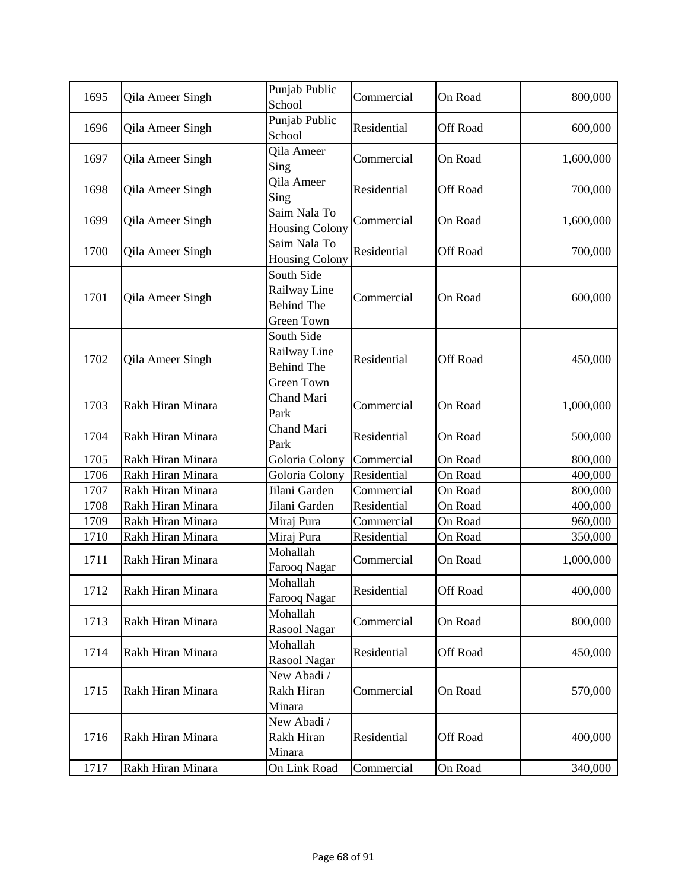| 1695 | Qila Ameer Singh | Punjab Public School | Commercial | On Road | 800,000 |
|---|---|---|---|---|---|
| 1696 | Qila Ameer Singh | Punjab Public School | Residential | Off Road | 600,000 |
| 1697 | Qila Ameer Singh | Qila Ameer Sing | Commercial | On Road | 1,600,000 |
| 1698 | Qila Ameer Singh | Qila Ameer Sing | Residential | Off Road | 700,000 |
| 1699 | Qila Ameer Singh | Saim Nala To Housing Colony | Commercial | On Road | 1,600,000 |
| 1700 | Qila Ameer Singh | Saim Nala To Housing Colony | Residential | Off Road | 700,000 |
| 1701 | Qila Ameer Singh | South Side Railway Line Behind The Green Town | Commercial | On Road | 600,000 |
| 1702 | Qila Ameer Singh | South Side Railway Line Behind The Green Town | Residential | Off Road | 450,000 |
| 1703 | Rakh Hiran Minara | Chand Mari Park | Commercial | On Road | 1,000,000 |
| 1704 | Rakh Hiran Minara | Chand Mari Park | Residential | On Road | 500,000 |
| 1705 | Rakh Hiran Minara | Goloria Colony | Commercial | On Road | 800,000 |
| 1706 | Rakh Hiran Minara | Goloria Colony | Residential | On Road | 400,000 |
| 1707 | Rakh Hiran Minara | Jilani Garden | Commercial | On Road | 800,000 |
| 1708 | Rakh Hiran Minara | Jilani Garden | Residential | On Road | 400,000 |
| 1709 | Rakh Hiran Minara | Miraj Pura | Commercial | On Road | 960,000 |
| 1710 | Rakh Hiran Minara | Miraj Pura | Residential | On Road | 350,000 |
| 1711 | Rakh Hiran Minara | Mohallah Farooq Nagar | Commercial | On Road | 1,000,000 |
| 1712 | Rakh Hiran Minara | Mohallah Farooq Nagar | Residential | Off Road | 400,000 |
| 1713 | Rakh Hiran Minara | Mohallah Rasool Nagar | Commercial | On Road | 800,000 |
| 1714 | Rakh Hiran Minara | Mohallah Rasool Nagar | Residential | Off Road | 450,000 |
| 1715 | Rakh Hiran Minara | New Abadi / Rakh Hiran Minara | Commercial | On Road | 570,000 |
| 1716 | Rakh Hiran Minara | New Abadi / Rakh Hiran Minara | Residential | Off Road | 400,000 |
| 1717 | Rakh Hiran Minara | On Link Road | Commercial | On Road | 340,000 |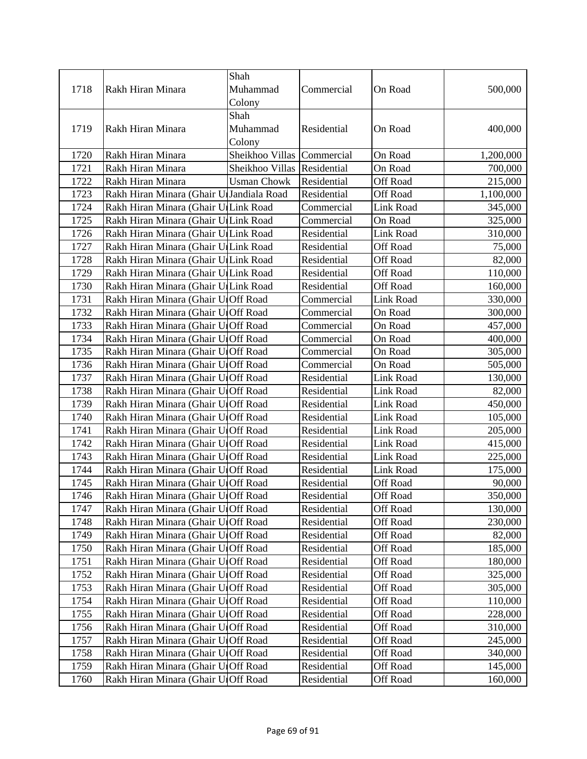| 1718 | Rakh Hiran Minara | Shah Muhammad Colony | Commercial | On Road | 500,000 |
|---|---|---|---|---|---|
| 1719 | Rakh Hiran Minara | Shah Muhammad Colony | Residential | On Road | 400,000 |
| 1720 | Rakh Hiran Minara | Sheikhoo Villas | Commercial | On Road | 1,200,000 |
| 1721 | Rakh Hiran Minara | Sheikhoo Villas | Residential | On Road | 700,000 |
| 1722 | Rakh Hiran Minara | Usman Chowk | Residential | Off Road | 215,000 |
| 1723 | Rakh Hiran Minara (Ghair U | Jandiala Road | Residential | Off Road | 1,100,000 |
| 1724 | Rakh Hiran Minara (Ghair U | Link Road | Commercial | Link Road | 345,000 |
| 1725 | Rakh Hiran Minara (Ghair U | Link Road | Commercial | On Road | 325,000 |
| 1726 | Rakh Hiran Minara (Ghair U | Link Road | Residential | Link Road | 310,000 |
| 1727 | Rakh Hiran Minara (Ghair U | Link Road | Residential | Off Road | 75,000 |
| 1728 | Rakh Hiran Minara (Ghair U | Link Road | Residential | Off Road | 82,000 |
| 1729 | Rakh Hiran Minara (Ghair U | Link Road | Residential | Off Road | 110,000 |
| 1730 | Rakh Hiran Minara (Ghair U | Link Road | Residential | Off Road | 160,000 |
| 1731 | Rakh Hiran Minara (Ghair U | Off Road | Commercial | Link Road | 330,000 |
| 1732 | Rakh Hiran Minara (Ghair U | Off Road | Commercial | On Road | 300,000 |
| 1733 | Rakh Hiran Minara (Ghair U | Off Road | Commercial | On Road | 457,000 |
| 1734 | Rakh Hiran Minara (Ghair U | Off Road | Commercial | On Road | 400,000 |
| 1735 | Rakh Hiran Minara (Ghair U | Off Road | Commercial | On Road | 305,000 |
| 1736 | Rakh Hiran Minara (Ghair U | Off Road | Commercial | On Road | 505,000 |
| 1737 | Rakh Hiran Minara (Ghair U | Off Road | Residential | Link Road | 130,000 |
| 1738 | Rakh Hiran Minara (Ghair U | Off Road | Residential | Link Road | 82,000 |
| 1739 | Rakh Hiran Minara (Ghair U | Off Road | Residential | Link Road | 450,000 |
| 1740 | Rakh Hiran Minara (Ghair U | Off Road | Residential | Link Road | 105,000 |
| 1741 | Rakh Hiran Minara (Ghair U | Off Road | Residential | Link Road | 205,000 |
| 1742 | Rakh Hiran Minara (Ghair U | Off Road | Residential | Link Road | 415,000 |
| 1743 | Rakh Hiran Minara (Ghair U | Off Road | Residential | Link Road | 225,000 |
| 1744 | Rakh Hiran Minara (Ghair U | Off Road | Residential | Link Road | 175,000 |
| 1745 | Rakh Hiran Minara (Ghair U | Off Road | Residential | Off Road | 90,000 |
| 1746 | Rakh Hiran Minara (Ghair U | Off Road | Residential | Off Road | 350,000 |
| 1747 | Rakh Hiran Minara (Ghair U | Off Road | Residential | Off Road | 130,000 |
| 1748 | Rakh Hiran Minara (Ghair U | Off Road | Residential | Off Road | 230,000 |
| 1749 | Rakh Hiran Minara (Ghair U | Off Road | Residential | Off Road | 82,000 |
| 1750 | Rakh Hiran Minara (Ghair U | Off Road | Residential | Off Road | 185,000 |
| 1751 | Rakh Hiran Minara (Ghair U | Off Road | Residential | Off Road | 180,000 |
| 1752 | Rakh Hiran Minara (Ghair U | Off Road | Residential | Off Road | 325,000 |
| 1753 | Rakh Hiran Minara (Ghair U | Off Road | Residential | Off Road | 305,000 |
| 1754 | Rakh Hiran Minara (Ghair U | Off Road | Residential | Off Road | 110,000 |
| 1755 | Rakh Hiran Minara (Ghair U | Off Road | Residential | Off Road | 228,000 |
| 1756 | Rakh Hiran Minara (Ghair U | Off Road | Residential | Off Road | 310,000 |
| 1757 | Rakh Hiran Minara (Ghair U | Off Road | Residential | Off Road | 245,000 |
| 1758 | Rakh Hiran Minara (Ghair U | Off Road | Residential | Off Road | 340,000 |
| 1759 | Rakh Hiran Minara (Ghair U | Off Road | Residential | Off Road | 145,000 |
| 1760 | Rakh Hiran Minara (Ghair U | Off Road | Residential | Off Road | 160,000 |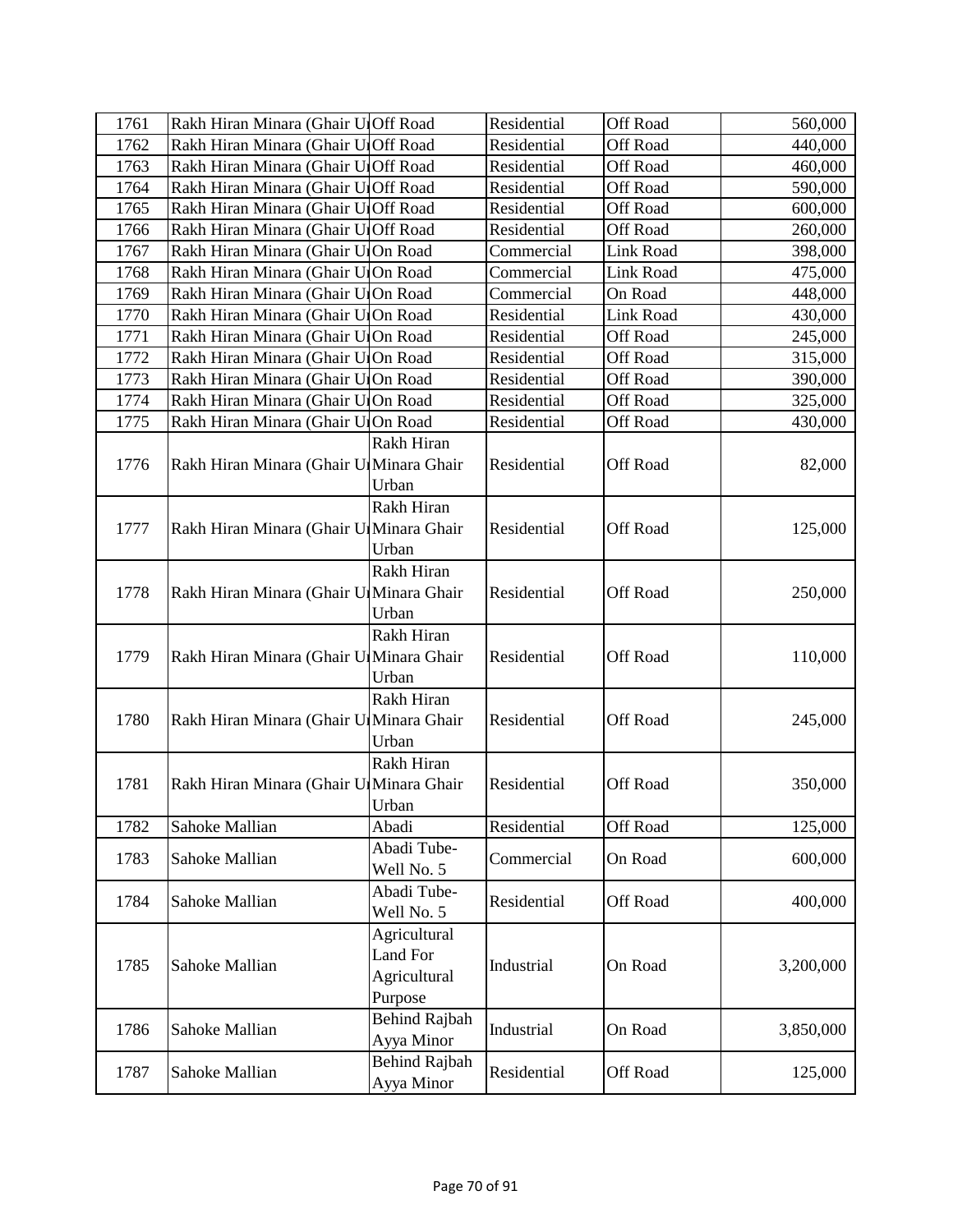| | | | | | |
|---|---|---|---|---|---|
| 1761 | Rakh Hiran Minara (Ghair U | Off Road | Residential | Off Road | 560,000 |
| 1762 | Rakh Hiran Minara (Ghair U | Off Road | Residential | Off Road | 440,000 |
| 1763 | Rakh Hiran Minara (Ghair U | Off Road | Residential | Off Road | 460,000 |
| 1764 | Rakh Hiran Minara (Ghair U | Off Road | Residential | Off Road | 590,000 |
| 1765 | Rakh Hiran Minara (Ghair U | Off Road | Residential | Off Road | 600,000 |
| 1766 | Rakh Hiran Minara (Ghair U | Off Road | Residential | Off Road | 260,000 |
| 1767 | Rakh Hiran Minara (Ghair U | On Road | Commercial | Link Road | 398,000 |
| 1768 | Rakh Hiran Minara (Ghair U | On Road | Commercial | Link Road | 475,000 |
| 1769 | Rakh Hiran Minara (Ghair U | On Road | Commercial | On Road | 448,000 |
| 1770 | Rakh Hiran Minara (Ghair U | On Road | Residential | Link Road | 430,000 |
| 1771 | Rakh Hiran Minara (Ghair U | On Road | Residential | Off Road | 245,000 |
| 1772 | Rakh Hiran Minara (Ghair U | On Road | Residential | Off Road | 315,000 |
| 1773 | Rakh Hiran Minara (Ghair U | On Road | Residential | Off Road | 390,000 |
| 1774 | Rakh Hiran Minara (Ghair U | On Road | Residential | Off Road | 325,000 |
| 1775 | Rakh Hiran Minara (Ghair U | On Road | Residential | Off Road | 430,000 |
| 1776 | Rakh Hiran Minara (Ghair U | Rakh Hiran Minara Ghair Urban | Residential | Off Road | 82,000 |
| 1777 | Rakh Hiran Minara (Ghair U | Rakh Hiran Minara Ghair Urban | Residential | Off Road | 125,000 |
| 1778 | Rakh Hiran Minara (Ghair U | Rakh Hiran Minara Ghair Urban | Residential | Off Road | 250,000 |
| 1779 | Rakh Hiran Minara (Ghair U | Rakh Hiran Minara Ghair Urban | Residential | Off Road | 110,000 |
| 1780 | Rakh Hiran Minara (Ghair U | Rakh Hiran Minara Ghair Urban | Residential | Off Road | 245,000 |
| 1781 | Rakh Hiran Minara (Ghair U | Rakh Hiran Minara Ghair Urban | Residential | Off Road | 350,000 |
| 1782 | Sahoke Mallian | Abadi | Residential | Off Road | 125,000 |
| 1783 | Sahoke Mallian | Abadi Tube-Well No. 5 | Commercial | On Road | 600,000 |
| 1784 | Sahoke Mallian | Abadi Tube-Well No. 5 | Residential | Off Road | 400,000 |
| 1785 | Sahoke Mallian | Agricultural Land For Agricultural Purpose | Industrial | On Road | 3,200,000 |
| 1786 | Sahoke Mallian | Behind Rajbah Ayya Minor | Industrial | On Road | 3,850,000 |
| 1787 | Sahoke Mallian | Behind Rajbah Ayya Minor | Residential | Off Road | 125,000 |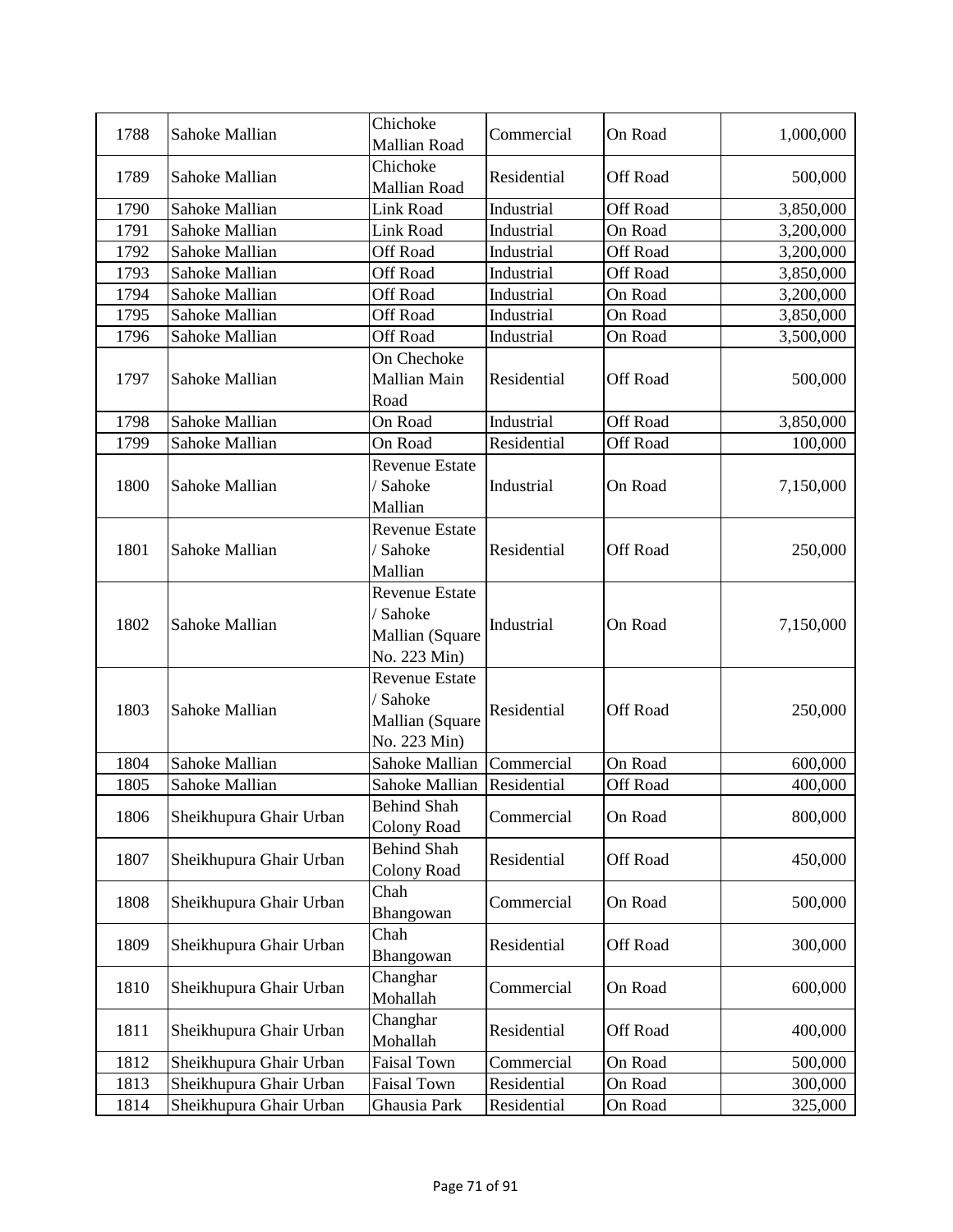| 1788 | Sahoke Mallian | Chichoke Mallian Road | Commercial | On Road | 1,000,000 |
|---|---|---|---|---|---|
| 1789 | Sahoke Mallian | Chichoke Mallian Road | Residential | Off Road | 500,000 |
| 1790 | Sahoke Mallian | Link Road | Industrial | Off Road | 3,850,000 |
| 1791 | Sahoke Mallian | Link Road | Industrial | On Road | 3,200,000 |
| 1792 | Sahoke Mallian | Off Road | Industrial | Off Road | 3,200,000 |
| 1793 | Sahoke Mallian | Off Road | Industrial | Off Road | 3,850,000 |
| 1794 | Sahoke Mallian | Off Road | Industrial | On Road | 3,200,000 |
| 1795 | Sahoke Mallian | Off Road | Industrial | On Road | 3,850,000 |
| 1796 | Sahoke Mallian | Off Road | Industrial | On Road | 3,500,000 |
| 1797 | Sahoke Mallian | On Chechoke Mallian Main Road | Residential | Off Road | 500,000 |
| 1798 | Sahoke Mallian | On Road | Industrial | Off Road | 3,850,000 |
| 1799 | Sahoke Mallian | On Road | Residential | Off Road | 100,000 |
| 1800 | Sahoke Mallian | Revenue Estate / Sahoke Mallian | Industrial | On Road | 7,150,000 |
| 1801 | Sahoke Mallian | Revenue Estate / Sahoke Mallian | Residential | Off Road | 250,000 |
| 1802 | Sahoke Mallian | Revenue Estate / Sahoke Mallian (Square No. 223 Min) | Industrial | On Road | 7,150,000 |
| 1803 | Sahoke Mallian | Revenue Estate / Sahoke Mallian (Square No. 223 Min) | Residential | Off Road | 250,000 |
| 1804 | Sahoke Mallian | Sahoke Mallian | Commercial | On Road | 600,000 |
| 1805 | Sahoke Mallian | Sahoke Mallian | Residential | Off Road | 400,000 |
| 1806 | Sheikhupura Ghair Urban | Behind Shah Colony Road | Commercial | On Road | 800,000 |
| 1807 | Sheikhupura Ghair Urban | Behind Shah Colony Road | Residential | Off Road | 450,000 |
| 1808 | Sheikhupura Ghair Urban | Chah Bhangowan | Commercial | On Road | 500,000 |
| 1809 | Sheikhupura Ghair Urban | Chah Bhangowan | Residential | Off Road | 300,000 |
| 1810 | Sheikhupura Ghair Urban | Changhar Mohallah | Commercial | On Road | 600,000 |
| 1811 | Sheikhupura Ghair Urban | Changhar Mohallah | Residential | Off Road | 400,000 |
| 1812 | Sheikhupura Ghair Urban | Faisal Town | Commercial | On Road | 500,000 |
| 1813 | Sheikhupura Ghair Urban | Faisal Town | Residential | On Road | 300,000 |
| 1814 | Sheikhupura Ghair Urban | Ghausia Park | Residential | On Road | 325,000 |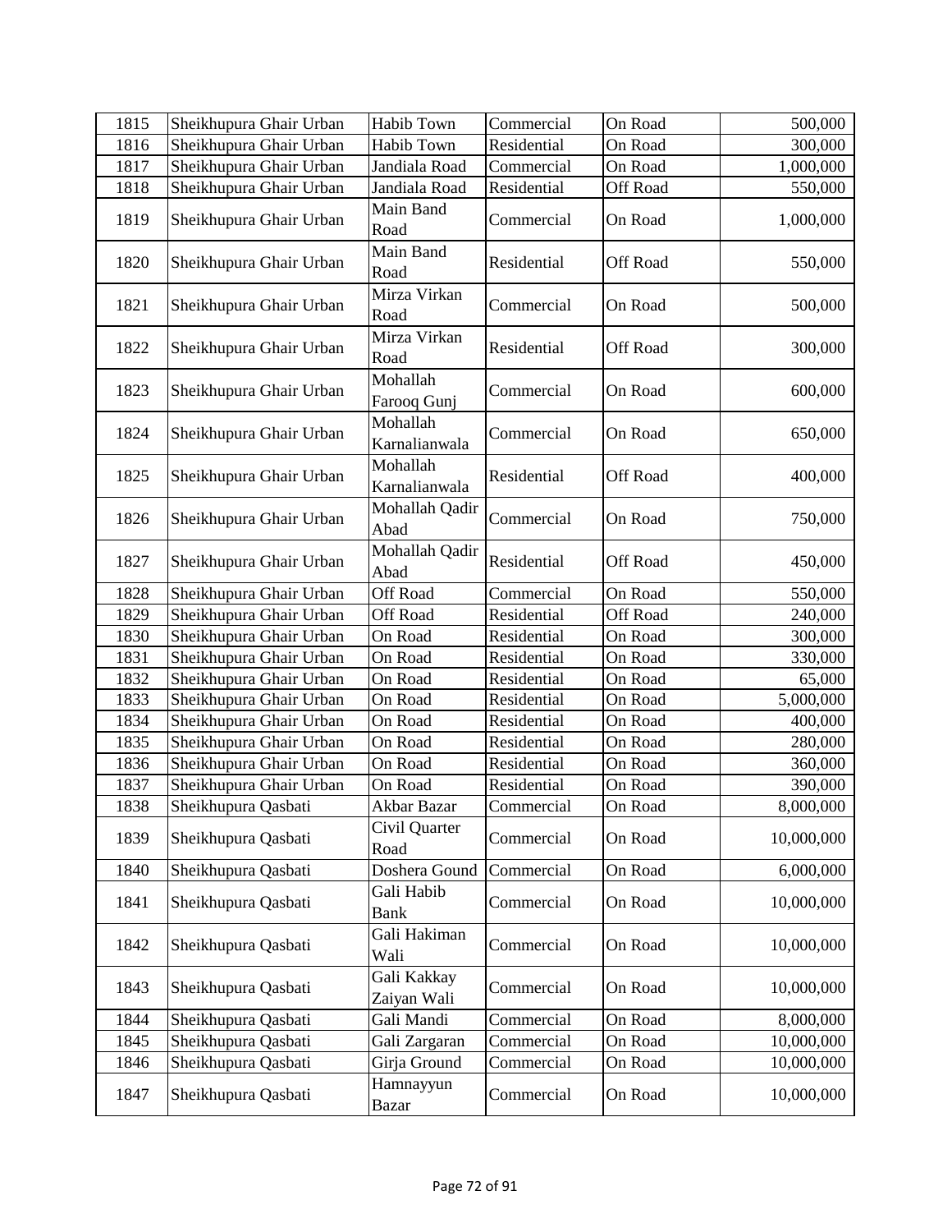| 1815 | Sheikhupura Ghair Urban | Habib Town | Commercial | On Road | 500,000 |
|---|---|---|---|---|---|
| 1816 | Sheikhupura Ghair Urban | Habib Town | Residential | On Road | 300,000 |
| 1817 | Sheikhupura Ghair Urban | Jandiala Road | Commercial | On Road | 1,000,000 |
| 1818 | Sheikhupura Ghair Urban | Jandiala Road | Residential | Off Road | 550,000 |
| 1819 | Sheikhupura Ghair Urban | Main Band Road | Commercial | On Road | 1,000,000 |
| 1820 | Sheikhupura Ghair Urban | Main Band Road | Residential | Off Road | 550,000 |
| 1821 | Sheikhupura Ghair Urban | Mirza Virkan Road | Commercial | On Road | 500,000 |
| 1822 | Sheikhupura Ghair Urban | Mirza Virkan Road | Residential | Off Road | 300,000 |
| 1823 | Sheikhupura Ghair Urban | Mohallah Farooq Gunj | Commercial | On Road | 600,000 |
| 1824 | Sheikhupura Ghair Urban | Mohallah Karnalianwala | Commercial | On Road | 650,000 |
| 1825 | Sheikhupura Ghair Urban | Mohallah Karnalianwala | Residential | Off Road | 400,000 |
| 1826 | Sheikhupura Ghair Urban | Mohallah Qadir Abad | Commercial | On Road | 750,000 |
| 1827 | Sheikhupura Ghair Urban | Mohallah Qadir Abad | Residential | Off Road | 450,000 |
| 1828 | Sheikhupura Ghair Urban | Off Road | Commercial | On Road | 550,000 |
| 1829 | Sheikhupura Ghair Urban | Off Road | Residential | Off Road | 240,000 |
| 1830 | Sheikhupura Ghair Urban | On Road | Residential | On Road | 300,000 |
| 1831 | Sheikhupura Ghair Urban | On Road | Residential | On Road | 330,000 |
| 1832 | Sheikhupura Ghair Urban | On Road | Residential | On Road | 65,000 |
| 1833 | Sheikhupura Ghair Urban | On Road | Residential | On Road | 5,000,000 |
| 1834 | Sheikhupura Ghair Urban | On Road | Residential | On Road | 400,000 |
| 1835 | Sheikhupura Ghair Urban | On Road | Residential | On Road | 280,000 |
| 1836 | Sheikhupura Ghair Urban | On Road | Residential | On Road | 360,000 |
| 1837 | Sheikhupura Ghair Urban | On Road | Residential | On Road | 390,000 |
| 1838 | Sheikhupura Qasbati | Akbar Bazar | Commercial | On Road | 8,000,000 |
| 1839 | Sheikhupura Qasbati | Civil Quarter Road | Commercial | On Road | 10,000,000 |
| 1840 | Sheikhupura Qasbati | Doshera Gound | Commercial | On Road | 6,000,000 |
| 1841 | Sheikhupura Qasbati | Gali Habib Bank | Commercial | On Road | 10,000,000 |
| 1842 | Sheikhupura Qasbati | Gali Hakiman Wali | Commercial | On Road | 10,000,000 |
| 1843 | Sheikhupura Qasbati | Gali Kakkay Zaiyan Wali | Commercial | On Road | 10,000,000 |
| 1844 | Sheikhupura Qasbati | Gali Mandi | Commercial | On Road | 8,000,000 |
| 1845 | Sheikhupura Qasbati | Gali Zargaran | Commercial | On Road | 10,000,000 |
| 1846 | Sheikhupura Qasbati | Girja Ground | Commercial | On Road | 10,000,000 |
| 1847 | Sheikhupura Qasbati | Hamnayyun Bazar | Commercial | On Road | 10,000,000 |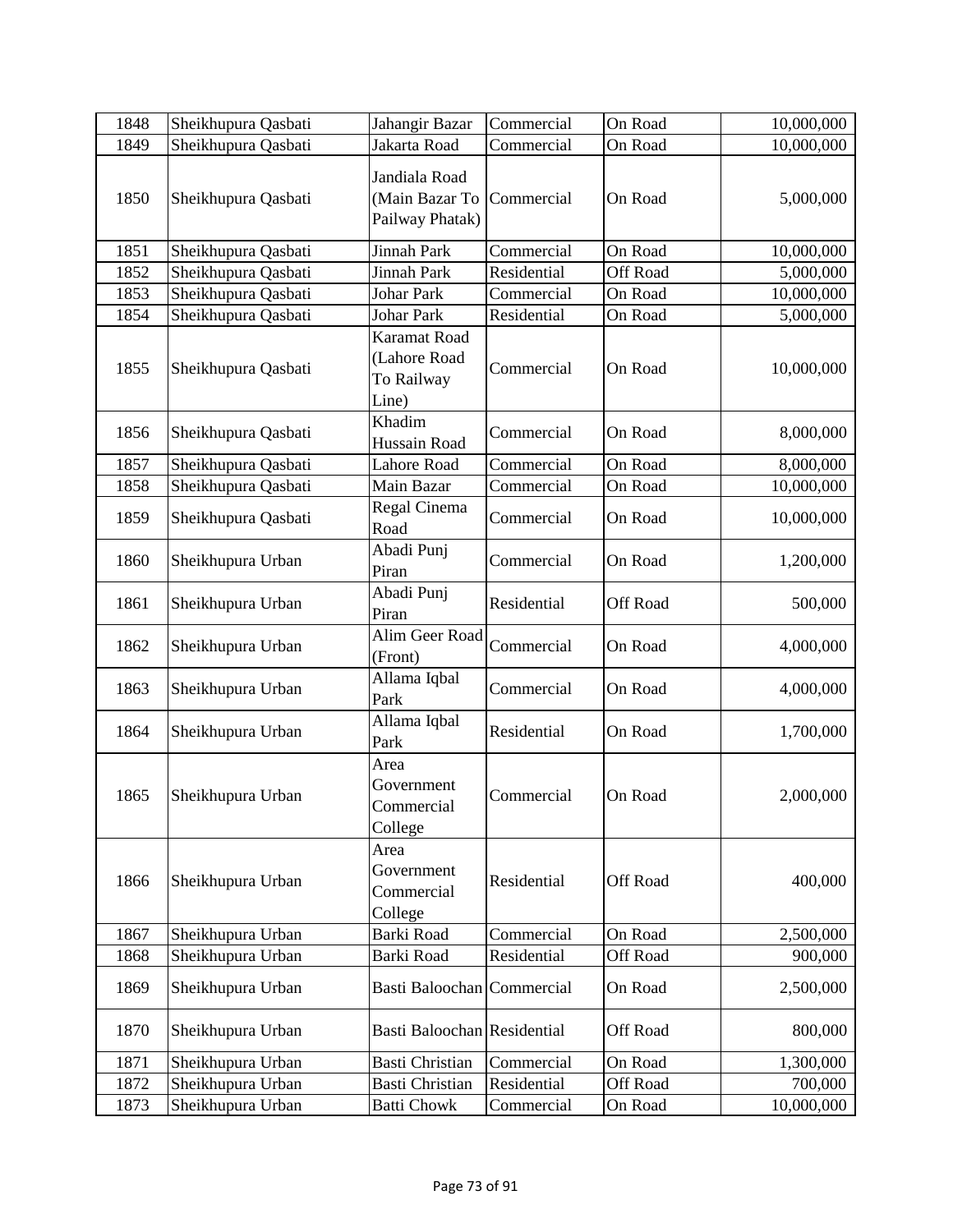| 1848 | Sheikhupura Qasbati | Jahangir Bazar | Commercial | On Road | 10,000,000 |
|---|---|---|---|---|---|
| 1849 | Sheikhupura Qasbati | Jakarta Road | Commercial | On Road | 10,000,000 |
| 1850 | Sheikhupura Qasbati | Jandiala Road (Main Bazar To Pailway Phatak) | Commercial | On Road | 5,000,000 |
| 1851 | Sheikhupura Qasbati | Jinnah Park | Commercial | On Road | 10,000,000 |
| 1852 | Sheikhupura Qasbati | Jinnah Park | Residential | Off Road | 5,000,000 |
| 1853 | Sheikhupura Qasbati | Johar Park | Commercial | On Road | 10,000,000 |
| 1854 | Sheikhupura Qasbati | Johar Park | Residential | On Road | 5,000,000 |
| 1855 | Sheikhupura Qasbati | Karamat Road (Lahore Road To Railway Line) | Commercial | On Road | 10,000,000 |
| 1856 | Sheikhupura Qasbati | Khadim Hussain Road | Commercial | On Road | 8,000,000 |
| 1857 | Sheikhupura Qasbati | Lahore Road | Commercial | On Road | 8,000,000 |
| 1858 | Sheikhupura Qasbati | Main Bazar | Commercial | On Road | 10,000,000 |
| 1859 | Sheikhupura Qasbati | Regal Cinema Road | Commercial | On Road | 10,000,000 |
| 1860 | Sheikhupura Urban | Abadi Punj Piran | Commercial | On Road | 1,200,000 |
| 1861 | Sheikhupura Urban | Abadi Punj Piran | Residential | Off Road | 500,000 |
| 1862 | Sheikhupura Urban | Alim Geer Road (Front) | Commercial | On Road | 4,000,000 |
| 1863 | Sheikhupura Urban | Allama Iqbal Park | Commercial | On Road | 4,000,000 |
| 1864 | Sheikhupura Urban | Allama Iqbal Park | Residential | On Road | 1,700,000 |
| 1865 | Sheikhupura Urban | Area Government Commercial College | Commercial | On Road | 2,000,000 |
| 1866 | Sheikhupura Urban | Area Government Commercial College | Residential | Off Road | 400,000 |
| 1867 | Sheikhupura Urban | Barki Road | Commercial | On Road | 2,500,000 |
| 1868 | Sheikhupura Urban | Barki Road | Residential | Off Road | 900,000 |
| 1869 | Sheikhupura Urban | Basti Baloochan | Commercial | On Road | 2,500,000 |
| 1870 | Sheikhupura Urban | Basti Baloochan | Residential | Off Road | 800,000 |
| 1871 | Sheikhupura Urban | Basti Christian | Commercial | On Road | 1,300,000 |
| 1872 | Sheikhupura Urban | Basti Christian | Residential | Off Road | 700,000 |
| 1873 | Sheikhupura Urban | Batti Chowk | Commercial | On Road | 10,000,000 |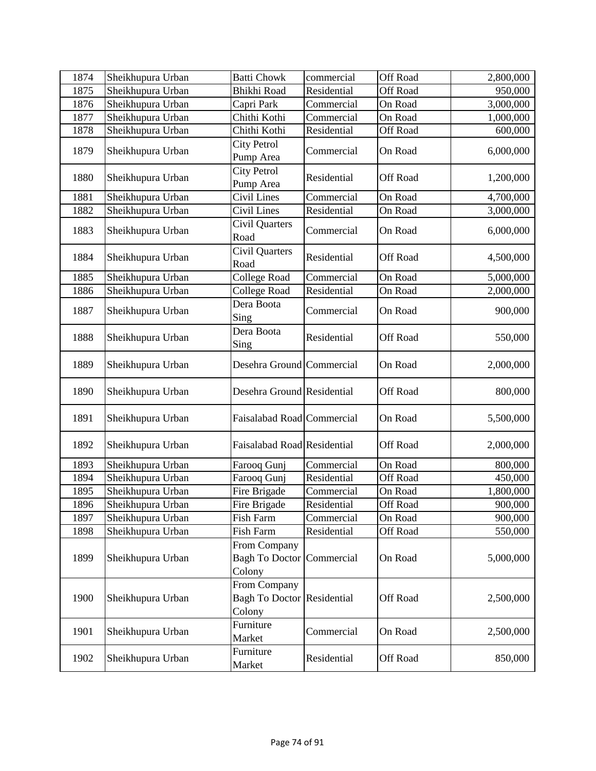| 1874 | Sheikhupura Urban | Batti Chowk | commercial | Off Road | 2,800,000 |
|---|---|---|---|---|---|
| 1875 | Sheikhupura Urban | Bhikhi Road | Residential | Off Road | 950,000 |
| 1876 | Sheikhupura Urban | Capri Park | Commercial | On Road | 3,000,000 |
| 1877 | Sheikhupura Urban | Chithi Kothi | Commercial | On Road | 1,000,000 |
| 1878 | Sheikhupura Urban | Chithi Kothi | Residential | Off Road | 600,000 |
| 1879 | Sheikhupura Urban | City Petrol Pump Area | Commercial | On Road | 6,000,000 |
| 1880 | Sheikhupura Urban | City Petrol Pump Area | Residential | Off Road | 1,200,000 |
| 1881 | Sheikhupura Urban | Civil Lines | Commercial | On Road | 4,700,000 |
| 1882 | Sheikhupura Urban | Civil Lines | Residential | On Road | 3,000,000 |
| 1883 | Sheikhupura Urban | Civil Quarters Road | Commercial | On Road | 6,000,000 |
| 1884 | Sheikhupura Urban | Civil Quarters Road | Residential | Off Road | 4,500,000 |
| 1885 | Sheikhupura Urban | College Road | Commercial | On Road | 5,000,000 |
| 1886 | Sheikhupura Urban | College Road | Residential | On Road | 2,000,000 |
| 1887 | Sheikhupura Urban | Dera Boota Sing | Commercial | On Road | 900,000 |
| 1888 | Sheikhupura Urban | Dera Boota Sing | Residential | Off Road | 550,000 |
| 1889 | Sheikhupura Urban | Desehra Ground | Commercial | On Road | 2,000,000 |
| 1890 | Sheikhupura Urban | Desehra Ground | Residential | Off Road | 800,000 |
| 1891 | Sheikhupura Urban | Faisalabad Road | Commercial | On Road | 5,500,000 |
| 1892 | Sheikhupura Urban | Faisalabad Road | Residential | Off Road | 2,000,000 |
| 1893 | Sheikhupura Urban | Farooq Gunj | Commercial | On Road | 800,000 |
| 1894 | Sheikhupura Urban | Farooq Gunj | Residential | Off Road | 450,000 |
| 1895 | Sheikhupura Urban | Fire Brigade | Commercial | On Road | 1,800,000 |
| 1896 | Sheikhupura Urban | Fire Brigade | Residential | Off Road | 900,000 |
| 1897 | Sheikhupura Urban | Fish Farm | Commercial | On Road | 900,000 |
| 1898 | Sheikhupura Urban | Fish Farm | Residential | Off Road | 550,000 |
| 1899 | Sheikhupura Urban | From Company Bagh To Doctor Colony | Commercial | On Road | 5,000,000 |
| 1900 | Sheikhupura Urban | From Company Bagh To Doctor Colony | Residential | Off Road | 2,500,000 |
| 1901 | Sheikhupura Urban | Furniture Market | Commercial | On Road | 2,500,000 |
| 1902 | Sheikhupura Urban | Furniture Market | Residential | Off Road | 850,000 |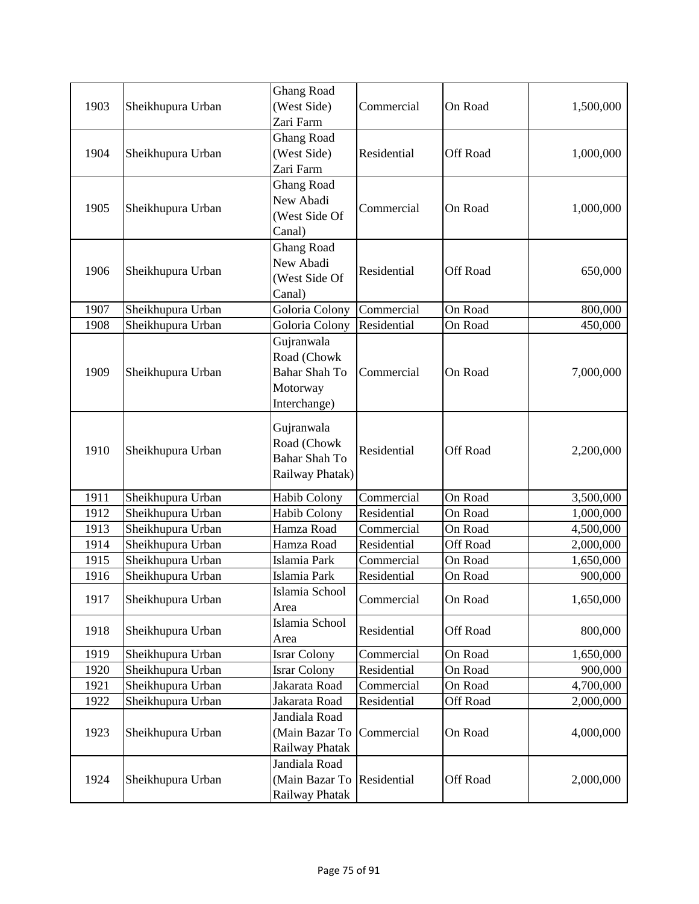| 1903 | Sheikhupura Urban | Ghang Road (West Side) Zari Farm | Commercial | On Road | 1,500,000 |
|---|---|---|---|---|---|
| 1904 | Sheikhupura Urban | Ghang Road (West Side) Zari Farm | Residential | Off Road | 1,000,000 |
| 1905 | Sheikhupura Urban | Ghang Road New Abadi (West Side Of Canal) | Commercial | On Road | 1,000,000 |
| 1906 | Sheikhupura Urban | Ghang Road New Abadi (West Side Of Canal) | Residential | Off Road | 650,000 |
| 1907 | Sheikhupura Urban | Goloria Colony | Commercial | On Road | 800,000 |
| 1908 | Sheikhupura Urban | Goloria Colony | Residential | On Road | 450,000 |
| 1909 | Sheikhupura Urban | Gujranwala Road (Chowk Bahar Shah To Motorway Interchange) | Commercial | On Road | 7,000,000 |
| 1910 | Sheikhupura Urban | Gujranwala Road (Chowk Bahar Shah To Railway Phatak) | Residential | Off Road | 2,200,000 |
| 1911 | Sheikhupura Urban | Habib Colony | Commercial | On Road | 3,500,000 |
| 1912 | Sheikhupura Urban | Habib Colony | Residential | On Road | 1,000,000 |
| 1913 | Sheikhupura Urban | Hamza Road | Commercial | On Road | 4,500,000 |
| 1914 | Sheikhupura Urban | Hamza Road | Residential | Off Road | 2,000,000 |
| 1915 | Sheikhupura Urban | Islamia Park | Commercial | On Road | 1,650,000 |
| 1916 | Sheikhupura Urban | Islamia Park | Residential | On Road | 900,000 |
| 1917 | Sheikhupura Urban | Islamia School Area | Commercial | On Road | 1,650,000 |
| 1918 | Sheikhupura Urban | Islamia School Area | Residential | Off Road | 800,000 |
| 1919 | Sheikhupura Urban | Israr Colony | Commercial | On Road | 1,650,000 |
| 1920 | Sheikhupura Urban | Israr Colony | Residential | On Road | 900,000 |
| 1921 | Sheikhupura Urban | Jakarata Road | Commercial | On Road | 4,700,000 |
| 1922 | Sheikhupura Urban | Jakarata Road | Residential | Off Road | 2,000,000 |
| 1923 | Sheikhupura Urban | Jandiala Road (Main Bazar To Railway Phatak | Commercial | On Road | 4,000,000 |
| 1924 | Sheikhupura Urban | Jandiala Road (Main Bazar To Railway Phatak | Residential | Off Road | 2,000,000 |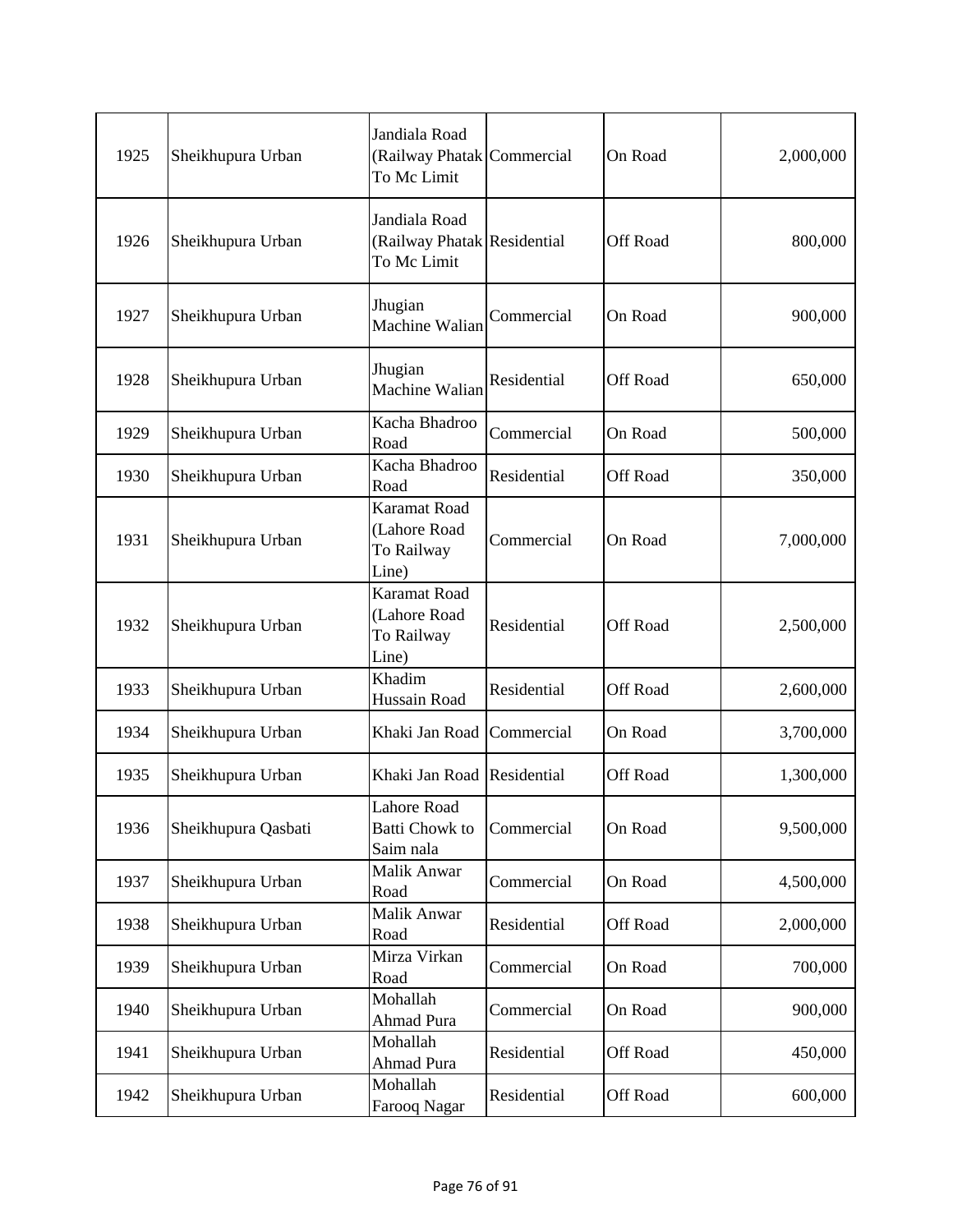| 1925 | Sheikhupura Urban | Jandiala Road (Railway Phatak To Mc Limit | Commercial | On Road | 2,000,000 |
|---|---|---|---|---|---|
| 1926 | Sheikhupura Urban | Jandiala Road (Railway Phatak To Mc Limit | Residential | Off Road | 800,000 |
| 1927 | Sheikhupura Urban | Jhugian Machine Walian | Commercial | On Road | 900,000 |
| 1928 | Sheikhupura Urban | Jhugian Machine Walian | Residential | Off Road | 650,000 |
| 1929 | Sheikhupura Urban | Kacha Bhadroo Road | Commercial | On Road | 500,000 |
| 1930 | Sheikhupura Urban | Kacha Bhadroo Road | Residential | Off Road | 350,000 |
| 1931 | Sheikhupura Urban | Karamat Road (Lahore Road To Railway Line) | Commercial | On Road | 7,000,000 |
| 1932 | Sheikhupura Urban | Karamat Road (Lahore Road To Railway Line) | Residential | Off Road | 2,500,000 |
| 1933 | Sheikhupura Urban | Khadim Hussain Road | Residential | Off Road | 2,600,000 |
| 1934 | Sheikhupura Urban | Khaki Jan Road | Commercial | On Road | 3,700,000 |
| 1935 | Sheikhupura Urban | Khaki Jan Road | Residential | Off Road | 1,300,000 |
| 1936 | Sheikhupura Qasbati | Lahore Road Batti Chowk to Saim nala | Commercial | On Road | 9,500,000 |
| 1937 | Sheikhupura Urban | Malik Anwar Road | Commercial | On Road | 4,500,000 |
| 1938 | Sheikhupura Urban | Malik Anwar Road | Residential | Off Road | 2,000,000 |
| 1939 | Sheikhupura Urban | Mirza Virkan Road | Commercial | On Road | 700,000 |
| 1940 | Sheikhupura Urban | Mohallah Ahmad Pura | Commercial | On Road | 900,000 |
| 1941 | Sheikhupura Urban | Mohallah Ahmad Pura | Residential | Off Road | 450,000 |
| 1942 | Sheikhupura Urban | Mohallah Farooq Nagar | Residential | Off Road | 600,000 |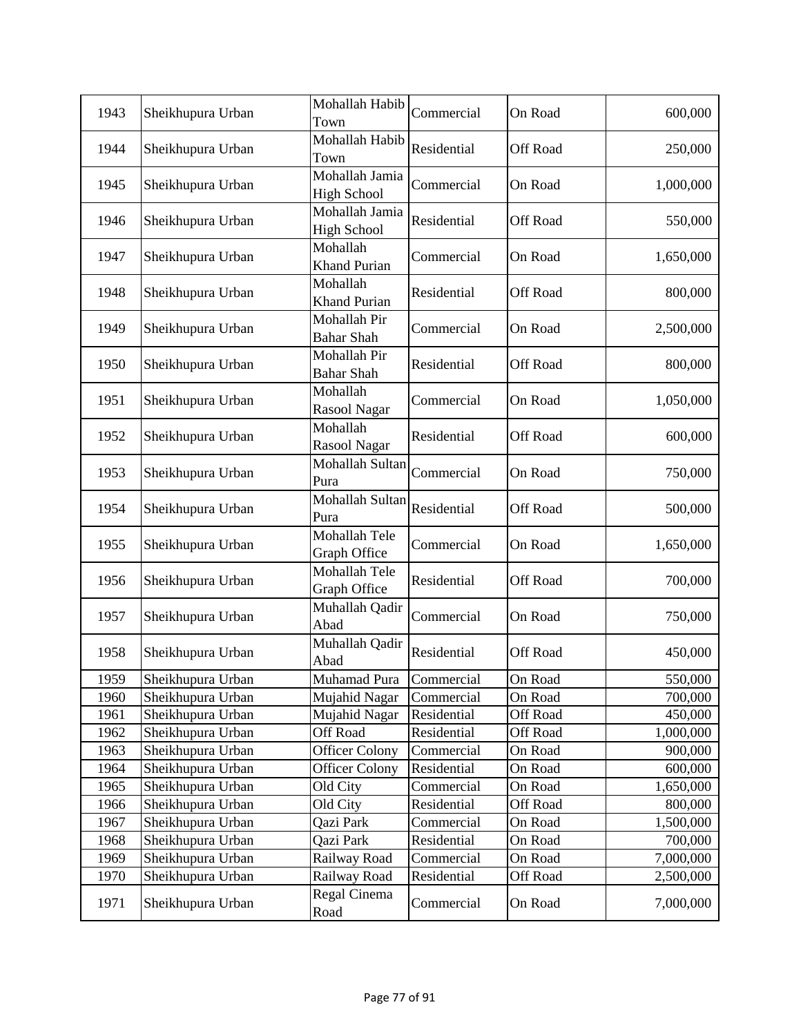| 1943 | Sheikhupura Urban | Mohallah Habib Town | Commercial | On Road | 600,000 |
|---|---|---|---|---|---|
| 1944 | Sheikhupura Urban | Mohallah Habib Town | Residential | Off Road | 250,000 |
| 1945 | Sheikhupura Urban | Mohallah Jamia High School | Commercial | On Road | 1,000,000 |
| 1946 | Sheikhupura Urban | Mohallah Jamia High School | Residential | Off Road | 550,000 |
| 1947 | Sheikhupura Urban | Mohallah Khand Purian | Commercial | On Road | 1,650,000 |
| 1948 | Sheikhupura Urban | Mohallah Khand Purian | Residential | Off Road | 800,000 |
| 1949 | Sheikhupura Urban | Mohallah Pir Bahar Shah | Commercial | On Road | 2,500,000 |
| 1950 | Sheikhupura Urban | Mohallah Pir Bahar Shah | Residential | Off Road | 800,000 |
| 1951 | Sheikhupura Urban | Mohallah Rasool Nagar | Commercial | On Road | 1,050,000 |
| 1952 | Sheikhupura Urban | Mohallah Rasool Nagar | Residential | Off Road | 600,000 |
| 1953 | Sheikhupura Urban | Mohallah Sultan Pura | Commercial | On Road | 750,000 |
| 1954 | Sheikhupura Urban | Mohallah Sultan Pura | Residential | Off Road | 500,000 |
| 1955 | Sheikhupura Urban | Mohallah Tele Graph Office | Commercial | On Road | 1,650,000 |
| 1956 | Sheikhupura Urban | Mohallah Tele Graph Office | Residential | Off Road | 700,000 |
| 1957 | Sheikhupura Urban | Muhallah Qadir Abad | Commercial | On Road | 750,000 |
| 1958 | Sheikhupura Urban | Muhallah Qadir Abad | Residential | Off Road | 450,000 |
| 1959 | Sheikhupura Urban | Muhamad Pura | Commercial | On Road | 550,000 |
| 1960 | Sheikhupura Urban | Mujahid Nagar | Commercial | On Road | 700,000 |
| 1961 | Sheikhupura Urban | Mujahid Nagar | Residential | Off Road | 450,000 |
| 1962 | Sheikhupura Urban | Off Road | Residential | Off Road | 1,000,000 |
| 1963 | Sheikhupura Urban | Officer Colony | Commercial | On Road | 900,000 |
| 1964 | Sheikhupura Urban | Officer Colony | Residential | On Road | 600,000 |
| 1965 | Sheikhupura Urban | Old City | Commercial | On Road | 1,650,000 |
| 1966 | Sheikhupura Urban | Old City | Residential | Off Road | 800,000 |
| 1967 | Sheikhupura Urban | Qazi Park | Commercial | On Road | 1,500,000 |
| 1968 | Sheikhupura Urban | Qazi Park | Residential | On Road | 700,000 |
| 1969 | Sheikhupura Urban | Railway Road | Commercial | On Road | 7,000,000 |
| 1970 | Sheikhupura Urban | Railway Road | Residential | Off Road | 2,500,000 |
| 1971 | Sheikhupura Urban | Regal Cinema Road | Commercial | On Road | 7,000,000 |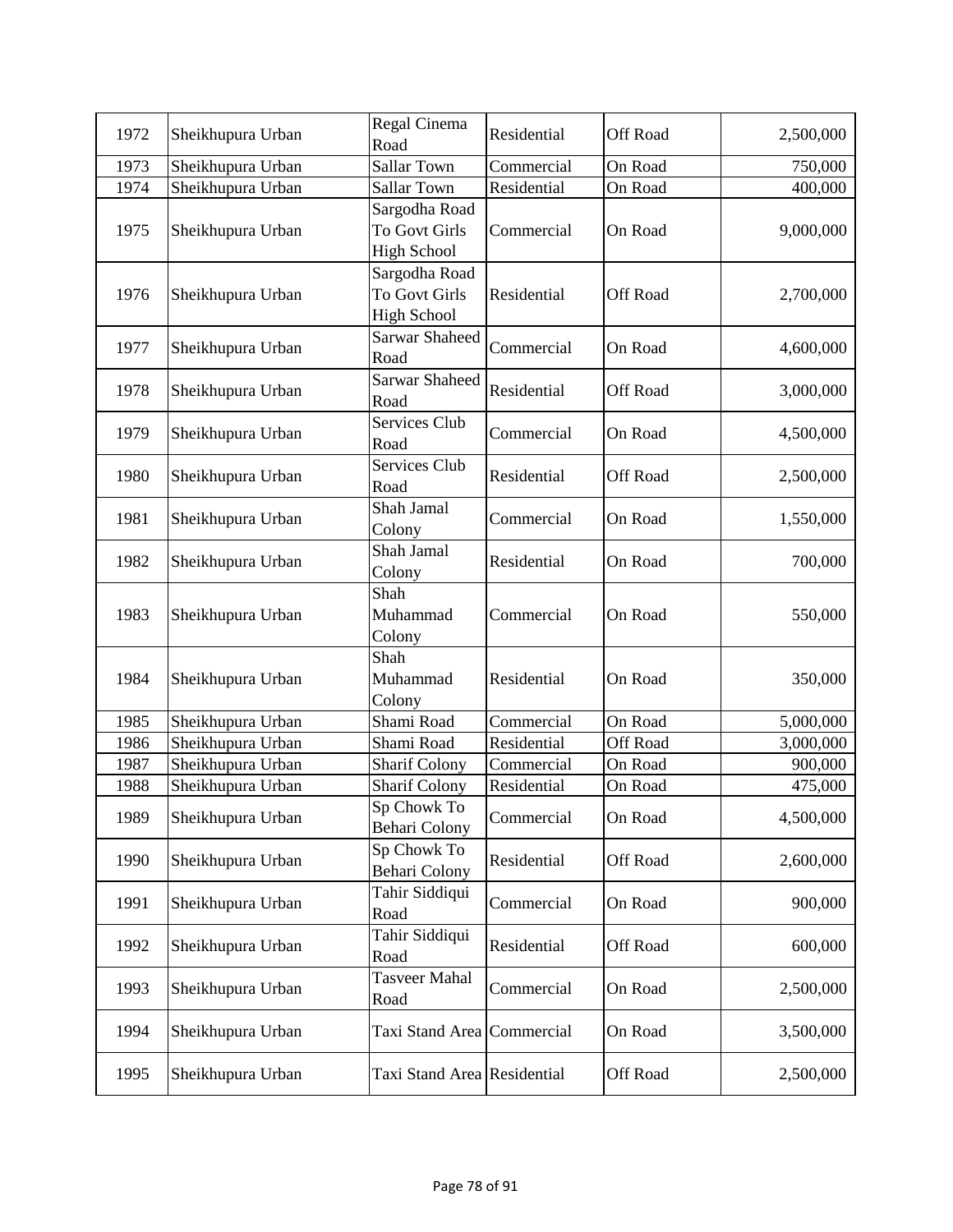| 1972 | Sheikhupura Urban | Regal Cinema Road | Residential | Off Road | 2,500,000 |
|---|---|---|---|---|---|
| 1973 | Sheikhupura Urban | Sallar Town | Commercial | On Road | 750,000 |
| 1974 | Sheikhupura Urban | Sallar Town | Residential | On Road | 400,000 |
| 1975 | Sheikhupura Urban | Sargodha Road To Govt Girls High School | Commercial | On Road | 9,000,000 |
| 1976 | Sheikhupura Urban | Sargodha Road To Govt Girls High School | Residential | Off Road | 2,700,000 |
| 1977 | Sheikhupura Urban | Sarwar Shaheed Road | Commercial | On Road | 4,600,000 |
| 1978 | Sheikhupura Urban | Sarwar Shaheed Road | Residential | Off Road | 3,000,000 |
| 1979 | Sheikhupura Urban | Services Club Road | Commercial | On Road | 4,500,000 |
| 1980 | Sheikhupura Urban | Services Club Road | Residential | Off Road | 2,500,000 |
| 1981 | Sheikhupura Urban | Shah Jamal Colony | Commercial | On Road | 1,550,000 |
| 1982 | Sheikhupura Urban | Shah Jamal Colony | Residential | On Road | 700,000 |
| 1983 | Sheikhupura Urban | Shah Muhammad Colony | Commercial | On Road | 550,000 |
| 1984 | Sheikhupura Urban | Shah Muhammad Colony | Residential | On Road | 350,000 |
| 1985 | Sheikhupura Urban | Shami Road | Commercial | On Road | 5,000,000 |
| 1986 | Sheikhupura Urban | Shami Road | Residential | Off Road | 3,000,000 |
| 1987 | Sheikhupura Urban | Sharif Colony | Commercial | On Road | 900,000 |
| 1988 | Sheikhupura Urban | Sharif Colony | Residential | On Road | 475,000 |
| 1989 | Sheikhupura Urban | Sp Chowk To Behari Colony | Commercial | On Road | 4,500,000 |
| 1990 | Sheikhupura Urban | Sp Chowk To Behari Colony | Residential | Off Road | 2,600,000 |
| 1991 | Sheikhupura Urban | Tahir Siddiqui Road | Commercial | On Road | 900,000 |
| 1992 | Sheikhupura Urban | Tahir Siddiqui Road | Residential | Off Road | 600,000 |
| 1993 | Sheikhupura Urban | Tasveer Mahal Road | Commercial | On Road | 2,500,000 |
| 1994 | Sheikhupura Urban | Taxi Stand Area | Commercial | On Road | 3,500,000 |
| 1995 | Sheikhupura Urban | Taxi Stand Area | Residential | Off Road | 2,500,000 |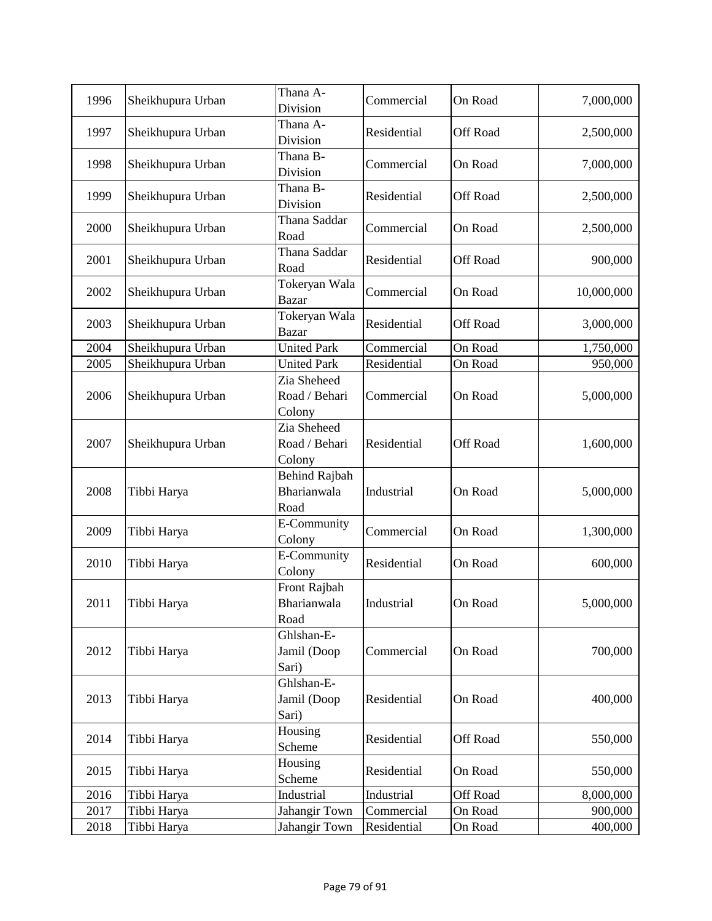| 1996 | Sheikhupura Urban | Thana A-Division | Commercial | On Road | 7,000,000 |
|---|---|---|---|---|---|
| 1997 | Sheikhupura Urban | Thana A-Division | Residential | Off Road | 2,500,000 |
| 1998 | Sheikhupura Urban | Thana B-Division | Commercial | On Road | 7,000,000 |
| 1999 | Sheikhupura Urban | Thana B-Division | Residential | Off Road | 2,500,000 |
| 2000 | Sheikhupura Urban | Thana Saddar Road | Commercial | On Road | 2,500,000 |
| 2001 | Sheikhupura Urban | Thana Saddar Road | Residential | Off Road | 900,000 |
| 2002 | Sheikhupura Urban | Tokeryan Wala Bazar | Commercial | On Road | 10,000,000 |
| 2003 | Sheikhupura Urban | Tokeryan Wala Bazar | Residential | Off Road | 3,000,000 |
| 2004 | Sheikhupura Urban | United Park | Commercial | On Road | 1,750,000 |
| 2005 | Sheikhupura Urban | United Park | Residential | On Road | 950,000 |
| 2006 | Sheikhupura Urban | Zia Sheheed Road / Behari Colony | Commercial | On Road | 5,000,000 |
| 2007 | Sheikhupura Urban | Zia Sheheed Road / Behari Colony | Residential | Off Road | 1,600,000 |
| 2008 | Tibbi Harya | Behind Rajbah Bharianwala Road | Industrial | On Road | 5,000,000 |
| 2009 | Tibbi Harya | E-Community Colony | Commercial | On Road | 1,300,000 |
| 2010 | Tibbi Harya | E-Community Colony | Residential | On Road | 600,000 |
| 2011 | Tibbi Harya | Front Rajbah Bharianwala Road | Industrial | On Road | 5,000,000 |
| 2012 | Tibbi Harya | Ghlshan-E-Jamil (Doop Sari) | Commercial | On Road | 700,000 |
| 2013 | Tibbi Harya | Ghlshan-E-Jamil (Doop Sari) | Residential | On Road | 400,000 |
| 2014 | Tibbi Harya | Housing Scheme | Residential | Off Road | 550,000 |
| 2015 | Tibbi Harya | Housing Scheme | Residential | On Road | 550,000 |
| 2016 | Tibbi Harya | Industrial | Industrial | Off Road | 8,000,000 |
| 2017 | Tibbi Harya | Jahangir Town | Commercial | On Road | 900,000 |
| 2018 | Tibbi Harya | Jahangir Town | Residential | On Road | 400,000 |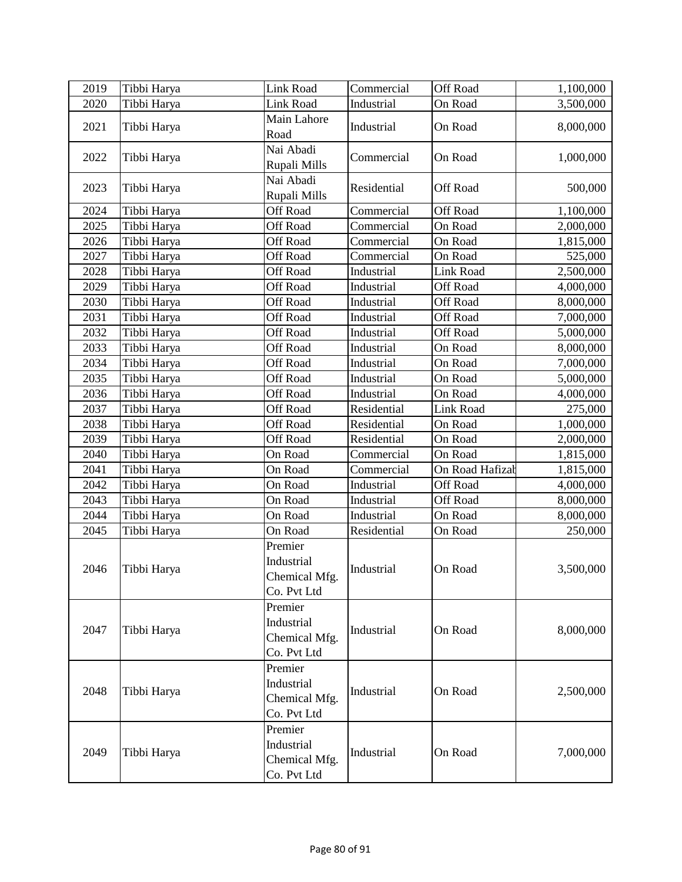| 2019 | Tibbi Harya | Link Road | Commercial | Off Road | 1,100,000 |
|---|---|---|---|---|---|
| 2020 | Tibbi Harya | Link Road | Industrial | On Road | 3,500,000 |
| 2021 | Tibbi Harya | Main Lahore Road | Industrial | On Road | 8,000,000 |
| 2022 | Tibbi Harya | Nai Abadi Rupali Mills | Commercial | On Road | 1,000,000 |
| 2023 | Tibbi Harya | Nai Abadi Rupali Mills | Residential | Off Road | 500,000 |
| 2024 | Tibbi Harya | Off Road | Commercial | Off Road | 1,100,000 |
| 2025 | Tibbi Harya | Off Road | Commercial | On Road | 2,000,000 |
| 2026 | Tibbi Harya | Off Road | Commercial | On Road | 1,815,000 |
| 2027 | Tibbi Harya | Off Road | Commercial | On Road | 525,000 |
| 2028 | Tibbi Harya | Off Road | Industrial | Link Road | 2,500,000 |
| 2029 | Tibbi Harya | Off Road | Industrial | Off Road | 4,000,000 |
| 2030 | Tibbi Harya | Off Road | Industrial | Off Road | 8,000,000 |
| 2031 | Tibbi Harya | Off Road | Industrial | Off Road | 7,000,000 |
| 2032 | Tibbi Harya | Off Road | Industrial | Off Road | 5,000,000 |
| 2033 | Tibbi Harya | Off Road | Industrial | On Road | 8,000,000 |
| 2034 | Tibbi Harya | Off Road | Industrial | On Road | 7,000,000 |
| 2035 | Tibbi Harya | Off Road | Industrial | On Road | 5,000,000 |
| 2036 | Tibbi Harya | Off Road | Industrial | On Road | 4,000,000 |
| 2037 | Tibbi Harya | Off Road | Residential | Link Road | 275,000 |
| 2038 | Tibbi Harya | Off Road | Residential | On Road | 1,000,000 |
| 2039 | Tibbi Harya | Off Road | Residential | On Road | 2,000,000 |
| 2040 | Tibbi Harya | On Road | Commercial | On Road | 1,815,000 |
| 2041 | Tibbi Harya | On Road | Commercial | On Road Hafizab | 1,815,000 |
| 2042 | Tibbi Harya | On Road | Industrial | Off Road | 4,000,000 |
| 2043 | Tibbi Harya | On Road | Industrial | Off Road | 8,000,000 |
| 2044 | Tibbi Harya | On Road | Industrial | On Road | 8,000,000 |
| 2045 | Tibbi Harya | On Road | Residential | On Road | 250,000 |
| 2046 | Tibbi Harya | Premier Industrial Chemical Mfg. Co. Pvt Ltd | Industrial | On Road | 3,500,000 |
| 2047 | Tibbi Harya | Premier Industrial Chemical Mfg. Co. Pvt Ltd | Industrial | On Road | 8,000,000 |
| 2048 | Tibbi Harya | Premier Industrial Chemical Mfg. Co. Pvt Ltd | Industrial | On Road | 2,500,000 |
| 2049 | Tibbi Harya | Premier Industrial Chemical Mfg. Co. Pvt Ltd | Industrial | On Road | 7,000,000 |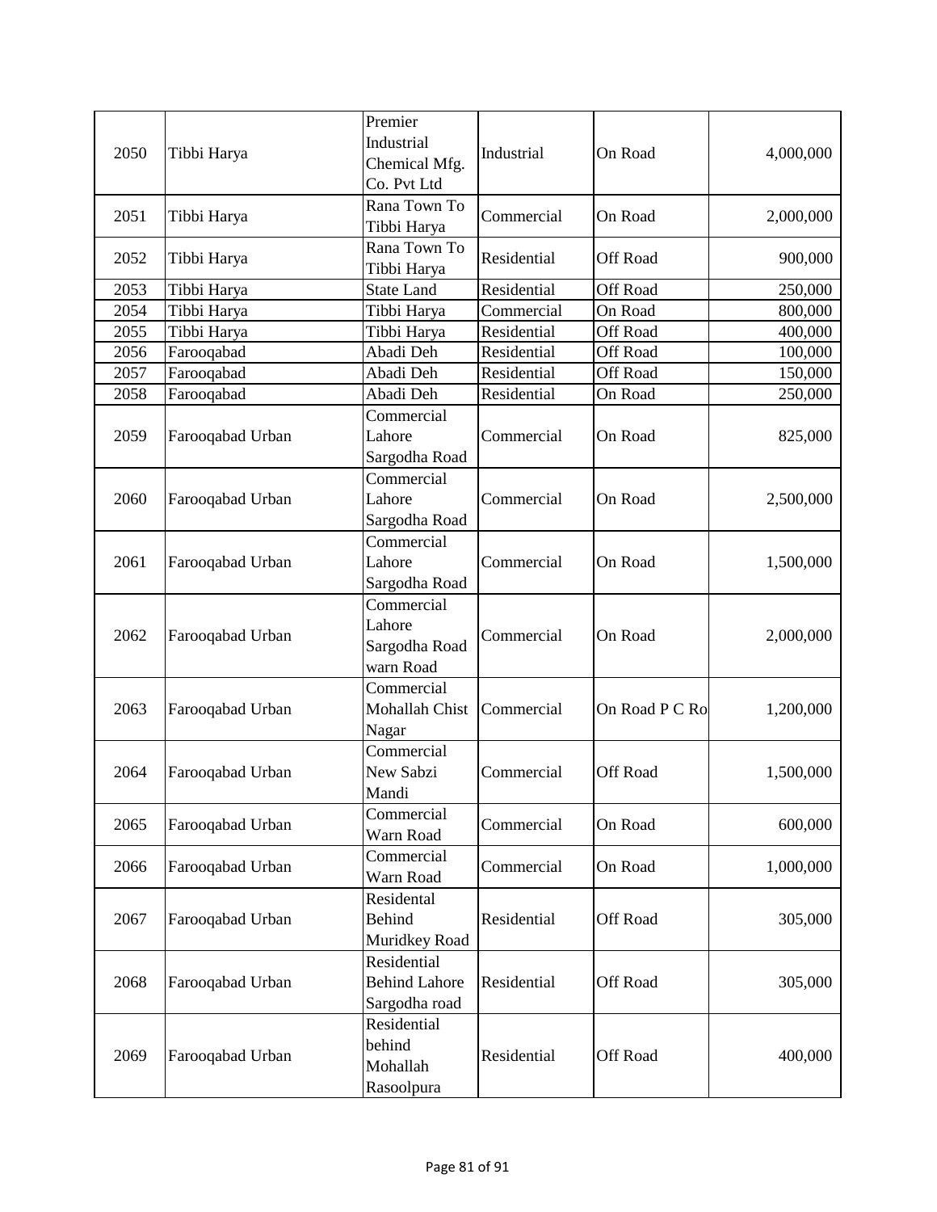| 2050 | Tibbi Harya | Premier Industrial Chemical Mfg. Co. Pvt Ltd | Industrial | On Road | 4,000,000 |
|---|---|---|---|---|---|
| 2051 | Tibbi Harya | Rana Town To Tibbi Harya | Commercial | On Road | 2,000,000 |
| 2052 | Tibbi Harya | Rana Town To Tibbi Harya | Residential | Off Road | 900,000 |
| 2053 | Tibbi Harya | State Land | Residential | Off Road | 250,000 |
| 2054 | Tibbi Harya | Tibbi Harya | Commercial | On Road | 800,000 |
| 2055 | Tibbi Harya | Tibbi Harya | Residential | Off Road | 400,000 |
| 2056 | Farooqabad | Abadi Deh | Residential | Off Road | 100,000 |
| 2057 | Farooqabad | Abadi Deh | Residential | Off Road | 150,000 |
| 2058 | Farooqabad | Abadi Deh | Residential | On Road | 250,000 |
| 2059 | Farooqabad Urban | Commercial Lahore Sargodha Road | Commercial | On Road | 825,000 |
| 2060 | Farooqabad Urban | Commercial Lahore Sargodha Road | Commercial | On Road | 2,500,000 |
| 2061 | Farooqabad Urban | Commercial Lahore Sargodha Road | Commercial | On Road | 1,500,000 |
| 2062 | Farooqabad Urban | Commercial Lahore Sargodha Road warn Road | Commercial | On Road | 2,000,000 |
| 2063 | Farooqabad Urban | Commercial Mohallah Chist Nagar | Commercial | On Road P C Ro | 1,200,000 |
| 2064 | Farooqabad Urban | Commercial New Sabzi Mandi | Commercial | Off Road | 1,500,000 |
| 2065 | Farooqabad Urban | Commercial Warn Road | Commercial | On Road | 600,000 |
| 2066 | Farooqabad Urban | Commercial Warn Road | Commercial | On Road | 1,000,000 |
| 2067 | Farooqabad Urban | Residental Behind Muridkey Road | Residential | Off Road | 305,000 |
| 2068 | Farooqabad Urban | Residential Behind Lahore Sargodha road | Residential | Off Road | 305,000 |
| 2069 | Farooqabad Urban | Residential behind Mohallah Rasoolpura | Residential | Off Road | 400,000 |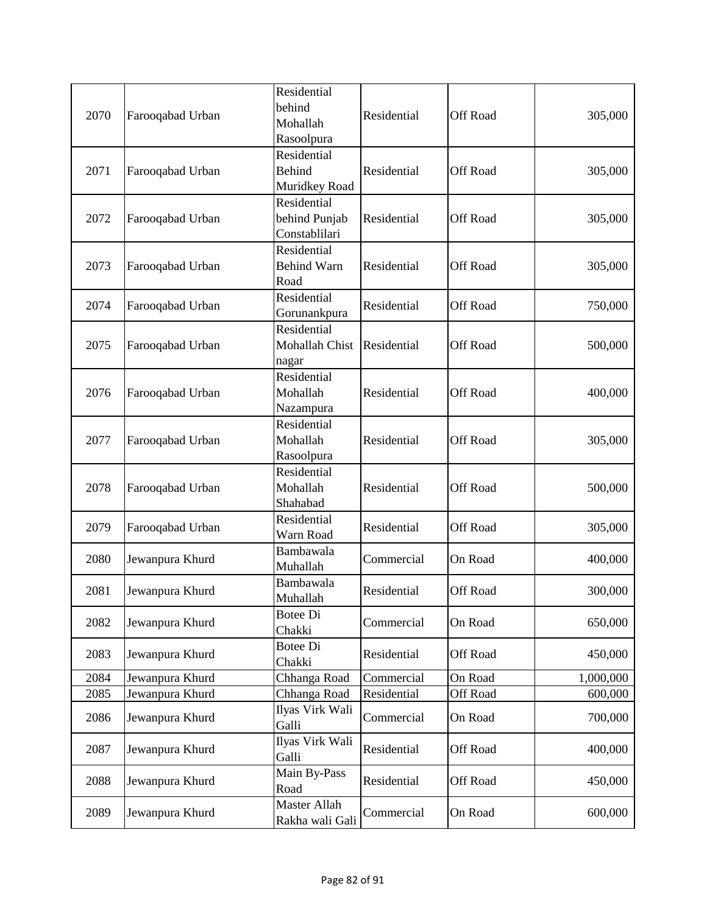| 2070 | Farooqabad Urban | Residential behind Mohallah Rasoolpura | Residential | Off Road | 305,000 |
|---|---|---|---|---|---|
| 2071 | Farooqabad Urban | Residential Behind Muridkey Road | Residential | Off Road | 305,000 |
| 2072 | Farooqabad Urban | Residential behind Punjab Constablilari | Residential | Off Road | 305,000 |
| 2073 | Farooqabad Urban | Residential Behind Warn Road | Residential | Off Road | 305,000 |
| 2074 | Farooqabad Urban | Residential Gorunankpura | Residential | Off Road | 750,000 |
| 2075 | Farooqabad Urban | Residential Mohallah Chist nagar | Residential | Off Road | 500,000 |
| 2076 | Farooqabad Urban | Residential Mohallah Nazampura | Residential | Off Road | 400,000 |
| 2077 | Farooqabad Urban | Residential Mohallah Rasoolpura | Residential | Off Road | 305,000 |
| 2078 | Farooqabad Urban | Residential Mohallah Shahabad | Residential | Off Road | 500,000 |
| 2079 | Farooqabad Urban | Residential Warn Road | Residential | Off Road | 305,000 |
| 2080 | Jewanpura Khurd | Bambawala Muhallah | Commercial | On Road | 400,000 |
| 2081 | Jewanpura Khurd | Bambawala Muhallah | Residential | Off Road | 300,000 |
| 2082 | Jewanpura Khurd | Botee Di Chakki | Commercial | On Road | 650,000 |
| 2083 | Jewanpura Khurd | Botee Di Chakki | Residential | Off Road | 450,000 |
| 2084 | Jewanpura Khurd | Chhanga Road | Commercial | On Road | 1,000,000 |
| 2085 | Jewanpura Khurd | Chhanga Road | Residential | Off Road | 600,000 |
| 2086 | Jewanpura Khurd | Ilyas Virk Wali Galli | Commercial | On Road | 700,000 |
| 2087 | Jewanpura Khurd | Ilyas Virk Wali Galli | Residential | Off Road | 400,000 |
| 2088 | Jewanpura Khurd | Main By-Pass Road | Residential | Off Road | 450,000 |
| 2089 | Jewanpura Khurd | Master Allah Rakha wali Gali | Commercial | On Road | 600,000 |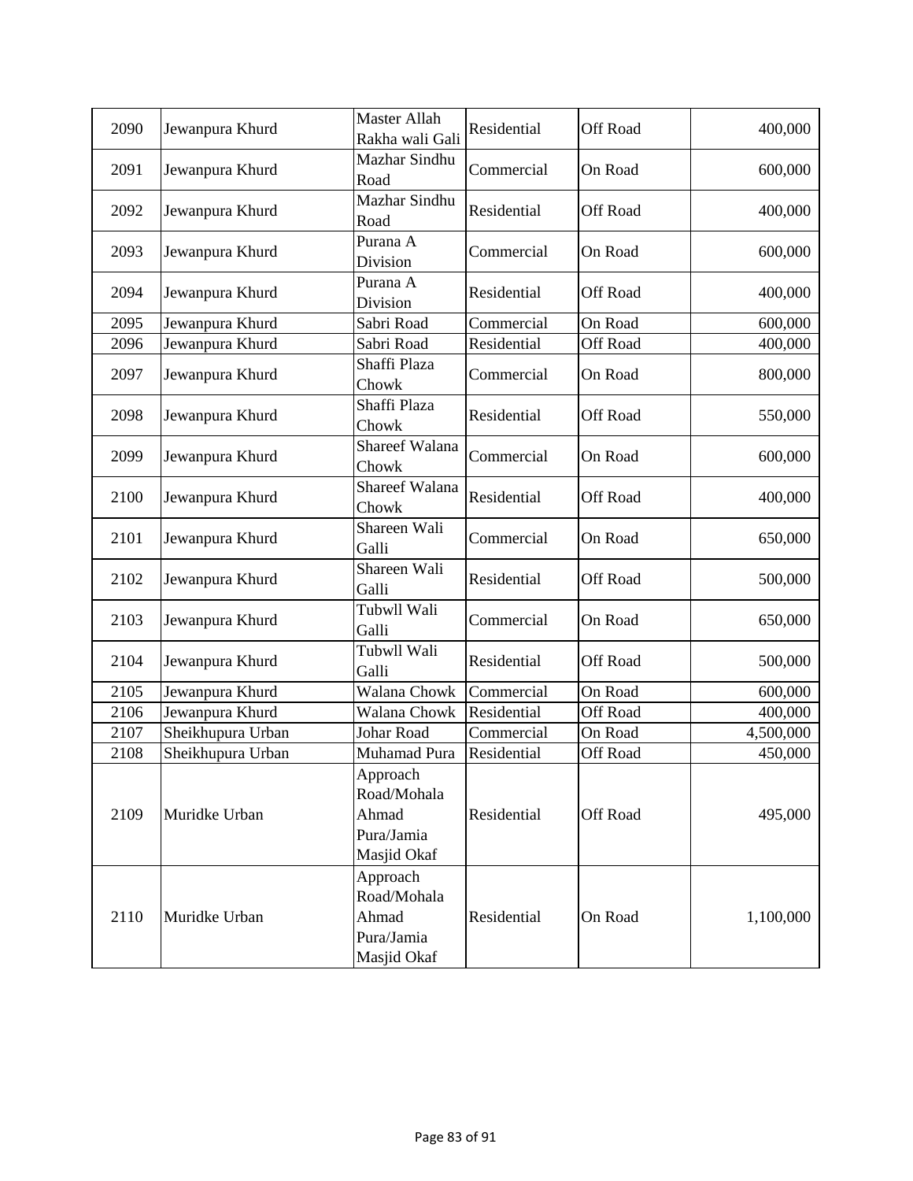| 2090 | Jewanpura Khurd | Master Allah Rakha wali Gali | Residential | Off Road | 400,000 |
|---|---|---|---|---|---|
| 2091 | Jewanpura Khurd | Mazhar Sindhu Road | Commercial | On Road | 600,000 |
| 2092 | Jewanpura Khurd | Mazhar Sindhu Road | Residential | Off Road | 400,000 |
| 2093 | Jewanpura Khurd | Purana A Division | Commercial | On Road | 600,000 |
| 2094 | Jewanpura Khurd | Purana A Division | Residential | Off Road | 400,000 |
| 2095 | Jewanpura Khurd | Sabri Road | Commercial | On Road | 600,000 |
| 2096 | Jewanpura Khurd | Sabri Road | Residential | Off Road | 400,000 |
| 2097 | Jewanpura Khurd | Shaffi Plaza Chowk | Commercial | On Road | 800,000 |
| 2098 | Jewanpura Khurd | Shaffi Plaza Chowk | Residential | Off Road | 550,000 |
| 2099 | Jewanpura Khurd | Shareef Walana Chowk | Commercial | On Road | 600,000 |
| 2100 | Jewanpura Khurd | Shareef Walana Chowk | Residential | Off Road | 400,000 |
| 2101 | Jewanpura Khurd | Shareen Wali Galli | Commercial | On Road | 650,000 |
| 2102 | Jewanpura Khurd | Shareen Wali Galli | Residential | Off Road | 500,000 |
| 2103 | Jewanpura Khurd | Tubwll Wali Galli | Commercial | On Road | 650,000 |
| 2104 | Jewanpura Khurd | Tubwll Wali Galli | Residential | Off Road | 500,000 |
| 2105 | Jewanpura Khurd | Walana Chowk | Commercial | On Road | 600,000 |
| 2106 | Jewanpura Khurd | Walana Chowk | Residential | Off Road | 400,000 |
| 2107 | Sheikhupura Urban | Johar Road | Commercial | On Road | 4,500,000 |
| 2108 | Sheikhupura Urban | Muhamad Pura | Residential | Off Road | 450,000 |
| 2109 | Muridke Urban | Approach Road/Mohala Ahmad Pura/Jamia Masjid Okaf | Residential | Off Road | 495,000 |
| 2110 | Muridke Urban | Approach Road/Mohala Ahmad Pura/Jamia Masjid Okaf | Residential | On Road | 1,100,000 |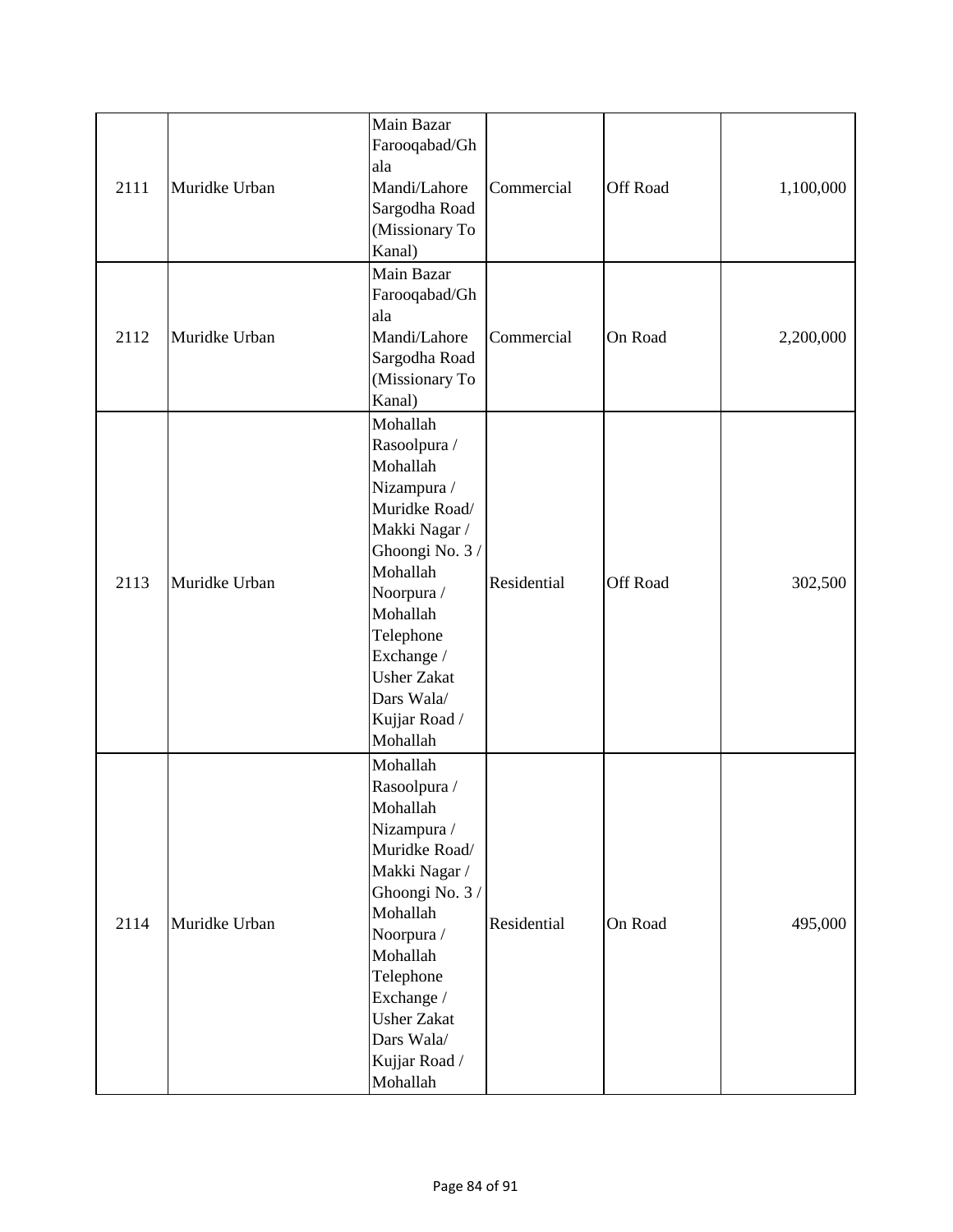| 2111 | Muridke Urban | Main Bazar Farooqabad/Ghala Mandi/Lahore Sargodha Road (Missionary To Kanal) | Commercial | Off Road | 1,100,000 |
|---|---|---|---|---|---|
| 2112 | Muridke Urban | Main Bazar Farooqabad/Ghala Mandi/Lahore Sargodha Road (Missionary To Kanal) | Commercial | On Road | 2,200,000 |
| 2113 | Muridke Urban | Mohallah Rasoolpura / Mohallah Nizampura / Muridke Road/ Makki Nagar / Ghoongi No. 3 / Mohallah Noorpura / Mohallah Telephone Exchange / Usher Zakat Dars Wala/ Kujjar Road / Mohallah | Residential | Off Road | 302,500 |
| 2114 | Muridke Urban | Mohallah Rasoolpura / Mohallah Nizampura / Muridke Road/ Makki Nagar / Ghoongi No. 3 / Mohallah Noorpura / Mohallah Telephone Exchange / Usher Zakat Dars Wala/ Kujjar Road / Mohallah | Residential | On Road | 495,000 |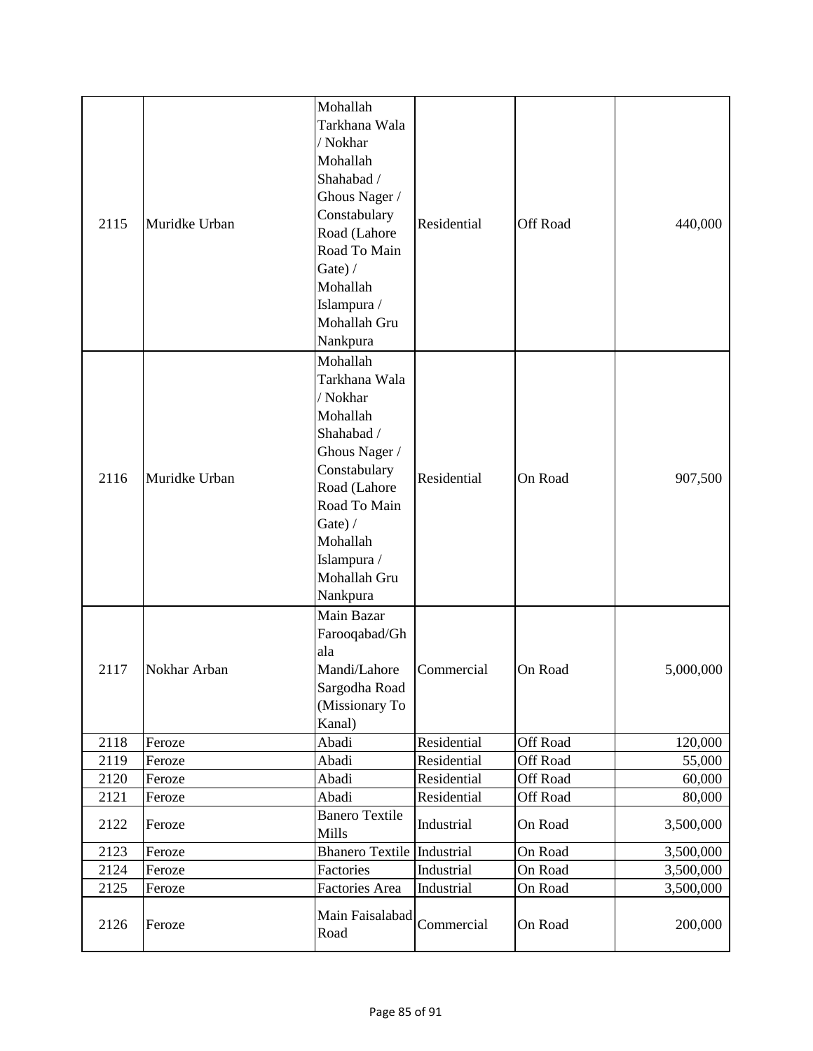| 2115 | Muridke Urban | Mohallah Tarkhana Wala / Nokhar Mohallah Shahabad / Ghous Nager / Constabulary Road (Lahore Road To Main Gate) / Mohallah Islampura / Mohallah Gru Nankpura | Residential | Off Road | 440,000 |
|---|---|---|---|---|---|
| 2116 | Muridke Urban | Mohallah Tarkhana Wala / Nokhar Mohallah Shahabad / Ghous Nager / Constabulary Road (Lahore Road To Main Gate) / Mohallah Islampura / Mohallah Gru Nankpura | Residential | On Road | 907,500 |
| 2117 | Nokhar Arban | Main Bazar Farooqabad/Ghala Mandi/Lahore Sargodha Road (Missionary To Kanal) | Commercial | On Road | 5,000,000 |
| 2118 | Feroze | Abadi | Residential | Off Road | 120,000 |
| 2119 | Feroze | Abadi | Residential | Off Road | 55,000 |
| 2120 | Feroze | Abadi | Residential | Off Road | 60,000 |
| 2121 | Feroze | Abadi | Residential | Off Road | 80,000 |
| 2122 | Feroze | Banero Textile Mills | Industrial | On Road | 3,500,000 |
| 2123 | Feroze | Bhanero Textile | Industrial | On Road | 3,500,000 |
| 2124 | Feroze | Factories | Industrial | On Road | 3,500,000 |
| 2125 | Feroze | Factories Area | Industrial | On Road | 3,500,000 |
| 2126 | Feroze | Main Faisalabad Road | Commercial | On Road | 200,000 |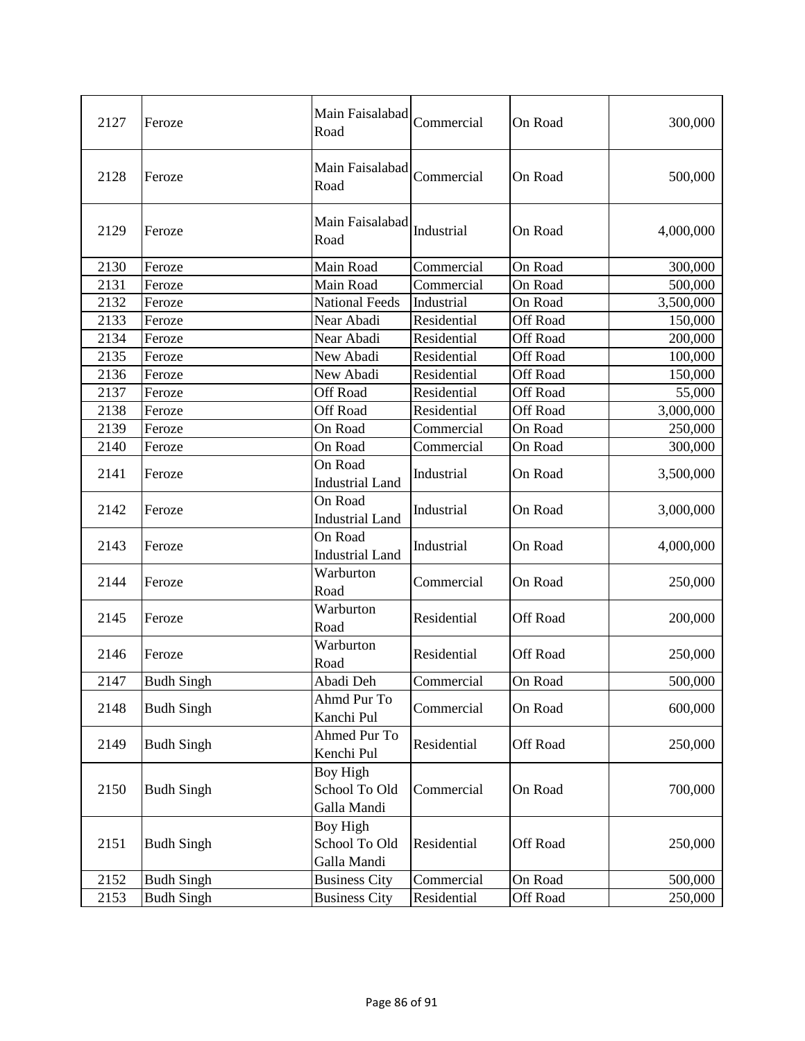| 2127 | Feroze | Main Faisalabad Road | Commercial | On Road | 300,000 |
|---|---|---|---|---|---|
| 2128 | Feroze | Main Faisalabad Road | Commercial | On Road | 500,000 |
| 2129 | Feroze | Main Faisalabad Road | Industrial | On Road | 4,000,000 |
| 2130 | Feroze | Main Road | Commercial | On Road | 300,000 |
| 2131 | Feroze | Main Road | Commercial | On Road | 500,000 |
| 2132 | Feroze | National Feeds | Industrial | On Road | 3,500,000 |
| 2133 | Feroze | Near Abadi | Residential | Off Road | 150,000 |
| 2134 | Feroze | Near Abadi | Residential | Off Road | 200,000 |
| 2135 | Feroze | New Abadi | Residential | Off Road | 100,000 |
| 2136 | Feroze | New Abadi | Residential | Off Road | 150,000 |
| 2137 | Feroze | Off Road | Residential | Off Road | 55,000 |
| 2138 | Feroze | Off Road | Residential | Off Road | 3,000,000 |
| 2139 | Feroze | On Road | Commercial | On Road | 250,000 |
| 2140 | Feroze | On Road | Commercial | On Road | 300,000 |
| 2141 | Feroze | On Road Industrial Land | Industrial | On Road | 3,500,000 |
| 2142 | Feroze | On Road Industrial Land | Industrial | On Road | 3,000,000 |
| 2143 | Feroze | On Road Industrial Land | Industrial | On Road | 4,000,000 |
| 2144 | Feroze | Warburton Road | Commercial | On Road | 250,000 |
| 2145 | Feroze | Warburton Road | Residential | Off Road | 200,000 |
| 2146 | Feroze | Warburton Road | Residential | Off Road | 250,000 |
| 2147 | Budh Singh | Abadi Deh | Commercial | On Road | 500,000 |
| 2148 | Budh Singh | Ahmd Pur To Kanchi Pul | Commercial | On Road | 600,000 |
| 2149 | Budh Singh | Ahmed Pur To Kenchi Pul | Residential | Off Road | 250,000 |
| 2150 | Budh Singh | Boy High School To Old Galla Mandi | Commercial | On Road | 700,000 |
| 2151 | Budh Singh | Boy High School To Old Galla Mandi | Residential | Off Road | 250,000 |
| 2152 | Budh Singh | Business City | Commercial | On Road | 500,000 |
| 2153 | Budh Singh | Business City | Residential | Off Road | 250,000 |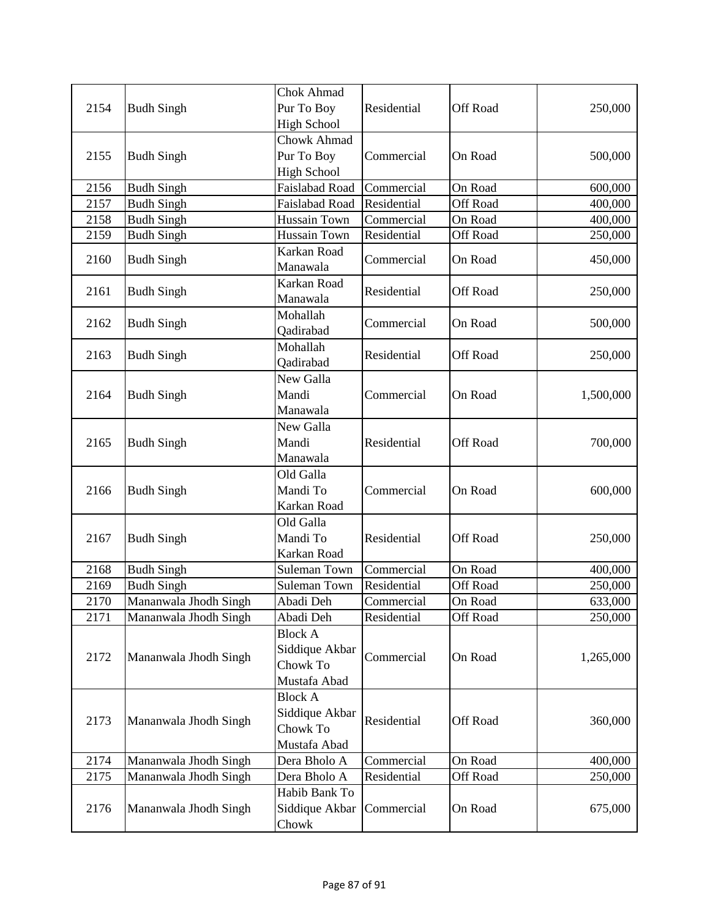| 2154 | Budh Singh | Chok Ahmad Pur To Boy High School | Residential | Off Road | 250,000 |
|---|---|---|---|---|---|
| 2155 | Budh Singh | Chowk Ahmad Pur To Boy High School | Commercial | On Road | 500,000 |
| 2156 | Budh Singh | Faislabad Road | Commercial | On Road | 600,000 |
| 2157 | Budh Singh | Faislabad Road | Residential | Off Road | 400,000 |
| 2158 | Budh Singh | Hussain Town | Commercial | On Road | 400,000 |
| 2159 | Budh Singh | Hussain Town | Residential | Off Road | 250,000 |
| 2160 | Budh Singh | Karkan Road Manawala | Commercial | On Road | 450,000 |
| 2161 | Budh Singh | Karkan Road Manawala | Residential | Off Road | 250,000 |
| 2162 | Budh Singh | Mohallah Qadirabad | Commercial | On Road | 500,000 |
| 2163 | Budh Singh | Mohallah Qadirabad | Residential | Off Road | 250,000 |
| 2164 | Budh Singh | New Galla Mandi Manawala | Commercial | On Road | 1,500,000 |
| 2165 | Budh Singh | New Galla Mandi Manawala | Residential | Off Road | 700,000 |
| 2166 | Budh Singh | Old Galla Mandi To Karkan Road | Commercial | On Road | 600,000 |
| 2167 | Budh Singh | Old Galla Mandi To Karkan Road | Residential | Off Road | 250,000 |
| 2168 | Budh Singh | Suleman Town | Commercial | On Road | 400,000 |
| 2169 | Budh Singh | Suleman Town | Residential | Off Road | 250,000 |
| 2170 | Mananwala Jhodh Singh | Abadi Deh | Commercial | On Road | 633,000 |
| 2171 | Mananwala Jhodh Singh | Abadi Deh | Residential | Off Road | 250,000 |
| 2172 | Mananwala Jhodh Singh | Block A Siddique Akbar Chowk To Mustafa Abad | Commercial | On Road | 1,265,000 |
| 2173 | Mananwala Jhodh Singh | Block A Siddique Akbar Chowk To Mustafa Abad | Residential | Off Road | 360,000 |
| 2174 | Mananwala Jhodh Singh | Dera Bholo A | Commercial | On Road | 400,000 |
| 2175 | Mananwala Jhodh Singh | Dera Bholo A | Residential | Off Road | 250,000 |
| 2176 | Mananwala Jhodh Singh | Habib Bank To Siddique Akbar Chowk | Commercial | On Road | 675,000 |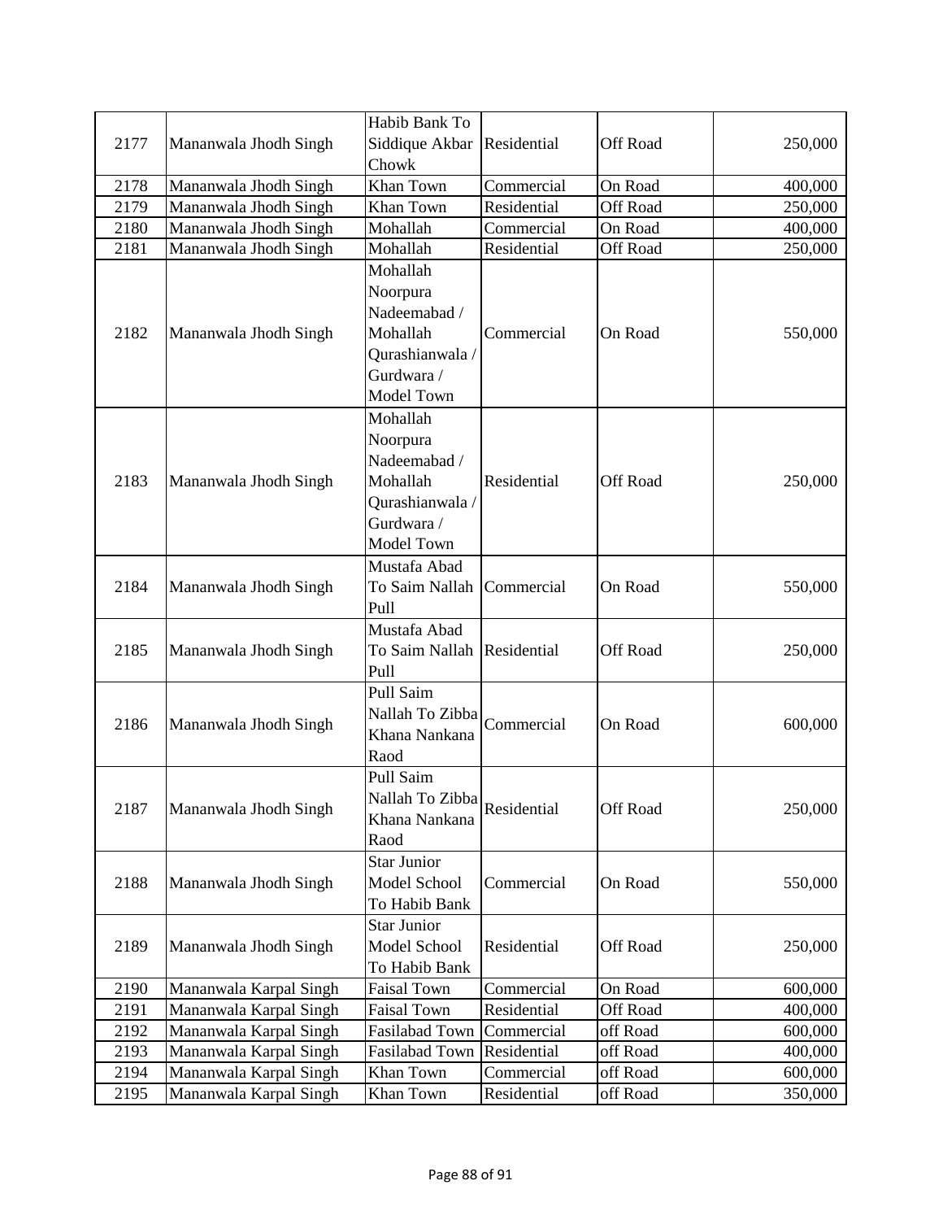| 2177 | Mananwala Jhodh Singh | Habib Bank To Siddique Akbar Chowk | Residential | Off Road | 250,000 |
|---|---|---|---|---|---|
| 2178 | Mananwala Jhodh Singh | Khan Town | Commercial | On Road | 400,000 |
| 2179 | Mananwala Jhodh Singh | Khan Town | Residential | Off Road | 250,000 |
| 2180 | Mananwala Jhodh Singh | Mohallah | Commercial | On Road | 400,000 |
| 2181 | Mananwala Jhodh Singh | Mohallah | Residential | Off Road | 250,000 |
| 2182 | Mananwala Jhodh Singh | Mohallah Noorpura Nadeemabad / Mohallah Qurashianwala / Gurdwara / Model Town | Commercial | On Road | 550,000 |
| 2183 | Mananwala Jhodh Singh | Mohallah Noorpura Nadeemabad / Mohallah Qurashianwala / Gurdwara / Model Town | Residential | Off Road | 250,000 |
| 2184 | Mananwala Jhodh Singh | Mustafa Abad To Saim Nallah Pull | Commercial | On Road | 550,000 |
| 2185 | Mananwala Jhodh Singh | Mustafa Abad To Saim Nallah Pull | Residential | Off Road | 250,000 |
| 2186 | Mananwala Jhodh Singh | Pull Saim Nallah To Zibba Khana Nankana Raod | Commercial | On Road | 600,000 |
| 2187 | Mananwala Jhodh Singh | Pull Saim Nallah To Zibba Khana Nankana Raod | Residential | Off Road | 250,000 |
| 2188 | Mananwala Jhodh Singh | Star Junior Model School To Habib Bank | Commercial | On Road | 550,000 |
| 2189 | Mananwala Jhodh Singh | Star Junior Model School To Habib Bank | Residential | Off Road | 250,000 |
| 2190 | Mananwala Karpal Singh | Faisal Town | Commercial | On Road | 600,000 |
| 2191 | Mananwala Karpal Singh | Faisal Town | Residential | Off Road | 400,000 |
| 2192 | Mananwala Karpal Singh | Fasilabad Town | Commercial | off Road | 600,000 |
| 2193 | Mananwala Karpal Singh | Fasilabad Town | Residential | off Road | 400,000 |
| 2194 | Mananwala Karpal Singh | Khan Town | Commercial | off Road | 600,000 |
| 2195 | Mananwala Karpal Singh | Khan Town | Residential | off Road | 350,000 |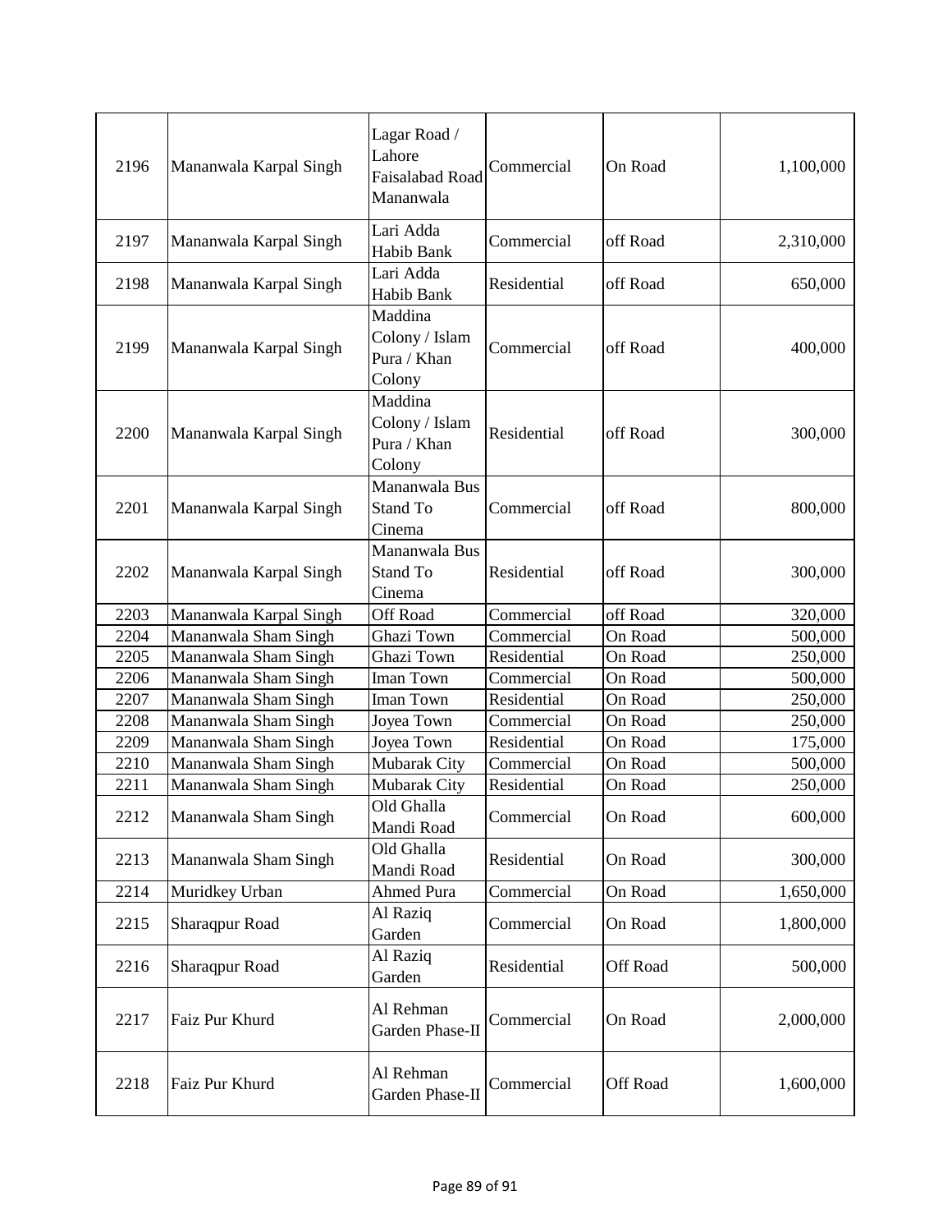| 2196 | Mananwala Karpal Singh | Lagar Road / Lahore Faisalabad Road Mananwala | Commercial | On Road | 1,100,000 |
|---|---|---|---|---|---|
| 2197 | Mananwala Karpal Singh | Lari Adda Habib Bank | Commercial | off Road | 2,310,000 |
| 2198 | Mananwala Karpal Singh | Lari Adda Habib Bank | Residential | off Road | 650,000 |
| 2199 | Mananwala Karpal Singh | Maddina Colony / Islam Pura / Khan Colony | Commercial | off Road | 400,000 |
| 2200 | Mananwala Karpal Singh | Maddina Colony / Islam Pura / Khan Colony | Residential | off Road | 300,000 |
| 2201 | Mananwala Karpal Singh | Mananwala Bus Stand To Cinema | Commercial | off Road | 800,000 |
| 2202 | Mananwala Karpal Singh | Mananwala Bus Stand To Cinema | Residential | off Road | 300,000 |
| 2203 | Mananwala Karpal Singh | Off Road | Commercial | off Road | 320,000 |
| 2204 | Mananwala Sham Singh | Ghazi Town | Commercial | On Road | 500,000 |
| 2205 | Mananwala Sham Singh | Ghazi Town | Residential | On Road | 250,000 |
| 2206 | Mananwala Sham Singh | Iman Town | Commercial | On Road | 500,000 |
| 2207 | Mananwala Sham Singh | Iman Town | Residential | On Road | 250,000 |
| 2208 | Mananwala Sham Singh | Joyea Town | Commercial | On Road | 250,000 |
| 2209 | Mananwala Sham Singh | Joyea Town | Residential | On Road | 175,000 |
| 2210 | Mananwala Sham Singh | Mubarak City | Commercial | On Road | 500,000 |
| 2211 | Mananwala Sham Singh | Mubarak City | Residential | On Road | 250,000 |
| 2212 | Mananwala Sham Singh | Old Ghalla Mandi Road | Commercial | On Road | 600,000 |
| 2213 | Mananwala Sham Singh | Old Ghalla Mandi Road | Residential | On Road | 300,000 |
| 2214 | Muridkey Urban | Ahmed Pura | Commercial | On Road | 1,650,000 |
| 2215 | Sharaqpur Road | Al Raziq Garden | Commercial | On Road | 1,800,000 |
| 2216 | Sharaqpur Road | Al Raziq Garden | Residential | Off Road | 500,000 |
| 2217 | Faiz Pur Khurd | Al Rehman Garden Phase-II | Commercial | On Road | 2,000,000 |
| 2218 | Faiz Pur Khurd | Al Rehman Garden Phase-II | Commercial | Off Road | 1,600,000 |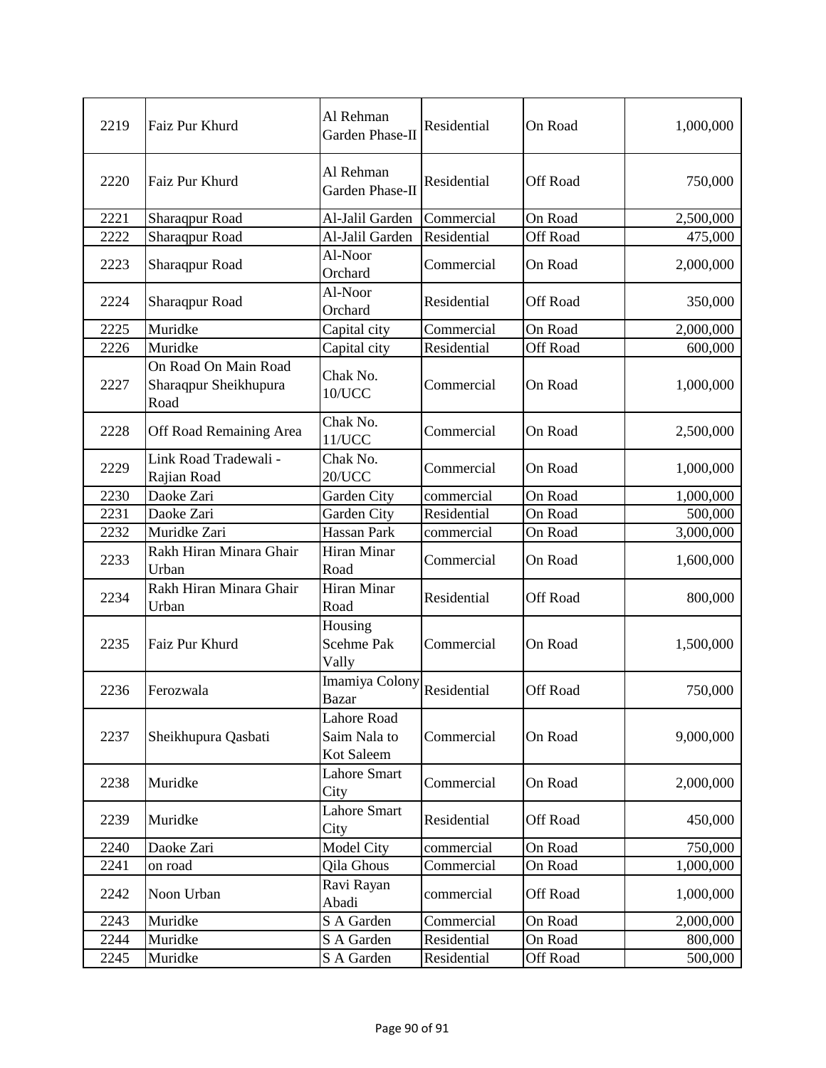| 2219 | Faiz Pur Khurd | Al Rehman Garden Phase-II | Residential | On Road | 1,000,000 |
|---|---|---|---|---|---|
| 2220 | Faiz Pur Khurd | Al Rehman Garden Phase-II | Residential | Off Road | 750,000 |
| 2221 | Sharaqpur Road | Al-Jalil Garden | Commercial | On Road | 2,500,000 |
| 2222 | Sharaqpur Road | Al-Jalil Garden | Residential | Off Road | 475,000 |
| 2223 | Sharaqpur Road | Al-Noor Orchard | Commercial | On Road | 2,000,000 |
| 2224 | Sharaqpur Road | Al-Noor Orchard | Residential | Off Road | 350,000 |
| 2225 | Muridke | Capital city | Commercial | On Road | 2,000,000 |
| 2226 | Muridke | Capital city | Residential | Off Road | 600,000 |
| 2227 | On Road On Main Road Sharaqpur Sheikhupura Road | Chak No. 10/UCC | Commercial | On Road | 1,000,000 |
| 2228 | Off Road Remaining Area | Chak No. 11/UCC | Commercial | On Road | 2,500,000 |
| 2229 | Link Road Tradewali - Rajian Road | Chak No. 20/UCC | Commercial | On Road | 1,000,000 |
| 2230 | Daoke Zari | Garden City | commercial | On Road | 1,000,000 |
| 2231 | Daoke Zari | Garden City | Residential | On Road | 500,000 |
| 2232 | Muridke Zari | Hassan Park | commercial | On Road | 3,000,000 |
| 2233 | Rakh Hiran Minara Ghair Urban | Hiran Minar Road | Commercial | On Road | 1,600,000 |
| 2234 | Rakh Hiran Minara Ghair Urban | Hiran Minar Road | Residential | Off Road | 800,000 |
| 2235 | Faiz Pur Khurd | Housing Scehme Pak Vally | Commercial | On Road | 1,500,000 |
| 2236 | Ferozwala | Imamiya Colony Bazar | Residential | Off Road | 750,000 |
| 2237 | Sheikhupura Qasbati | Lahore Road Saim Nala to Kot Saleem | Commercial | On Road | 9,000,000 |
| 2238 | Muridke | Lahore Smart City | Commercial | On Road | 2,000,000 |
| 2239 | Muridke | Lahore Smart City | Residential | Off Road | 450,000 |
| 2240 | Daoke Zari | Model City | commercial | On Road | 750,000 |
| 2241 | on road | Qila Ghous | Commercial | On Road | 1,000,000 |
| 2242 | Noon Urban | Ravi Rayan Abadi | commercial | Off Road | 1,000,000 |
| 2243 | Muridke | S A Garden | Commercial | On Road | 2,000,000 |
| 2244 | Muridke | S A Garden | Residential | On Road | 800,000 |
| 2245 | Muridke | S A Garden | Residential | Off Road | 500,000 |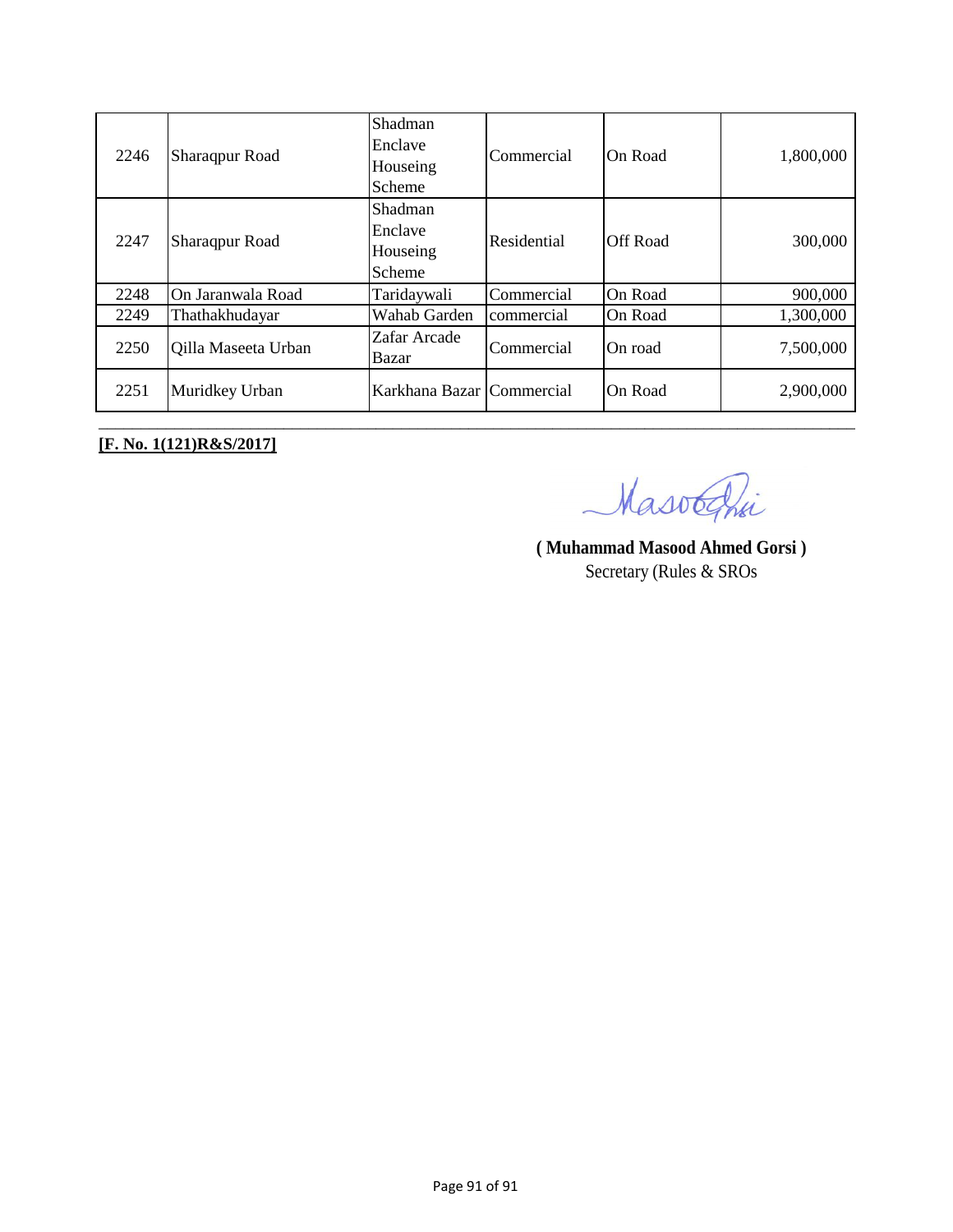| | | | | | |
|---|---|---|---|---|---|
| 2246 | Sharaqpur Road | Shadman Enclave Houseing Scheme | Commercial | On Road | 1,800,000 |
| 2247 | Sharaqpur Road | Shadman Enclave Houseing Scheme | Residential | Off Road | 300,000 |
| 2248 | On Jaranwala Road | Taridaywali | Commercial | On Road | 900,000 |
| 2249 | Thathakhudayar | Wahab Garden | commercial | On Road | 1,300,000 |
| 2250 | Qilla Maseeta Urban | Zafar Arcade Bazar | Commercial | On road | 7,500,000 |
| 2251 | Muridkey Urban | Karkhana Bazar | Commercial | On Road | 2,900,000 |

**[F. No. 1(121)R&S/2017]**

**( Muhammad Masood Ahmed Gorsi )**
Secretary (Rules & SROs